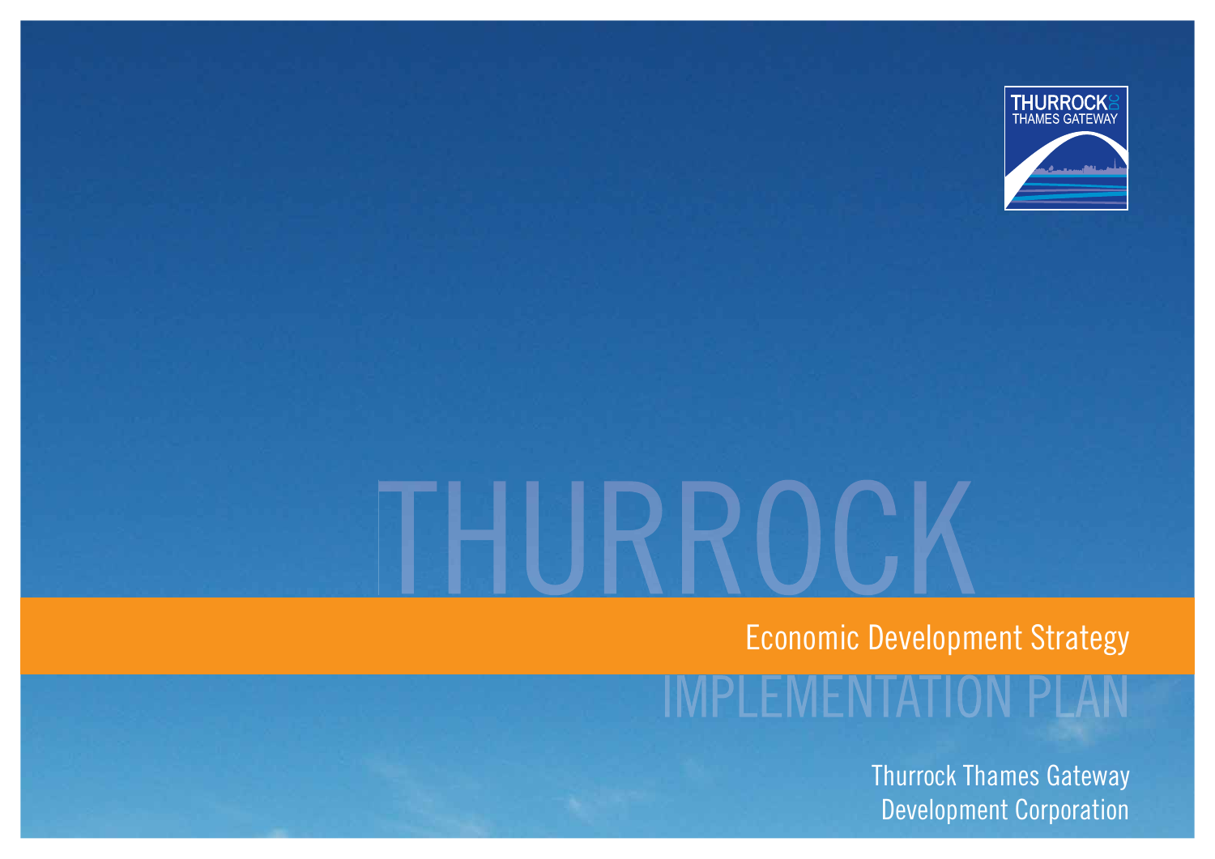THURROCK DC
THAMES GATEWAY

# THURROCK

## Economic Development Strategy

## IMPLEMENTATION PLAN

Thurrock Thames Gateway
Development Corporation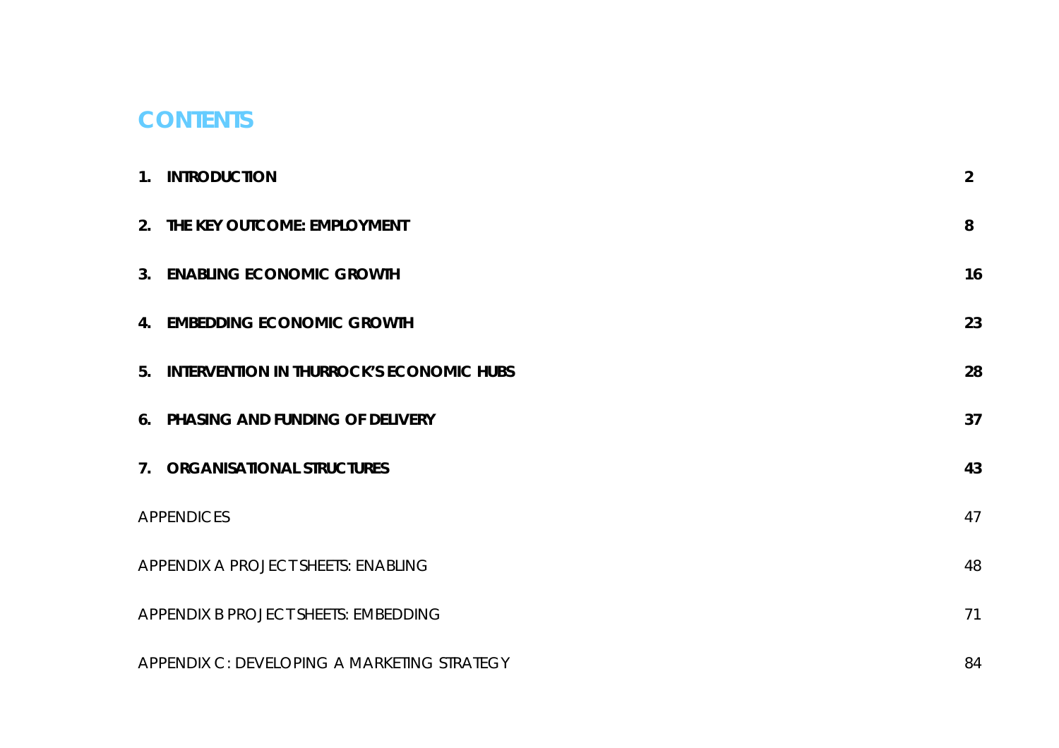# CONTENTS

| | |
|---|---|
| **1. INTRODUCTION** | **2** |
| **2. THE KEY OUTCOME: EMPLOYMENT** | **8** |
| **3. ENABLING ECONOMIC GROWTH** | **16** |
| **4. EMBEDDING ECONOMIC GROWTH** | **23** |
| **5. INTERVENTION IN THURROCK'S ECONOMIC HUBS** | **28** |
| **6. PHASING AND FUNDING OF DELIVERY** | **37** |
| **7. ORGANISATIONAL STRUCTURES** | **43** |
| APPENDICES | 47 |
| APPENDIX A PROJECT SHEETS: ENABLING | 48 |
| APPENDIX B PROJECT SHEETS: EMBEDDING | 71 |
| APPENDIX C : DEVELOPING A MARKETING STRATEGY | 84 |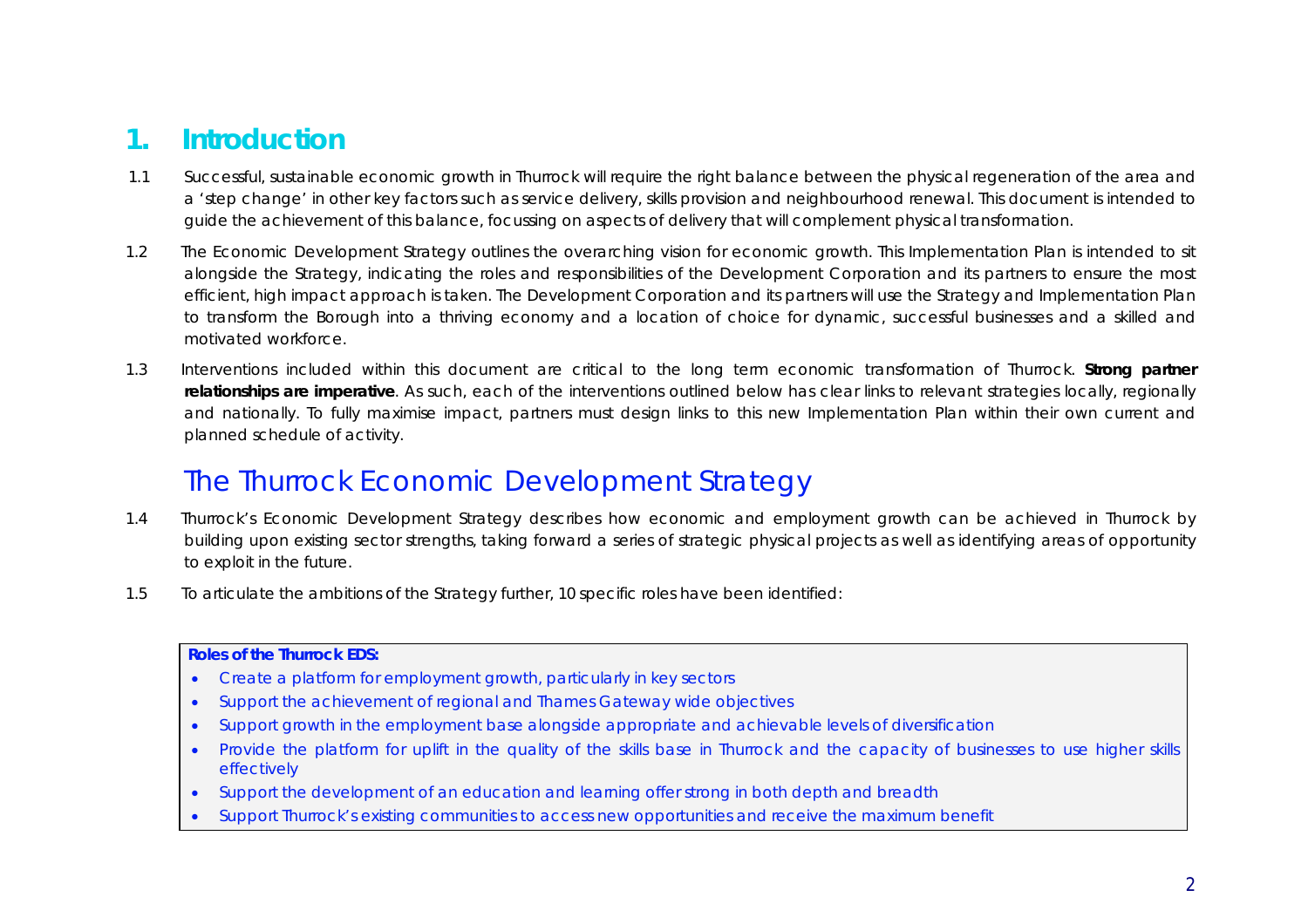# 1. Introduction

1.1 Successful, sustainable economic growth in Thurrock will require the right balance between the physical regeneration of the area and a 'step change' in other key factors such as service delivery, skills provision and neighbourhood renewal. This document is intended to guide the achievement of this balance, focussing on aspects of delivery that will complement physical transformation.

1.2 The Economic Development Strategy outlines the overarching vision for economic growth. This Implementation Plan is intended to sit alongside the Strategy, indicating the roles and responsibilities of the Development Corporation and its partners to ensure the most efficient, high impact approach is taken. The Development Corporation and its partners will use the Strategy and Implementation Plan to transform the Borough into a thriving economy and a location of choice for dynamic, successful businesses and a skilled and motivated workforce.

1.3 Interventions included within this document are critical to the long term economic transformation of Thurrock. **Strong partner relationships are imperative**. As such, each of the interventions outlined below has clear links to relevant strategies locally, regionally and nationally. To fully maximise impact, partners must design links to this new Implementation Plan within their own current and planned schedule of activity.

## The Thurrock Economic Development Strategy

1.4 Thurrock's Economic Development Strategy describes how economic and employment growth can be achieved in Thurrock by building upon existing sector strengths, taking forward a series of strategic physical projects as well as identifying areas of opportunity to exploit in the future.

1.5 To articulate the ambitions of the Strategy further, 10 specific roles have been identified:

**Roles of the Thurrock EDS:**

- Create a platform for employment growth, particularly in key sectors
- Support the achievement of regional and Thames Gateway wide objectives
- Support growth in the employment base alongside appropriate and achievable levels of diversification
- Provide the platform for uplift in the quality of the skills base in Thurrock and the capacity of businesses to use higher skills effectively
- Support the development of an education and learning offer strong in both depth and breadth
- Support Thurrock's existing communities to access new opportunities and receive the maximum benefit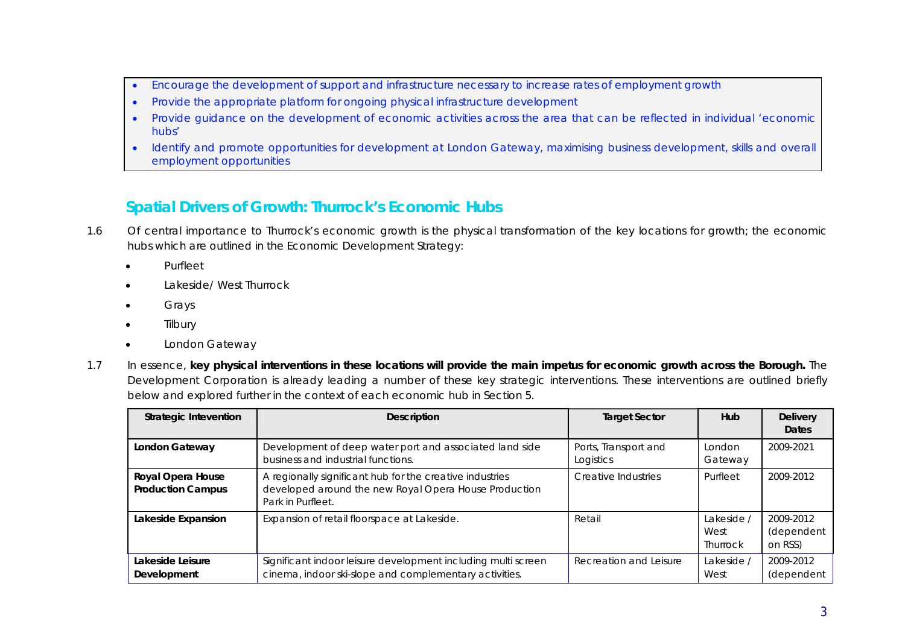- Encourage the development of support and infrastructure necessary to increase rates of employment growth
- Provide the appropriate platform for ongoing physical infrastructure development
- Provide guidance on the development of economic activities across the area that can be reflected in individual 'economic hubs'
- Identify and promote opportunities for development at London Gateway, maximising business development, skills and overall employment opportunities

## Spatial Drivers of Growth: Thurrock's Economic Hubs

1.6 Of central importance to Thurrock's economic growth is the physical transformation of the key locations for growth; the economic hubs which are outlined in the Economic Development Strategy:

- Purfleet
- Lakeside/ West Thurrock
- Grays
- Tilbury
- London Gateway

1.7 In essence, **key physical interventions in these locations will provide the main impetus for economic growth across the Borough.** The Development Corporation is already leading a number of these key strategic interventions. These interventions are outlined briefly below and explored further in the context of each economic hub in Section 5.

| Strategic Intevention | Description | Target Sector | Hub | Delivery Dates |
|---|---|---|---|---|
| **London Gateway** | Development of deep water port and associated land side business and industrial functions. | Ports, Transport and Logistics | London Gateway | 2009-2021 |
| **Royal Opera House Production Campus** | A regionally significant hub for the creative industries developed around the new Royal Opera House Production Park in Purfleet. | Creative Industries | Purfleet | 2009-2012 |
| **Lakeside Expansion** | Expansion of retail floorspace at Lakeside. | Retail | Lakeside / West Thurrock | 2009-2012 (dependent on RSS) |
| **Lakeside Leisure Development** | Significant indoor leisure development including multi screen cinema, indoor ski-slope and complementary activities. | Recreation and Leisure | Lakeside / West | 2009-2012 (dependent |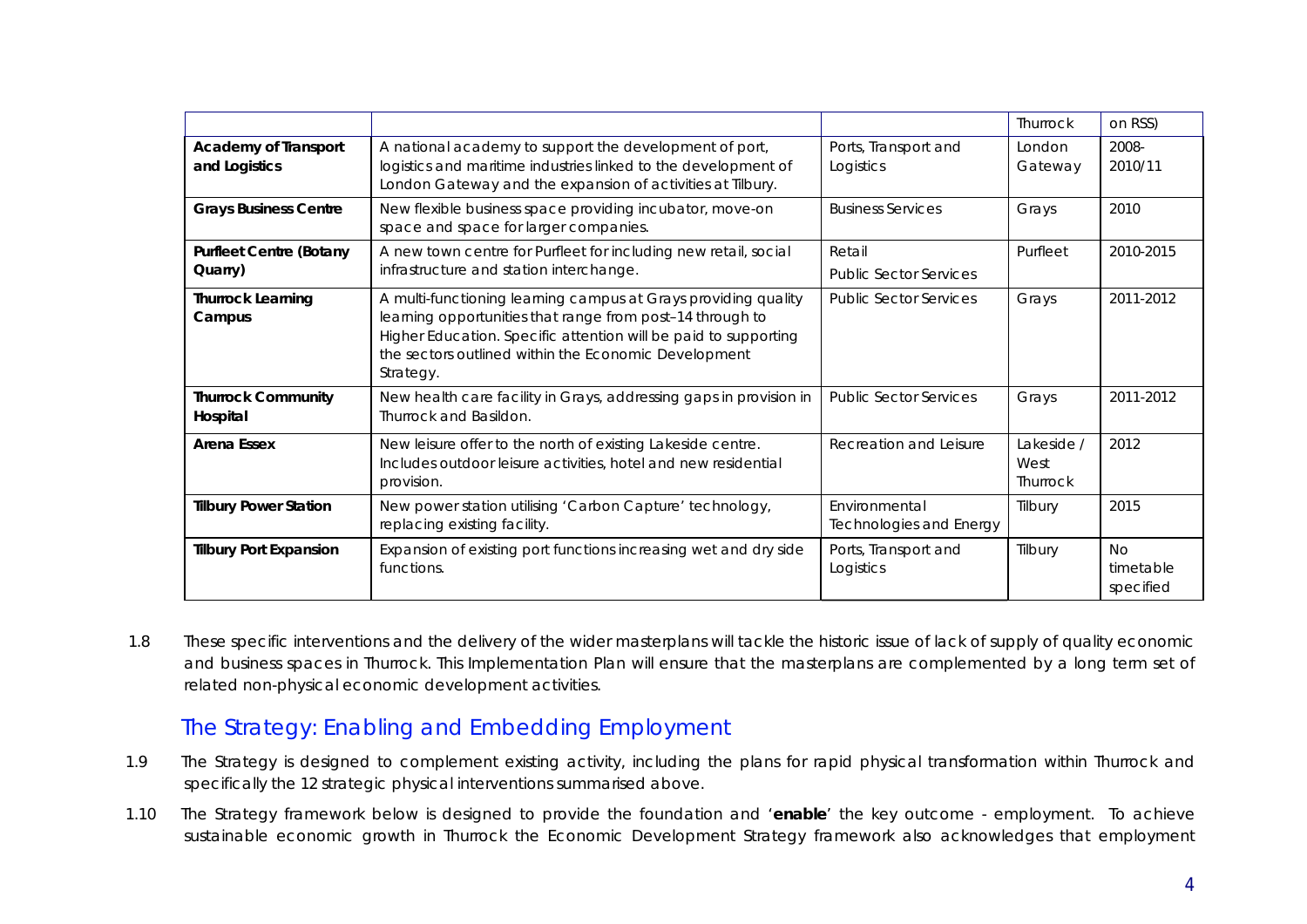| | | | Thurrock | on RSS) |
|---|---|---|---|---|
| **Academy of Transport and Logistics** | A national academy to support the development of port, logistics and maritime industries linked to the development of London Gateway and the expansion of activities at Tilbury. | Ports, Transport and Logistics | London Gateway | 2008-2010/11 |
| **Grays Business Centre** | New flexible business space providing incubator, move-on space and space for larger companies. | Business Services | Grays | 2010 |
| **Purfleet Centre (Botany Quarry)** | A new town centre for Purfleet for including new retail, social infrastructure and station interchange. | Retail<br>Public Sector Services | Purfleet | 2010-2015 |
| **Thurrock Learning Campus** | A multi-functioning learning campus at Grays providing quality learning opportunities that range from post–14 through to Higher Education. Specific attention will be paid to supporting the sectors outlined within the Economic Development Strategy. | Public Sector Services | Grays | 2011-2012 |
| **Thurrock Community Hospital** | New health care facility in Grays, addressing gaps in provision in Thurrock and Basildon. | Public Sector Services | Grays | 2011-2012 |
| **Arena Essex** | New leisure offer to the north of existing Lakeside centre. Includes outdoor leisure activities, hotel and new residential provision. | Recreation and Leisure | Lakeside / West Thurrock | 2012 |
| **Tilbury Power Station** | New power station utilising 'Carbon Capture' technology, replacing existing facility. | Environmental Technologies and Energy | Tilbury | 2015 |
| **Tilbury Port Expansion** | Expansion of existing port functions increasing wet and dry side functions. | Ports, Transport and Logistics | Tilbury | No timetable specified |

1.8 These specific interventions and the delivery of the wider masterplans will tackle the historic issue of lack of supply of quality economic and business spaces in Thurrock. This Implementation Plan will ensure that the masterplans are complemented by a long term set of related non-physical economic development activities.

## The Strategy: Enabling and Embedding Employment

1.9 The Strategy is designed to complement existing activity, including the plans for rapid physical transformation within Thurrock and specifically the 12 strategic physical interventions summarised above.

1.10 The Strategy framework below is designed to provide the foundation and '**enable**' the key outcome - employment. To achieve sustainable economic growth in Thurrock the Economic Development Strategy framework also acknowledges that employment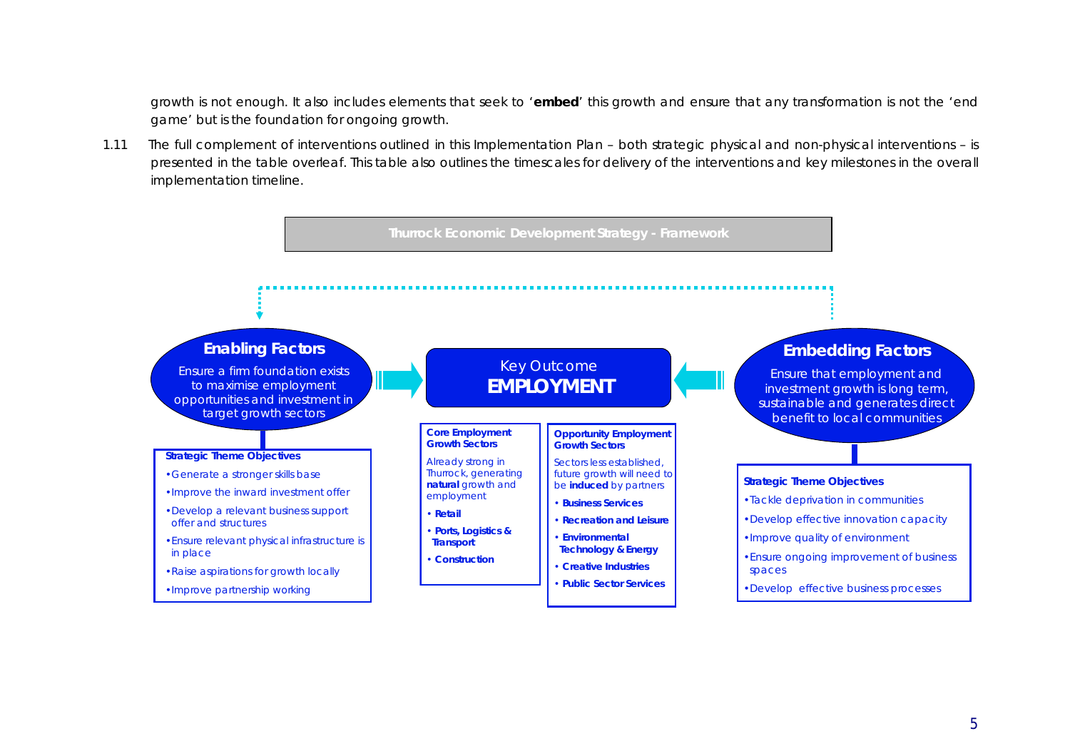growth is not enough. It also includes elements that seek to '**embed**' this growth and ensure that any transformation is not the 'end game' but is the foundation for ongoing growth.

1.11 The full complement of interventions outlined in this Implementation Plan – both strategic physical and non-physical interventions – is presented in the table overleaf. This table also outlines the timescales for delivery of the interventions and key milestones in the overall implementation timeline.

**Thurrock Economic Development Strategy - Framework**

**Enabling Factors**

Ensure a firm foundation exists to maximise employment opportunities and investment in target growth sectors

**Strategic Theme Objectives**

- Generate a stronger skills base
- Improve the inward investment offer
- Develop a relevant business support offer and structures
- Ensure relevant physical infrastructure is in place
- Raise aspirations for growth locally
- Improve partnership working

Key Outcome
**EMPLOYMENT**

**Core Employment Growth Sectors**

Already strong in Thurrock, generating **natural** growth and employment

- **Retail**
- **Ports, Logistics & Transport**
- **Construction**

**Opportunity Employment Growth Sectors**

Sectors less established, future growth will need to be **induced** by partners

- **Business Services**
- **Recreation and Leisure**
- **Environmental Technology & Energy**
- **Creative Industries**
- **Public Sector Services**

**Embedding Factors**

Ensure that employment and investment growth is long term, sustainable and generates direct benefit to local communities

**Strategic Theme Objectives**

- Tackle deprivation in communities
- Develop effective innovation capacity
- Improve quality of environment
- Ensure ongoing improvement of business spaces
- Develop effective business processes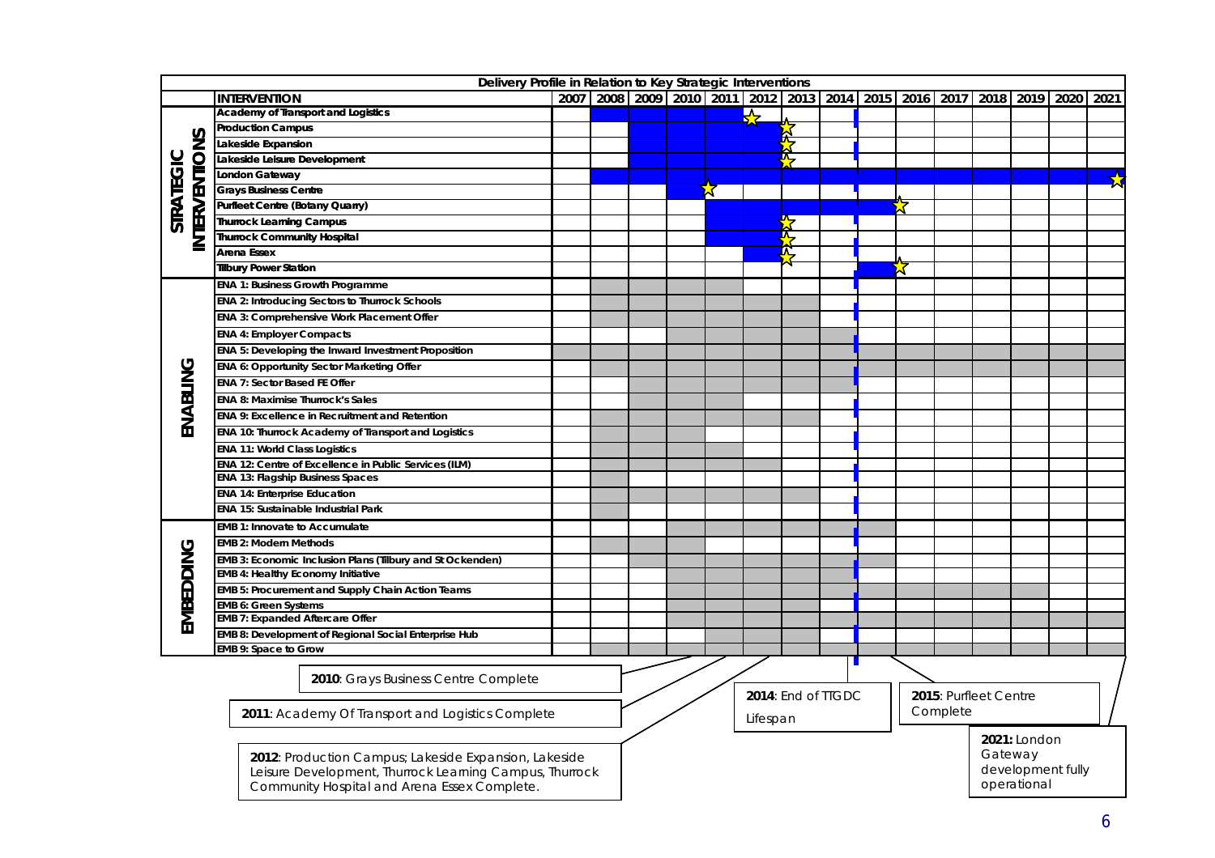## Delivery Profile in Relation to Key Strategic Interventions

| | INTERVENTION | 2007 | 2008 | 2009 | 2010 | 2011 | 2012 | 2013 | 2014 | 2015 | 2016 | 2017 | 2018 | 2019 | 2020 | 2021 |
|---|---|---|---|---|---|---|---|---|---|---|---|---|---|---|---|---|
| STRATEGIC INTERVENTIONS | Academy of Transport and Logistics | | ■ | ■ | ■ | ■ | ★ | | | | | | | | | |
| | Production Campus | | | ■ | ■ | ■ | ■ | ★ | | | | | | | | |
| | Lakeside Expansion | | | ■ | ■ | ■ | ■ | ★ | | | | | | | | |
| | Lakeside Leisure Development | | | ■ | ■ | ■ | ■ | ★ | | | | | | | | |
| | London Gateway | | ■ | ■ | ■ | ■ | ■ | ■ | ■ | ■ | ■ | ■ | ■ | ■ | ■ | ■ ★ |
| | Grays Business Centre | | | | ■ | ★ | | | | | | | | | | |
| | Purfleet Centre (Botany Quarry) | | | | | ■ | ■ | ■ | ■ | ■ | ★ | | | | | |
| | Thurrock Learning Campus | | | | | ■ | ■ | ★ | | | | | | | | |
| | Thurrock Community Hospital | | | | | ■ | ■ | ★ | | | | | | | | |
| | Arena Essex | | | | | | ■ | ★ | | | | | | | | |
| | Tilbury Power Station | | | | | | | | | ■ | ★ | | | | | |
| ENABLING | ENA 1: Business Growth Programme | | ■ | ■ | ■ | ■ | | | | | | | | | | |
| | ENA 2: Introducing Sectors to Thurrock Schools | | ■ | ■ | ■ | ■ | ■ | ■ | | | | | | | | |
| | ENA 3: Comprehensive Work Placement Offer | | ■ | ■ | ■ | ■ | ■ | ■ | | | | | | | | |
| | ENA 4: Employer Compacts | | | | ■ | ■ | ■ | ■ | ■ | | | | | | | |
| | ENA 5: Developing the Inward Investment Proposition | ■ | ■ | ■ | ■ | ■ | ■ | ■ | ■ | ■ | ■ | ■ | ■ | ■ | ■ | ■ |
| | ENA 6: Opportunity Sector Marketing Offer | | ■ | ■ | ■ | ■ | ■ | ■ | ■ | ■ | ■ | ■ | ■ | ■ | ■ | ■ |
| | ENA 7: Sector Based FE Offer | | | ■ | ■ | ■ | ■ | ■ | ■ | | | | | | | |
| | ENA 8: Maximise Thurrock's Sales | | | ■ | ■ | ■ | | | | | | | | | | |
| | ENA 9: Excellence in Recruitment and Retention | | ■ | ■ | ■ | ■ | ■ | ■ | | | | | | | | |
| | ENA 10: Thurrock Academy of Transport and Logistics | | ■ | ■ | ■ | | | | | | | | | | | |
| | ENA 11: World Class Logistics | | ■ | ■ | ■ | ■ | | | | | | | | | | |
| | ENA 12: Centre of Excellence in Public Services (ILM) | | ■ | ■ | ■ | ■ | ■ | | | | | | | | | |
| | ENA 13: Flagship Business Spaces | | ■ | | | | | | | | | | | | | |
| | ENA 14: Enterprise Education | | ■ | ■ | ■ | ■ | ■ | ■ | | | | | | | | |
| | ENA 15: Sustainable Industrial Park | | ■ | | | | | | | | | | | | | |
| EMBEDDING | EMB 1: Innovate to Accumulate | | | | ■ | ■ | ■ | ■ | ■ | ■ | | | | | | |
| | EMB 2: Modern Methods | | ■ | ■ | ■ | | | | | | | | | | | |
| | EMB 3: Economic Inclusion Plans (Tilbury and St Ockenden) | | | ■ | ■ | ■ | ■ | ■ | ■ | ■ | | | | | | |
| | EMB 4: Healthy Economy Initiative | | | | ■ | ■ | ■ | ■ | ■ | | | | | | | |
| | EMB 5: Procurement and Supply Chain Action Teams | | | | ■ | ■ | ■ | ■ | ■ | ■ | ■ | ■ | ■ | ■ | | |
| | EMB 6: Green Systems | | | | ■ | ■ | ■ | ■ | | | | | | | | |
| | EMB 7: Expanded Aftercare Offer | | | | ■ | ■ | ■ | ■ | ■ | ■ | ■ | ■ | ■ | ■ | ■ | ■ |
| | EMB 8: Development of Regional Social Enterprise Hub | | | | ■ | ■ | ■ | ■ | | | | | | | | |
| | EMB 9: Space to Grow | | ■ | ■ | ■ | ■ | ■ | ■ | ■ | ■ | ■ | ■ | ■ | ■ | ■ | ■ |

**2010**: Grays Business Centre Complete

**2011**: Academy Of Transport and Logistics Complete

**2012**: Production Campus; Lakeside Expansion, Lakeside Leisure Development, Thurrock Learning Campus, Thurrock Community Hospital and Arena Essex Complete.

**2014**: End of TTGDC Lifespan

**2015**: Purfleet Centre Complete

**2021:** London Gateway development fully operational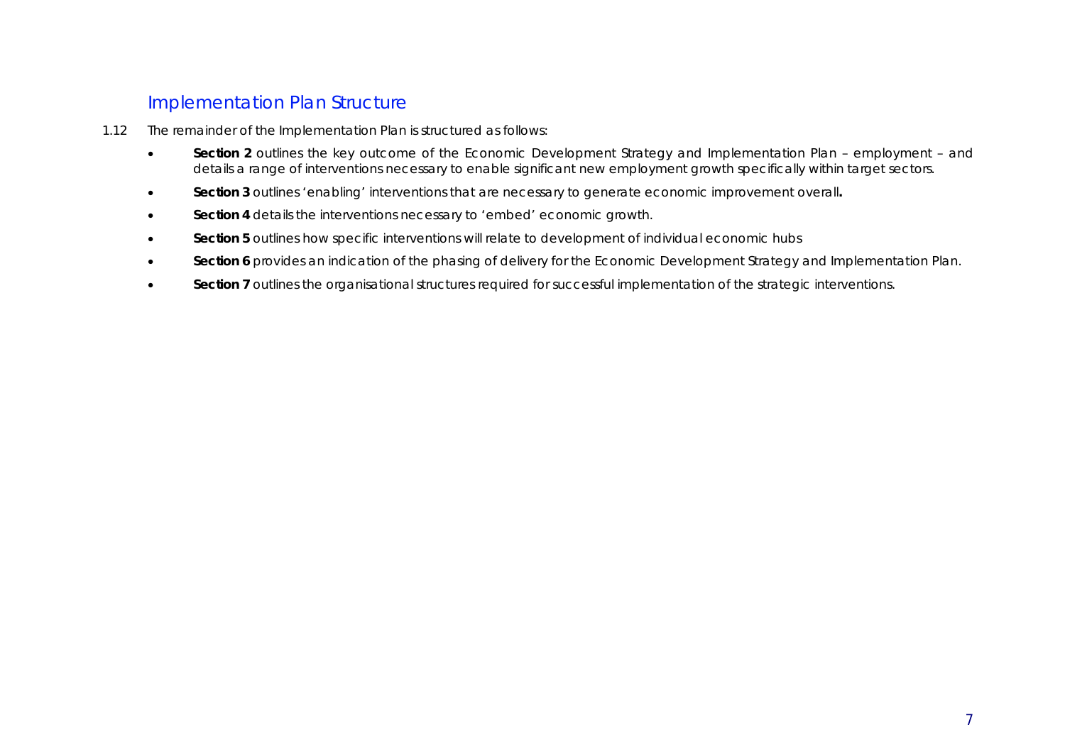## Implementation Plan Structure

1.12 The remainder of the Implementation Plan is structured as follows:

- **Section 2** outlines the key outcome of the Economic Development Strategy and Implementation Plan – employment – and details a range of interventions necessary to enable significant new employment growth specifically within target sectors.
- **Section 3** outlines 'enabling' interventions that are necessary to generate economic improvement overall**.**
- **Section 4** details the interventions necessary to 'embed' economic growth.
- **Section 5** outlines how specific interventions will relate to development of individual economic hubs
- **Section 6** provides an indication of the phasing of delivery for the Economic Development Strategy and Implementation Plan.
- **Section 7** outlines the organisational structures required for successful implementation of the strategic interventions.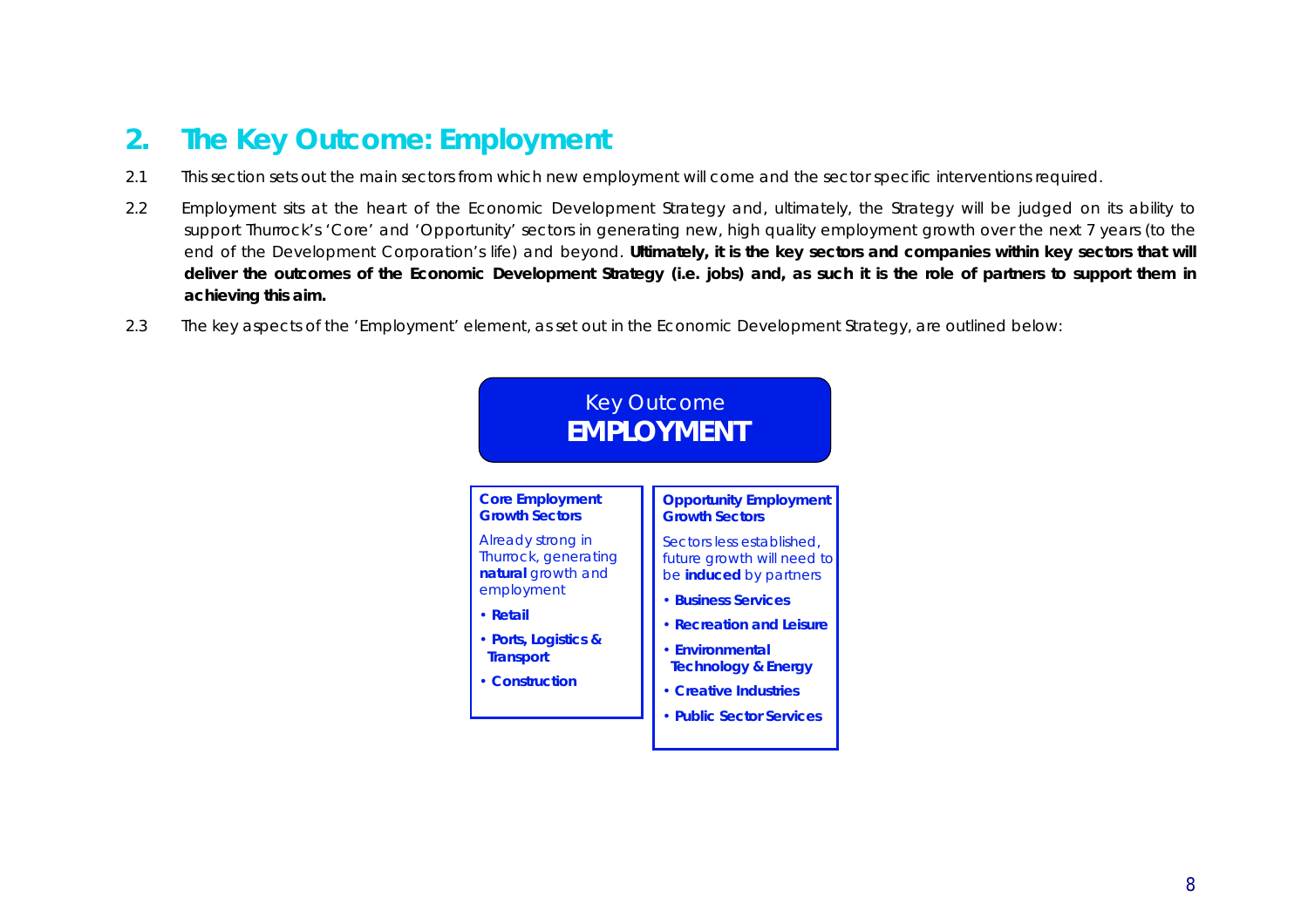## 2. The Key Outcome: Employment

2.1 This section sets out the main sectors from which new employment will come and the sector specific interventions required.

2.2 Employment sits at the heart of the Economic Development Strategy and, ultimately, the Strategy will be judged on its ability to support Thurrock's 'Core' and 'Opportunity' sectors in generating new, high quality employment growth over the next 7 years (to the end of the Development Corporation's life) and beyond. **Ultimately, it is the key sectors and companies within key sectors that will deliver the outcomes of the Economic Development Strategy (i.e. jobs) and, as such it is the role of partners to support them in achieving this aim.**

2.3 The key aspects of the 'Employment' element, as set out in the Economic Development Strategy, are outlined below:

Key Outcome
**EMPLOYMENT**

**Core Employment Growth Sectors**

Already strong in Thurrock, generating **natural** growth and employment

- **Retail**
- **Ports, Logistics & Transport**
- **Construction**

**Opportunity Employment Growth Sectors**

Sectors less established, future growth will need to be **induced** by partners

- **Business Services**
- **Recreation and Leisure**
- **Environmental Technology & Energy**
- **Creative Industries**
- **Public Sector Services**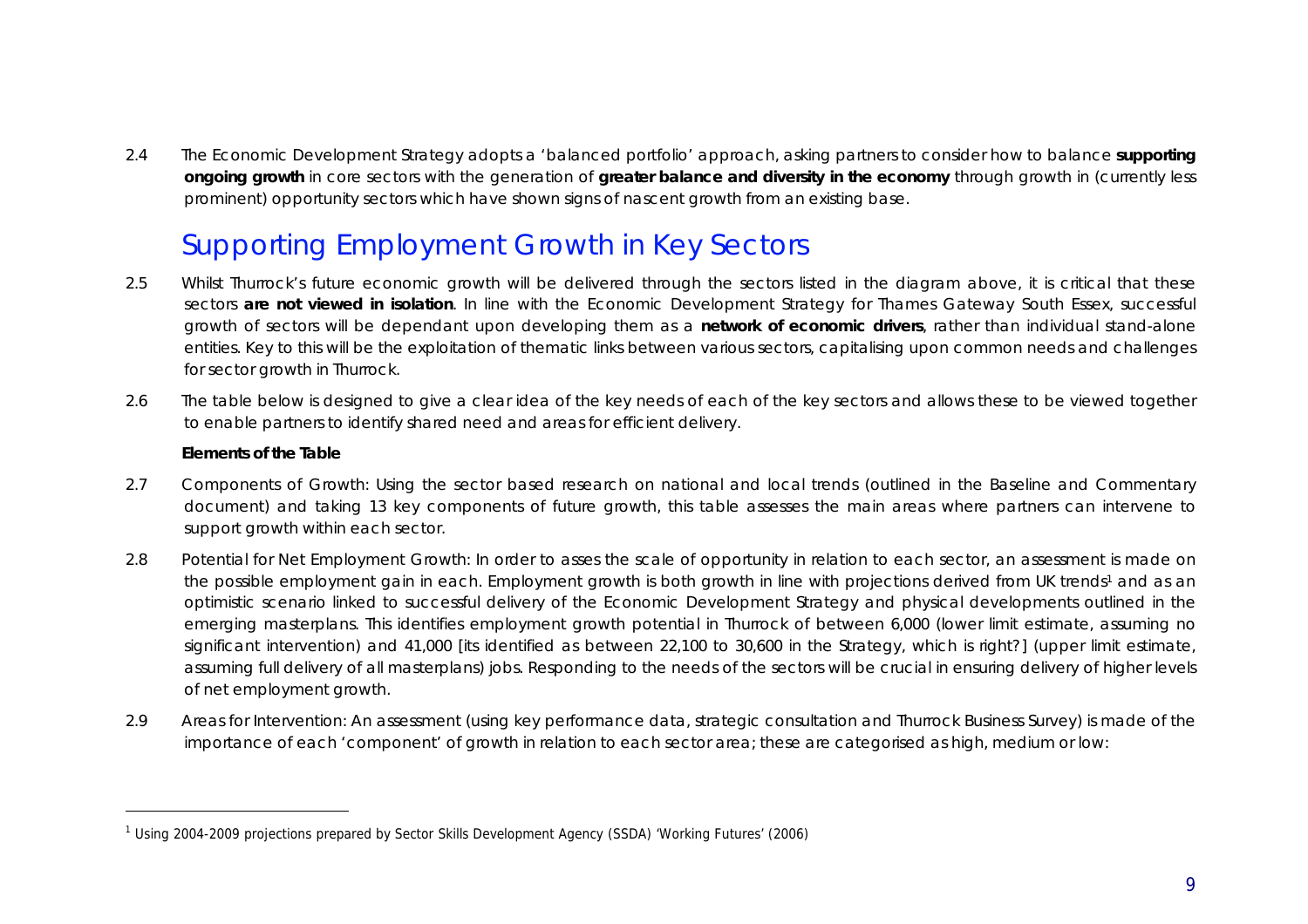2.4 The Economic Development Strategy adopts a 'balanced portfolio' approach, asking partners to consider how to balance **supporting ongoing growth** in core sectors with the generation of **greater balance and diversity in the economy** through growth in (currently less prominent) opportunity sectors which have shown signs of nascent growth from an existing base.

## Supporting Employment Growth in Key Sectors

2.5 Whilst Thurrock's future economic growth will be delivered through the sectors listed in the diagram above, it is critical that these sectors **are not viewed in isolation**. In line with the Economic Development Strategy for Thames Gateway South Essex, successful growth of sectors will be dependant upon developing them as a **network of economic drivers**, rather than individual stand-alone entities. Key to this will be the exploitation of thematic links between various sectors, capitalising upon common needs and challenges for sector growth in Thurrock.

2.6 The table below is designed to give a clear idea of the key needs of each of the key sectors and allows these to be viewed together to enable partners to identify shared need and areas for efficient delivery.

**Elements of the Table**

2.7 Components of Growth: Using the sector based research on national and local trends (outlined in the Baseline and Commentary document) and taking 13 key components of future growth, this table assesses the main areas where partners can intervene to support growth within each sector.

2.8 Potential for Net Employment Growth: In order to asses the scale of opportunity in relation to each sector, an assessment is made on the possible employment gain in each. Employment growth is both growth in line with projections derived from UK trends[1] and as an optimistic scenario linked to successful delivery of the Economic Development Strategy and physical developments outlined in the emerging masterplans. This identifies employment growth potential in Thurrock of between 6,000 (lower limit estimate, assuming no significant intervention) and 41,000 [its identified as between 22,100 to 30,600 in the Strategy, which is right?] (upper limit estimate, assuming full delivery of all masterplans) jobs. Responding to the needs of the sectors will be crucial in ensuring delivery of higher levels of net employment growth.

2.9 Areas for Intervention: An assessment (using key performance data, strategic consultation and Thurrock Business Survey) is made of the importance of each 'component' of growth in relation to each sector area; these are categorised as high, medium or low:

[1] Using 2004-2009 projections prepared by Sector Skills Development Agency (SSDA) 'Working Futures' (2006)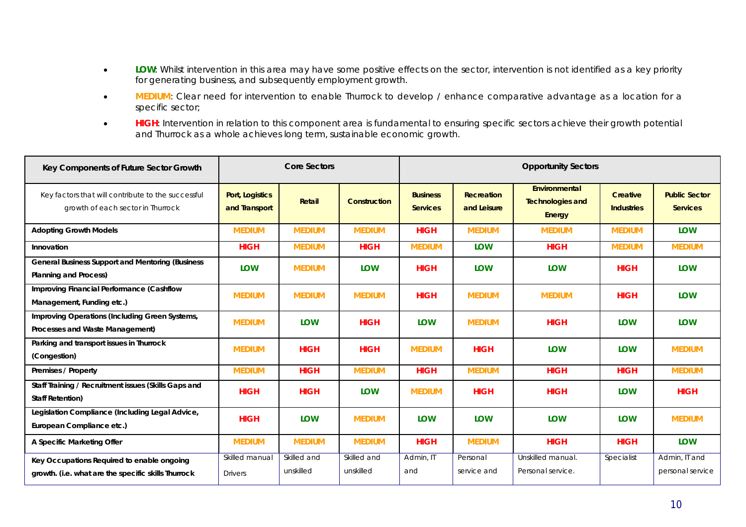- **LOW**: Whilst intervention in this area may have some positive effects on the sector, intervention is not identified as a key priority for generating business, and subsequently employment growth.
- **MEDIUM**: Clear need for intervention to enable Thurrock to develop / enhance comparative advantage as a location for a specific sector;
- **HIGH**: Intervention in relation to this component area is fundamental to ensuring specific sectors achieve their growth potential and Thurrock as a whole achieves long term, sustainable economic growth.

| Key Components of Future Sector Growth | Core Sectors | | | Opportunity Sectors | | | | |
|---|---|---|---|---|---|---|---|---|
| Key factors that will contribute to the successful growth of each sector in Thurrock | Port, Logistics and Transport | Retail | Construction | Business Services | Recreation and Leisure | Environmental Technologies and Energy | Creative Industries | Public Sector Services |
| **Adopting Growth Models** | MEDIUM | MEDIUM | MEDIUM | HIGH | MEDIUM | MEDIUM | MEDIUM | LOW |
| **Innovation** | HIGH | MEDIUM | HIGH | MEDIUM | LOW | HIGH | MEDIUM | MEDIUM |
| **General Business Support and Mentoring (Business Planning and Process)** | LOW | MEDIUM | LOW | HIGH | LOW | LOW | HIGH | LOW |
| **Improving Financial Performance (Cashflow Management, Funding etc.)** | MEDIUM | MEDIUM | MEDIUM | HIGH | MEDIUM | MEDIUM | HIGH | LOW |
| **Improving Operations (Including Green Systems, Processes and Waste Management)** | MEDIUM | LOW | HIGH | LOW | MEDIUM | HIGH | LOW | LOW |
| **Parking and transport issues in Thurrock (Congestion)** | MEDIUM | HIGH | HIGH | MEDIUM | HIGH | LOW | LOW | MEDIUM |
| **Premises / Property** | MEDIUM | HIGH | MEDIUM | HIGH | MEDIUM | HIGH | HIGH | MEDIUM |
| **Staff Training / Recruitment issues (Skills Gaps and Staff Retention)** | HIGH | HIGH | LOW | MEDIUM | HIGH | HIGH | LOW | HIGH |
| **Legislation Compliance (Including Legal Advice, European Compliance etc.)** | HIGH | LOW | MEDIUM | LOW | LOW | LOW | LOW | MEDIUM |
| **A Specific Marketing Offer** | MEDIUM | MEDIUM | MEDIUM | HIGH | MEDIUM | HIGH | HIGH | LOW |
| **Key Occupations Required to enable ongoing growth. (i.e. what are the specific skills Thurrock** | Skilled manual Drivers | Skilled and unskilled | Skilled and unskilled | Admin, IT and | Personal service and | Unskilled manual. Personal service. | Specialist | Admin, IT and personal service |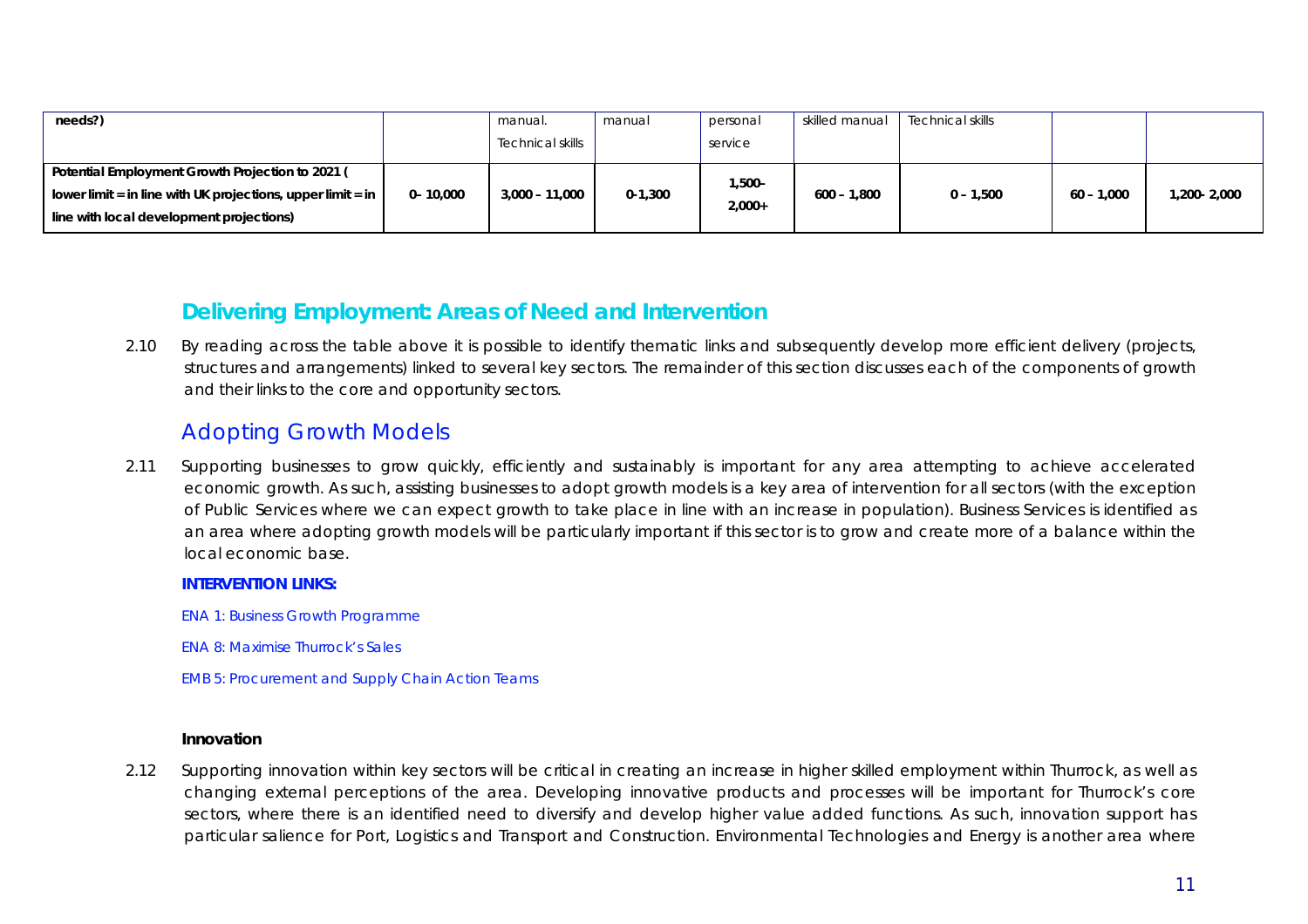| needs?) | | manual. Technical skills | manual | personal service | skilled manual | Technical skills | | |
|---|---|---|---|---|---|---|---|---|
| **Potential Employment Growth Projection to 2021 ( lower limit = in line with UK projections, upper limit = in line with local development projections)** | 0– 10,000 | 3,000 – 11,000 | 0-1,300 | 1,500- 2,000+ | 600 – 1,800 | 0 – 1,500 | 60 – 1,000 | 1,200- 2,000 |

## Delivering Employment: Areas of Need and Intervention

2.10 By reading across the table above it is possible to identify thematic links and subsequently develop more efficient delivery (projects, structures and arrangements) linked to several key sectors. The remainder of this section discusses each of the components of growth and their links to the core and opportunity sectors.

### Adopting Growth Models

2.11 Supporting businesses to grow quickly, efficiently and sustainably is important for any area attempting to achieve accelerated economic growth. As such, assisting businesses to adopt growth models is a key area of intervention for all sectors (with the exception of Public Services where we can expect growth to take place in line with an increase in population). Business Services is identified as an area where adopting growth models will be particularly important if this sector is to grow and create more of a balance within the local economic base.

**INTERVENTION LINKS:**

ENA 1: Business Growth Programme

ENA 8: Maximise Thurrock's Sales

EMB 5: Procurement and Supply Chain Action Teams

**Innovation**

2.12 Supporting innovation within key sectors will be critical in creating an increase in higher skilled employment within Thurrock, as well as changing external perceptions of the area. Developing innovative products and processes will be important for Thurrock's core sectors, where there is an identified need to diversify and develop higher value added functions. As such, innovation support has particular salience for Port, Logistics and Transport and Construction. Environmental Technologies and Energy is another area where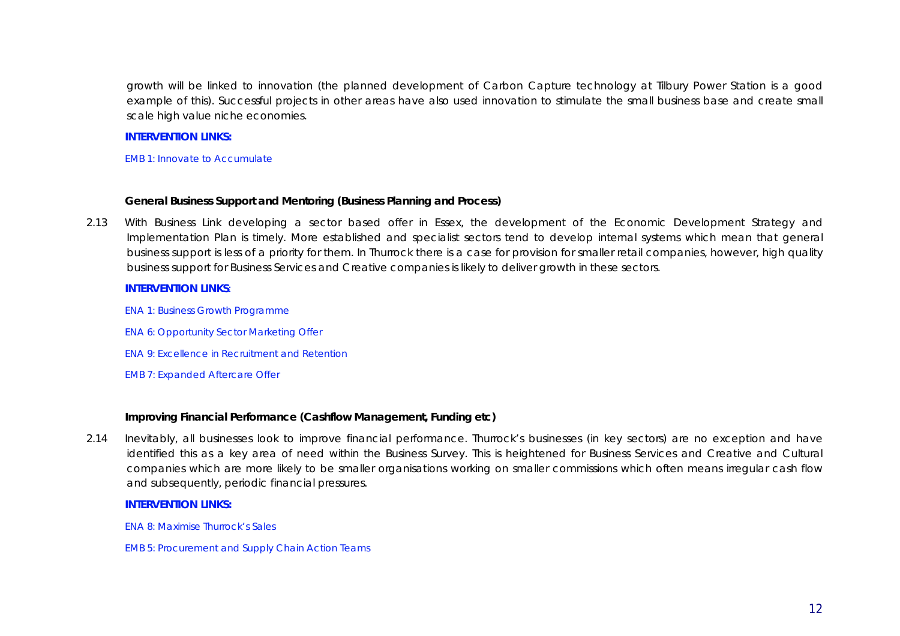growth will be linked to innovation (the planned development of Carbon Capture technology at Tilbury Power Station is a good example of this). Successful projects in other areas have also used innovation to stimulate the small business base and create small scale high value niche economies.

**INTERVENTION LINKS:**

EMB 1: Innovate to Accumulate

**General Business Support and Mentoring (Business Planning and Process)**

2.13 With Business Link developing a sector based offer in Essex, the development of the Economic Development Strategy and Implementation Plan is timely. More established and specialist sectors tend to develop internal systems which mean that general business support is less of a priority for them. In Thurrock there is a case for provision for smaller retail companies, however, high quality business support for Business Services and Creative companies is likely to deliver growth in these sectors.

**INTERVENTION LINKS**:

ENA 1: Business Growth Programme

ENA 6: Opportunity Sector Marketing Offer

ENA 9: Excellence in Recruitment and Retention

EMB 7: Expanded Aftercare Offer

**Improving Financial Performance (Cashflow Management, Funding etc)**

2.14 Inevitably, all businesses look to improve financial performance. Thurrock's businesses (in key sectors) are no exception and have identified this as a key area of need within the Business Survey. This is heightened for Business Services and Creative and Cultural companies which are more likely to be smaller organisations working on smaller commissions which often means irregular cash flow and subsequently, periodic financial pressures.

**INTERVENTION LINKS:**

ENA 8: Maximise Thurrock's Sales

EMB 5: Procurement and Supply Chain Action Teams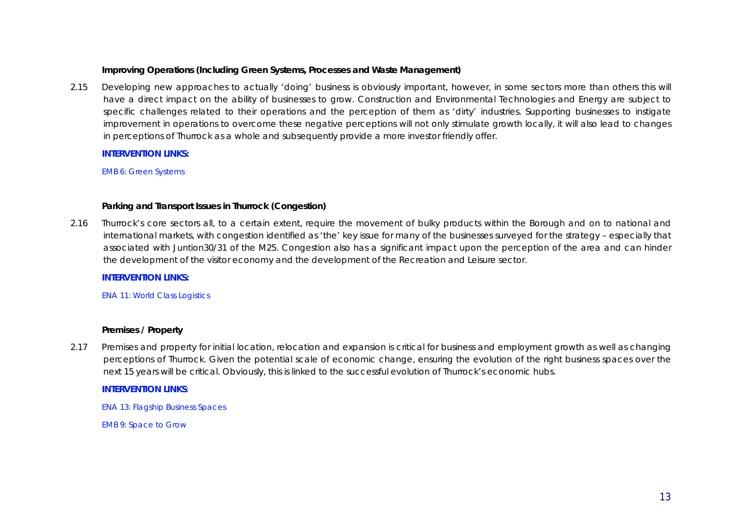### Improving Operations (Including Green Systems, Processes and Waste Management)

2.15 Developing new approaches to actually 'doing' business is obviously important, however, in some sectors more than others this will have a direct impact on the ability of businesses to grow. Construction and Environmental Technologies and Energy are subject to specific challenges related to their operations and the perception of them as 'dirty' industries. Supporting businesses to instigate improvement in operations to overcome these negative perceptions will not only stimulate growth locally, it will also lead to changes in perceptions of Thurrock as a whole and subsequently provide a more investor friendly offer.

**INTERVENTION LINKS:**

*EMB 6: Green Systems*

### Parking and Transport Issues in Thurrock (Congestion)

2.16 Thurrock's core sectors all, to a certain extent, require the movement of bulky products within the Borough and on to national and international markets, with congestion identified as 'the' key issue for many of the businesses surveyed for the strategy – especially that associated with Juntion30/31 of the M25. Congestion also has a significant impact upon the perception of the area and can hinder the development of the visitor economy and the development of the Recreation and Leisure sector.

**INTERVENTION LINKS:**

*ENA 11: World Class Logistics*

### Premises / Property

2.17 Premises and property for initial location, relocation and expansion is critical for business and employment growth as well as changing perceptions of Thurrock. Given the potential scale of economic change, ensuring the evolution of the right business spaces over the next 15 years will be critical. Obviously, this is linked to the successful evolution of Thurrock's economic hubs.

**INTERVENTION LINKS**:

*ENA 13: Flagship Business Spaces*

*EMB 9: Space to Grow*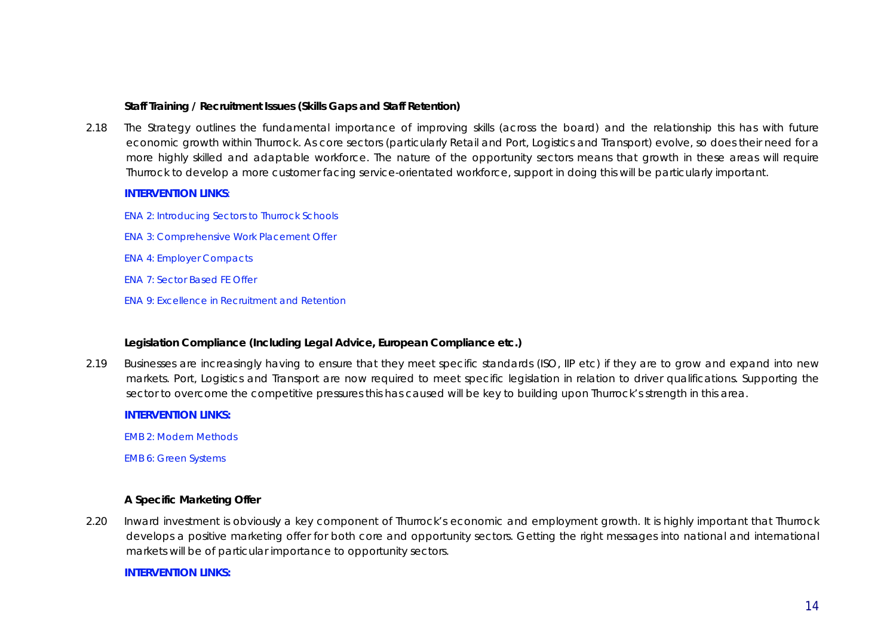**Staff Training / Recruitment Issues (Skills Gaps and Staff Retention)**

2.18 The Strategy outlines the fundamental importance of improving skills (across the board) and the relationship this has with future economic growth within Thurrock. As core sectors (particularly Retail and Port, Logistics and Transport) evolve, so does their need for a more highly skilled and adaptable workforce. The nature of the opportunity sectors means that growth in these areas will require Thurrock to develop a more customer facing service-orientated workforce, support in doing this will be particularly important.

**INTERVENTION LINKS**:

ENA 2: Introducing Sectors to Thurrock Schools

ENA 3: Comprehensive Work Placement Offer

ENA 4: Employer Compacts

ENA 7: Sector Based FE Offer

ENA 9: Excellence in Recruitment and Retention

**Legislation Compliance (Including Legal Advice, European Compliance etc.)**

2.19 Businesses are increasingly having to ensure that they meet specific standards (ISO, IIP etc) if they are to grow and expand into new markets. Port, Logistics and Transport are now required to meet specific legislation in relation to driver qualifications. Supporting the sector to overcome the competitive pressures this has caused will be key to building upon Thurrock's strength in this area.

**INTERVENTION LINKS:**

EMB 2: Modern Methods

EMB 6: Green Systems

**A Specific Marketing Offer**

2.20 Inward investment is obviously a key component of Thurrock's economic and employment growth. It is highly important that Thurrock develops a positive marketing offer for both core and opportunity sectors. Getting the right messages into national and international markets will be of particular importance to opportunity sectors.

**INTERVENTION LINKS:**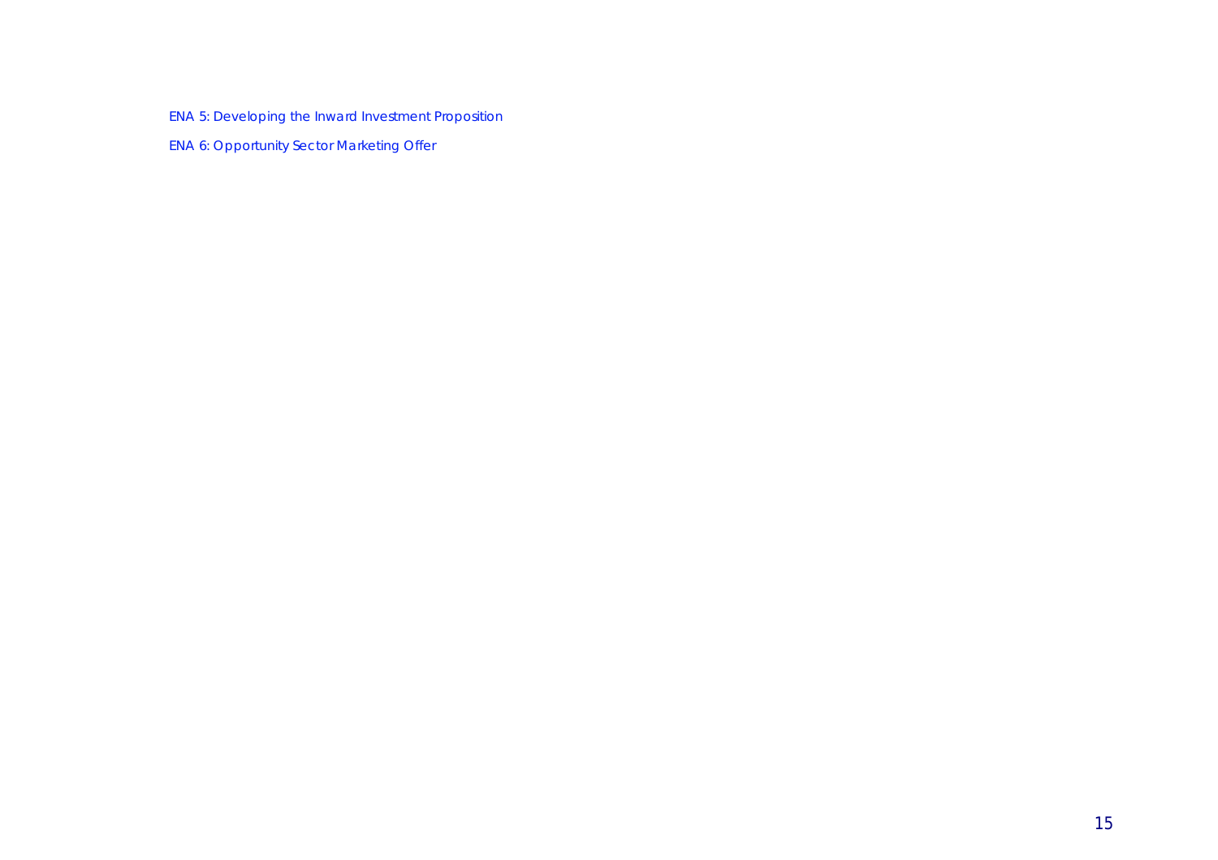ENA 5: Developing the Inward Investment Proposition

ENA 6: Opportunity Sector Marketing Offer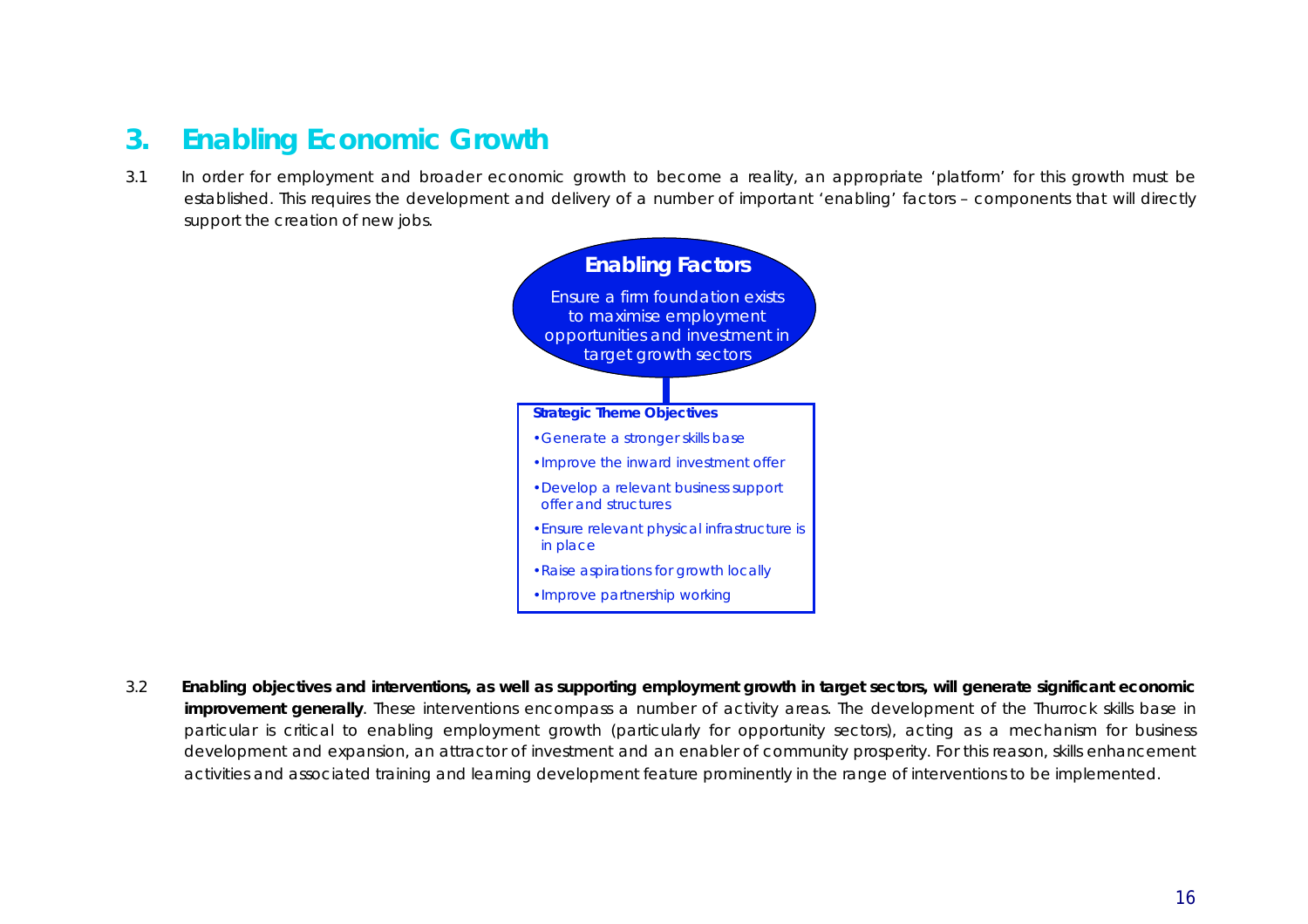# 3. Enabling Economic Growth

3.1 In order for employment and broader economic growth to become a reality, an appropriate 'platform' for this growth must be established. This requires the development and delivery of a number of important 'enabling' factors – components that will directly support the creation of new jobs.

**Enabling Factors**

Ensure a firm foundation exists to maximise employment opportunities and investment in target growth sectors

**Strategic Theme Objectives**

- Generate a stronger skills base
- Improve the inward investment offer
- Develop a relevant business support offer and structures
- Ensure relevant physical infrastructure is in place
- Raise aspirations for growth locally
- Improve partnership working

3.2 **Enabling objectives and interventions, as well as supporting employment growth in target sectors, will generate significant economic improvement generally**. These interventions encompass a number of activity areas. The development of the Thurrock skills base in particular is critical to enabling employment growth (particularly for opportunity sectors), acting as a mechanism for business development and expansion, an attractor of investment and an enabler of community prosperity. For this reason, skills enhancement activities and associated training and learning development feature prominently in the range of interventions to be implemented.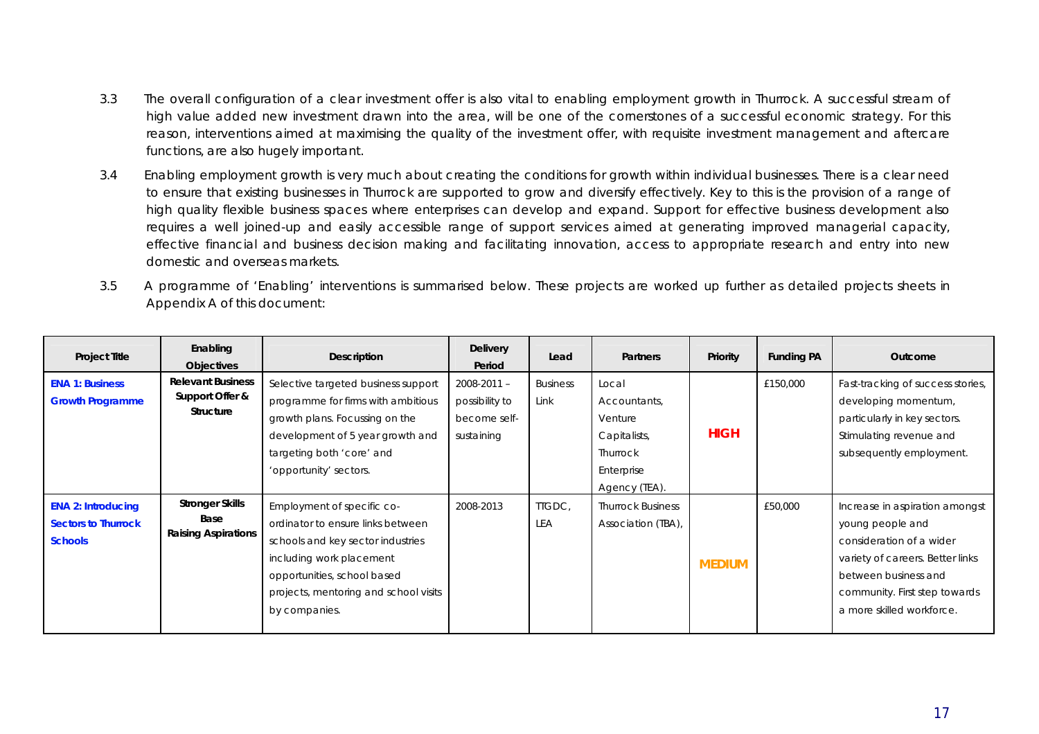3.3 The overall configuration of a clear investment offer is also vital to enabling employment growth in Thurrock. A successful stream of high value added new investment drawn into the area, will be one of the cornerstones of a successful economic strategy. For this reason, interventions aimed at maximising the quality of the investment offer, with requisite investment management and aftercare functions, are also hugely important.

3.4 Enabling employment growth is very much about creating the conditions for growth within individual businesses. There is a clear need to ensure that existing businesses in Thurrock are supported to grow and diversify effectively. Key to this is the provision of a range of high quality flexible business spaces where enterprises can develop and expand. Support for effective business development also requires a well joined-up and easily accessible range of support services aimed at generating improved managerial capacity, effective financial and business decision making and facilitating innovation, access to appropriate research and entry into new domestic and overseas markets.

3.5 A programme of 'Enabling' interventions is summarised below. These projects are worked up further as detailed projects sheets in Appendix A of this document:

| Project Title | Enabling Objectives | Description | Delivery Period | Lead | Partners | Priority | Funding PA | Outcome |
|---|---|---|---|---|---|---|---|---|
| **ENA 1: Business Growth Programme** | **Relevant Business Support Offer & Structure** | Selective targeted business support programme for firms with ambitious growth plans. Focussing on the development of 5 year growth and targeting both 'core' and 'opportunity' sectors. | 2008-2011 – possibility to become self-sustaining | Business Link | Local Accountants, Venture Capitalists, Thurrock Enterprise Agency (TEA). | **HIGH** | £150,000 | Fast-tracking of success stories, developing momentum, particularly in key sectors. Stimulating revenue and subsequently employment. |
| **ENA 2: Introducing Sectors to Thurrock Schools** | **Stronger Skills Base Raising Aspirations** | Employment of specific co-ordinator to ensure links between schools and key sector industries including work placement opportunities, school based projects, mentoring and school visits by companies. | 2008-2013 | TTGDC, LEA | Thurrock Business Association (TBA), | **MEDIUM** | £50,000 | Increase in aspiration amongst young people and consideration of a wider variety of careers. Better links between business and community. First step towards a more skilled workforce. |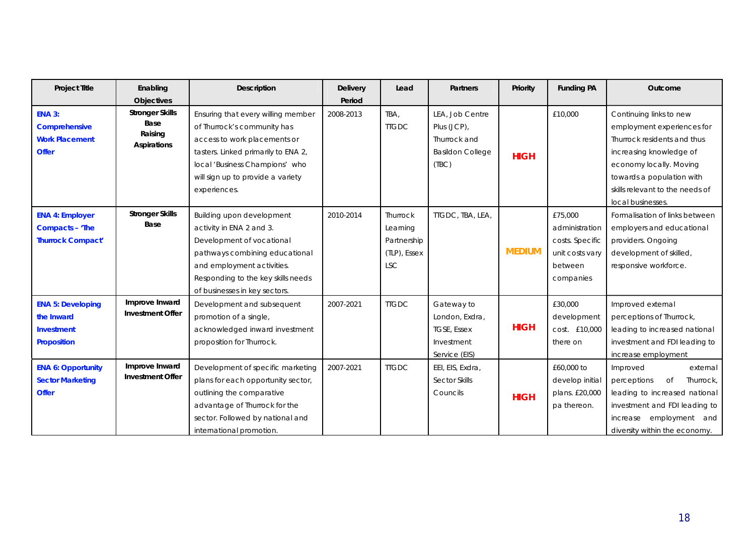| Project Title | Enabling Objectives | Description | Delivery Period | Lead | Partners | Priority | Funding PA | Outcome |
|---|---|---|---|---|---|---|---|---|
| **ENA 3: Comprehensive Work Placement Offer** | **Stronger Skills Base Raising Aspirations** | Ensuring that every willing member of Thurrock's community has access to work placements or tasters. Linked primarily to ENA 2, local 'Business Champions' who will sign up to provide a variety experiences. | 2008-2013 | TBA, TTGDC | LEA, Job Centre Plus (JCP), Thurrock and Basildon College (TBC) | **HIGH** | £10,000 | Continuing links to new employment experiences for Thurrock residents and thus increasing knowledge of economy locally. Moving towards a population with skills relevant to the needs of local businesses. |
| **ENA 4: Employer Compacts – 'The Thurrock Compact'** | **Stronger Skills Base** | Building upon development activity in ENA 2 and 3. Development of vocational pathways combining educational and employment activities. Responding to the key skills needs of businesses in key sectors. | 2010-2014 | Thurrock Learning Partnership (TLP), Essex LSC | TTGDC, TBA, LEA, | **MEDIUM** | £75,000 administration costs. Specific unit costs vary between companies | Formalisation of links between employers and educational providers. Ongoing development of skilled, responsive workforce. |
| **ENA 5: Developing the Inward Investment Proposition** | **Improve Inward Investment Offer** | Development and subsequent promotion of a single, acknowledged inward investment proposition for Thurrock. | 2007-2021 | TTGDC | Gateway to London, Exdra, TGSE, Essex Investment Service (EIS) | **HIGH** | £30,000 development cost. £10,000 there on | Improved external perceptions of Thurrock, leading to increased national investment and FDI leading to increase employment |
| **ENA 6: Opportunity Sector Marketing Offer** | **Improve Inward Investment Offer** | Development of specific marketing plans for each opportunity sector, outlining the comparative advantage of Thurrock for the sector. Followed by national and international promotion. | 2007-2021 | TTGDC | EEI, EIS, Exdra, Sector Skills Councils | **HIGH** | £60,000 to develop initial plans. £20,000 pa thereon. | Improved external perceptions of Thurrock, leading to increased national investment and FDI leading to increase employment and diversity within the economy. |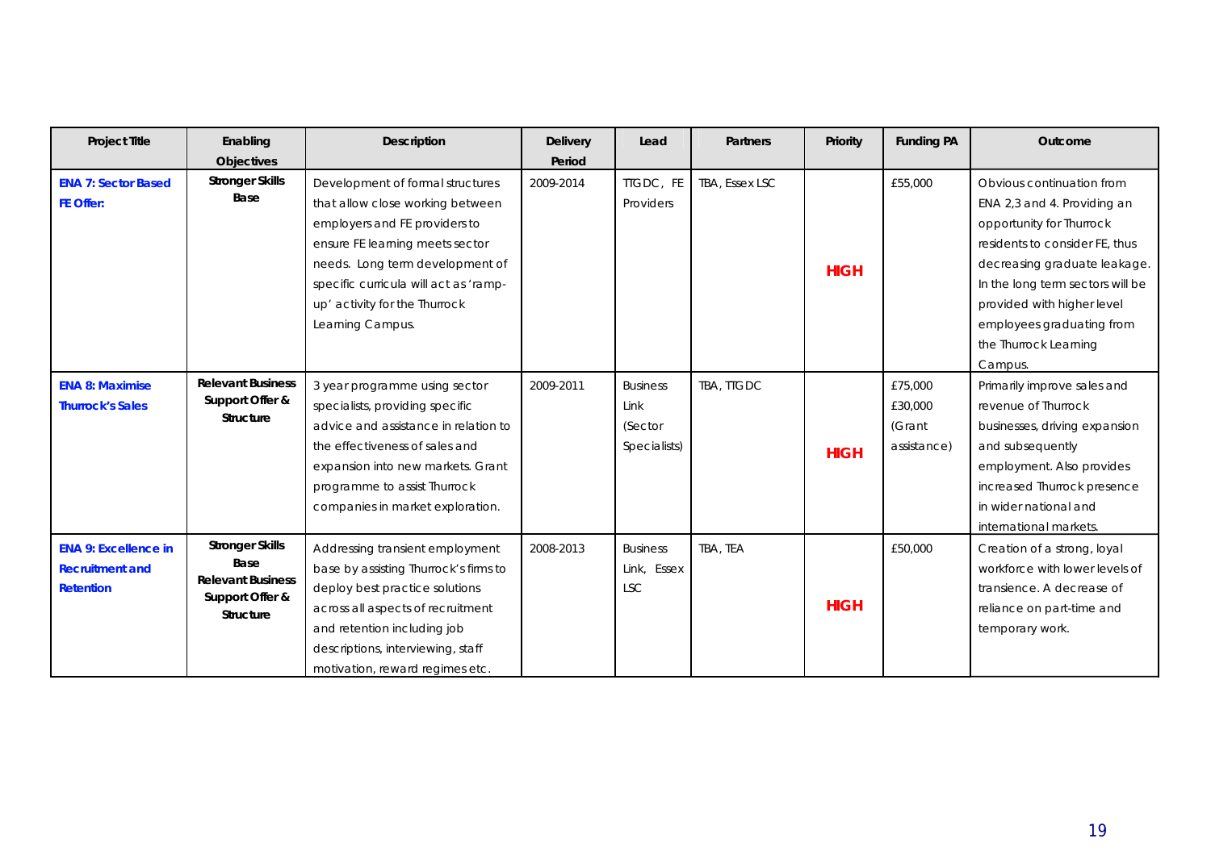| Project Title | Enabling Objectives | Description | Delivery Period | Lead | Partners | Priority | Funding PA | Outcome |
|---|---|---|---|---|---|---|---|---|
| **ENA 7: Sector Based FE Offer:** | **Stronger Skills Base** | Development of formal structures that allow close working between employers and FE providers to ensure FE learning meets sector needs. Long term development of specific curricula will act as 'ramp-up' activity for the Thurrock Learning Campus. | 2009-2014 | TTGDC, FE Providers | TBA, Essex LSC | **HIGH** | £55,000 | Obvious continuation from ENA 2,3 and 4. Providing an opportunity for Thurrock residents to consider FE, thus decreasing graduate leakage. In the long term sectors will be provided with higher level employees graduating from the Thurrock Learning Campus. |
| **ENA 8: Maximise Thurrock's Sales** | **Relevant Business Support Offer & Structure** | 3 year programme using sector specialists, providing specific advice and assistance in relation to the effectiveness of sales and expansion into new markets. Grant programme to assist Thurrock companies in market exploration. | 2009-2011 | Business Link (Sector Specialists) | TBA, TTGDC | **HIGH** | £75,000 £30,000 (Grant assistance) | Primarily improve sales and revenue of Thurrock businesses, driving expansion and subsequently employment. Also provides increased Thurrock presence in wider national and international markets. |
| **ENA 9: Excellence in Recruitment and Retention** | **Stronger Skills Base Relevant Business Support Offer & Structure** | Addressing transient employment base by assisting Thurrock's firms to deploy best practice solutions across all aspects of recruitment and retention including job descriptions, interviewing, staff motivation, reward regimes etc. | 2008-2013 | Business Link, Essex LSC | TBA, TEA | **HIGH** | £50,000 | Creation of a strong, loyal workforce with lower levels of transience. A decrease of reliance on part-time and temporary work. |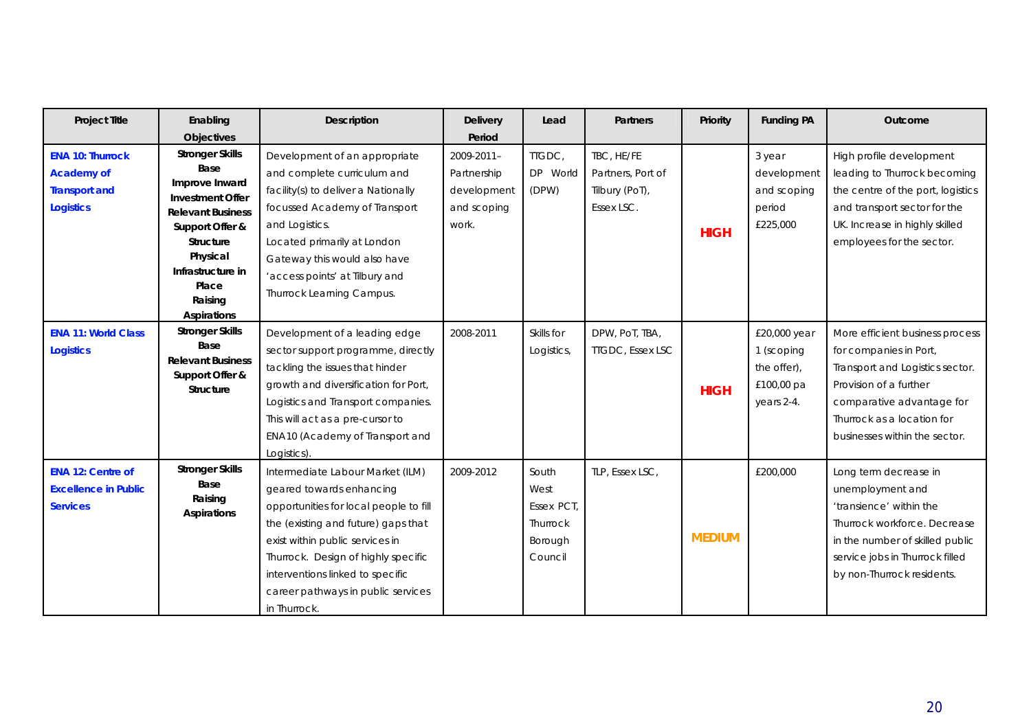| Project Title | Enabling Objectives | Description | Delivery Period | Lead | Partners | Priority | Funding PA | Outcome |
|---|---|---|---|---|---|---|---|---|
| **ENA 10: Thurrock Academy of Transport and Logistics** | **Stronger Skills Base**<br>**Improve Inward Investment Offer**<br>**Relevant Business Support Offer & Structure**<br>**Physical Infrastructure in Place**<br>**Raising Aspirations** | Development of an appropriate and complete curriculum and facility(s) to deliver a Nationally focussed Academy of Transport and Logistics.<br>Located primarily at London Gateway this would also have 'access points' at Tilbury and Thurrock Learning Campus. | 2009-2011– Partnership development and scoping work. | TTGDC, DP World (DPW) | TBC, HE/FE Partners, Port of Tilbury (PoT), Essex LSC. | **HIGH** | 3 year development and scoping period £225,000 | High profile development leading to Thurrock becoming the centre of the port, logistics and transport sector for the UK. Increase in highly skilled employees for the sector. |
| **ENA 11: World Class Logistics** | **Stronger Skills Base**<br>**Relevant Business Support Offer & Structure** | Development of a leading edge sector support programme, directly tackling the issues that hinder growth and diversification for Port, Logistics and Transport companies. This will act as a pre-cursor to ENA10 (Academy of Transport and Logistics). | 2008-2011 | Skills for Logistics, | DPW, PoT, TBA, TTGDC, Essex LSC | **HIGH** | £20,000 year 1 (scoping the offer), £100,00 pa years 2-4. | More efficient business process for companies in Port, Transport and Logistics sector. Provision of a further comparative advantage for Thurrock as a location for businesses within the sector. |
| **ENA 12: Centre of Excellence in Public Services** | **Stronger Skills Base**<br>**Raising Aspirations** | Intermediate Labour Market (ILM) geared towards enhancing opportunities for local people to fill the (existing and future) gaps that exist within public services in Thurrock. Design of highly specific interventions linked to specific career pathways in public services in Thurrock. | 2009-2012 | South West Essex PCT, Thurrock Borough Council | TLP, Essex LSC, | **MEDIUM** | £200,000 | Long term decrease in unemployment and 'transience' within the Thurrock workforce. Decrease in the number of skilled public service jobs in Thurrock filled by non-Thurrock residents. |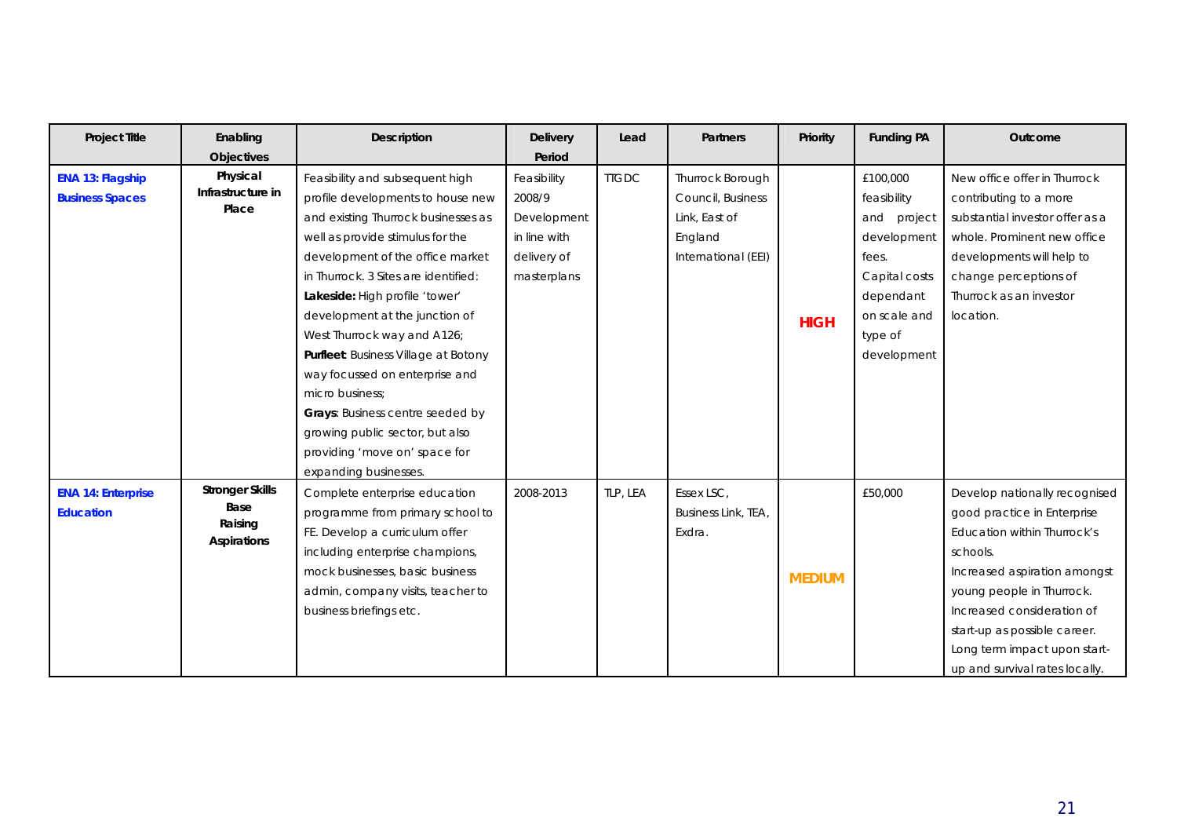| Project Title | Enabling Objectives | Description | Delivery Period | Lead | Partners | Priority | Funding PA | Outcome |
|---|---|---|---|---|---|---|---|---|
| **ENA 13: Flagship Business Spaces** | **Physical Infrastructure in Place** | Feasibility and subsequent high profile developments to house new and existing Thurrock businesses as well as provide stimulus for the development of the office market in Thurrock. 3 Sites are identified: **Lakeside:** High profile 'tower' development at the junction of West Thurrock way and A126; **Purfleet**: Business Village at Botony way focussed on enterprise and micro business; **Grays**: Business centre seeded by growing public sector, but also providing 'move on' space for expanding businesses. | Feasibility 2008/9 Development in line with delivery of masterplans | TTGDC | Thurrock Borough Council, Business Link, East of England International (EEI) | **HIGH** | £100,000 feasibility and project development fees. Capital costs dependant on scale and type of development | New office offer in Thurrock contributing to a more substantial investor offer as a whole. Prominent new office developments will help to change perceptions of Thurrock as an investor location. |
| **ENA 14: Enterprise Education** | **Stronger Skills Base Raising Aspirations** | Complete enterprise education programme from primary school to FE. Develop a curriculum offer including enterprise champions, mock businesses, basic business admin, company visits, teacher to business briefings etc. | 2008-2013 | TLP, LEA | Essex LSC, Business Link, TEA, Exdra. | **MEDIUM** | £50,000 | Develop nationally recognised good practice in Enterprise Education within Thurrock's schools. Increased aspiration amongst young people in Thurrock. Increased consideration of start-up as possible career. Long term impact upon start-up and survival rates locally. |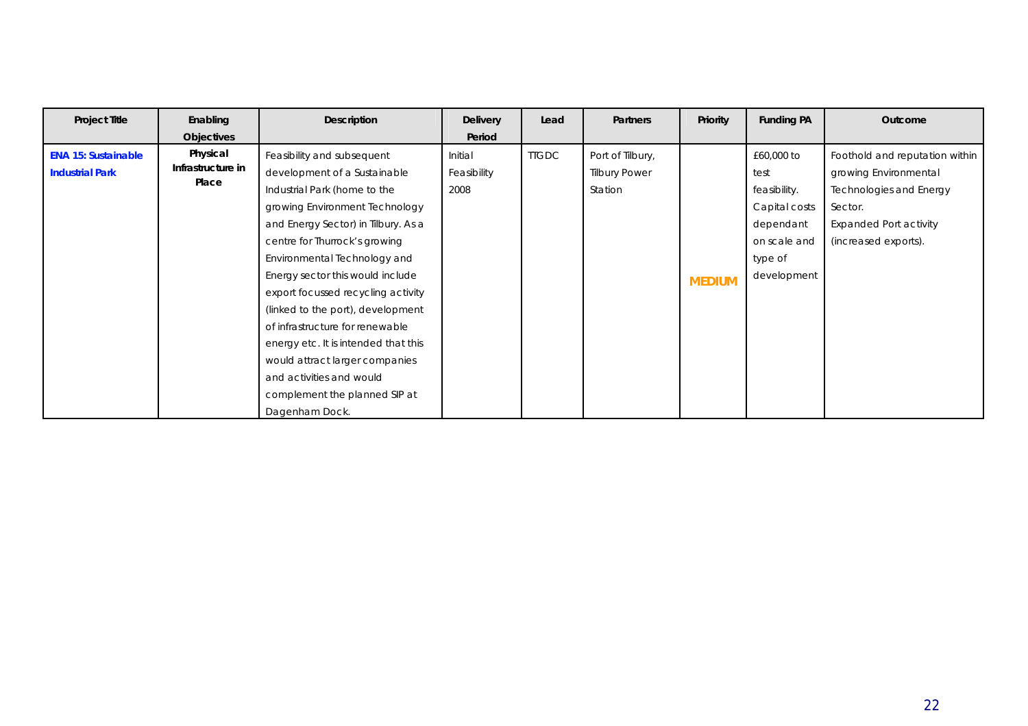| Project Title | Enabling Objectives | Description | Delivery Period | Lead | Partners | Priority | Funding PA | Outcome |
|---|---|---|---|---|---|---|---|---|
| **ENA 15: Sustainable Industrial Park** | **Physical Infrastructure in Place** | Feasibility and subsequent development of a Sustainable Industrial Park (home to the growing Environment Technology and Energy Sector) in Tilbury. As a centre for Thurrock's growing Environmental Technology and Energy sector this would include export focussed recycling activity (linked to the port), development of infrastructure for renewable energy etc. It is intended that this would attract larger companies and activities and would complement the planned SIP at Dagenham Dock. | Initial Feasibility 2008 | TTGDC | Port of Tilbury, Tilbury Power Station | **MEDIUM** | £60,000 to test feasibility. Capital costs dependant on scale and type of development | Foothold and reputation within growing Environmental Technologies and Energy Sector. Expanded Port activity (increased exports). |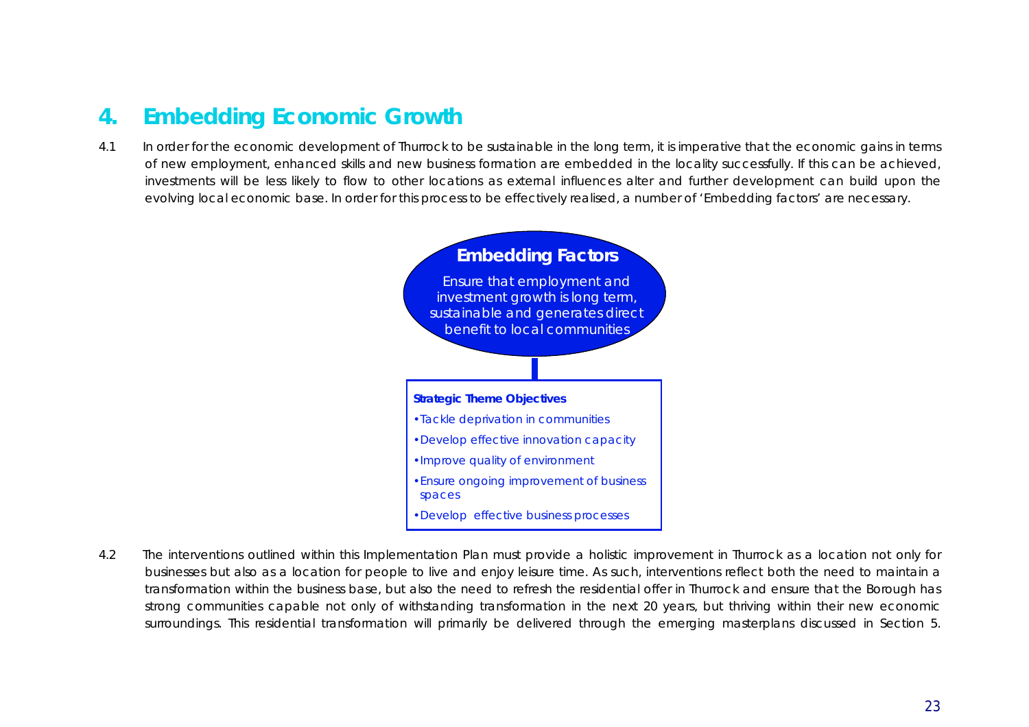## 4. Embedding Economic Growth

4.1 In order for the economic development of Thurrock to be sustainable in the long term, it is imperative that the economic gains in terms of new employment, enhanced skills and new business formation are embedded in the locality successfully. If this can be achieved, investments will be less likely to flow to other locations as external influences alter and further development can build upon the evolving local economic base. In order for this process to be effectively realised, a number of 'Embedding factors' are necessary.

**Embedding Factors**

Ensure that employment and investment growth is long term, sustainable and generates direct benefit to local communities

**Strategic Theme Objectives**

- Tackle deprivation in communities
- Develop effective innovation capacity
- Improve quality of environment
- Ensure ongoing improvement of business spaces
- Develop effective business processes

4.2 The interventions outlined within this Implementation Plan must provide a holistic improvement in Thurrock as a location not only for businesses but also as a location for people to live and enjoy leisure time. As such, interventions reflect both the need to maintain a transformation within the business base, but also the need to refresh the residential offer in Thurrock and ensure that the Borough has strong communities capable not only of withstanding transformation in the next 20 years, but thriving within their new economic surroundings. This residential transformation will primarily be delivered through the emerging masterplans discussed in Section 5.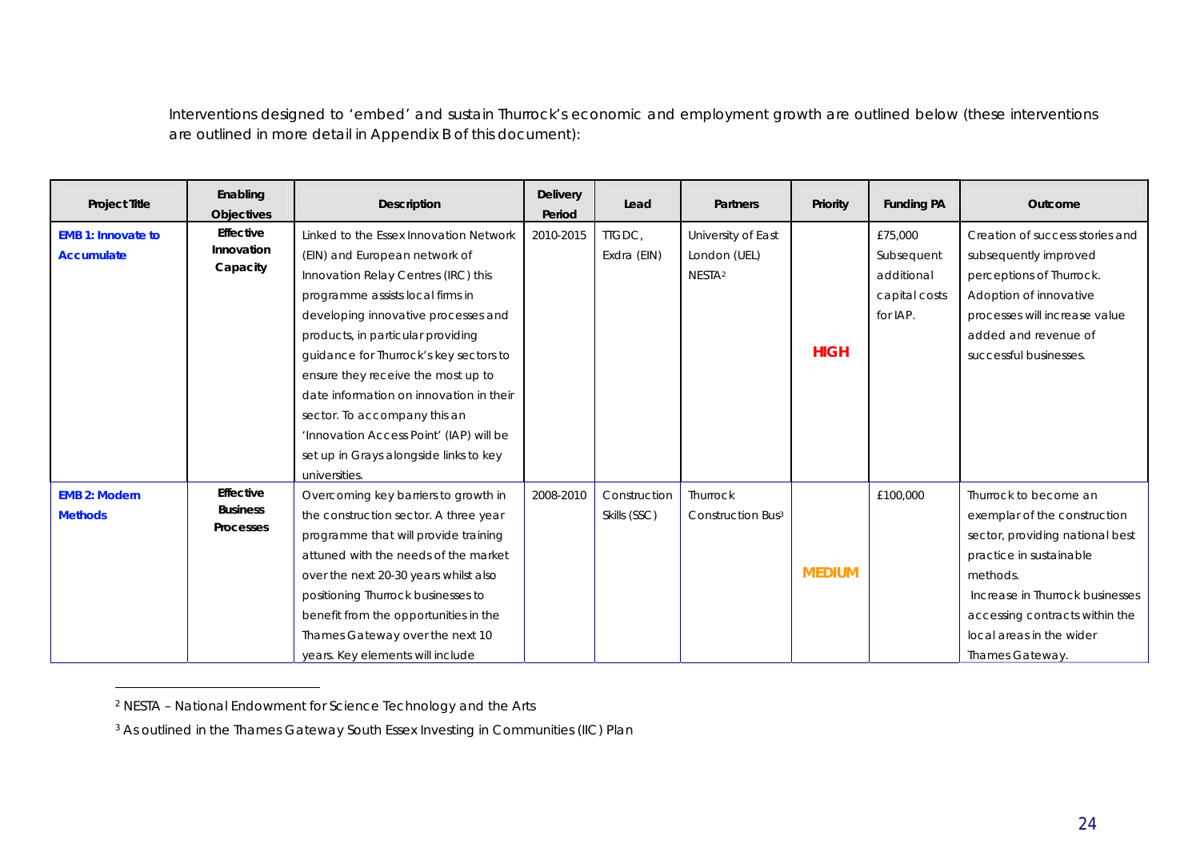Interventions designed to 'embed' and sustain Thurrock's economic and employment growth are outlined below (these interventions are outlined in more detail in Appendix B of this document):

| Project Title | Enabling Objectives | Description | Delivery Period | Lead | Partners | Priority | Funding PA | Outcome |
|---|---|---|---|---|---|---|---|---|
| **EMB 1: Innovate to Accumulate** | **Effective Innovation Capacity** | Linked to the Essex Innovation Network (EIN) and European network of Innovation Relay Centres (IRC) this programme assists local firms in developing innovative processes and products, in particular providing guidance for Thurrock's key sectors to ensure they receive the most up to date information on innovation in their sector. To accompany this an 'Innovation Access Point' (IAP) will be set up in Grays alongside links to key universities. | 2010-2015 | TTGDC, Exdra (EIN) | University of East London (UEL) NESTA[2] | **HIGH** | £75,000 Subsequent additional capital costs for IAP. | Creation of success stories and subsequently improved perceptions of Thurrock. Adoption of innovative processes will increase value added and revenue of successful businesses. |
| **EMB 2: Modern Methods** | **Effective Business Processes** | Overcoming key barriers to growth in the construction sector. A three year programme that will provide training attuned with the needs of the market over the next 20-30 years whilst also positioning Thurrock businesses to benefit from the opportunities in the Thames Gateway over the next 10 years. Key elements will include | 2008-2010 | Construction Skills (SSC) | Thurrock Construction Bus[3] | **MEDIUM** | £100,000 | Thurrock to become an exemplar of the construction sector, providing national best practice in sustainable methods. Increase in Thurrock businesses accessing contracts within the local areas in the wider Thames Gateway. |

[2] NESTA – National Endowment for Science Technology and the Arts

[3] As outlined in the Thames Gateway South Essex Investing in Communities (IIC) Plan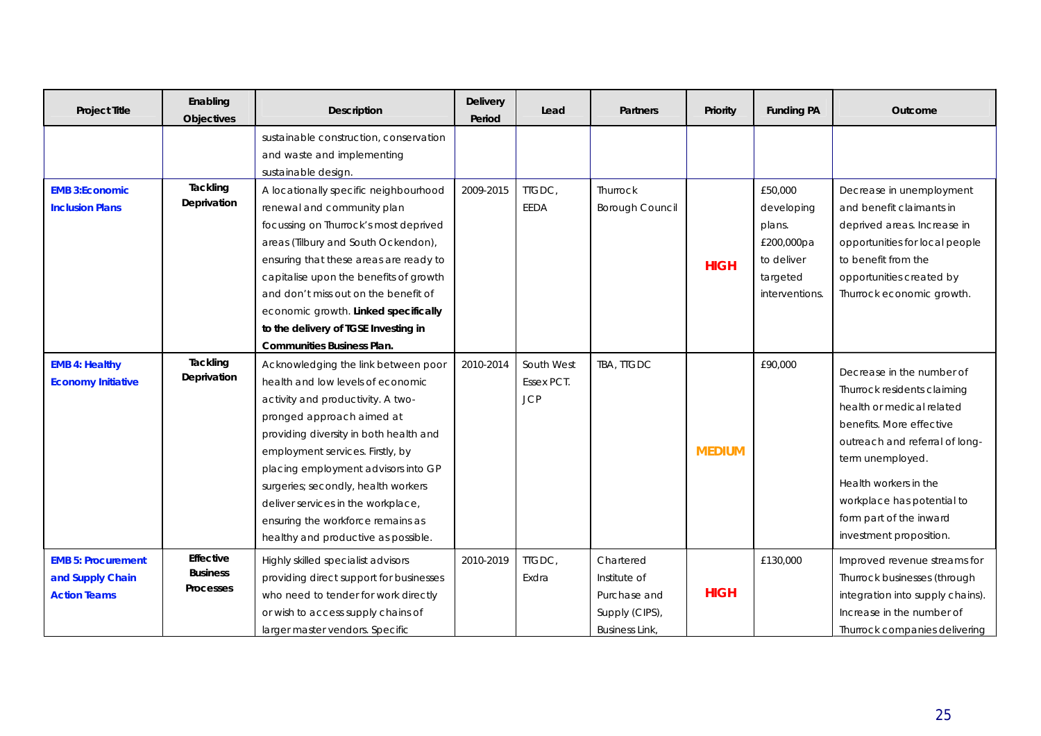| Project Title | Enabling Objectives | Description | Delivery Period | Lead | Partners | Priority | Funding PA | Outcome |
|---|---|---|---|---|---|---|---|---|
| | | sustainable construction, conservation and waste and implementing sustainable design. | | | | | | |
| **EMB 3:Economic Inclusion Plans** | **Tackling Deprivation** | A locationally specific neighbourhood renewal and community plan focussing on Thurrock's most deprived areas (Tilbury and South Ockendon), ensuring that these areas are ready to capitalise upon the benefits of growth and don't miss out on the benefit of economic growth. **Linked specifically to the delivery of TGSE Investing in Communities Business Plan.** | 2009-2015 | TTGDC, EEDA | Thurrock Borough Council | **HIGH** | £50,000 developing plans. £200,000pa to deliver targeted interventions. | Decrease in unemployment and benefit claimants in deprived areas. Increase in opportunities for local people to benefit from the opportunities created by Thurrock economic growth. |
| **EMB 4: Healthy Economy Initiative** | **Tackling Deprivation** | Acknowledging the link between poor health and low levels of economic activity and productivity. A two-pronged approach aimed at providing diversity in both health and employment services. Firstly, by placing employment advisors into GP surgeries; secondly, health workers deliver services in the workplace, ensuring the workforce remains as healthy and productive as possible. | 2010-2014 | South West Essex PCT. JCP | TBA, TTGDC | **MEDIUM** | £90,000 | Decrease in the number of Thurrock residents claiming health or medical related benefits. More effective outreach and referral of long-term unemployed.<br><br>Health workers in the workplace has potential to form part of the inward investment proposition. |
| **EMB 5: Procurement and Supply Chain Action Teams** | **Effective Business Processes** | Highly skilled specialist advisors providing direct support for businesses who need to tender for work directly or wish to access supply chains of larger master vendors. Specific | 2010-2019 | TTGDC, Exdra | Chartered Institute of Purchase and Supply (CIPS), Business Link, | **HIGH** | £130,000 | Improved revenue streams for Thurrock businesses (through integration into supply chains). Increase in the number of Thurrock companies delivering |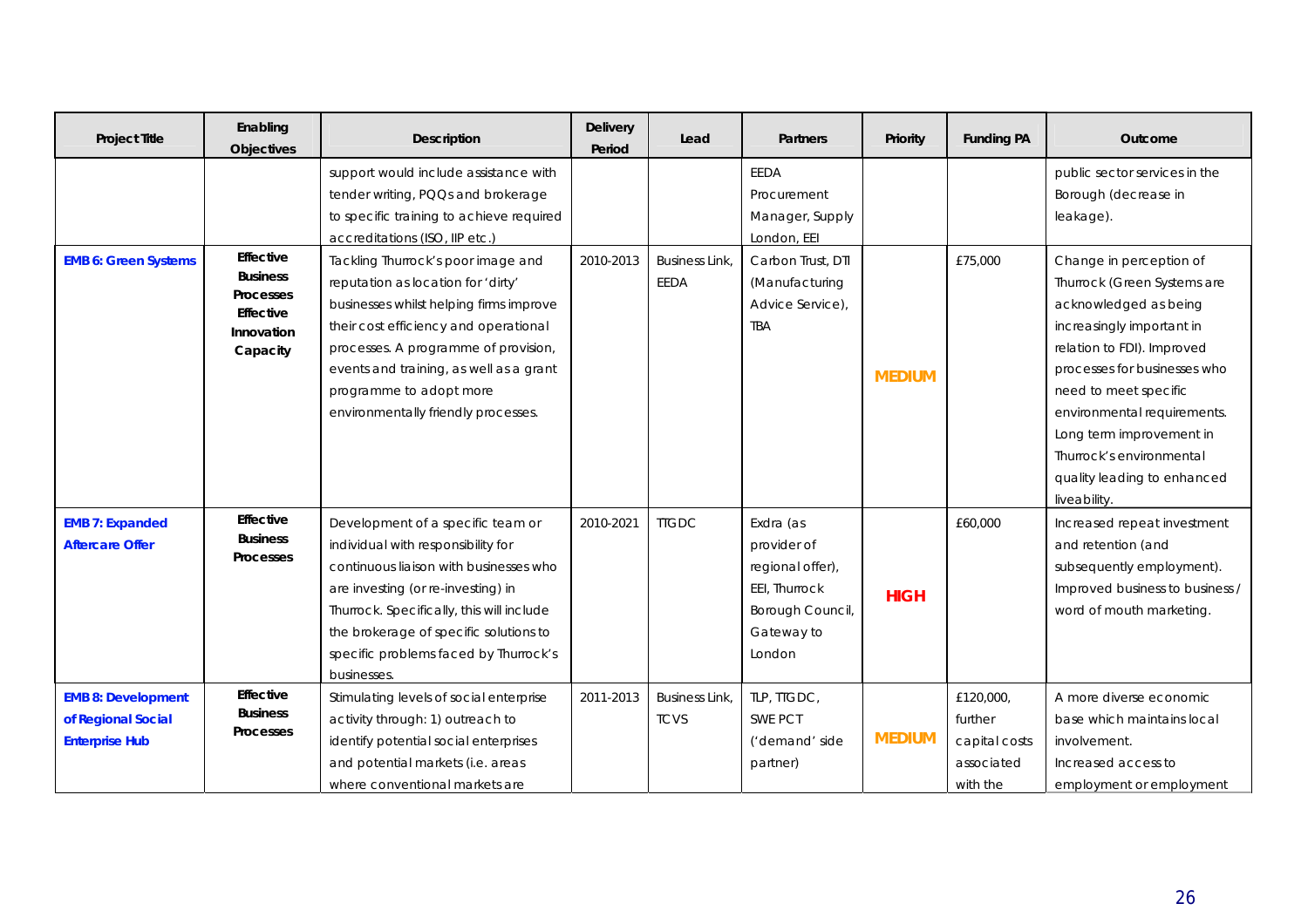| Project Title | Enabling Objectives | Description | Delivery Period | Lead | Partners | Priority | Funding PA | Outcome |
|---|---|---|---|---|---|---|---|---|
| | | support would include assistance with tender writing, PQQs and brokerage to specific training to achieve required accreditations (ISO, IIP etc.) | | | EEDA Procurement Manager, Supply London, EEI | | | public sector services in the Borough (decrease in leakage). |
| **EMB 6: Green Systems** | **Effective Business Processes Effective Innovation Capacity** | Tackling Thurrock's poor image and reputation as location for 'dirty' businesses whilst helping firms improve their cost efficiency and operational processes. A programme of provision, events and training, as well as a grant programme to adopt more environmentally friendly processes. | 2010-2013 | Business Link, EEDA | Carbon Trust, DTI (Manufacturing Advice Service), TBA | **MEDIUM** | £75,000 | Change in perception of Thurrock (Green Systems are acknowledged as being increasingly important in relation to FDI). Improved processes for businesses who need to meet specific environmental requirements. Long term improvement in Thurrock's environmental quality leading to enhanced liveability. |
| **EMB 7: Expanded Aftercare Offer** | **Effective Business Processes** | Development of a specific team or individual with responsibility for continuous liaison with businesses who are investing (or re-investing) in Thurrock. Specifically, this will include the brokerage of specific solutions to specific problems faced by Thurrock's businesses. | 2010-2021 | TTGDC | Exdra (as provider of regional offer), EEI, Thurrock Borough Council, Gateway to London | **HIGH** | £60,000 | Increased repeat investment and retention (and subsequently employment). Improved business to business / word of mouth marketing. |
| **EMB 8: Development of Regional Social Enterprise Hub** | **Effective Business Processes** | Stimulating levels of social enterprise activity through: 1) outreach to identify potential social enterprises and potential markets (i.e. areas where conventional markets are | 2011-2013 | Business Link, TCVS | TLP, TTGDC, SWE PCT ('demand' side partner) | **MEDIUM** | £120,000, further capital costs associated with the | A more diverse economic base which maintains local involvement. Increased access to employment or employment |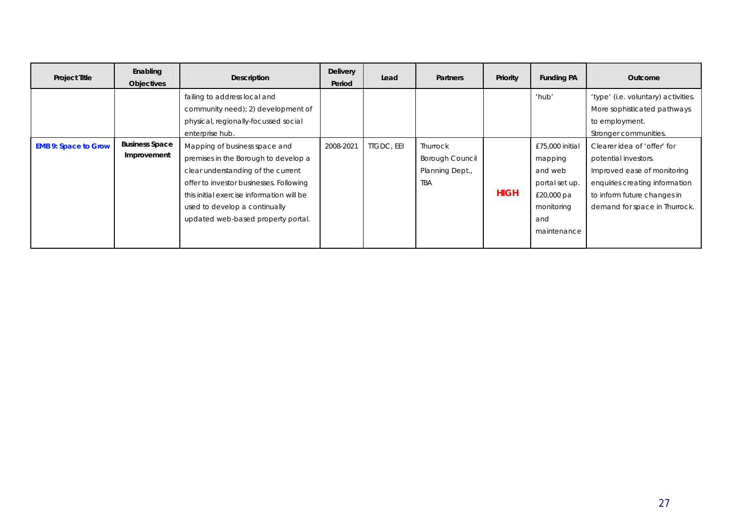| Project Title | Enabling Objectives | Description | Delivery Period | Lead | Partners | Priority | Funding PA | Outcome |
|---|---|---|---|---|---|---|---|---|
| | | failing to address local and community need); 2) development of physical, regionally-focussed social enterprise hub. | | | | | 'hub' | 'type' (i.e. voluntary) activities. More sophisticated pathways to employment. Stronger communities. |
| **EMB 9: Space to Grow** | **Business Space Improvement** | Mapping of business space and premises in the Borough to develop a clear understanding of the current offer to investor businesses. Following this initial exercise information will be used to develop a continually updated web-based property portal. | 2008-2021 | TTGDC, EEI | Thurrock Borough Council Planning Dept., TBA | **HIGH** | £75,000 initial mapping and web portal set up. £20,000 pa monitoring and maintenance | Clearer idea of 'offer' for potential investors. Improved ease of monitoring enquiries creating information to inform future changes in demand for space in Thurrock. |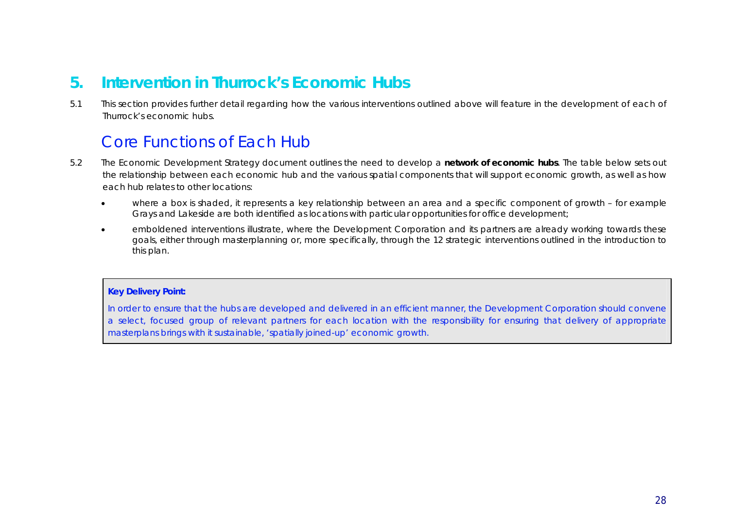# 5. Intervention in Thurrock's Economic Hubs

5.1 This section provides further detail regarding how the various interventions outlined above will feature in the development of each of Thurrock's economic hubs.

## Core Functions of Each Hub

5.2 The Economic Development Strategy document outlines the need to develop a **network of economic hubs**. The table below sets out the relationship between each economic hub and the various spatial components that will support economic growth, as well as how each hub relates to other locations:

- where a box is shaded, it represents a key relationship between an area and a specific component of growth – for example Grays and Lakeside are both identified as locations with particular opportunities for office development;
- emboldened interventions illustrate, where the Development Corporation and its partners are already working towards these goals, either through masterplanning or, more specifically, through the 12 strategic interventions outlined in the introduction to this plan.

> **Key Delivery Point:**
>
> In order to ensure that the hubs are developed and delivered in an efficient manner, the Development Corporation should convene a select, focused group of relevant partners for each location with the responsibility for ensuring that delivery of appropriate masterplans brings with it sustainable, 'spatially joined-up' economic growth.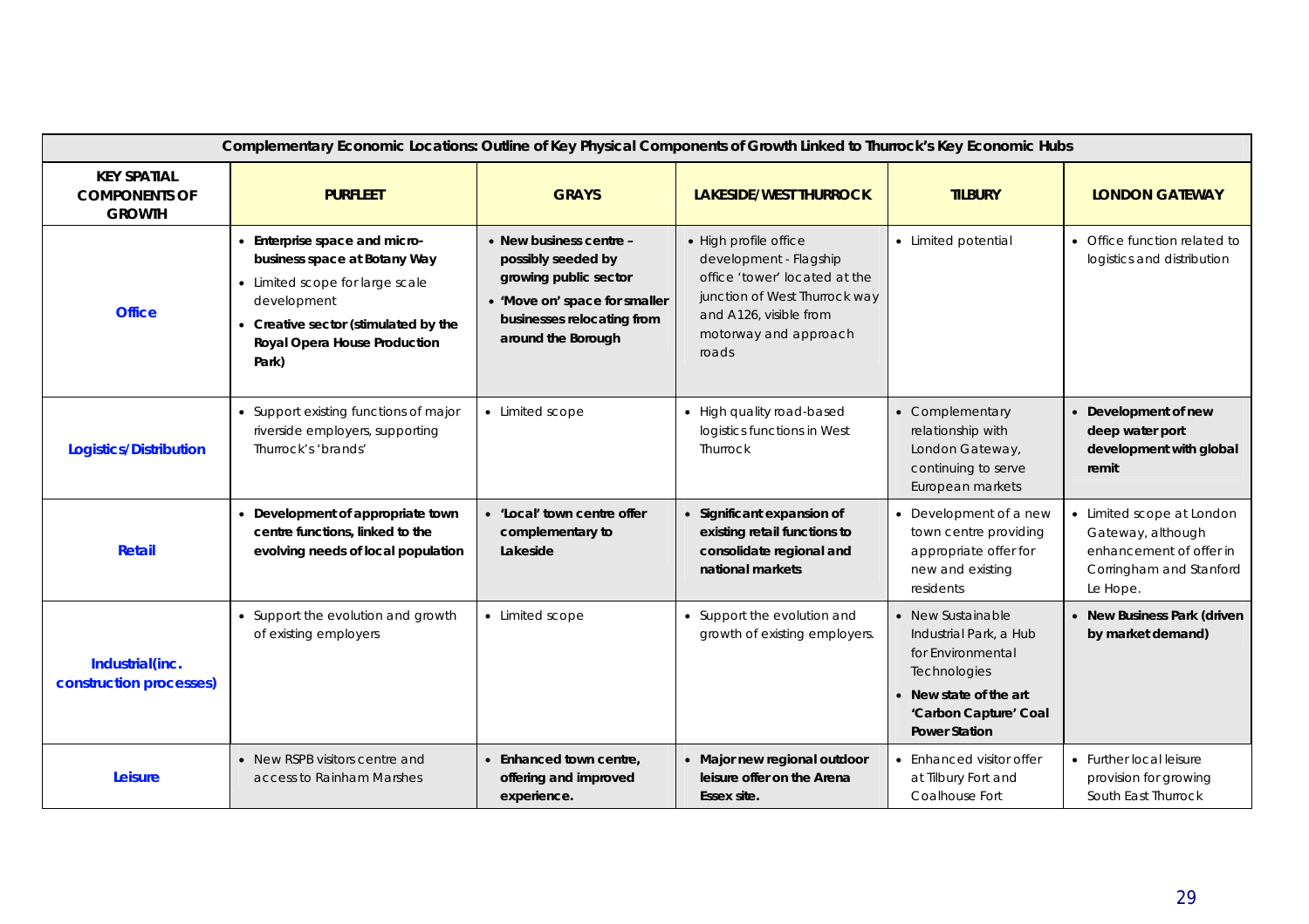| Complementary Economic Locations: Outline of Key Physical Components of Growth Linked to Thurrock's Key Economic Hubs | | | | | |
|---|---|---|---|---|---|
| **KEY SPATIAL COMPONENTS OF GROWTH** | **PURFLEET** | **GRAYS** | **LAKESIDE/WEST THURROCK** | **TILBURY** | **LONDON GATEWAY** |
| **Office** | • **Enterprise space and micro-business space at Botany Way**<br>• Limited scope for large scale development<br>• **Creative sector (stimulated by the Royal Opera House Production Park)** | • **New business centre – possibly seeded by growing public sector**<br>• **'Move on' space for smaller businesses relocating from around the Borough** | • High profile office development - Flagship office 'tower' located at the junction of West Thurrock way and A126, visible from motorway and approach roads | • Limited potential | • Office function related to logistics and distribution |
| **Logistics/Distribution** | • Support existing functions of major riverside employers, supporting Thurrock's 'brands' | • Limited scope | • High quality road-based logistics functions in West Thurrock | • Complementary relationship with London Gateway, continuing to serve European markets | • **Development of new deep water port development with global remit** |
| **Retail** | • **Development of appropriate town centre functions, linked to the evolving needs of local population** | • **'Local' town centre offer complementary to Lakeside** | • **Significant expansion of existing retail functions to consolidate regional and national markets** | • Development of a new town centre providing appropriate offer for new and existing residents | • Limited scope at London Gateway, although enhancement of offer in Corringham and Stanford Le Hope. |
| **Industrial (inc. construction processes)** | • Support the evolution and growth of existing employers | • Limited scope | • Support the evolution and growth of existing employers. | • New Sustainable Industrial Park, a Hub for Environmental Technologies<br>• **New state of the art 'Carbon Capture' Coal Power Station** | • **New Business Park (driven by market demand)** |
| **Leisure** | • New RSPB visitors centre and access to Rainham Marshes | • **Enhanced town centre, offering and improved experience.** | • **Major new regional outdoor leisure offer on the Arena Essex site.** | • Enhanced visitor offer at Tilbury Fort and Coalhouse Fort | • Further local leisure provision for growing South East Thurrock |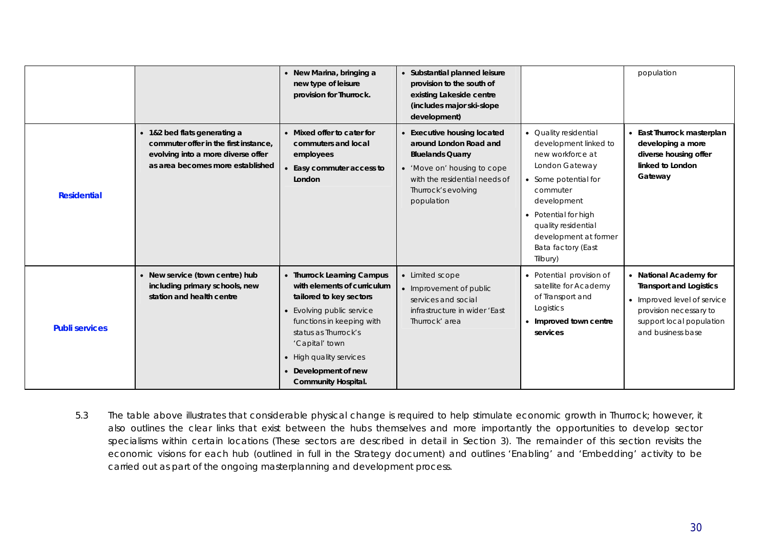| | | | | | |
|---|---|---|---|---|---|
| | | • **New Marina, bringing a new type of leisure provision for Thurrock.** | • **Substantial planned leisure provision to the south of existing Lakeside centre (includes major ski-slope development)** | | population |
| **Residential** | • **1&2 bed flats generating a commuter offer in the first instance, evolving into a more diverse offer as area becomes more established** | • **Mixed offer to cater for commuters and local employees**<br>• **Easy commuter access to London** | • **Executive housing located around London Road and Bluelands Quarry**<br>• 'Move on' housing to cope with the residential needs of Thurrock's evolving population | • Quality residential development linked to new workforce at London Gateway<br>• Some potential for commuter development<br>• Potential for high quality residential development at former Bata factory (East Tilbury) | • **East Thurrock masterplan developing a more diverse housing offer linked to London Gateway** |
| **Publi services** | • **New service (town centre) hub including primary schools, new station and health centre** | • **Thurrock Learning Campus with elements of curriculum tailored to key sectors**<br>• Evolving public service functions in keeping with status as Thurrock's 'Capital' town<br>• High quality services<br>• **Development of new Community Hospital.** | • Limited scope<br>• Improvement of public services and social infrastructure in wider 'East Thurrock' area | • Potential provision of satellite for Academy of Transport and Logistics<br>• **Improved town centre services** | • **National Academy for Transport and Logistics**<br>• Improved level of service provision necessary to support local population and business base |

5.3 The table above illustrates that considerable physical change is required to help stimulate economic growth in Thurrock; however, it also outlines the clear links that exist between the hubs themselves and more importantly the opportunities to develop sector specialisms within certain locations (These sectors are described in detail in Section 3). The remainder of this section revisits the economic visions for each hub (outlined in full in the Strategy document) and outlines 'Enabling' and 'Embedding' activity to be carried out as part of the ongoing masterplanning and development process.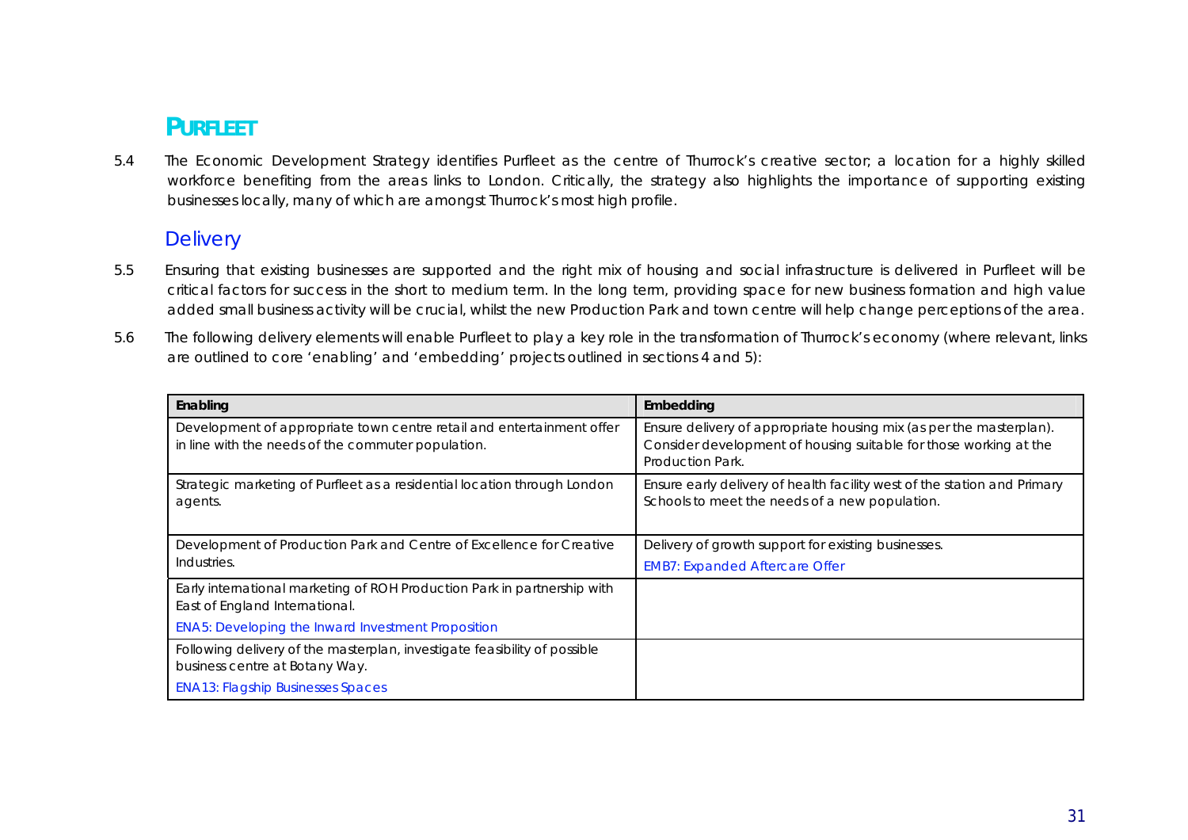## Purfleet

5.4 The Economic Development Strategy identifies Purfleet as the centre of Thurrock's creative sector; a location for a highly skilled workforce benefiting from the areas links to London. Critically, the strategy also highlights the importance of supporting existing businesses locally, many of which are amongst Thurrock's most high profile.

### Delivery

5.5 Ensuring that existing businesses are supported and the right mix of housing and social infrastructure is delivered in Purfleet will be critical factors for success in the short to medium term. In the long term, providing space for new business formation and high value added small business activity will be crucial, whilst the new Production Park and town centre will help change perceptions of the area.

5.6 The following delivery elements will enable Purfleet to play a key role in the transformation of Thurrock's economy (where relevant, links are outlined to core 'enabling' and 'embedding' projects outlined in sections 4 and 5):

| Enabling | Embedding |
|---|---|
| Development of appropriate town centre retail and entertainment offer in line with the needs of the commuter population. | Ensure delivery of appropriate housing mix (as per the masterplan). Consider development of housing suitable for those working at the Production Park. |
| Strategic marketing of Purfleet as a residential location through London agents. | Ensure early delivery of health facility west of the station and Primary Schools to meet the needs of a new population. |
| Development of Production Park and Centre of Excellence for Creative Industries. | Delivery of growth support for existing businesses.<br>EMB7: Expanded Aftercare Offer |
| Early international marketing of ROH Production Park in partnership with East of England International.<br>ENA5: Developing the Inward Investment Proposition | |
| Following delivery of the masterplan, investigate feasibility of possible business centre at Botany Way.<br>ENA13: Flagship Businesses Spaces | |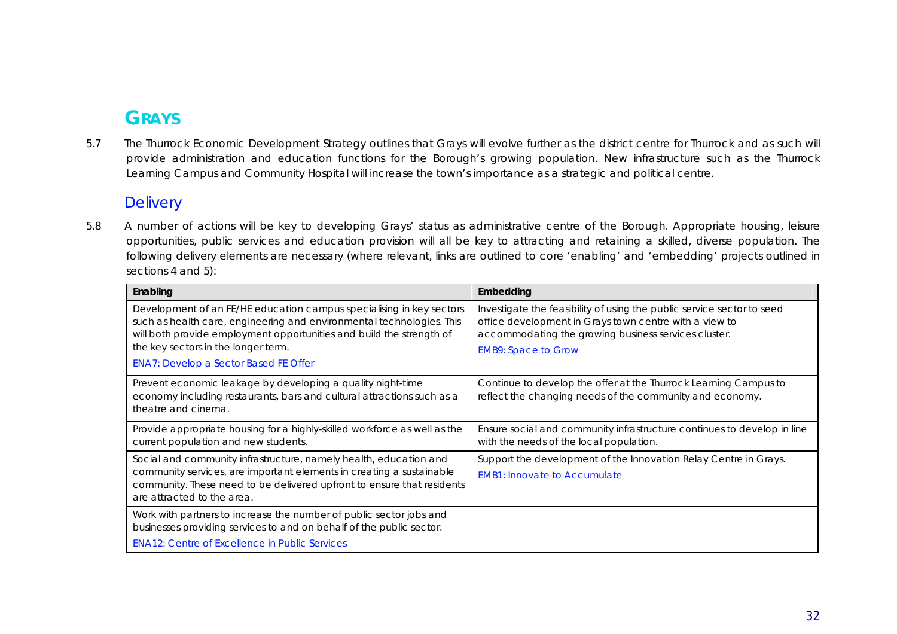## GRAYS

5.7 The Thurrock Economic Development Strategy outlines that Grays will evolve further as the district centre for Thurrock and as such will provide administration and education functions for the Borough's growing population. New infrastructure such as the Thurrock Learning Campus and Community Hospital will increase the town's importance as a strategic and political centre.

### Delivery

5.8 A number of actions will be key to developing Grays' status as administrative centre of the Borough. Appropriate housing, leisure opportunities, public services and education provision will all be key to attracting and retaining a skilled, diverse population. The following delivery elements are necessary (where relevant, links are outlined to core 'enabling' and 'embedding' projects outlined in sections 4 and 5):

| Enabling | Embedding |
|---|---|
| Development of an FE/HE education campus specialising in key sectors such as health care, engineering and environmental technologies. This will both provide employment opportunities and build the strength of the key sectors in the longer term.<br>ENA7: Develop a Sector Based FE Offer | Investigate the feasibility of using the public service sector to seed office development in Grays town centre with a view to accommodating the growing business services cluster.<br>EMB9: Space to Grow |
| Prevent economic leakage by developing a quality night-time economy including restaurants, bars and cultural attractions such as a theatre and cinema. | Continue to develop the offer at the Thurrock Learning Campus to reflect the changing needs of the community and economy. |
| Provide appropriate housing for a highly-skilled workforce as well as the current population and new students. | Ensure social and community infrastructure continues to develop in line with the needs of the local population. |
| Social and community infrastructure, namely health, education and community services, are important elements in creating a sustainable community. These need to be delivered upfront to ensure that residents are attracted to the area. | Support the development of the Innovation Relay Centre in Grays.<br>EMB1: Innovate to Accumulate |
| Work with partners to increase the number of public sector jobs and businesses providing services to and on behalf of the public sector.<br>ENA12: Centre of Excellence in Public Services | |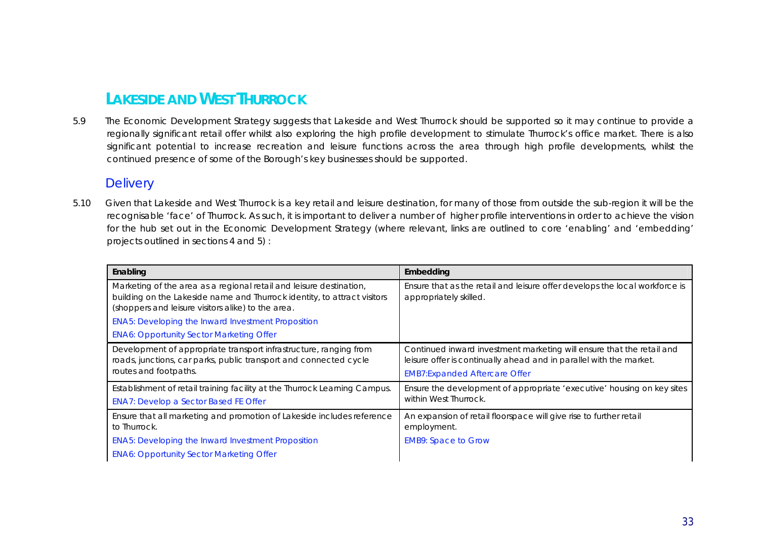## LAKESIDE AND WEST THURROCK

5.9 The Economic Development Strategy suggests that Lakeside and West Thurrock should be supported so it may continue to provide a regionally significant retail offer whilst also exploring the high profile development to stimulate Thurrock's office market. There is also significant potential to increase recreation and leisure functions across the area through high profile developments, whilst the continued presence of some of the Borough's key businesses should be supported.

### Delivery

5.10 Given that Lakeside and West Thurrock is a key retail and leisure destination, for many of those from outside the sub-region it will be the recognisable 'face' of Thurrock. As such, it is important to deliver a number of higher profile interventions in order to achieve the vision for the hub set out in the Economic Development Strategy (where relevant, links are outlined to core 'enabling' and 'embedding' projects outlined in sections 4 and 5) :

| Enabling | Embedding |
|---|---|
| Marketing of the area as a regional retail and leisure destination, building on the Lakeside name and Thurrock identity, to attract visitors (shoppers and leisure visitors alike) to the area.<br>ENA5: Developing the Inward Investment Proposition<br>ENA6: Opportunity Sector Marketing Offer | Ensure that as the retail and leisure offer develops the local workforce is appropriately skilled. |
| Development of appropriate transport infrastructure, ranging from roads, junctions, car parks, public transport and connected cycle routes and footpaths. | Continued inward investment marketing will ensure that the retail and leisure offer is continually ahead and in parallel with the market.<br>EMB7:Expanded Aftercare Offer |
| Establishment of retail training facility at the Thurrock Learning Campus.<br>ENA7: Develop a Sector Based FE Offer | Ensure the development of appropriate 'executive' housing on key sites within West Thurrock. |
| Ensure that all marketing and promotion of Lakeside includes reference to Thurrock.<br>ENA5: Developing the Inward Investment Proposition<br>ENA6: Opportunity Sector Marketing Offer | An expansion of retail floorspace will give rise to further retail employment.<br>EMB9: Space to Grow |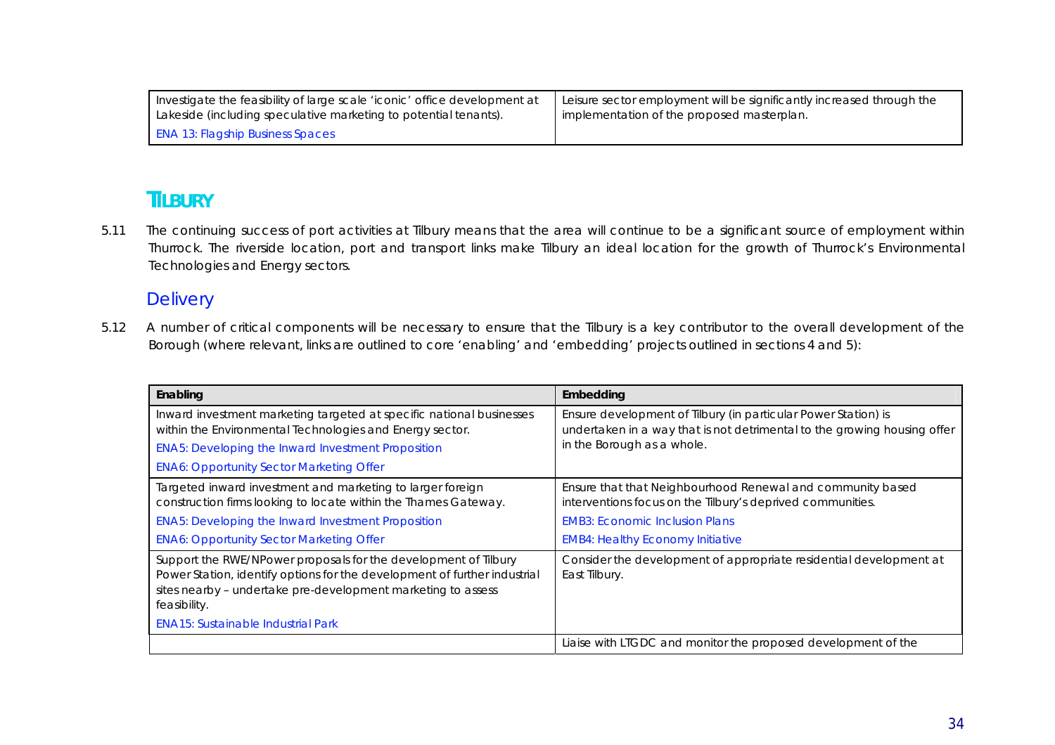| | |
|---|---|
| Investigate the feasibility of large scale 'iconic' office development at Lakeside (including speculative marketing to potential tenants).<br>ENA 13: Flagship Business Spaces | Leisure sector employment will be significantly increased through the implementation of the proposed masterplan. |

## TILBURY

5.11 The continuing success of port activities at Tilbury means that the area will continue to be a significant source of employment within Thurrock. The riverside location, port and transport links make Tilbury an ideal location for the growth of Thurrock's Environmental Technologies and Energy sectors.

### Delivery

5.12 A number of critical components will be necessary to ensure that the Tilbury is a key contributor to the overall development of the Borough (where relevant, links are outlined to core 'enabling' and 'embedding' projects outlined in sections 4 and 5):

| Enabling | Embedding |
|---|---|
| Inward investment marketing targeted at specific national businesses within the Environmental Technologies and Energy sector.<br>ENA5: Developing the Inward Investment Proposition<br>ENA6: Opportunity Sector Marketing Offer | Ensure development of Tilbury (in particular Power Station) is undertaken in a way that is not detrimental to the growing housing offer in the Borough as a whole. |
| Targeted inward investment and marketing to larger foreign construction firms looking to locate within the Thames Gateway.<br>ENA5: Developing the Inward Investment Proposition<br>ENA6: Opportunity Sector Marketing Offer | Ensure that that Neighbourhood Renewal and community based interventions focus on the Tilbury's deprived communities.<br>EMB3: Economic Inclusion Plans<br>EMB4: Healthy Economy Initiative |
| Support the RWE/NPower proposals for the development of Tilbury Power Station, identify options for the development of further industrial sites nearby – undertake pre-development marketing to assess feasibility.<br>ENA15: Sustainable Industrial Park | Consider the development of appropriate residential development at East Tilbury. |
| | Liaise with LTGDC and monitor the proposed development of the |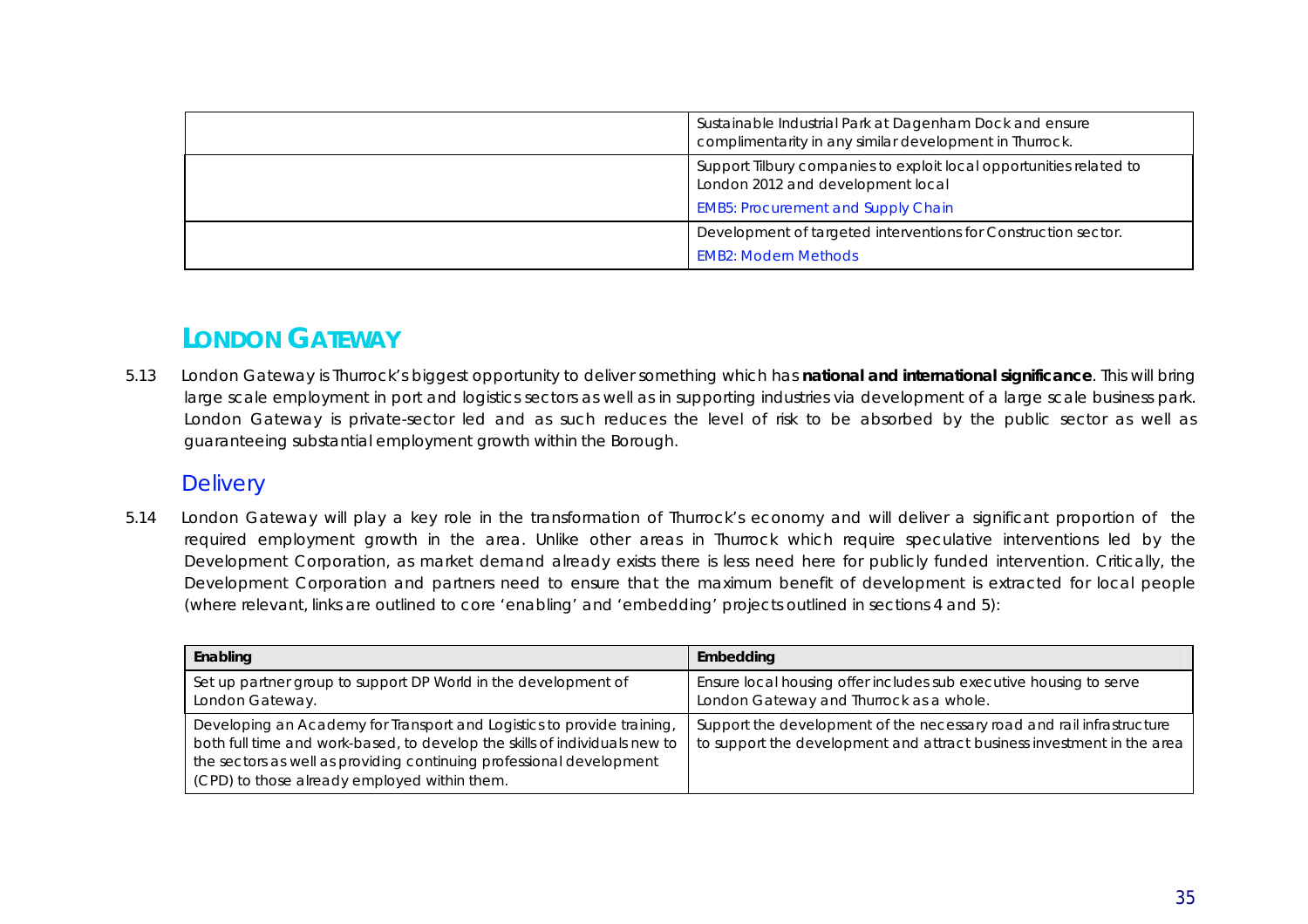| | |
|---|---|
| | Sustainable Industrial Park at Dagenham Dock and ensure complimentarity in any similar development in Thurrock. |
| | Support Tilbury companies to exploit local opportunities related to London 2012 and development local<br>EMB5: Procurement and Supply Chain |
| | Development of targeted interventions for Construction sector.<br>EMB2: Modern Methods |

## LONDON GATEWAY

5.13 London Gateway is Thurrock's biggest opportunity to deliver something which has **national and international significance**. This will bring large scale employment in port and logistics sectors as well as in supporting industries via development of a large scale business park. London Gateway is private-sector led and as such reduces the level of risk to be absorbed by the public sector as well as guaranteeing substantial employment growth within the Borough.

### Delivery

5.14 London Gateway will play a key role in the transformation of Thurrock's economy and will deliver a significant proportion of the required employment growth in the area. Unlike other areas in Thurrock which require speculative interventions led by the Development Corporation, as market demand already exists there is less need here for publicly funded intervention. Critically, the Development Corporation and partners need to ensure that the maximum benefit of development is extracted for local people (where relevant, links are outlined to core 'enabling' and 'embedding' projects outlined in sections 4 and 5):

| Enabling | Embedding |
|---|---|
| Set up partner group to support DP World in the development of London Gateway. | Ensure local housing offer includes sub executive housing to serve London Gateway and Thurrock as a whole. |
| Developing an Academy for Transport and Logistics to provide training, both full time and work-based, to develop the skills of individuals new to the sectors as well as providing continuing professional development (CPD) to those already employed within them. | Support the development of the necessary road and rail infrastructure to support the development and attract business investment in the area |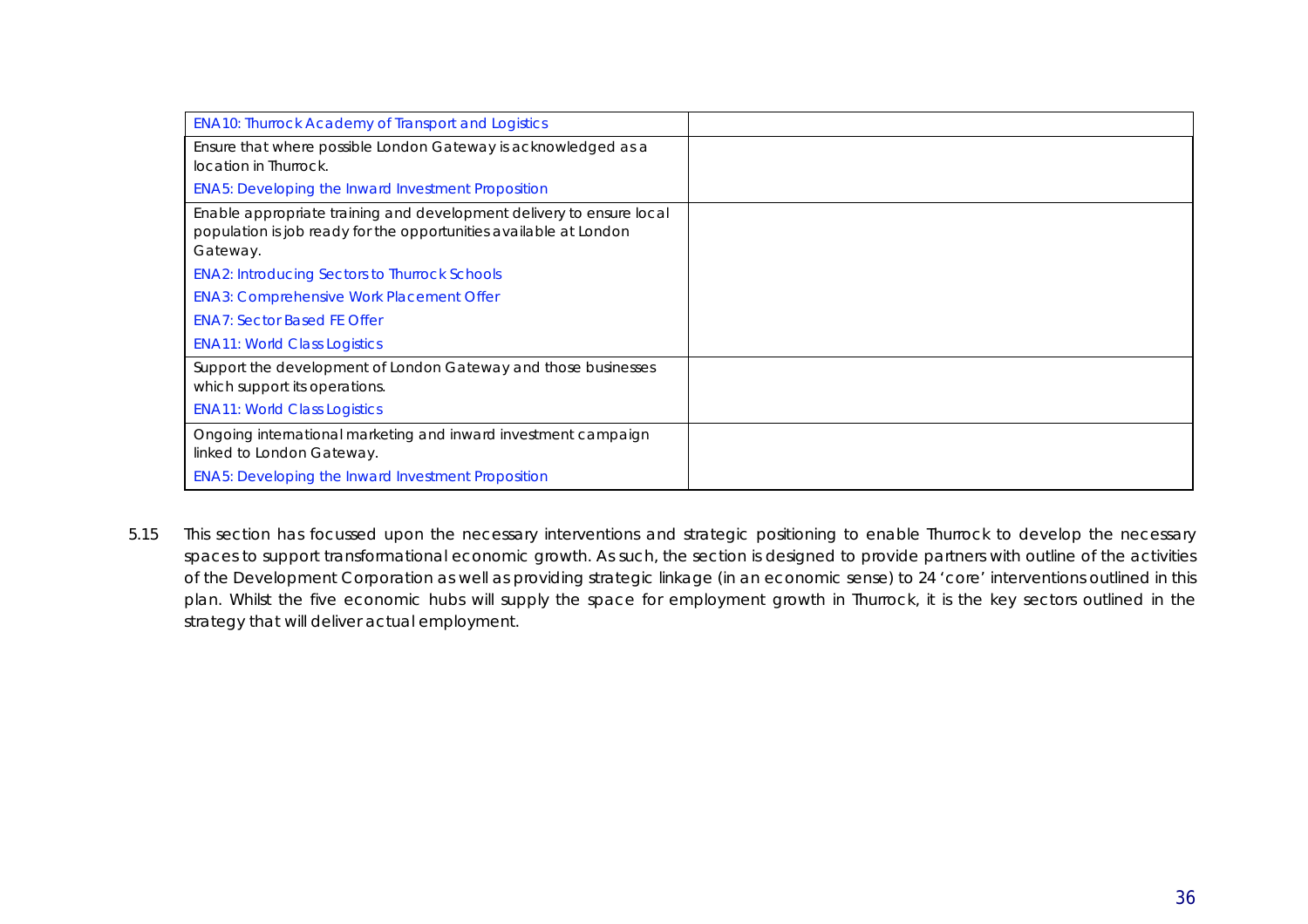| ENA10: Thurrock Academy of Transport and Logistics | |
|---|---|
| Ensure that where possible London Gateway is acknowledged as a location in Thurrock.<br>ENA5: Developing the Inward Investment Proposition | |
| Enable appropriate training and development delivery to ensure local population is job ready for the opportunities available at London Gateway.<br>ENA2: Introducing Sectors to Thurrock Schools<br>ENA3: Comprehensive Work Placement Offer<br>ENA7: Sector Based FE Offer<br>ENA11: World Class Logistics | |
| Support the development of London Gateway and those businesses which support its operations.<br>ENA11: World Class Logistics | |
| Ongoing international marketing and inward investment campaign linked to London Gateway.<br>ENA5: Developing the Inward Investment Proposition | |

5.15 This section has focussed upon the necessary interventions and strategic positioning to enable Thurrock to develop the necessary spaces to support transformational economic growth. As such, the section is designed to provide partners with outline of the activities of the Development Corporation as well as providing strategic linkage (in an economic sense) to 24 'core' interventions outlined in this plan. Whilst the five economic hubs will supply the space for employment growth in Thurrock, it is the key sectors outlined in the strategy that will deliver actual employment.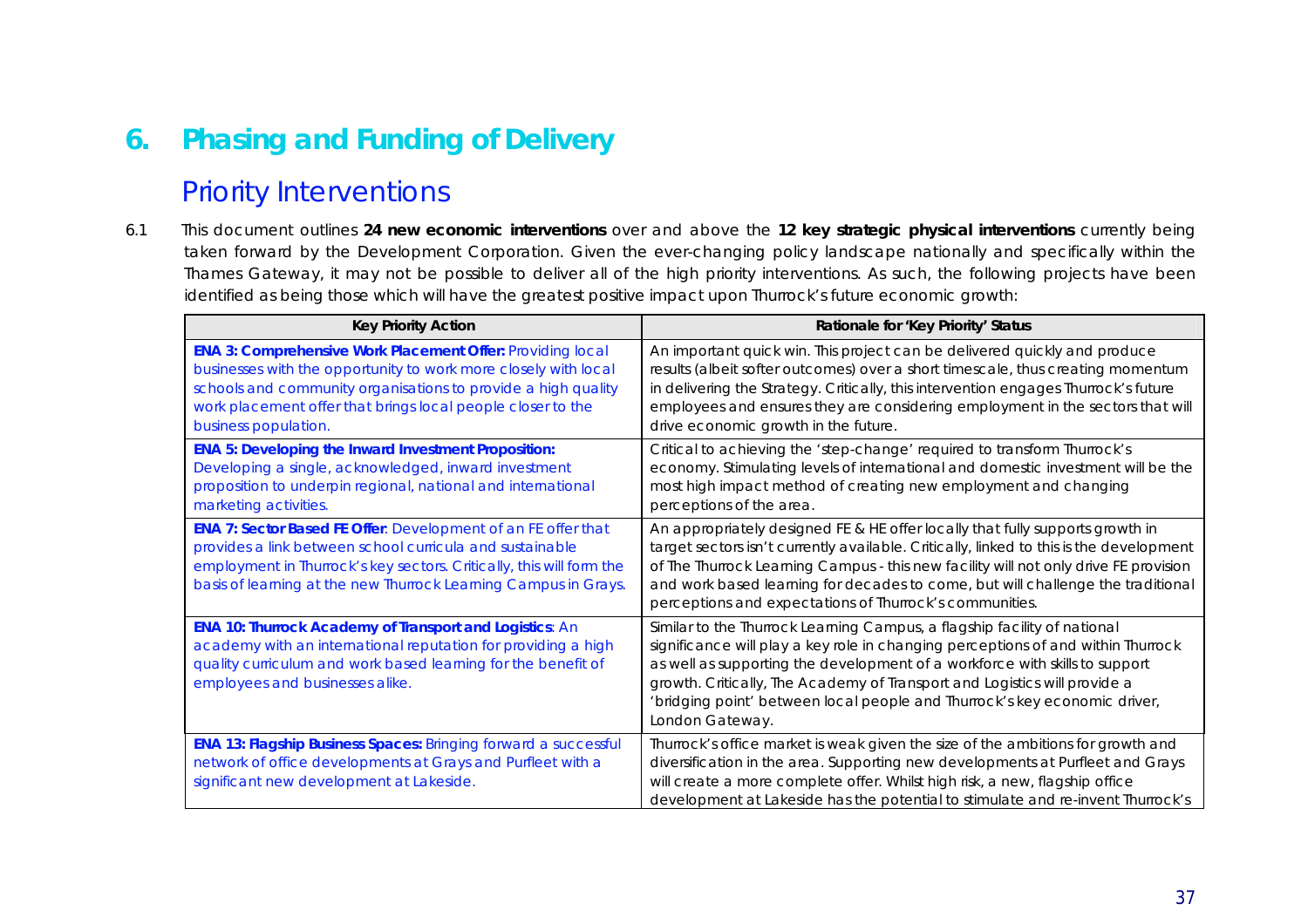# 6. Phasing and Funding of Delivery

## Priority Interventions

6.1 This document outlines **24 new economic interventions** over and above the **12 key strategic physical interventions** currently being taken forward by the Development Corporation. Given the ever-changing policy landscape nationally and specifically within the Thames Gateway, it may not be possible to deliver all of the high priority interventions. As such, the following projects have been identified as being those which will have the greatest positive impact upon Thurrock's future economic growth:

| Key Priority Action | Rationale for 'Key Priority' Status |
|---|---|
| **ENA 3: Comprehensive Work Placement Offer:** Providing local businesses with the opportunity to work more closely with local schools and community organisations to provide a high quality work placement offer that brings local people closer to the business population. | An important quick win. This project can be delivered quickly and produce results (albeit softer outcomes) over a short timescale, thus creating momentum in delivering the Strategy. Critically, this intervention engages Thurrock's future employees and ensures they are considering employment in the sectors that will drive economic growth in the future. |
| **ENA 5: Developing the Inward Investment Proposition:** Developing a single, acknowledged, inward investment proposition to underpin regional, national and international marketing activities. | Critical to achieving the 'step-change' required to transform Thurrock's economy. Stimulating levels of international and domestic investment will be the most high impact method of creating new employment and changing perceptions of the area. |
| **ENA 7: Sector Based FE Offer**: Development of an FE offer that provides a link between school curricula and sustainable employment in Thurrock's key sectors. Critically, this will form the basis of learning at the new Thurrock Learning Campus in Grays. | An appropriately designed FE & HE offer locally that fully supports growth in target sectors isn't currently available. Critically, linked to this is the development of The Thurrock Learning Campus - this new facility will not only drive FE provision and work based learning for decades to come, but will challenge the traditional perceptions and expectations of Thurrock's communities. |
| **ENA 10: Thurrock Academy of Transport and Logistics**: An academy with an international reputation for providing a high quality curriculum and work based learning for the benefit of employees and businesses alike. | Similar to the Thurrock Learning Campus, a flagship facility of national significance will play a key role in changing perceptions of and within Thurrock as well as supporting the development of a workforce with skills to support growth. Critically, The Academy of Transport and Logistics will provide a 'bridging point' between local people and Thurrock's key economic driver, London Gateway. |
| **ENA 13: Flagship Business Spaces:** Bringing forward a successful network of office developments at Grays and Purfleet with a significant new development at Lakeside. | Thurrock's office market is weak given the size of the ambitions for growth and diversification in the area. Supporting new developments at Purfleet and Grays will create a more complete offer. Whilst high risk, a new, flagship office development at Lakeside has the potential to stimulate and re-invent Thurrock's |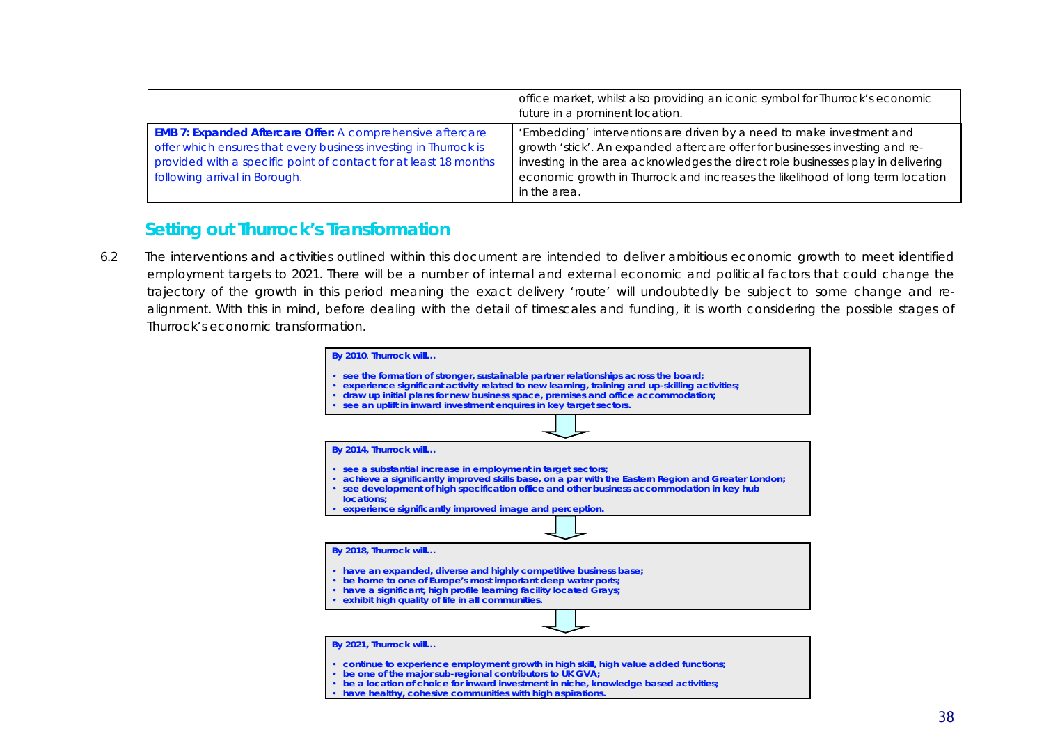| | |
|---|---|
| | office market, whilst also providing an iconic symbol for Thurrock's economic future in a prominent location. |
| **EMB 7: Expanded Aftercare Offer:** A comprehensive aftercare offer which ensures that every business investing in Thurrock is provided with a specific point of contact for at least 18 months following arrival in Borough. | 'Embedding' interventions are driven by a need to make investment and growth 'stick'. An expanded aftercare offer for businesses investing and re-investing in the area acknowledges the direct role businesses play in delivering economic growth in Thurrock and increases the likelihood of long term location in the area. |

## Setting out Thurrock's Transformation

6.2 The interventions and activities outlined within this document are intended to deliver ambitious economic growth to meet identified employment targets to 2021. There will be a number of internal and external economic and political factors that could change the trajectory of the growth in this period meaning the exact delivery 'route' will undoubtedly be subject to some change and re-alignment. With this in mind, before dealing with the detail of timescales and funding, it is worth considering the possible stages of Thurrock's economic transformation.

**By 2010, Thurrock will…**

- **see the formation of stronger, sustainable partner relationships across the board;**
- **experience significant activity related to new learning, training and up-skilling activities;**
- **draw up initial plans for new business space, premises and office accommodation;**
- **see an uplift in inward investment enquires in key target sectors.**

↓

**By 2014, Thurrock will…**

- **see a substantial increase in employment in target sectors;**
- **achieve a significantly improved skills base, on a par with the Eastern Region and Greater London;**
- **see development of high specification office and other business accommodation in key hub locations;**
- **experience significantly improved image and perception.**

↓

**By 2018, Thurrock will…**

- **have an expanded, diverse and highly competitive business base;**
- **be home to one of Europe's most important deep water ports;**
- **have a significant, high profile learning facility located Grays;**
- **exhibit high quality of life in all communities.**

↓

**By 2021, Thurrock will…**

- **continue to experience employment growth in high skill, high value added functions;**
- **be one of the major sub-regional contributors to UK GVA;**
- **be a location of choice for inward investment in niche, knowledge based activities;**
- **have healthy, cohesive communities with high aspirations.**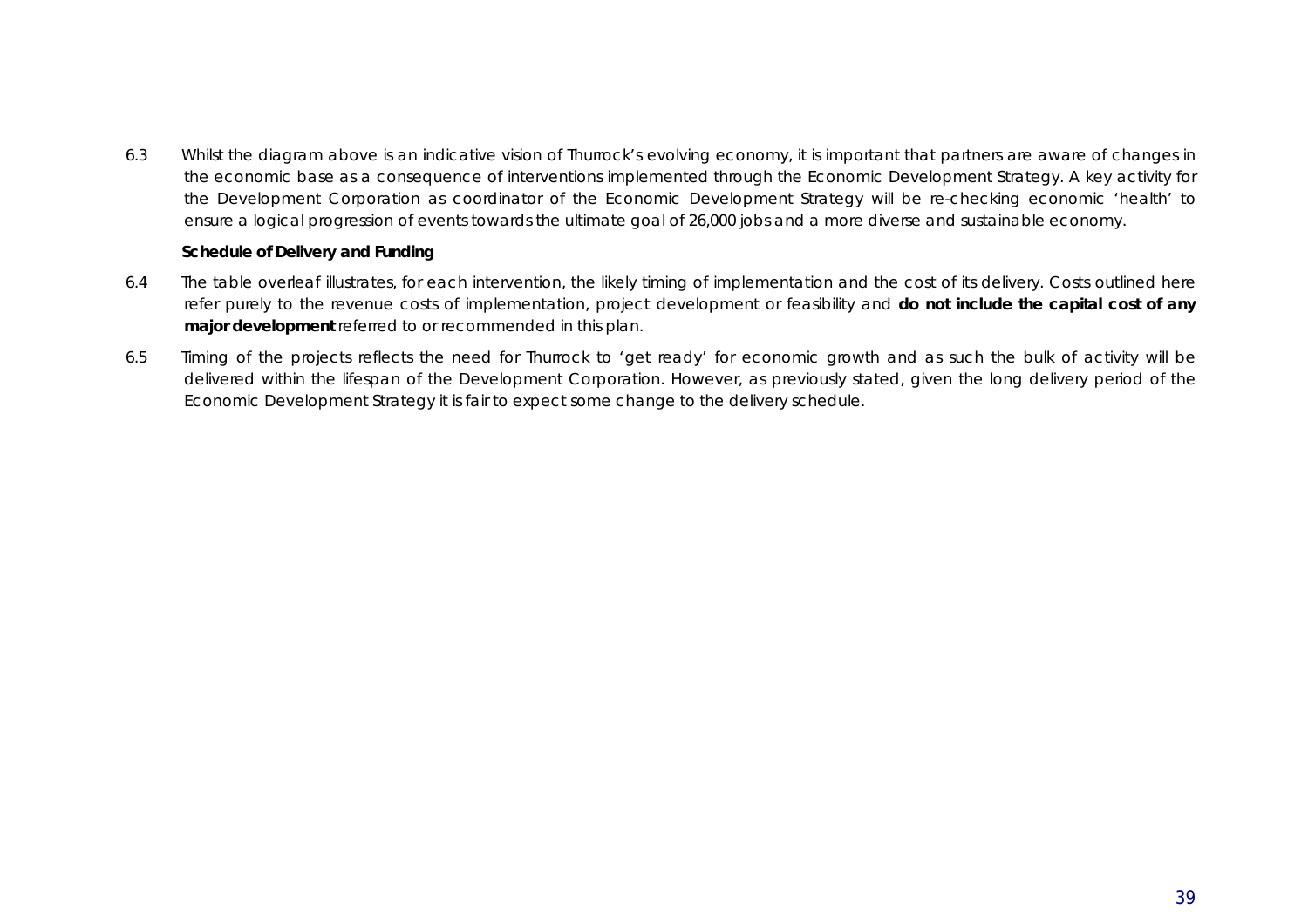6.3 Whilst the diagram above is an indicative vision of Thurrock's evolving economy, it is important that partners are aware of changes in the economic base as a consequence of interventions implemented through the Economic Development Strategy. A key activity for the Development Corporation as coordinator of the Economic Development Strategy will be re-checking economic 'health' to ensure a logical progression of events towards the ultimate goal of 26,000 jobs and a more diverse and sustainable economy.

**Schedule of Delivery and Funding**

6.4 The table overleaf illustrates, for each intervention, the likely timing of implementation and the cost of its delivery. Costs outlined here refer purely to the revenue costs of implementation, project development or feasibility and **do not include the capital cost of any major development** referred to or recommended in this plan.

6.5 Timing of the projects reflects the need for Thurrock to 'get ready' for economic growth and as such the bulk of activity will be delivered within the lifespan of the Development Corporation. However, as previously stated, given the long delivery period of the Economic Development Strategy it is fair to expect some change to the delivery schedule.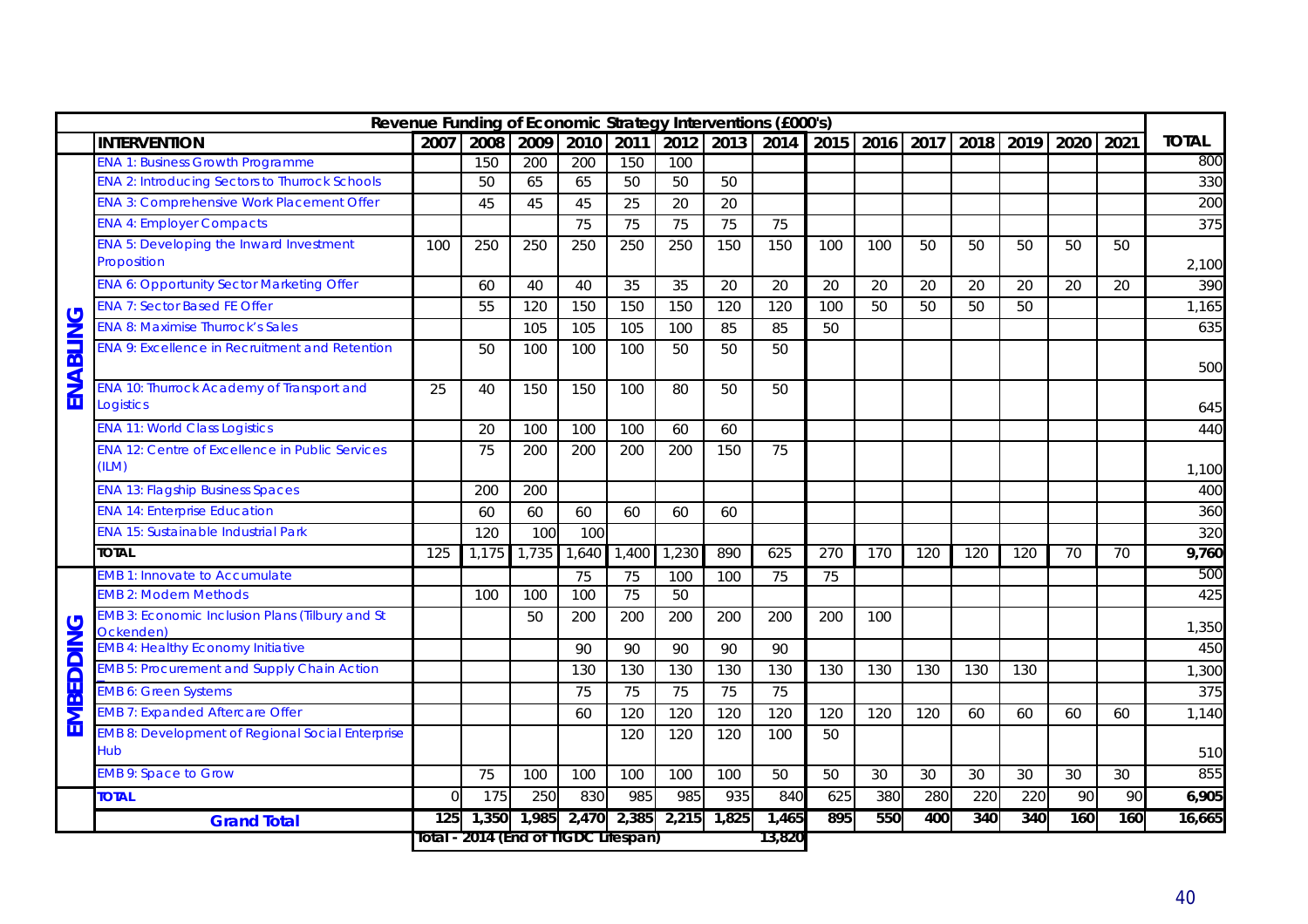| | Revenue Funding of Economic Strategy Interventions (£000's) | | | | | | | | | | | | | | | | |
|---|---|---|---|---|---|---|---|---|---|---|---|---|---|---|---|---|---|
| | **INTERVENTION** | **2007** | **2008** | **2009** | **2010** | **2011** | **2012** | **2013** | **2014** | **2015** | **2016** | **2017** | **2018** | **2019** | **2020** | **2021** | **TOTAL** |
| **ENABLING** | ENA 1: Business Growth Programme | | 150 | 200 | 200 | 150 | 100 | | | | | | | | | | 800 |
| | ENA 2: Introducing Sectors to Thurrock Schools | | 50 | 65 | 65 | 50 | 50 | 50 | | | | | | | | | 330 |
| | ENA 3: Comprehensive Work Placement Offer | | 45 | 45 | 45 | 25 | 20 | 20 | | | | | | | | | 200 |
| | ENA 4: Employer Compacts | | | | 75 | 75 | 75 | 75 | 75 | | | | | | | | 375 |
| | ENA 5: Developing the Inward Investment Proposition | 100 | 250 | 250 | 250 | 250 | 250 | 150 | 150 | 100 | 100 | 50 | 50 | 50 | 50 | 50 | 2,100 |
| | ENA 6: Opportunity Sector Marketing Offer | | 60 | 40 | 40 | 35 | 35 | 20 | 20 | 20 | 20 | 20 | 20 | 20 | 20 | 20 | 390 |
| | ENA 7: Sector Based FE Offer | | 55 | 120 | 150 | 150 | 150 | 120 | 120 | 100 | 50 | 50 | 50 | 50 | | | 1,165 |
| | ENA 8: Maximise Thurrock's Sales | | | 105 | 105 | 105 | 100 | 85 | 85 | 50 | | | | | | | 635 |
| | ENA 9: Excellence in Recruitment and Retention | | 50 | 100 | 100 | 100 | 50 | 50 | 50 | | | | | | | | 500 |
| | ENA 10: Thurrock Academy of Transport and Logistics | 25 | 40 | 150 | 150 | 100 | 80 | 50 | 50 | | | | | | | | 645 |
| | ENA 11: World Class Logistics | | 20 | 100 | 100 | 100 | 60 | 60 | | | | | | | | | 440 |
| | ENA 12: Centre of Excellence in Public Services (ILM) | | 75 | 200 | 200 | 200 | 200 | 150 | 75 | | | | | | | | 1,100 |
| | ENA 13: Flagship Business Spaces | | 200 | 200 | | | | | | | | | | | | | 400 |
| | ENA 14: Enterprise Education | | 60 | 60 | 60 | 60 | 60 | 60 | | | | | | | | | 360 |
| | ENA 15: Sustainable Industrial Park | | 120 | 100 | 100 | | | | | | | | | | | | 320 |
| | **TOTAL** | 125 | 1,175 | 1,735 | 1,640 | 1,400 | 1,230 | 890 | 625 | 270 | 170 | 120 | 120 | 120 | 70 | 70 | **9,760** |
| **EMBEDDING** | EMB 1: Innovate to Accumulate | | | | 75 | 75 | 100 | 100 | 75 | 75 | | | | | | | 500 |
| | EMB 2: Modern Methods | | 100 | 100 | 100 | 75 | 50 | | | | | | | | | | 425 |
| | EMB 3: Economic Inclusion Plans (Tilbury and St Ockenden) | | | 50 | 200 | 200 | 200 | 200 | 200 | 200 | 100 | | | | | | 1,350 |
| | EMB 4: Healthy Economy Initiative | | | | 90 | 90 | 90 | 90 | 90 | | | | | | | | 450 |
| | EMB 5: Procurement and Supply Chain Action | | | | 130 | 130 | 130 | 130 | 130 | 130 | 130 | 130 | 130 | 130 | | | 1,300 |
| | EMB 6: Green Systems | | | | 75 | 75 | 75 | 75 | 75 | | | | | | | | 375 |
| | EMB 7: Expanded Aftercare Offer | | | | 60 | 120 | 120 | 120 | 120 | 120 | 120 | 120 | 60 | 60 | 60 | 60 | 1,140 |
| | EMB 8: Development of Regional Social Enterprise Hub | | | | | 120 | 120 | 120 | 100 | 50 | | | | | | | 510 |
| | EMB 9: Space to Grow | | 75 | 100 | 100 | 100 | 100 | 100 | 50 | 50 | 30 | 30 | 30 | 30 | 30 | 30 | 855 |
| | **TOTAL** | 0 | 175 | 250 | 830 | 985 | 985 | 935 | 840 | 625 | 380 | 280 | 220 | 220 | 90 | 90 | **6,905** |
| | **Grand Total** | **125** | **1,350** | **1,985** | **2,470** | **2,385** | **2,215** | **1,825** | **1,465** | **895** | **550** | **400** | **340** | **340** | **160** | **160** | **16,665** |
| | | **Total - 2014 (End of TTGDC Lifespan)** | | | | | | | **13,820** | | | | | | | | |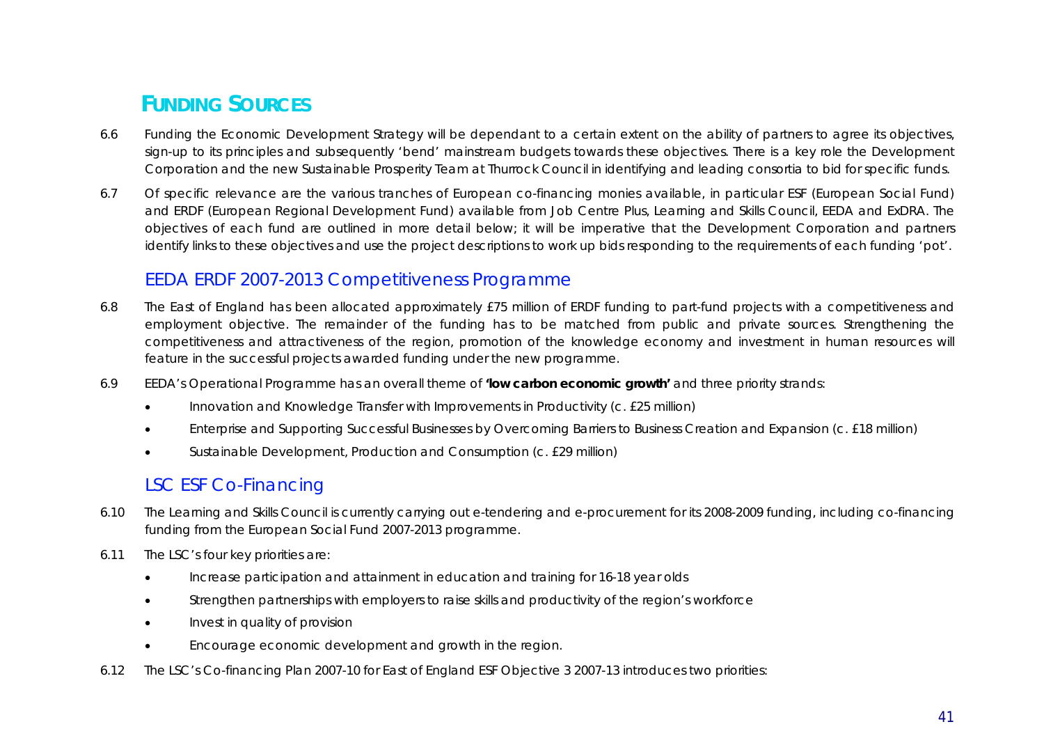## FUNDING SOURCES

6.6 Funding the Economic Development Strategy will be dependant to a certain extent on the ability of partners to agree its objectives, sign-up to its principles and subsequently 'bend' mainstream budgets towards these objectives. There is a key role the Development Corporation and the new Sustainable Prosperity Team at Thurrock Council in identifying and leading consortia to bid for specific funds.

6.7 Of specific relevance are the various tranches of European co-financing monies available, in particular ESF (European Social Fund) and ERDF (European Regional Development Fund) available from Job Centre Plus, Learning and Skills Council, EEDA and ExDRA. The objectives of each fund are outlined in more detail below; it will be imperative that the Development Corporation and partners identify links to these objectives and use the project descriptions to work up bids responding to the requirements of each funding 'pot'.

### EEDA ERDF 2007-2013 Competitiveness Programme

6.8 The East of England has been allocated approximately £75 million of ERDF funding to part-fund projects with a competitiveness and employment objective. The remainder of the funding has to be matched from public and private sources. Strengthening the competitiveness and attractiveness of the region, promotion of the knowledge economy and investment in human resources will feature in the successful projects awarded funding under the new programme.

6.9 EEDA's Operational Programme has an overall theme of **'low carbon economic growth'** and three priority strands:

- Innovation and Knowledge Transfer with Improvements in Productivity (c. £25 million)
- Enterprise and Supporting Successful Businesses by Overcoming Barriers to Business Creation and Expansion (c. £18 million)
- Sustainable Development, Production and Consumption (c. £29 million)

### LSC ESF Co-Financing

6.10 The Learning and Skills Council is currently carrying out e-tendering and e-procurement for its 2008-2009 funding, including co-financing funding from the European Social Fund 2007-2013 programme.

6.11 The LSC's four key priorities are:

- Increase participation and attainment in education and training for 16-18 year olds
- Strengthen partnerships with employers to raise skills and productivity of the region's workforce
- Invest in quality of provision
- Encourage economic development and growth in the region.

6.12 The LSC's Co-financing Plan 2007-10 for East of England ESF Objective 3 2007-13 introduces two priorities: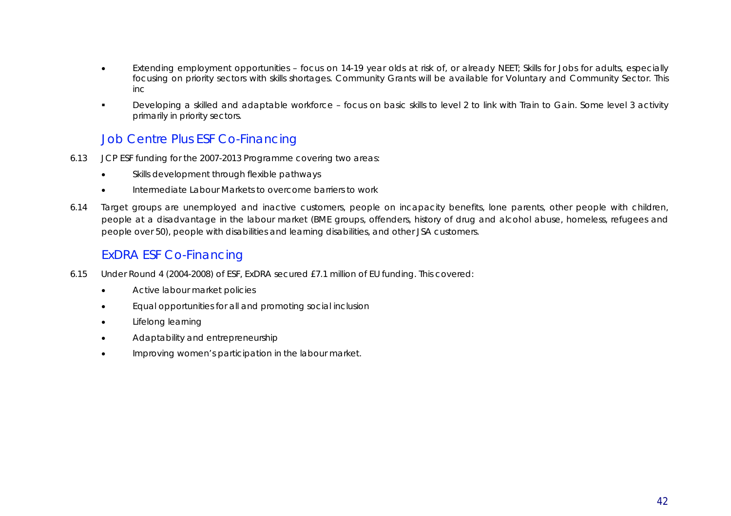- Extending employment opportunities – focus on 14-19 year olds at risk of, or already NEET; Skills for Jobs for adults, especially focusing on priority sectors with skills shortages. Community Grants will be available for Voluntary and Community Sector. This inc
- Developing a skilled and adaptable workforce – focus on basic skills to level 2 to link with Train to Gain. Some level 3 activity primarily in priority sectors.

## Job Centre Plus ESF Co-Financing

6.13 JCP ESF funding for the 2007-2013 Programme covering two areas:

- Skills development through flexible pathways
- Intermediate Labour Markets to overcome barriers to work

6.14 Target groups are unemployed and inactive customers, people on incapacity benefits, lone parents, other people with children, people at a disadvantage in the labour market (BME groups, offenders, history of drug and alcohol abuse, homeless, refugees and people over 50), people with disabilities and learning disabilities, and other JSA customers.

## ExDRA ESF Co-Financing

6.15 Under Round 4 (2004-2008) of ESF, ExDRA secured £7.1 million of EU funding. This covered:

- Active labour market policies
- Equal opportunities for all and promoting social inclusion
- Lifelong learning
- Adaptability and entrepreneurship
- Improving women's participation in the labour market.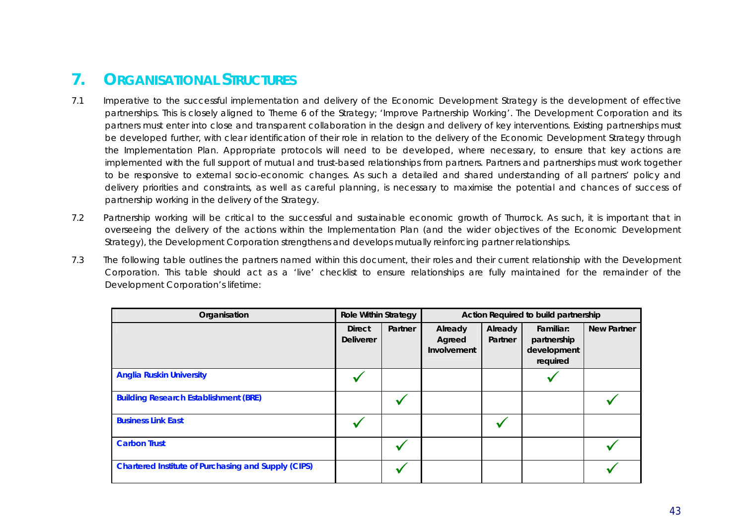# 7. ORGANISATIONAL STRUCTURES

7.1 Imperative to the successful implementation and delivery of the Economic Development Strategy is the development of effective partnerships. This is closely aligned to Theme 6 of the Strategy; 'Improve Partnership Working'. The Development Corporation and its partners must enter into close and transparent collaboration in the design and delivery of key interventions. Existing partnerships must be developed further, with clear identification of their role in relation to the delivery of the Economic Development Strategy through the Implementation Plan. Appropriate protocols will need to be developed, where necessary, to ensure that key actions are implemented with the full support of mutual and trust-based relationships from partners. Partners and partnerships must work together to be responsive to external socio-economic changes. As such a detailed and shared understanding of all partners' policy and delivery priorities and constraints, as well as careful planning, is necessary to maximise the potential and chances of success of partnership working in the delivery of the Strategy.

7.2 Partnership working will be critical to the successful and sustainable economic growth of Thurrock. As such, it is important that in overseeing the delivery of the actions within the Implementation Plan (and the wider objectives of the Economic Development Strategy), the Development Corporation strengthens and develops mutually reinforcing partner relationships.

7.3 The following table outlines the partners named within this document, their roles and their current relationship with the Development Corporation. This table should act as a 'live' checklist to ensure relationships are fully maintained for the remainder of the Development Corporation's lifetime:

| Organisation | Role Within Strategy | | Action Required to build partnership | | | |
|---|---|---|---|---|---|---|
| | Direct Deliverer | Partner | Already Agreed Involvement | Already Partner | Familiar: partnership development required | New Partner |
| Anglia Ruskin University | ✓ | | | | ✓ | |
| Building Research Establishment (BRE) | | ✓ | | | | ✓ |
| Business Link East | ✓ | | | ✓ | | |
| Carbon Trust | | ✓ | | | | ✓ |
| Chartered Institute of Purchasing and Supply (CIPS) | | ✓ | | | | ✓ |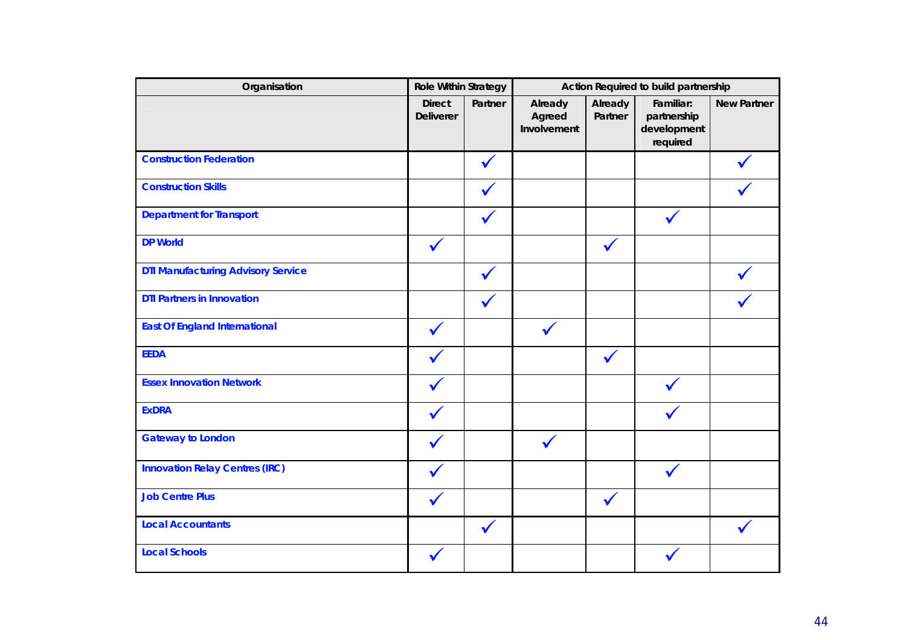| Organisation | Role Within Strategy | | Action Required to build partnership | | | |
|---|---|---|---|---|---|---|
| | Direct Deliverer | Partner | Already Agreed Involvement | Already Partner | Familiar: partnership development required | New Partner |
| **Construction Federation** | | ✓ | | | | ✓ |
| **Construction Skills** | | ✓ | | | | ✓ |
| **Department for Transport** | | ✓ | | | ✓ | |
| **DP World** | ✓ | | | ✓ | | |
| **DTI Manufacturing Advisory Service** | | ✓ | | | | ✓ |
| **DTI Partners in Innovation** | | ✓ | | | | ✓ |
| **East Of England International** | ✓ | | ✓ | | | |
| **EEDA** | ✓ | | | ✓ | | |
| **Essex Innovation Network** | ✓ | | | | ✓ | |
| **ExDRA** | ✓ | | | | ✓ | |
| **Gateway to London** | ✓ | | ✓ | | | |
| **Innovation Relay Centres (IRC)** | ✓ | | | | ✓ | |
| **Job Centre Plus** | ✓ | | | ✓ | | |
| **Local Accountants** | | ✓ | | | | ✓ |
| **Local Schools** | ✓ | | | | ✓ | |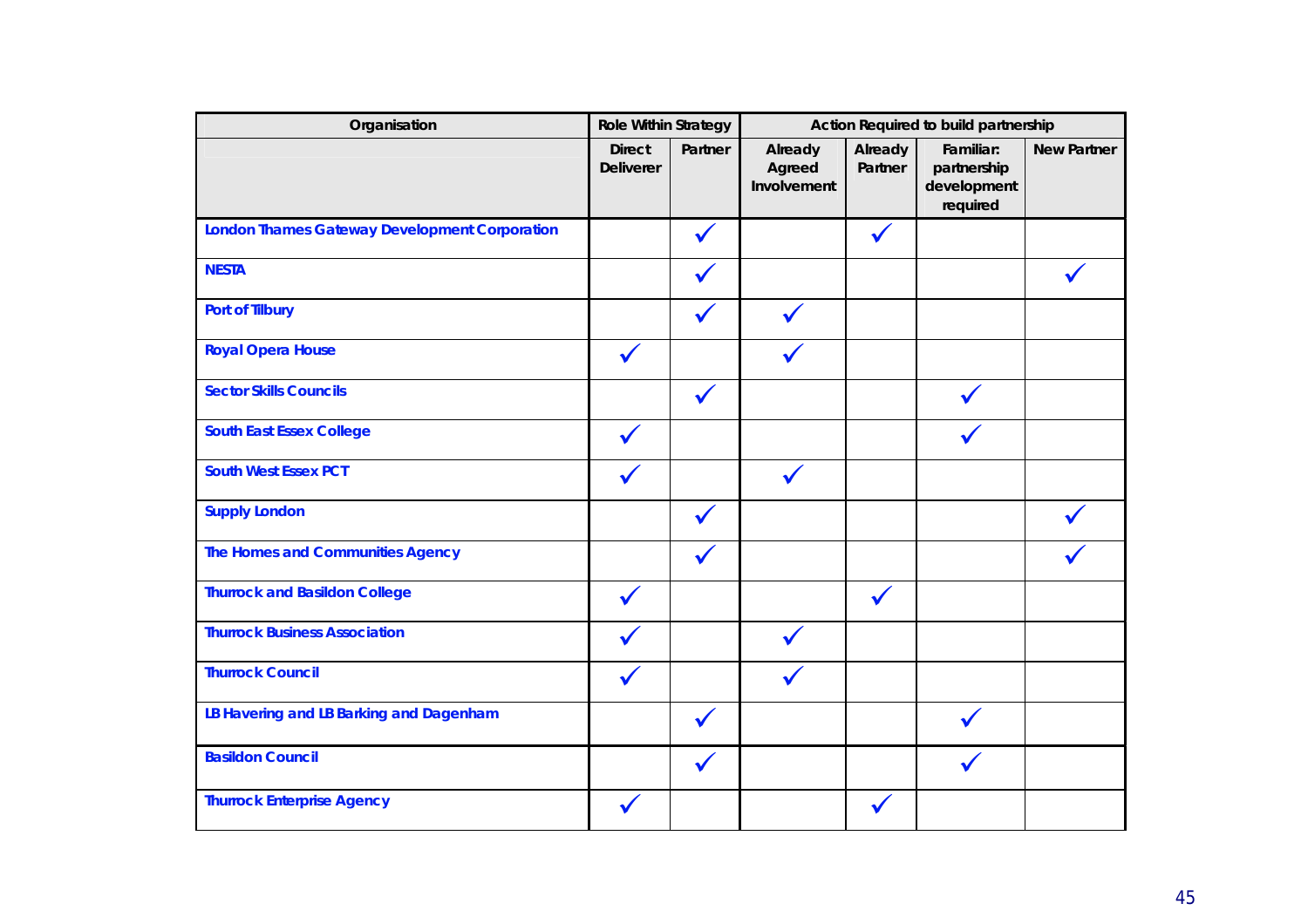| Organisation | Role Within Strategy | | Action Required to build partnership | | | |
|---|---|---|---|---|---|---|
| | Direct Deliverer | Partner | Already Agreed Involvement | Already Partner | Familiar: partnership development required | New Partner |
| **London Thames Gateway Development Corporation** | | ✓ | | ✓ | | |
| **NESTA** | | ✓ | | | | ✓ |
| **Port of Tilbury** | | ✓ | ✓ | | | |
| **Royal Opera House** | ✓ | | ✓ | | | |
| **Sector Skills Councils** | | ✓ | | | ✓ | |
| **South East Essex College** | ✓ | | | | ✓ | |
| **South West Essex PCT** | ✓ | | ✓ | | | |
| **Supply London** | | ✓ | | | | ✓ |
| **The Homes and Communities Agency** | | ✓ | | | | ✓ |
| **Thurrock and Basildon College** | ✓ | | | ✓ | | |
| **Thurrock Business Association** | ✓ | | ✓ | | | |
| **Thurrock Council** | ✓ | | ✓ | | | |
| **LB Havering and LB Barking and Dagenham** | | ✓ | | | ✓ | |
| **Basildon Council** | | ✓ | | | ✓ | |
| **Thurrock Enterprise Agency** | ✓ | | | ✓ | | |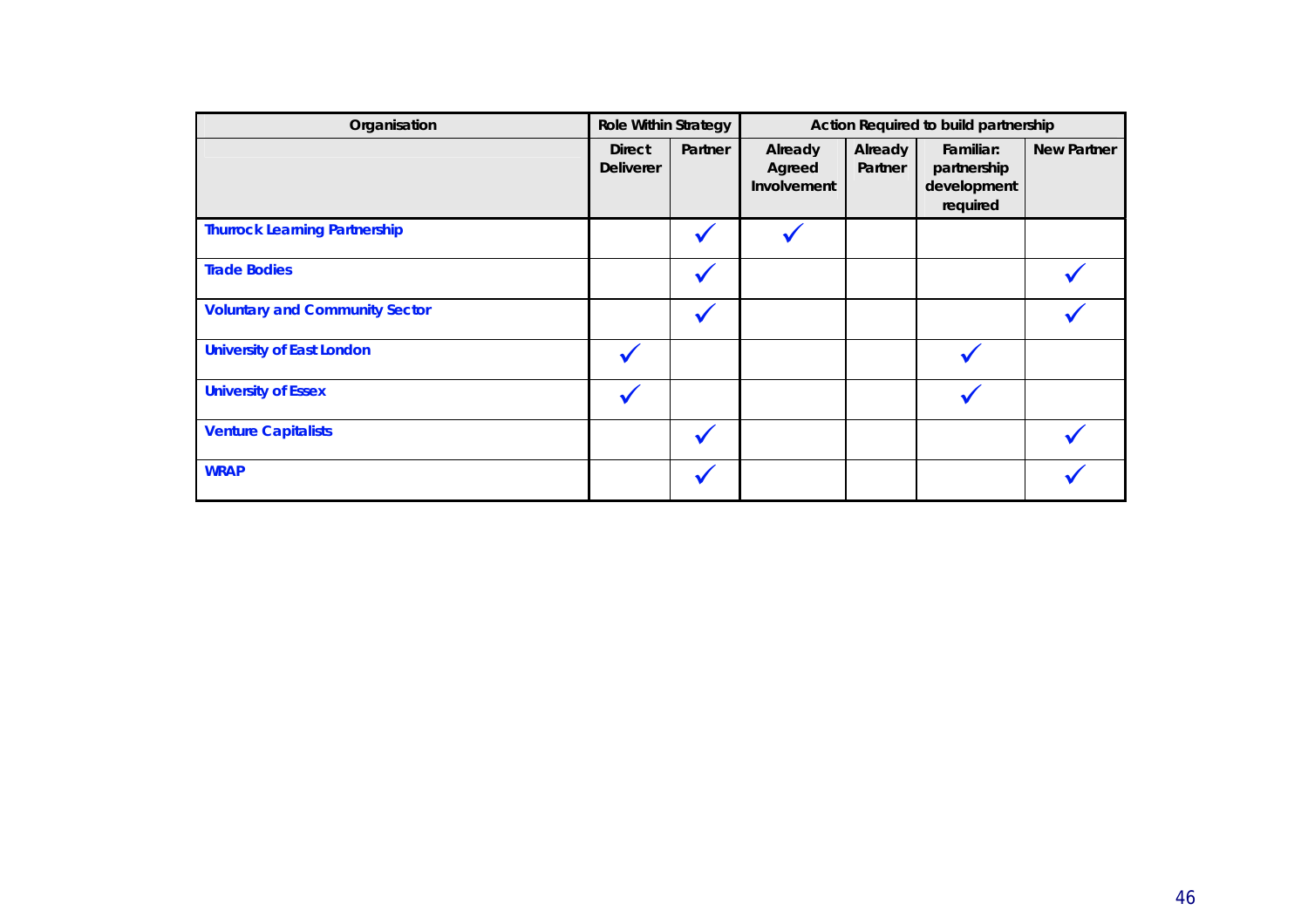| Organisation | Role Within Strategy | | Action Required to build partnership | | | |
|---|---|---|---|---|---|---|
| | Direct Deliverer | Partner | Already Agreed Involvement | Already Partner | Familiar: partnership development required | New Partner |
| **Thurrock Learning Partnership** | | ✓ | ✓ | | | |
| **Trade Bodies** | | ✓ | | | | ✓ |
| **Voluntary and Community Sector** | | ✓ | | | | ✓ |
| **University of East London** | ✓ | | | | ✓ | |
| **University of Essex** | ✓ | | | | ✓ | |
| **Venture Capitalists** | | ✓ | | | | ✓ |
| **WRAP** | | ✓ | | | | ✓ |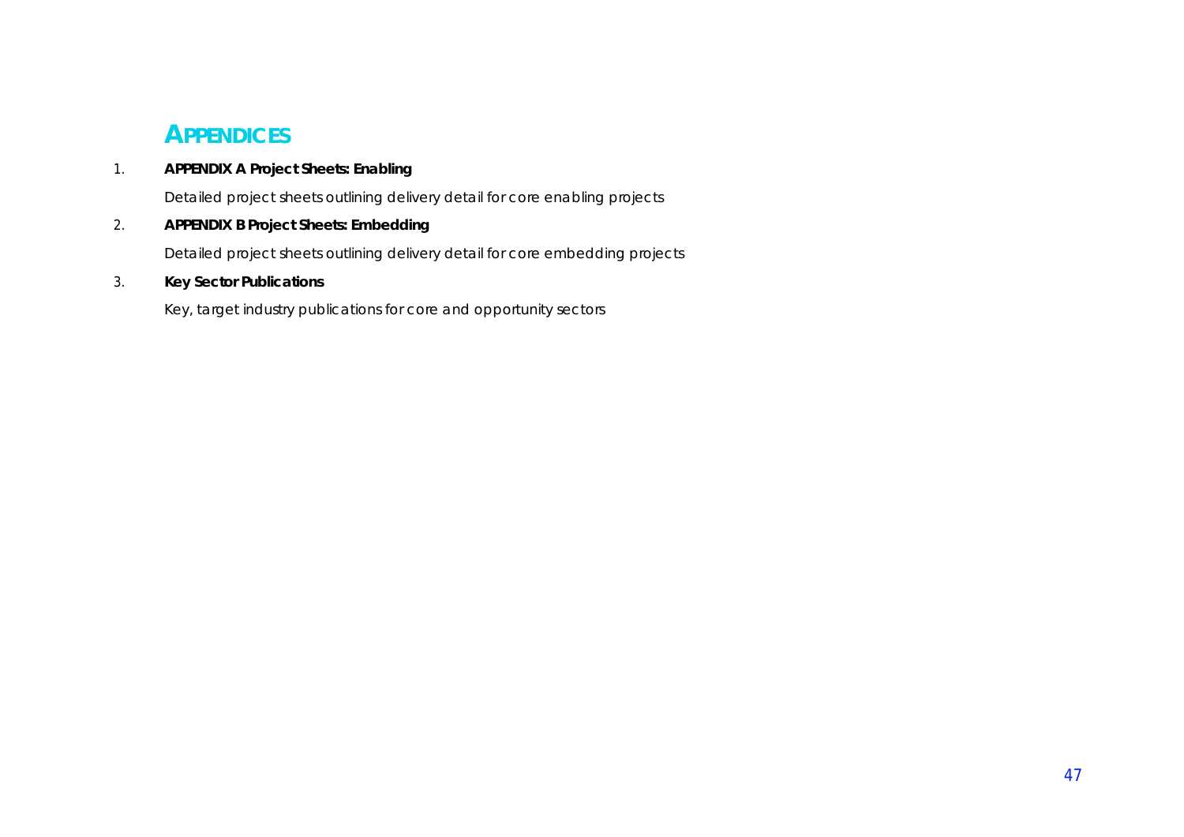# APPENDICES

1. **APPENDIX A Project Sheets: Enabling**

   Detailed project sheets outlining delivery detail for core enabling projects

2. **APPENDIX B Project Sheets: Embedding**

   Detailed project sheets outlining delivery detail for core embedding projects

3. **Key Sector Publications**

   Key, target industry publications for core and opportunity sectors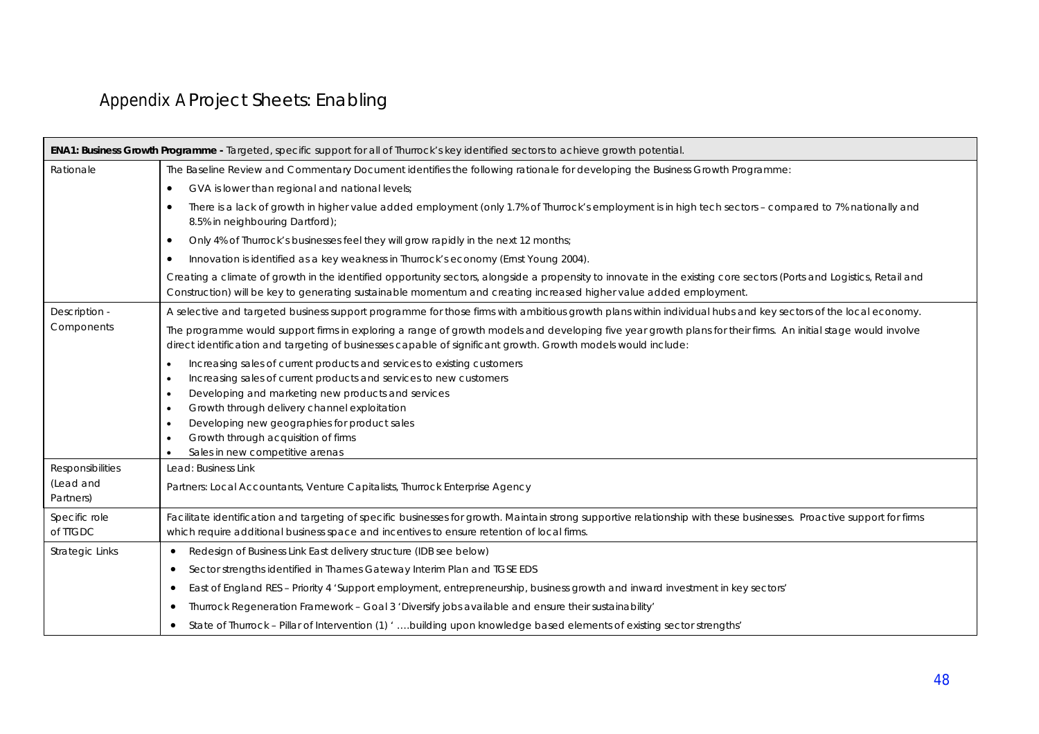# Appendix A Project Sheets: Enabling

| **ENA1: Business Growth Programme -** Targeted, specific support for all of Thurrock's key identified sectors to achieve growth potential. | |
|---|---|
| Rationale | The Baseline Review and Commentary Document identifies the following rationale for developing the Business Growth Programme:<br>• GVA is lower than regional and national levels;<br>• There is a lack of growth in higher value added employment (only 1.7% of Thurrock's employment is in high tech sectors – compared to 7% nationally and 8.5% in neighbouring Dartford);<br>• Only 4% of Thurrock's businesses feel they will grow rapidly in the next 12 months;<br>• Innovation is identified as a key weakness in Thurrock's economy (Ernst Young 2004).<br>Creating a climate of growth in the identified opportunity sectors, alongside a propensity to innovate in the existing core sectors (Ports and Logistics, Retail and Construction) will be key to generating sustainable momentum and creating increased higher value added employment. |
| Description - Components | A selective and targeted business support programme for those firms with ambitious growth plans within individual hubs and key sectors of the local economy.<br>The programme would support firms in exploring a range of growth models and developing five year growth plans for their firms. An initial stage would involve direct identification and targeting of businesses capable of significant growth. Growth models would include:<br>• Increasing sales of current products and services to existing customers<br>• Increasing sales of current products and services to new customers<br>• Developing and marketing new products and services<br>• Growth through delivery channel exploitation<br>• Developing new geographies for product sales<br>• Growth through acquisition of firms<br>• Sales in new competitive arenas |
| Responsibilities (Lead and Partners) | Lead: Business Link<br>Partners: Local Accountants, Venture Capitalists, Thurrock Enterprise Agency |
| Specific role of TTGDC | Facilitate identification and targeting of specific businesses for growth. Maintain strong supportive relationship with these businesses. Proactive support for firms which require additional business space and incentives to ensure retention of local firms. |
| Strategic Links | • Redesign of Business Link East delivery structure (IDB see below)<br>• Sector strengths identified in Thames Gateway Interim Plan and TGSE EDS<br>• East of England RES – Priority 4 'Support employment, entrepreneurship, business growth and inward investment in key sectors'<br>• Thurrock Regeneration Framework – Goal 3 'Diversify jobs available and ensure their sustainability'<br>• State of Thurrock – Pillar of Intervention (1) ' ….building upon knowledge based elements of existing sector strengths' |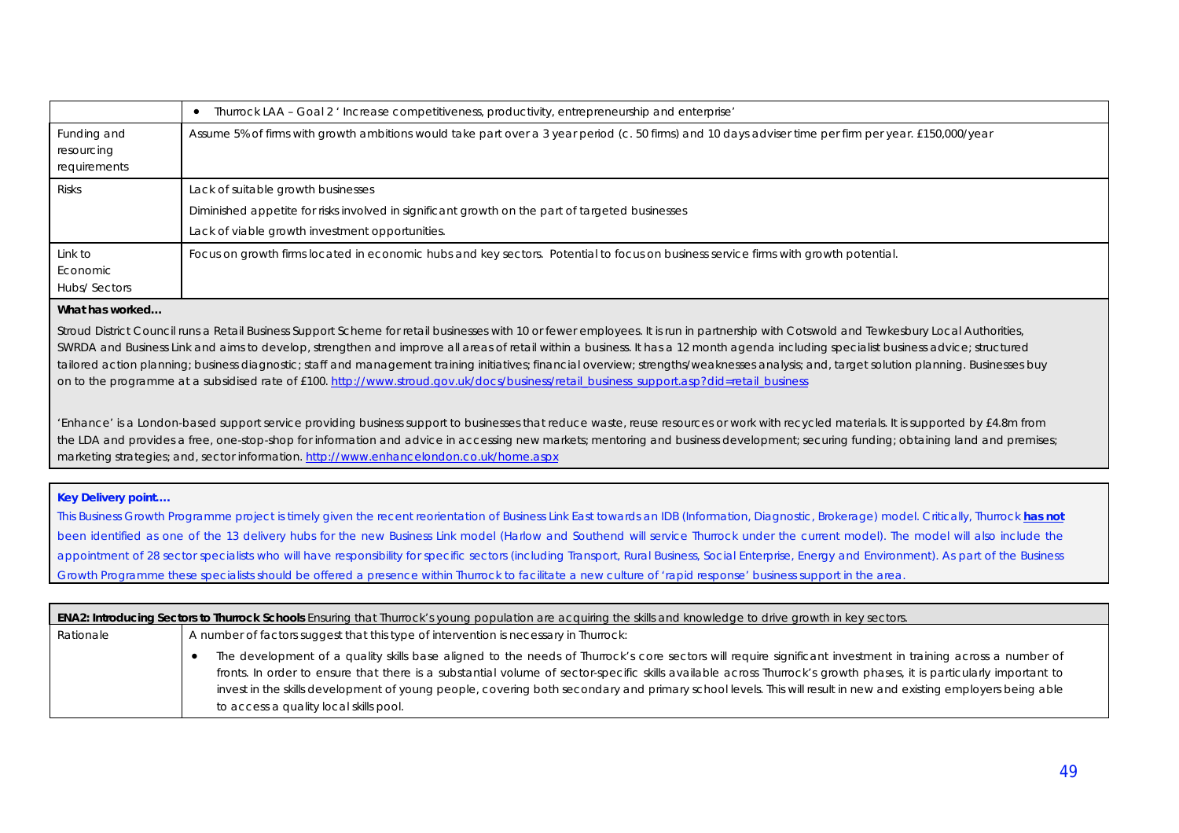| | |
|---|---|
| | • Thurrock LAA – Goal 2 ' Increase competitiveness, productivity, entrepreneurship and enterprise' |
| Funding and resourcing requirements | Assume 5% of firms with growth ambitions would take part over a 3 year period (c. 50 firms) and 10 days adviser time per firm per year. £150,000/year |
| Risks | Lack of suitable growth businesses<br>Diminished appetite for risks involved in significant growth on the part of targeted businesses<br>Lack of viable growth investment opportunities. |
| Link to Economic Hubs/ Sectors | Focus on growth firms located in economic hubs and key sectors. Potential to focus on business service firms with growth potential. |

**What has worked…**

Stroud District Council runs a Retail Business Support Scheme for retail businesses with 10 or fewer employees. It is run in partnership with Cotswold and Tewkesbury Local Authorities, SWRDA and Business Link and aims to develop, strengthen and improve all areas of retail within a business. It has a 12 month agenda including specialist business advice; structured tailored action planning; business diagnostic; staff and management training initiatives; financial overview; strengths/weaknesses analysis; and, target solution planning. Businesses buy on to the programme at a subsidised rate of £100. http://www.stroud.gov.uk/docs/business/retail_business_support.asp?did=retail_business

'Enhance' is a London-based support service providing business support to businesses that reduce waste, reuse resources or work with recycled materials. It is supported by £4.8m from the LDA and provides a free, one-stop-shop for information and advice in accessing new markets; mentoring and business development; securing funding; obtaining land and premises; marketing strategies; and, sector information. http://www.enhancelondon.co.uk/home.aspx

**Key Delivery point….**

This Business Growth Programme project is timely given the recent reorientation of Business Link East towards an IDB (Information, Diagnostic, Brokerage) model. Critically, Thurrock **has not** been identified as one of the 13 delivery hubs for the new Business Link model (Harlow and Southend will service Thurrock under the current model). The model will also include the appointment of 28 sector specialists who will have responsibility for specific sectors (including Transport, Rural Business, Social Enterprise, Energy and Environment). As part of the Business Growth Programme these specialists should be offered a presence within Thurrock to facilitate a new culture of 'rapid response' business support in the area.

| **ENA2: Introducing Sectors to Thurrock Schools** Ensuring that Thurrock's young population are acquiring the skills and knowledge to drive growth in key sectors. | |
|---|---|
| Rationale | A number of factors suggest that this type of intervention is necessary in Thurrock:<br>• The development of a quality skills base aligned to the needs of Thurrock's core sectors will require significant investment in training across a number of fronts. In order to ensure that there is a substantial volume of sector-specific skills available across Thurrock's growth phases, it is particularly important to invest in the skills development of young people, covering both secondary and primary school levels. This will result in new and existing employers being able to access a quality local skills pool. |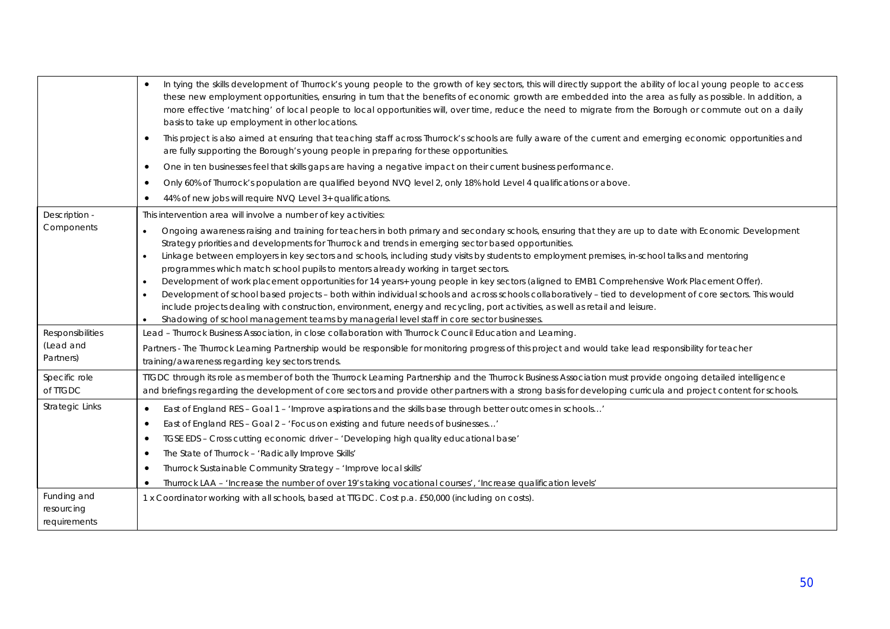| | |
|---|---|
| | • In tying the skills development of Thurrock's young people to the growth of key sectors, this will directly support the ability of local young people to access these new employment opportunities, ensuring in turn that the benefits of economic growth are embedded into the area as fully as possible. In addition, a more effective 'matching' of local people to local opportunities will, over time, reduce the need to migrate from the Borough or commute out on a daily basis to take up employment in other locations.<br>• This project is also aimed at ensuring that teaching staff across Thurrock's schools are fully aware of the current and emerging economic opportunities and are fully supporting the Borough's young people in preparing for these opportunities.<br>• One in ten businesses feel that skills gaps are having a negative impact on their current business performance.<br>• Only 60% of Thurrock's population are qualified beyond NVQ level 2, only 18% hold Level 4 qualifications or above.<br>• 44% of new jobs will require NVQ Level 3+ qualifications. |
| Description - Components | This intervention area will involve a number of key activities:<br>• Ongoing awareness raising and training for teachers in both primary and secondary schools, ensuring that they are up to date with Economic Development Strategy priorities and developments for Thurrock and trends in emerging sector based opportunities.<br>• Linkage between employers in key sectors and schools, including study visits by students to employment premises, in-school talks and mentoring programmes which match school pupils to mentors already working in target sectors.<br>• Development of work placement opportunities for 14 years+ young people in key sectors (aligned to EMB1 Comprehensive Work Placement Offer).<br>• Development of school based projects – both within individual schools and across schools collaboratively – tied to development of core sectors. This would include projects dealing with construction, environment, energy and recycling, port activities, as well as retail and leisure.<br>• Shadowing of school management teams by managerial level staff in core sector businesses. |
| Responsibilities (Lead and Partners) | Lead – Thurrock Business Association, in close collaboration with Thurrock Council Education and Learning.<br>Partners - The Thurrock Learning Partnership would be responsible for monitoring progress of this project and would take lead responsibility for teacher training/awareness regarding key sectors trends. |
| Specific role of TTGDC | TTGDC through its role as member of both the Thurrock Learning Partnership and the Thurrock Business Association must provide ongoing detailed intelligence and briefings regarding the development of core sectors and provide other partners with a strong basis for developing curricula and project content for schools. |
| Strategic Links | • East of England RES – Goal 1 – 'Improve aspirations and the skills base through better outcomes in schools…'<br>• East of England RES – Goal 2 – 'Focus on existing and future needs of businesses…'<br>• TGSE EDS – Cross cutting economic driver – 'Developing high quality educational base'<br>• The State of Thurrock – 'Radically Improve Skills'<br>• Thurrock Sustainable Community Strategy – 'Improve local skills'<br>• Thurrock LAA – 'Increase the number of over 19's taking vocational courses', 'Increase qualification levels' |
| Funding and resourcing requirements | 1 x Coordinator working with all schools, based at TTGDC. Cost p.a. £50,000 (including on costs). |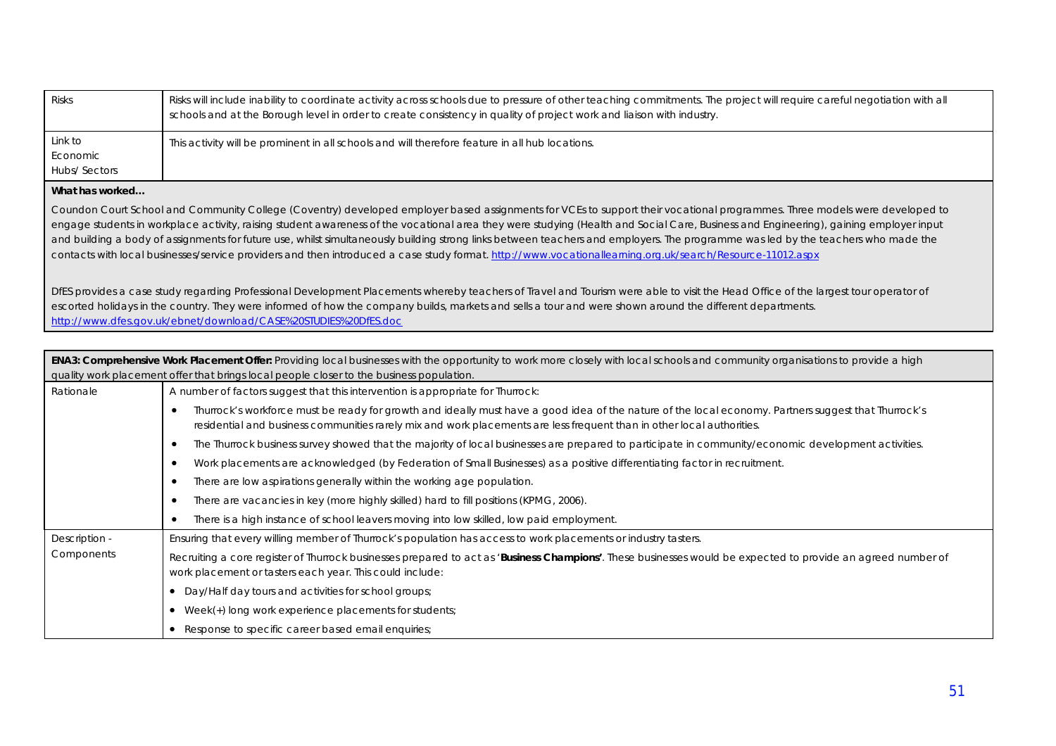| | |
|---|---|
| Risks | Risks will include inability to coordinate activity across schools due to pressure of other teaching commitments. The project will require careful negotiation with all schools and at the Borough level in order to create consistency in quality of project work and liaison with industry. |
| Link to Economic Hubs/ Sectors | This activity will be prominent in all schools and will therefore feature in all hub locations. |

**What has worked…**

Coundon Court School and Community College (Coventry) developed employer based assignments for VCEs to support their vocational programmes. Three models were developed to engage students in workplace activity, raising student awareness of the vocational area they were studying (Health and Social Care, Business and Engineering), gaining employer input and building a body of assignments for future use, whilst simultaneously building strong links between teachers and employers. The programme was led by the teachers who made the contacts with local businesses/service providers and then introduced a case study format. http://www.vocationallearning.org.uk/search/Resource-11012.aspx

DfES provides a case study regarding Professional Development Placements whereby teachers of Travel and Tourism were able to visit the Head Office of the largest tour operator of escorted holidays in the country. They were informed of how the company builds, markets and sells a tour and were shown around the different departments. http://www.dfes.gov.uk/ebnet/download/CASE%20STUDIES%20DfES.doc

**ENA3: Comprehensive Work Placement Offer:** Providing local businesses with the opportunity to work more closely with local schools and community organisations to provide a high quality work placement offer that brings local people closer to the business population.

| | |
|---|---|
| Rationale | A number of factors suggest that this intervention is appropriate for Thurrock:<br>• Thurrock's workforce must be ready for growth and ideally must have a good idea of the nature of the local economy. Partners suggest that Thurrock's residential and business communities rarely mix and work placements are less frequent than in other local authorities.<br>• The Thurrock business survey showed that the majority of local businesses are prepared to participate in community/economic development activities.<br>• Work placements are acknowledged (by Federation of Small Businesses) as a positive differentiating factor in recruitment.<br>• There are low aspirations generally within the working age population.<br>• There are vacancies in key (more highly skilled) hard to fill positions (KPMG, 2006).<br>• There is a high instance of school leavers moving into low skilled, low paid employment. |
| Description - Components | Ensuring that every willing member of Thurrock's population has access to work placements or industry tasters.<br>Recruiting a core register of Thurrock businesses prepared to act as '**Business Champions**'. These businesses would be expected to provide an agreed number of work placement or tasters each year. This could include:<br>• Day/Half day tours and activities for school groups;<br>• Week(+) long work experience placements for students;<br>• Response to specific career based email enquiries; |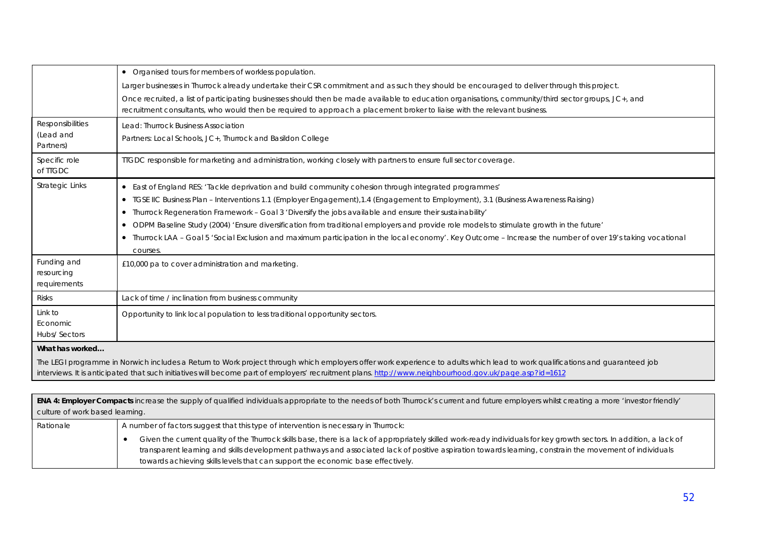| | |
|---|---|
| | • Organised tours for members of workless population.<br>Larger businesses in Thurrock already undertake their CSR commitment and as such they should be encouraged to deliver through this project.<br>Once recruited, a list of participating businesses should then be made available to education organisations, community/third sector groups, JC+, and recruitment consultants, who would then be required to approach a placement broker to liaise with the relevant business. |
| Responsibilities (Lead and Partners) | Lead: Thurrock Business Association<br>Partners: Local Schools, JC+, Thurrock and Basildon College |
| Specific role of TTGDC | TTGDC responsible for marketing and administration, working closely with partners to ensure full sector coverage. |
| Strategic Links | • East of England RES: 'Tackle deprivation and build community cohesion through integrated programmes'<br>• TGSE IIC Business Plan – Interventions 1.1 (Employer Engagement),1.4 (Engagement to Employment), 3.1 (Business Awareness Raising)<br>• Thurrock Regeneration Framework – Goal 3 'Diversify the jobs available and ensure their sustainability'<br>• ODPM Baseline Study (2004) 'Ensure diversification from traditional employers and provide role models to stimulate growth in the future'<br>• Thurrock LAA – Goal 5 'Social Exclusion and maximum participation in the local economy'. Key Outcome – Increase the number of over 19's taking vocational courses. |
| Funding and resourcing requirements | £10,000 pa to cover administration and marketing. |
| Risks | Lack of time / inclination from business community |
| Link to Economic Hubs/ Sectors | Opportunity to link local population to less traditional opportunity sectors. |
| **What has worked…**<br>The LEGI programme in Norwich includes a Return to Work project through which employers offer work experience to adults which lead to work qualifications and guaranteed job interviews. It is anticipated that such initiatives will become part of employers' recruitment plans. http://www.neighbourhood.gov.uk/page.asp?id=1612 | |

| | |
|---|---|
| **ENA 4: Employer Compacts** increase the supply of qualified individuals appropriate to the needs of both Thurrock's current and future employers whilst creating a more 'investor friendly' culture of work based learning. | |
| Rationale | A number of factors suggest that this type of intervention is necessary in Thurrock:<br>• Given the current quality of the Thurrock skills base, there is a lack of appropriately skilled work-ready individuals for key growth sectors. In addition, a lack of transparent learning and skills development pathways and associated lack of positive aspiration towards learning, constrain the movement of individuals towards achieving skills levels that can support the economic base effectively. |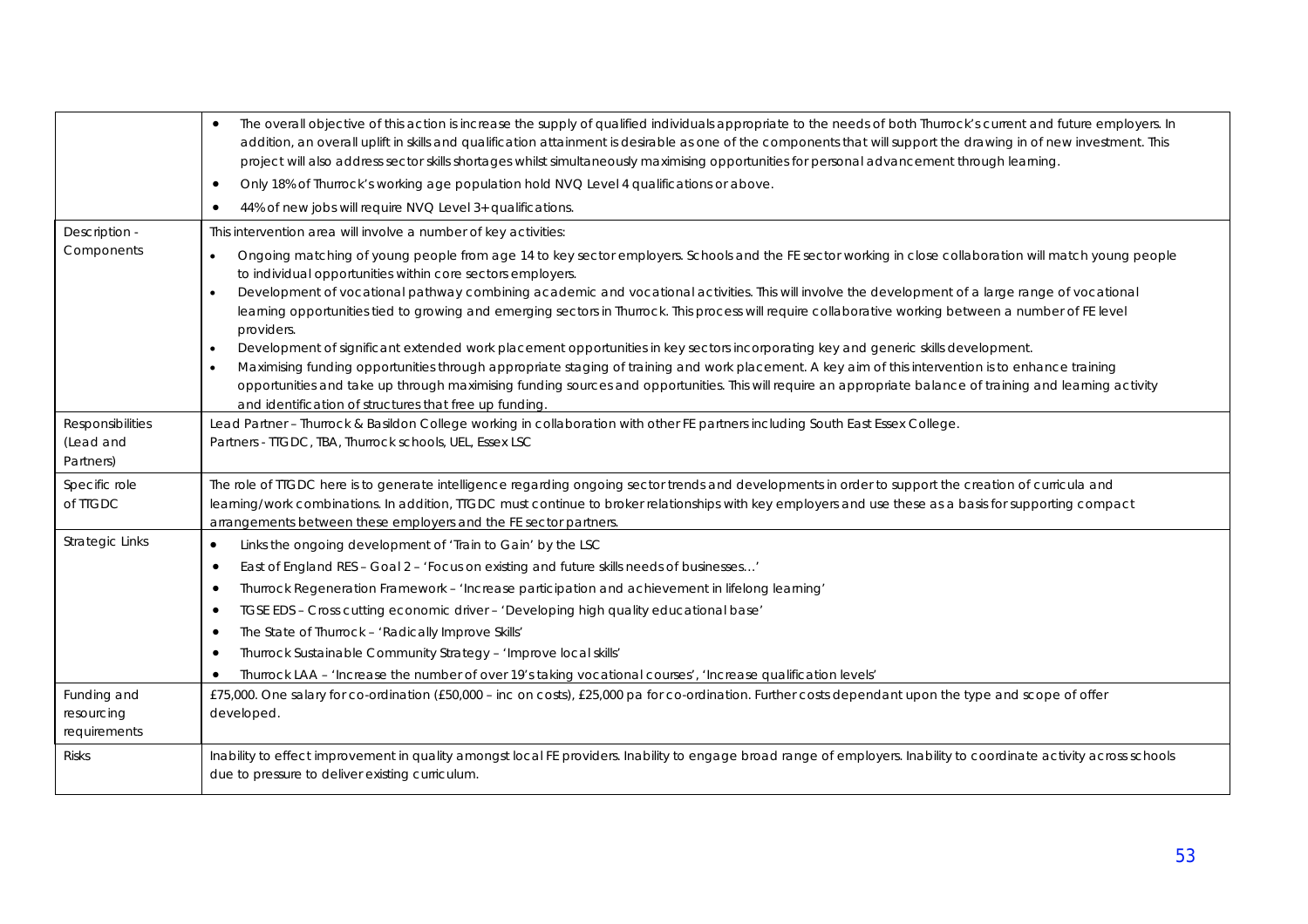| | |
|---|---|
| | • The overall objective of this action is increase the supply of qualified individuals appropriate to the needs of both Thurrock's current and future employers. In addition, an overall uplift in skills and qualification attainment is desirable as one of the components that will support the drawing in of new investment. This project will also address sector skills shortages whilst simultaneously maximising opportunities for personal advancement through learning.<br>• Only 18% of Thurrock's working age population hold NVQ Level 4 qualifications or above.<br>• 44% of new jobs will require NVQ Level 3+ qualifications. |
| Description - Components | This intervention area will involve a number of key activities:<br>• Ongoing matching of young people from age 14 to key sector employers. Schools and the FE sector working in close collaboration will match young people to individual opportunities within core sectors employers.<br>• Development of vocational pathway combining academic and vocational activities. This will involve the development of a large range of vocational learning opportunities tied to growing and emerging sectors in Thurrock. This process will require collaborative working between a number of FE level providers.<br>• Development of significant extended work placement opportunities in key sectors incorporating key and generic skills development.<br>• Maximising funding opportunities through appropriate staging of training and work placement. A key aim of this intervention is to enhance training opportunities and take up through maximising funding sources and opportunities. This will require an appropriate balance of training and learning activity and identification of structures that free up funding. |
| Responsibilities (Lead and Partners) | Lead Partner – Thurrock & Basildon College working in collaboration with other FE partners including South East Essex College.<br>Partners - TTGDC, TBA, Thurrock schools, UEL, Essex LSC |
| Specific role of TTGDC | The role of TTGDC here is to generate intelligence regarding ongoing sector trends and developments in order to support the creation of curricula and learning/work combinations. In addition, TTGDC must continue to broker relationships with key employers and use these as a basis for supporting compact arrangements between these employers and the FE sector partners. |
| Strategic Links | • Links the ongoing development of 'Train to Gain' by the LSC<br>• East of England RES – Goal 2 – 'Focus on existing and future skills needs of businesses…'<br>• Thurrock Regeneration Framework – 'Increase participation and achievement in lifelong learning'<br>• TGSE EDS – Cross cutting economic driver – 'Developing high quality educational base'<br>• The State of Thurrock – 'Radically Improve Skills'<br>• Thurrock Sustainable Community Strategy – 'Improve local skills'<br>• Thurrock LAA – 'Increase the number of over 19's taking vocational courses', 'Increase qualification levels' |
| Funding and resourcing requirements | £75,000. One salary for co-ordination (£50,000 – inc on costs), £25,000 pa for co-ordination. Further costs dependant upon the type and scope of offer developed. |
| Risks | Inability to effect improvement in quality amongst local FE providers. Inability to engage broad range of employers. Inability to coordinate activity across schools due to pressure to deliver existing curriculum. |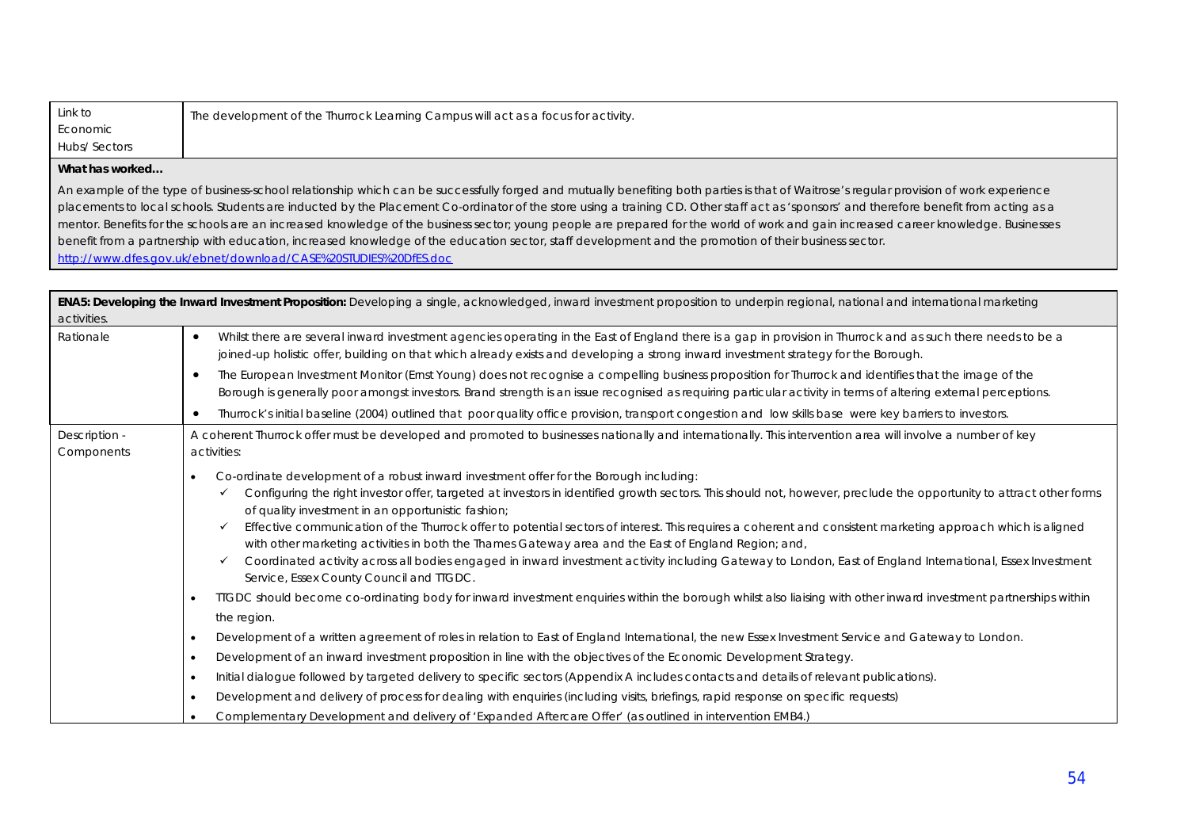| Link to Economic Hubs/ Sectors | The development of the Thurrock Learning Campus will act as a focus for activity. |
|---|---|

**What has worked…**

An example of the type of business-school relationship which can be successfully forged and mutually benefiting both parties is that of Waitrose's regular provision of work experience placements to local schools. Students are inducted by the Placement Co-ordinator of the store using a training CD. Other staff act as 'sponsors' and therefore benefit from acting as a mentor. Benefits for the schools are an increased knowledge of the business sector; young people are prepared for the world of work and gain increased career knowledge. Businesses benefit from a partnership with education, increased knowledge of the education sector, staff development and the promotion of their business sector.
http://www.dfes.gov.uk/ebnet/download/CASE%20STUDIES%20DfES.doc

**ENA5: Developing the Inward Investment Proposition:** Developing a single, acknowledged, inward investment proposition to underpin regional, national and international marketing activities.

| | |
|---|---|
| Rationale | • Whilst there are several inward investment agencies operating in the East of England there is a gap in provision in Thurrock and as such there needs to be a joined-up holistic offer, building on that which already exists and developing a strong inward investment strategy for the Borough.<br>• The European Investment Monitor (Ernst Young) does not recognise a compelling business proposition for Thurrock and identifies that the image of the Borough is generally poor amongst investors. Brand strength is an issue recognised as requiring particular activity in terms of altering external perceptions.<br>• Thurrock's initial baseline (2004) outlined that poor quality office provision, transport congestion and low skills base were key barriers to investors. |
| Description - Components | A coherent Thurrock offer must be developed and promoted to businesses nationally and internationally. This intervention area will involve a number of key activities:<br>• Co-ordinate development of a robust inward investment offer for the Borough including:<br>  ✓ Configuring the right investor offer, targeted at investors in identified growth sectors. This should not, however, preclude the opportunity to attract other forms of quality investment in an opportunistic fashion;<br>  ✓ Effective communication of the Thurrock offer to potential sectors of interest. This requires a coherent and consistent marketing approach which is aligned with other marketing activities in both the Thames Gateway area and the East of England Region; and,<br>  ✓ Coordinated activity across all bodies engaged in inward investment activity including Gateway to London, East of England International, Essex Investment Service, Essex County Council and TTGDC.<br>• TTGDC should become co-ordinating body for inward investment enquiries within the borough whilst also liaising with other inward investment partnerships within the region.<br>• Development of a written agreement of roles in relation to East of England International, the new Essex Investment Service and Gateway to London.<br>• Development of an inward investment proposition in line with the objectives of the Economic Development Strategy.<br>• Initial dialogue followed by targeted delivery to specific sectors (Appendix A includes contacts and details of relevant publications).<br>• Development and delivery of process for dealing with enquiries (including visits, briefings, rapid response on specific requests)<br>• Complementary Development and delivery of 'Expanded Aftercare Offer' (as outlined in intervention EMB4.) |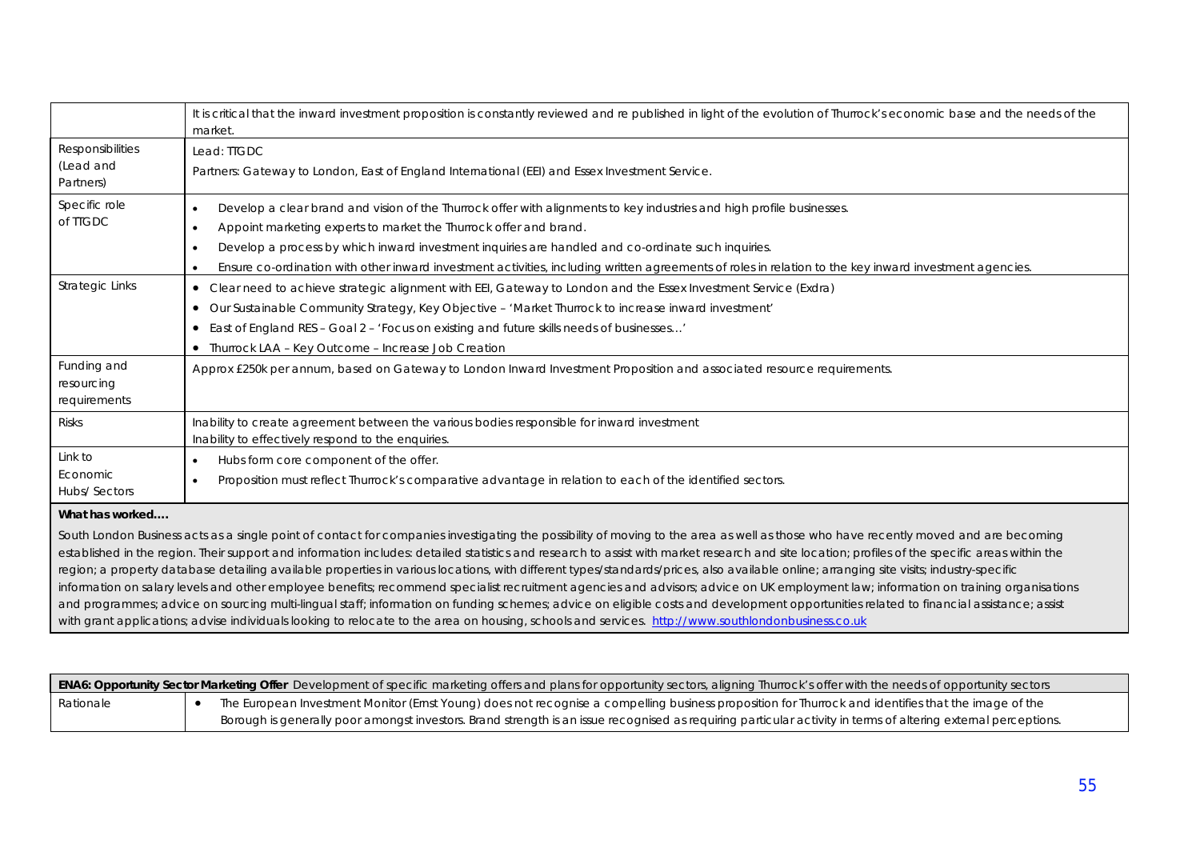| | |
|---|---|
| | It is critical that the inward investment proposition is constantly reviewed and re published in light of the evolution of Thurrock's economic base and the needs of the market. |
| Responsibilities (Lead and Partners) | Lead: TTGDC<br>Partners: Gateway to London, East of England International (EEI) and Essex Investment Service. |
| Specific role of TTGDC | • Develop a clear brand and vision of the Thurrock offer with alignments to key industries and high profile businesses.<br>• Appoint marketing experts to market the Thurrock offer and brand.<br>• Develop a process by which inward investment inquiries are handled and co-ordinate such inquiries.<br>• Ensure co-ordination with other inward investment activities, including written agreements of roles in relation to the key inward investment agencies. |
| Strategic Links | • Clear need to achieve strategic alignment with EEI, Gateway to London and the Essex Investment Service (Exdra)<br>• Our Sustainable Community Strategy, Key Objective – 'Market Thurrock to increase inward investment'<br>• East of England RES – Goal 2 – 'Focus on existing and future skills needs of businesses…'<br>• Thurrock LAA – Key Outcome – Increase Job Creation |
| Funding and resourcing requirements | Approx £250k per annum, based on Gateway to London Inward Investment Proposition and associated resource requirements. |
| Risks | Inability to create agreement between the various bodies responsible for inward investment<br>Inability to effectively respond to the enquiries. |
| Link to Economic Hubs/ Sectors | • Hubs form core component of the offer.<br>• Proposition must reflect Thurrock's comparative advantage in relation to each of the identified sectors. |

**What has worked….**

South London Business acts as a single point of contact for companies investigating the possibility of moving to the area as well as those who have recently moved and are becoming established in the region. Their support and information includes: detailed statistics and research to assist with market research and site location; profiles of the specific areas within the region; a property database detailing available properties in various locations, with different types/standards/prices, also available online; arranging site visits; industry-specific information on salary levels and other employee benefits; recommend specialist recruitment agencies and advisors; advice on UK employment law; information on training organisations and programmes; advice on sourcing multi-lingual staff; information on funding schemes; advice on eligible costs and development opportunities related to financial assistance; assist with grant applications; advise individuals looking to relocate to the area on housing, schools and services. http://www.southlondonbusiness.co.uk

| **ENA6: Opportunity Sector Marketing Offer** Development of specific marketing offers and plans for opportunity sectors, aligning Thurrock's offer with the needs of opportunity sectors | |
|---|---|
| Rationale | • The European Investment Monitor (Ernst Young) does not recognise a compelling business proposition for Thurrock and identifies that the image of the Borough is generally poor amongst investors. Brand strength is an issue recognised as requiring particular activity in terms of altering external perceptions. |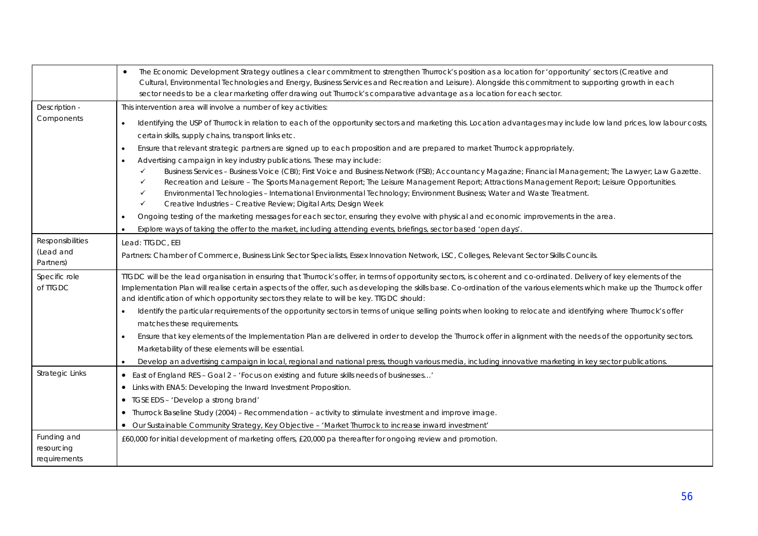| | |
|---|---|
| | • The Economic Development Strategy outlines a clear commitment to strengthen Thurrock's position as a location for 'opportunity' sectors (Creative and Cultural, Environmental Technologies and Energy, Business Services and Recreation and Leisure). Alongside this commitment to supporting growth in each sector needs to be a clear marketing offer drawing out Thurrock's comparative advantage as a location for each sector. |
| Description - Components | This intervention area will involve a number of key activities:<br>• Identifying the USP of Thurrock in relation to each of the opportunity sectors and marketing this. Location advantages may include low land prices, low labour costs, certain skills, supply chains, transport links etc.<br>• Ensure that relevant strategic partners are signed up to each proposition and are prepared to market Thurrock appropriately.<br>• Advertising campaign in key industry publications. These may include:<br>✓ Business Services – Business Voice (CBI); First Voice and Business Network (FSB); Accountancy Magazine; Financial Management; The Lawyer; Law Gazette.<br>✓ Recreation and Leisure – The Sports Management Report; The Leisure Management Report; Attractions Management Report; Leisure Opportunities.<br>✓ Environmental Technologies – International Environmental Technology; Environment Business; Water and Waste Treatment.<br>✓ Creative Industries – Creative Review; Digital Arts; Design Week<br>• Ongoing testing of the marketing messages for each sector, ensuring they evolve with physical and economic improvements in the area.<br>• Explore ways of taking the offer to the market, including attending events, briefings, sector based 'open days'. |
| Responsibilities (Lead and Partners) | Lead: TTGDC, EEI<br>Partners: Chamber of Commerce, Business Link Sector Specialists, Essex Innovation Network, LSC, Colleges, Relevant Sector Skills Councils. |
| Specific role of TTGDC | TTGDC will be the lead organisation in ensuring that Thurrock's offer, in terms of opportunity sectors, is coherent and co-ordinated. Delivery of key elements of the Implementation Plan will realise certain aspects of the offer, such as developing the skills base. Co-ordination of the various elements which make up the Thurrock offer and identification of which opportunity sectors they relate to will be key. TTGDC should:<br>• Identify the particular requirements of the opportunity sectors in terms of unique selling points when looking to relocate and identifying where Thurrock's offer matches these requirements.<br>• Ensure that key elements of the Implementation Plan are delivered in order to develop the Thurrock offer in alignment with the needs of the opportunity sectors. Marketability of these elements will be essential.<br>• Develop an advertising campaign in local, regional and national press, though various media, including innovative marketing in key sector publications. |
| Strategic Links | • East of England RES – Goal 2 – 'Focus on existing and future skills needs of businesses…'<br>• Links with ENA5: Developing the Inward Investment Proposition.<br>• TGSE EDS – 'Develop a strong brand'<br>• Thurrock Baseline Study (2004) – Recommendation – activity to stimulate investment and improve image.<br>• Our Sustainable Community Strategy, Key Objective – 'Market Thurrock to increase inward investment' |
| Funding and resourcing requirements | £60,000 for initial development of marketing offers, £20,000 pa thereafter for ongoing review and promotion. |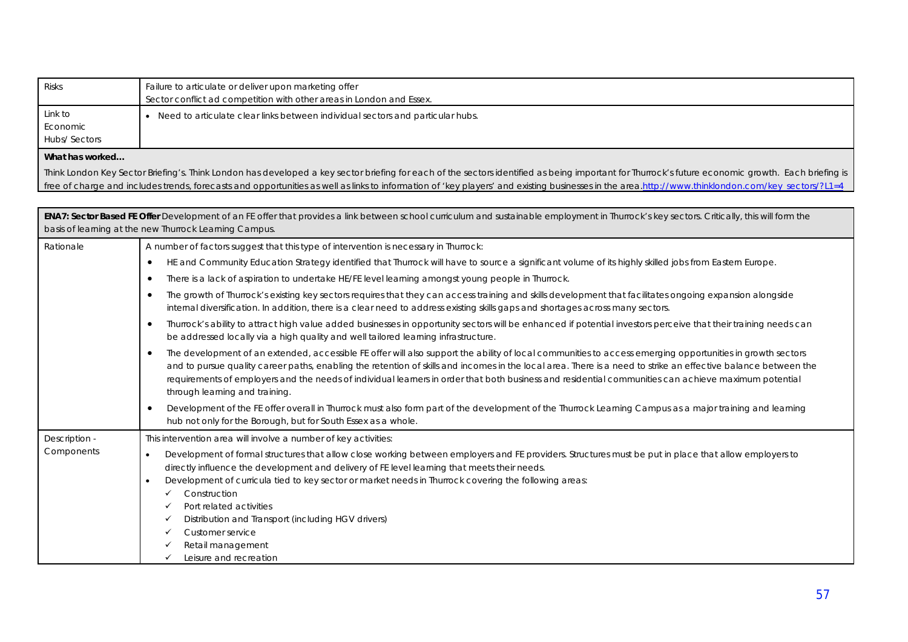| | |
|---|---|
| Risks | Failure to articulate or deliver upon marketing offer<br>Sector conflict ad competition with other areas in London and Essex. |
| Link to Economic Hubs/ Sectors | • Need to articulate clear links between individual sectors and particular hubs. |

**What has worked…**

Think London Key Sector Briefing's. Think London has developed a key sector briefing for each of the sectors identified as being important for Thurrock's future economic growth. Each briefing is free of charge and includes trends, forecasts and opportunities as well as links to information of 'key players' and existing businesses in the area.http://www.thinklondon.com/key_sectors/?L1=4

| **ENA7: Sector Based FE Offer** Development of an FE offer that provides a link between school curriculum and sustainable employment in Thurrock's key sectors. Critically, this will form the basis of learning at the new Thurrock Learning Campus. | |
|---|---|
| Rationale | A number of factors suggest that this type of intervention is necessary in Thurrock:<br>• HE and Community Education Strategy identified that Thurrock will have to source a significant volume of its highly skilled jobs from Eastern Europe.<br>• There is a lack of aspiration to undertake HE/FE level learning amongst young people in Thurrock.<br>• The growth of Thurrock's existing key sectors requires that they can access training and skills development that facilitates ongoing expansion alongside internal diversification. In addition, there is a clear need to address existing skills gaps and shortages across many sectors.<br>• Thurrock's ability to attract high value added businesses in opportunity sectors will be enhanced if potential investors perceive that their training needs can be addressed locally via a high quality and well tailored learning infrastructure.<br>• The development of an extended, accessible FE offer will also support the ability of local communities to access emerging opportunities in growth sectors and to pursue quality career paths, enabling the retention of skills and incomes in the local area. There is a need to strike an effective balance between the requirements of employers and the needs of individual learners in order that both business and residential communities can achieve maximum potential through learning and training.<br>• Development of the FE offer overall in Thurrock must also form part of the development of the Thurrock Learning Campus as a major training and learning hub not only for the Borough, but for South Essex as a whole. |
| Description - Components | This intervention area will involve a number of key activities:<br>• Development of formal structures that allow close working between employers and FE providers. Structures must be put in place that allow employers to directly influence the development and delivery of FE level learning that meets their needs.<br>• Development of curricula tied to key sector or market needs in Thurrock covering the following areas:<br>✓ Construction<br>✓ Port related activities<br>✓ Distribution and Transport (including HGV drivers)<br>✓ Customer service<br>✓ Retail management<br>✓ Leisure and recreation |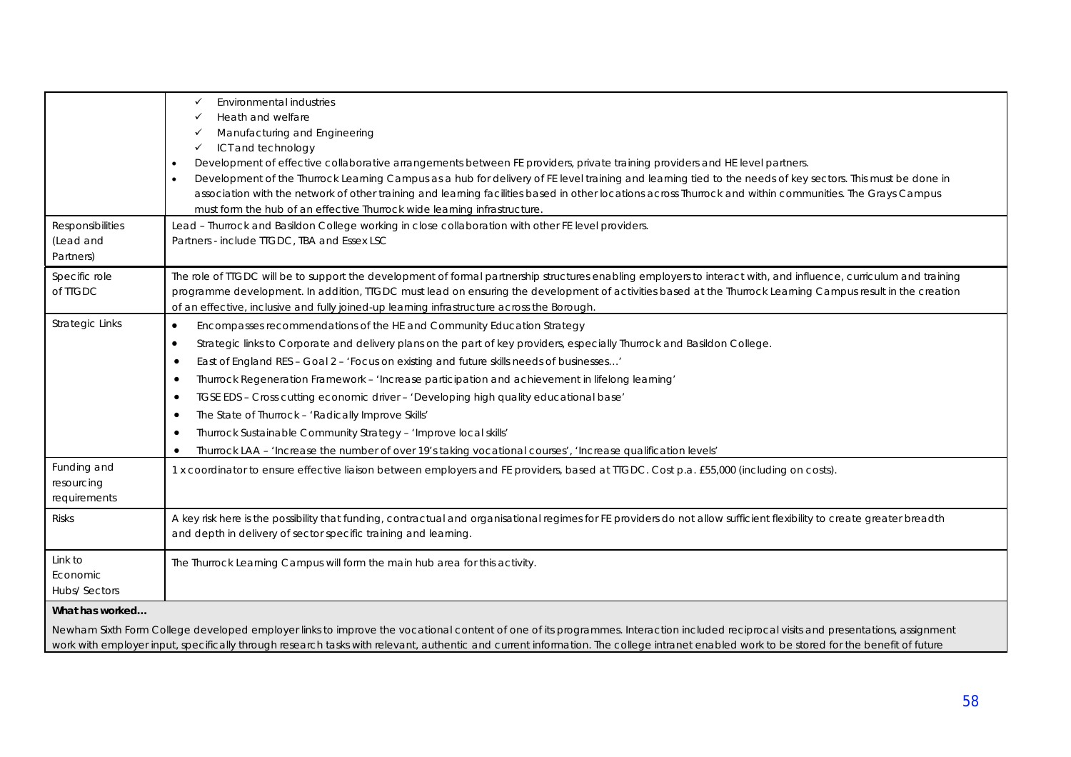| | |
|---|---|
| | ✓ Environmental industries<br>✓ Heath and welfare<br>✓ Manufacturing and Engineering<br>✓ ICT and technology<br>• Development of effective collaborative arrangements between FE providers, private training providers and HE level partners.<br>• Development of the Thurrock Learning Campus as a hub for delivery of FE level training and learning tied to the needs of key sectors. This must be done in association with the network of other training and learning facilities based in other locations across Thurrock and within communities. The Grays Campus must form the hub of an effective Thurrock wide learning infrastructure. |
| Responsibilities (Lead and Partners) | Lead – Thurrock and Basildon College working in close collaboration with other FE level providers.<br>Partners - include TTGDC, TBA and Essex LSC |
| Specific role of TTGDC | The role of TTGDC will be to support the development of formal partnership structures enabling employers to interact with, and influence, curriculum and training programme development. In addition, TTGDC must lead on ensuring the development of activities based at the Thurrock Learning Campus result in the creation of an effective, inclusive and fully joined-up learning infrastructure across the Borough. |
| Strategic Links | • Encompasses recommendations of the HE and Community Education Strategy<br>• Strategic links to Corporate and delivery plans on the part of key providers, especially Thurrock and Basildon College.<br>• East of England RES – Goal 2 – 'Focus on existing and future skills needs of businesses…'<br>• Thurrock Regeneration Framework – 'Increase participation and achievement in lifelong learning'<br>• TGSE EDS – Cross cutting economic driver – 'Developing high quality educational base'<br>• The State of Thurrock – 'Radically Improve Skills'<br>• Thurrock Sustainable Community Strategy – 'Improve local skills'<br>• Thurrock LAA – 'Increase the number of over 19's taking vocational courses', 'Increase qualification levels' |
| Funding and resourcing requirements | 1 x coordinator to ensure effective liaison between employers and FE providers, based at TTGDC. Cost p.a. £55,000 (including on costs). |
| Risks | A key risk here is the possibility that funding, contractual and organisational regimes for FE providers do not allow sufficient flexibility to create greater breadth and depth in delivery of sector specific training and learning. |
| Link to Economic Hubs/ Sectors | The Thurrock Learning Campus will form the main hub area for this activity. |

**What has worked…**

Newham Sixth Form College developed employer links to improve the vocational content of one of its programmes. Interaction included reciprocal visits and presentations, assignment work with employer input, specifically through research tasks with relevant, authentic and current information. The college intranet enabled work to be stored for the benefit of future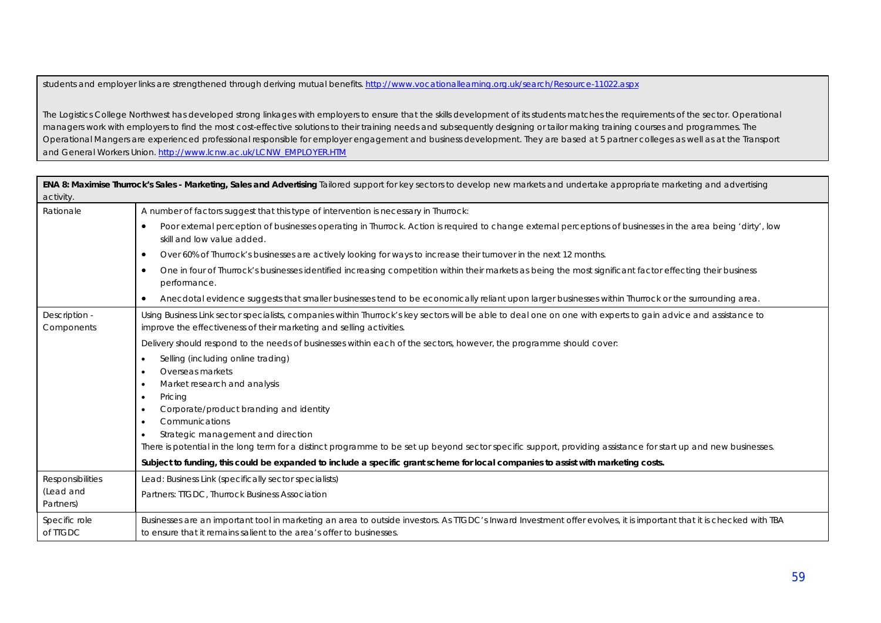students and employer links are strengthened through deriving mutual benefits. http://www.vocationallearning.org.uk/search/Resource-11022.aspx

The Logistics College Northwest has developed strong linkages with employers to ensure that the skills development of its students matches the requirements of the sector. Operational managers work with employers to find the most cost-effective solutions to their training needs and subsequently designing or tailor making training courses and programmes. The Operational Mangers are experienced professional responsible for employer engagement and business development. They are based at 5 partner colleges as well as at the Transport and General Workers Union. http://www.lcnw.ac.uk/LCNW_EMPLOYER.HTM

| **ENA 8: Maximise Thurrock's Sales - Marketing, Sales and Advertising** Tailored support for key sectors to develop new markets and undertake appropriate marketing and advertising activity. | |
|---|---|
| Rationale | A number of factors suggest that this type of intervention is necessary in Thurrock:<br>• Poor external perception of businesses operating in Thurrock. Action is required to change external perceptions of businesses in the area being 'dirty', low skill and low value added.<br>• Over 60% of Thurrock's businesses are actively looking for ways to increase their turnover in the next 12 months.<br>• One in four of Thurrock's businesses identified increasing competition within their markets as being the most significant factor effecting their business performance.<br>• Anecdotal evidence suggests that smaller businesses tend to be economically reliant upon larger businesses within Thurrock or the surrounding area. |
| Description - Components | Using Business Link sector specialists, companies within Thurrock's key sectors will be able to deal one on one with experts to gain advice and assistance to improve the effectiveness of their marketing and selling activities.<br>Delivery should respond to the needs of businesses within each of the sectors, however, the programme should cover:<br>• Selling (including online trading)<br>• Overseas markets<br>• Market research and analysis<br>• Pricing<br>• Corporate/product branding and identity<br>• Communications<br>• Strategic management and direction<br>There is potential in the long term for a distinct programme to be set up beyond sector specific support, providing assistance for start up and new businesses.<br>**Subject to funding, this could be expanded to include a specific grant scheme for local companies to assist with marketing costs.** |
| Responsibilities (Lead and Partners) | Lead: Business Link (specifically sector specialists)<br>Partners: TTGDC, Thurrock Business Association |
| Specific role of TTGDC | Businesses are an important tool in marketing an area to outside investors. As TTGDC's Inward Investment offer evolves, it is important that it is checked with TBA to ensure that it remains salient to the area's offer to businesses. |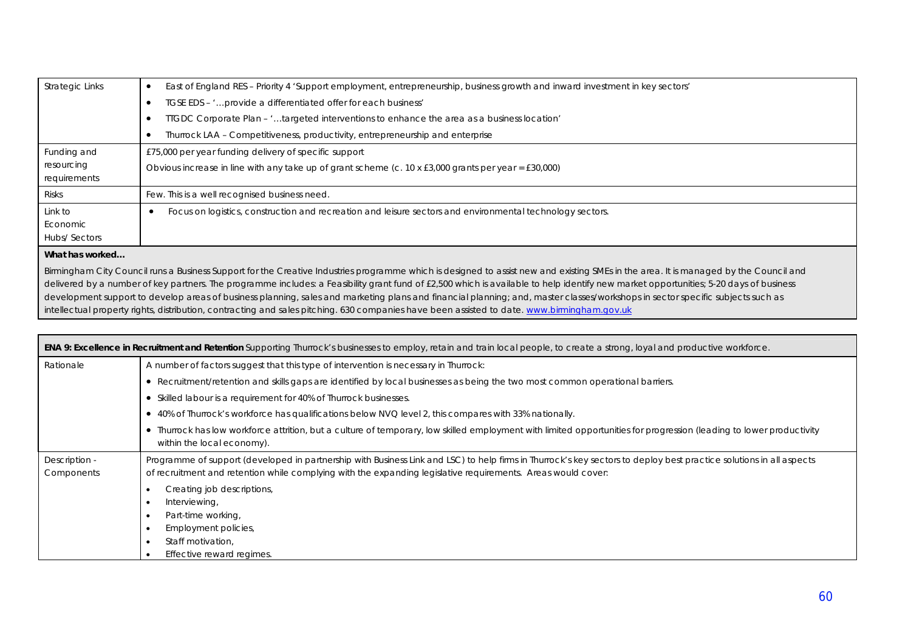| | |
|---|---|
| Strategic Links | • East of England RES – Priority 4 'Support employment, entrepreneurship, business growth and inward investment in key sectors'<br>• TGSE EDS – '…provide a differentiated offer for each business'<br>• TTGDC Corporate Plan – '…targeted interventions to enhance the area as a business location'<br>• Thurrock LAA – Competitiveness, productivity, entrepreneurship and enterprise |
| Funding and resourcing requirements | £75,000 per year funding delivery of specific support<br>Obvious increase in line with any take up of grant scheme (c. 10 x £3,000 grants per year = £30,000) |
| Risks | Few. This is a well recognised business need. |
| Link to Economic Hubs/ Sectors | • Focus on logistics, construction and recreation and leisure sectors and environmental technology sectors. |

**What has worked…**

Birmingham City Council runs a Business Support for the Creative Industries programme which is designed to assist new and existing SMEs in the area. It is managed by the Council and delivered by a number of key partners. The programme includes: a Feasibility grant fund of £2,500 which is available to help identify new market opportunities; 5-20 days of business development support to develop areas of business planning, sales and marketing plans and financial planning; and, master classes/workshops in sector specific subjects such as intellectual property rights, distribution, contracting and sales pitching. 630 companies have been assisted to date. www.birmingham.gov.uk

| **ENA 9: Excellence in Recruitment and Retention** Supporting Thurrock's businesses to employ, retain and train local people, to create a strong, loyal and productive workforce. | |
|---|---|
| Rationale | A number of factors suggest that this type of intervention is necessary in Thurrock:<br>• Recruitment/retention and skills gaps are identified by local businesses as being the two most common operational barriers.<br>• Skilled labour is a requirement for 40% of Thurrock businesses.<br>• 40% of Thurrock's workforce has qualifications below NVQ level 2, this compares with 33% nationally.<br>• Thurrock has low workforce attrition, but a culture of temporary, low skilled employment with limited opportunities for progression (leading to lower productivity within the local economy). |
| Description - Components | Programme of support (developed in partnership with Business Link and LSC) to help firms in Thurrock's key sectors to deploy best practice solutions in all aspects of recruitment and retention while complying with the expanding legislative requirements. Areas would cover:<br>• Creating job descriptions,<br>• Interviewing,<br>• Part-time working,<br>• Employment policies,<br>• Staff motivation,<br>• Effective reward regimes. |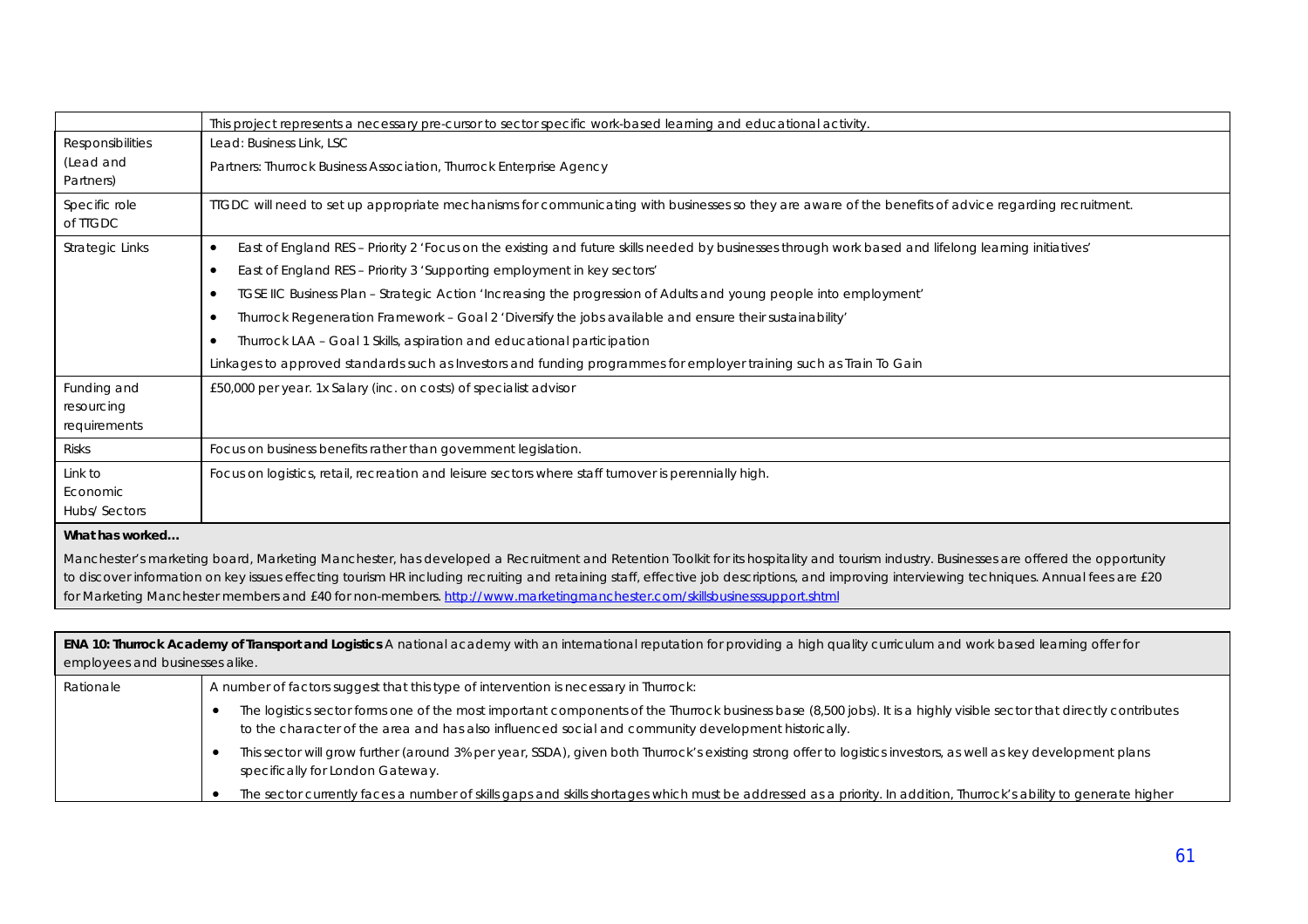| | |
|---|---|
| | This project represents a necessary pre-cursor to sector specific work-based learning and educational activity. |
| Responsibilities (Lead and Partners) | Lead: Business Link, LSC<br>Partners: Thurrock Business Association, Thurrock Enterprise Agency |
| Specific role of TTGDC | TTGDC will need to set up appropriate mechanisms for communicating with businesses so they are aware of the benefits of advice regarding recruitment. |
| Strategic Links | • East of England RES – Priority 2 'Focus on the existing and future skills needed by businesses through work based and lifelong learning initiatives'<br>• East of England RES – Priority 3 'Supporting employment in key sectors'<br>• TGSE IIC Business Plan – Strategic Action 'Increasing the progression of Adults and young people into employment'<br>• Thurrock Regeneration Framework – Goal 2 'Diversify the jobs available and ensure their sustainability'<br>• Thurrock LAA – Goal 1 Skills, aspiration and educational participation<br>Linkages to approved standards such as Investors and funding programmes for employer training such as Train To Gain |
| Funding and resourcing requirements | £50,000 per year. 1x Salary (inc. on costs) of specialist advisor |
| Risks | Focus on business benefits rather than government legislation. |
| Link to Economic Hubs/ Sectors | Focus on logistics, retail, recreation and leisure sectors where staff turnover is perennially high. |

**What has worked…**

Manchester's marketing board, Marketing Manchester, has developed a Recruitment and Retention Toolkit for its hospitality and tourism industry. Businesses are offered the opportunity to discover information on key issues effecting tourism HR including recruiting and retaining staff, effective job descriptions, and improving interviewing techniques. Annual fees are £20 for Marketing Manchester members and £40 for non-members. http://www.marketingmanchester.com/skillsbusinesssupport.shtml

**ENA 10: Thurrock Academy of Transport and Logistics** A national academy with an international reputation for providing a high quality curriculum and work based learning offer for employees and businesses alike.

| | |
|---|---|
| Rationale | A number of factors suggest that this type of intervention is necessary in Thurrock:<br>• The logistics sector forms one of the most important components of the Thurrock business base (8,500 jobs). It is a highly visible sector that directly contributes to the character of the area and has also influenced social and community development historically.<br>• This sector will grow further (around 3% per year, SSDA), given both Thurrock's existing strong offer to logistics investors, as well as key development plans specifically for London Gateway.<br>• The sector currently faces a number of skills gaps and skills shortages which must be addressed as a priority. In addition, Thurrock's ability to generate higher |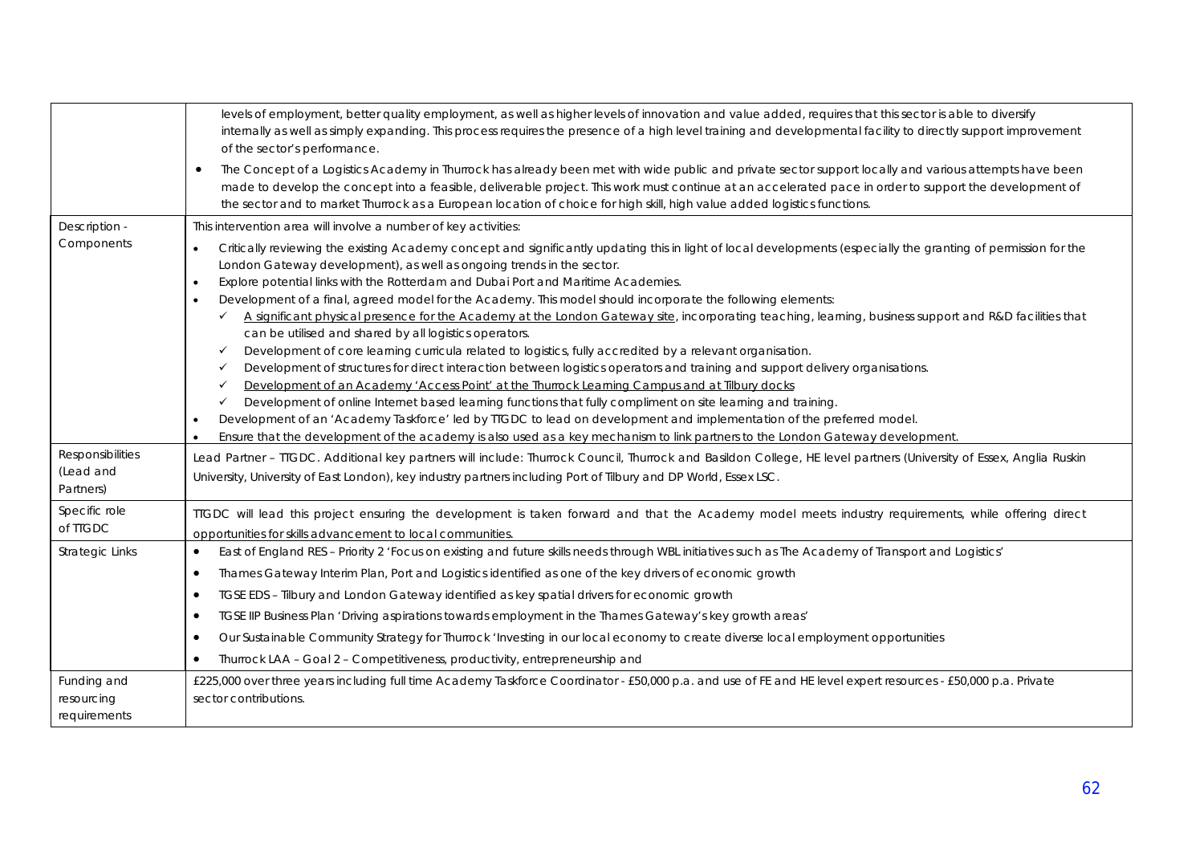| | |
|---|---|
| | levels of employment, better quality employment, as well as higher levels of innovation and value added, requires that this sector is able to diversify internally as well as simply expanding. This process requires the presence of a high level training and developmental facility to directly support improvement of the sector's performance.<br>• The Concept of a Logistics Academy in Thurrock has already been met with wide public and private sector support locally and various attempts have been made to develop the concept into a feasible, deliverable project. This work must continue at an accelerated pace in order to support the development of the sector and to market Thurrock as a European location of choice for high skill, high value added logistics functions. |
| Description - Components | This intervention area will involve a number of key activities:<br>• Critically reviewing the existing Academy concept and significantly updating this in light of local developments (especially the granting of permission for the London Gateway development), as well as ongoing trends in the sector.<br>• Explore potential links with the Rotterdam and Dubai Port and Maritime Academies.<br>• Development of a final, agreed model for the Academy. This model should incorporate the following elements:<br>  ✓ <u>A significant physical presence for the Academy at the London Gateway site</u>, incorporating teaching, learning, business support and R&D facilities that can be utilised and shared by all logistics operators.<br>  ✓ Development of core learning curricula related to logistics, fully accredited by a relevant organisation.<br>  ✓ Development of structures for direct interaction between logistics operators and training and support delivery organisations.<br>  ✓ <u>Development of an Academy 'Access Point' at the Thurrock Learning Campus and at Tilbury docks</u><br>  ✓ Development of online Internet based learning functions that fully compliment on site learning and training.<br>• Development of an 'Academy Taskforce' led by TTGDC to lead on development and implementation of the preferred model.<br>• Ensure that the development of the academy is also used as a key mechanism to link partners to the London Gateway development. |
| Responsibilities (Lead and Partners) | Lead Partner – TTGDC. Additional key partners will include: Thurrock Council, Thurrock and Basildon College, HE level partners (University of Essex, Anglia Ruskin University, University of East London), key industry partners including Port of Tilbury and DP World, Essex LSC. |
| Specific role of TTGDC | TTGDC will lead this project ensuring the development is taken forward and that the Academy model meets industry requirements, while offering direct opportunities for skills advancement to local communities. |
| Strategic Links | • East of England RES – Priority 2 'Focus on existing and future skills needs through WBL initiatives such as The Academy of Transport and Logistics'<br>• Thames Gateway Interim Plan, Port and Logistics identified as one of the key drivers of economic growth<br>• TGSE EDS – Tilbury and London Gateway identified as key spatial drivers for economic growth<br>• TGSE IIP Business Plan 'Driving aspirations towards employment in the Thames Gateway's key growth areas'<br>• Our Sustainable Community Strategy for Thurrock 'Investing in our local economy to create diverse local employment opportunities<br>• Thurrock LAA – Goal 2 – Competitiveness, productivity, entrepreneurship and |
| Funding and resourcing requirements | £225,000 over three years including full time Academy Taskforce Coordinator - £50,000 p.a. and use of FE and HE level expert resources - £50,000 p.a. Private sector contributions. |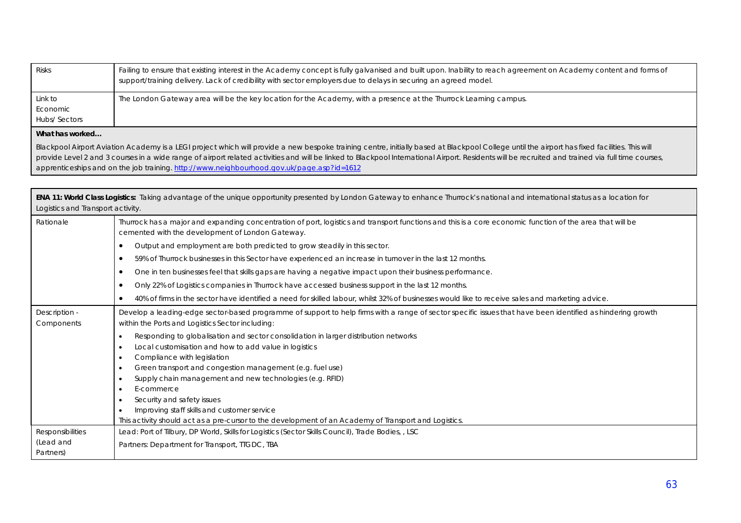| | |
|---|---|
| Risks | Failing to ensure that existing interest in the Academy concept is fully galvanised and built upon. Inability to reach agreement on Academy content and forms of support/training delivery. Lack of credibility with sector employers due to delays in securing an agreed model. |
| Link to Economic Hubs/ Sectors | The London Gateway area will be the key location for the Academy, with a presence at the Thurrock Learning campus. |

**What has worked…**

Blackpool Airport Aviation Academy is a LEGI project which will provide a new bespoke training centre, initially based at Blackpool College until the airport has fixed facilities. This will provide Level 2 and 3 courses in a wide range of airport related activities and will be linked to Blackpool International Airport. Residents will be recruited and trained via full time courses, apprenticeships and on the job training. http://www.neighbourhood.gov.uk/page.asp?id=1612

| **ENA 11: World Class Logistics:** Taking advantage of the unique opportunity presented by London Gateway to enhance Thurrock's national and international status as a location for Logistics and Transport activity. | |
|---|---|
| Rationale | Thurrock has a major and expanding concentration of port, logistics and transport functions and this is a core economic function of the area that will be cemented with the development of London Gateway.<br>• Output and employment are both predicted to grow steadily in this sector.<br>• 59% of Thurrock businesses in this Sector have experienced an increase in turnover in the last 12 months.<br>• One in ten businesses feel that skills gaps are having a negative impact upon their business performance.<br>• Only 22% of Logistics companies in Thurrock have accessed business support in the last 12 months.<br>• 40% of firms in the sector have identified a need for skilled labour, whilst 32% of businesses would like to receive sales and marketing advice. |
| Description - Components | Develop a leading-edge sector-based programme of support to help firms with a range of sector specific issues that have been identified as hindering growth within the Ports and Logistics Sector including:<br>• Responding to globalisation and sector consolidation in larger distribution networks<br>• Local customisation and how to add value in logistics<br>• Compliance with legislation<br>• Green transport and congestion management (e.g. fuel use)<br>• Supply chain management and new technologies (e.g. RFID)<br>• E-commerce<br>• Security and safety issues<br>• Improving staff skills and customer service<br>This activity should act as a pre-cursor to the development of an Academy of Transport and Logistics. |
| Responsibilities (Lead and Partners) | Lead: Port of Tilbury, DP World, Skills for Logistics (Sector Skills Council), Trade Bodies, , LSC<br>Partners: Department for Transport, TTGDC, TBA |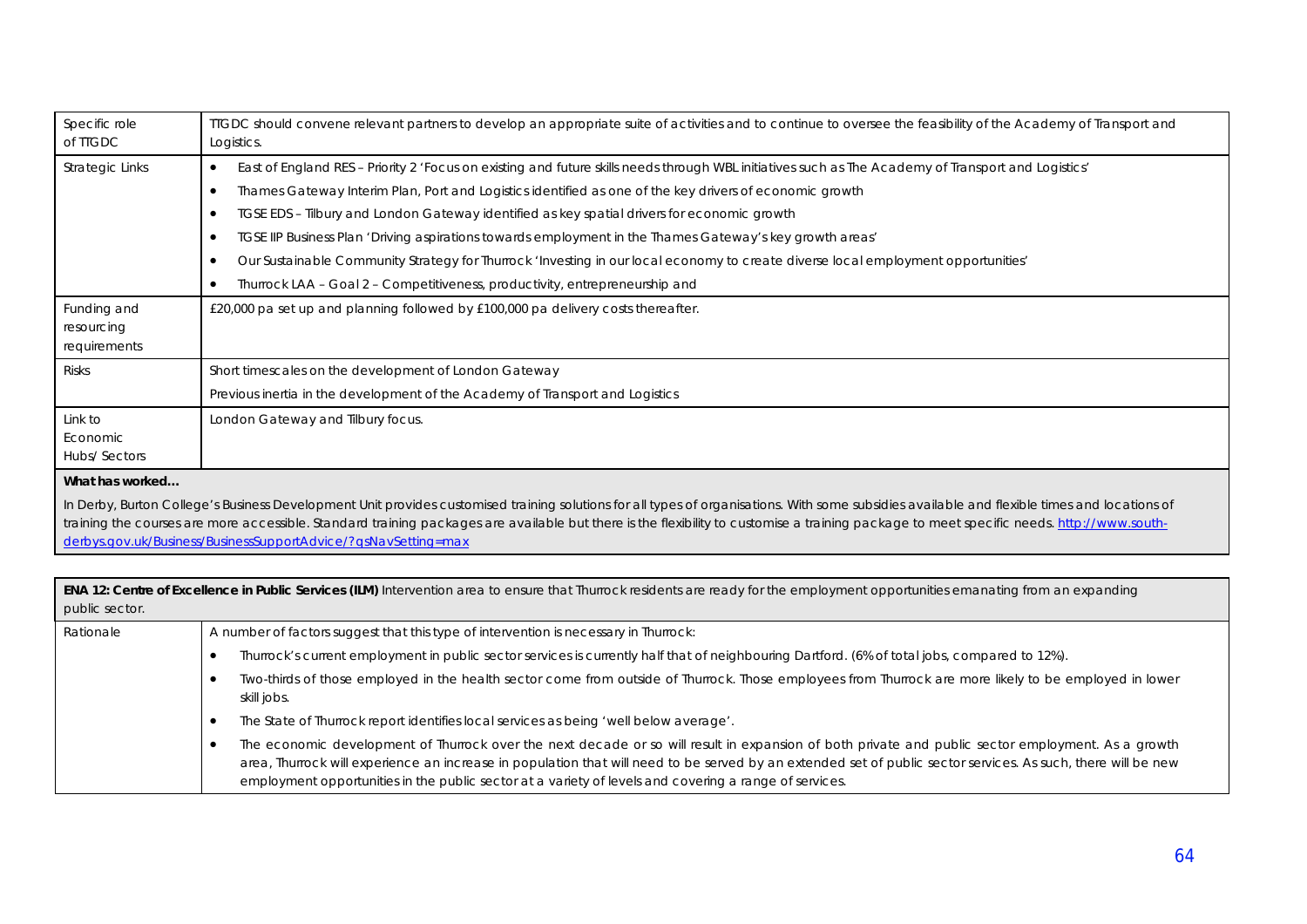| | |
|---|---|
| Specific role of TTGDC | TTGDC should convene relevant partners to develop an appropriate suite of activities and to continue to oversee the feasibility of the Academy of Transport and Logistics. |
| Strategic Links | • East of England RES – Priority 2 'Focus on existing and future skills needs through WBL initiatives such as The Academy of Transport and Logistics'<br>• Thames Gateway Interim Plan, Port and Logistics identified as one of the key drivers of economic growth<br>• TGSE EDS – Tilbury and London Gateway identified as key spatial drivers for economic growth<br>• TGSE IIP Business Plan 'Driving aspirations towards employment in the Thames Gateway's key growth areas'<br>• Our Sustainable Community Strategy for Thurrock 'Investing in our local economy to create diverse local employment opportunities'<br>• Thurrock LAA – Goal 2 – Competitiveness, productivity, entrepreneurship and |
| Funding and resourcing requirements | £20,000 pa set up and planning followed by £100,000 pa delivery costs thereafter. |
| Risks | Short timescales on the development of London Gateway<br>Previous inertia in the development of the Academy of Transport and Logistics |
| Link to Economic Hubs/ Sectors | London Gateway and Tilbury focus. |

**What has worked…**

In Derby, Burton College's Business Development Unit provides customised training solutions for all types of organisations. With some subsidies available and flexible times and locations of training the courses are more accessible. Standard training packages are available but there is the flexibility to customise a training package to meet specific needs. [http://www.south-derbys.gov.uk/Business/BusinessSupportAdvice/?qsNavSetting=max](http://www.south-derbys.gov.uk/Business/BusinessSupportAdvice/?qsNavSetting=max)

**ENA 12: Centre of Excellence in Public Services (ILM)** Intervention area to ensure that Thurrock residents are ready for the employment opportunities emanating from an expanding public sector.

| | |
|---|---|
| Rationale | A number of factors suggest that this type of intervention is necessary in Thurrock:<br>• Thurrock's current employment in public sector services is currently half that of neighbouring Dartford. (6% of total jobs, compared to 12%).<br>• Two-thirds of those employed in the health sector come from outside of Thurrock. Those employees from Thurrock are more likely to be employed in lower skill jobs.<br>• The State of Thurrock report identifies local services as being 'well below average'.<br>• The economic development of Thurrock over the next decade or so will result in expansion of both private and public sector employment. As a growth area, Thurrock will experience an increase in population that will need to be served by an extended set of public sector services. As such, there will be new employment opportunities in the public sector at a variety of levels and covering a range of services. |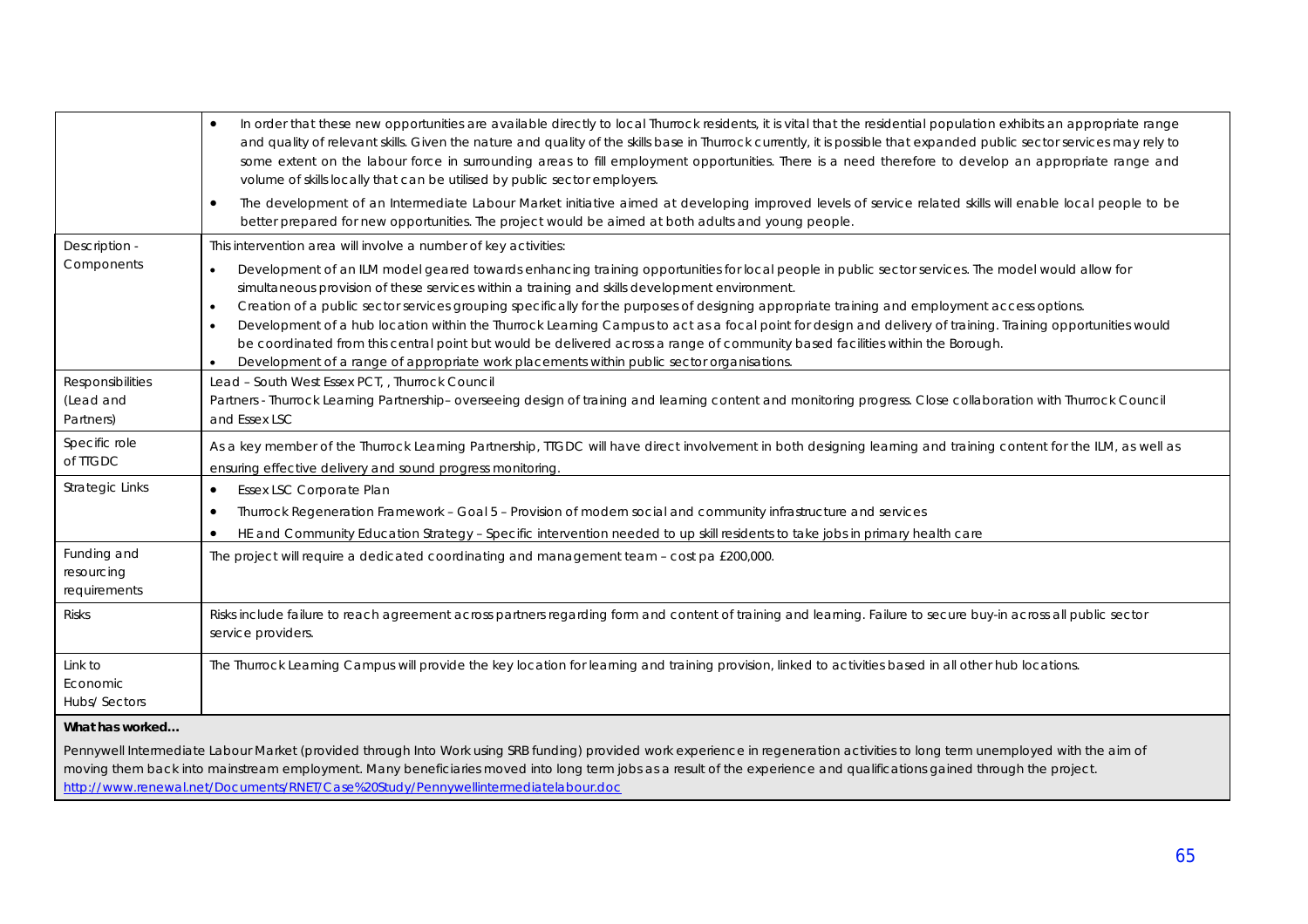| | |
|---|---|
| | • In order that these new opportunities are available directly to local Thurrock residents, it is vital that the residential population exhibits an appropriate range and quality of relevant skills. Given the nature and quality of the skills base in Thurrock currently, it is possible that expanded public sector services may rely to some extent on the labour force in surrounding areas to fill employment opportunities. There is a need therefore to develop an appropriate range and volume of skills locally that can be utilised by public sector employers.<br>• The development of an Intermediate Labour Market initiative aimed at developing improved levels of service related skills will enable local people to be better prepared for new opportunities. The project would be aimed at both adults and young people. |
| Description - Components | This intervention area will involve a number of key activities:<br>• Development of an ILM model geared towards enhancing training opportunities for local people in public sector services. The model would allow for simultaneous provision of these services within a training and skills development environment.<br>• Creation of a public sector services grouping specifically for the purposes of designing appropriate training and employment access options.<br>• Development of a hub location within the Thurrock Learning Campus to act as a focal point for design and delivery of training. Training opportunities would be coordinated from this central point but would be delivered across a range of community based facilities within the Borough.<br>• Development of a range of appropriate work placements within public sector organisations. |
| Responsibilities (Lead and Partners) | Lead – South West Essex PCT, , Thurrock Council<br>Partners - Thurrock Learning Partnership– overseeing design of training and learning content and monitoring progress. Close collaboration with Thurrock Council and Essex LSC |
| Specific role of TTGDC | As a key member of the Thurrock Learning Partnership, TTGDC will have direct involvement in both designing learning and training content for the ILM, as well as ensuring effective delivery and sound progress monitoring. |
| Strategic Links | • Essex LSC Corporate Plan<br>• Thurrock Regeneration Framework – Goal 5 – Provision of modern social and community infrastructure and services<br>• HE and Community Education Strategy – Specific intervention needed to up skill residents to take jobs in primary health care |
| Funding and resourcing requirements | The project will require a dedicated coordinating and management team – cost pa £200,000. |
| Risks | Risks include failure to reach agreement across partners regarding form and content of training and learning. Failure to secure buy-in across all public sector service providers. |
| Link to Economic Hubs/ Sectors | The Thurrock Learning Campus will provide the key location for learning and training provision, linked to activities based in all other hub locations. |

**What has worked…**

Pennywell Intermediate Labour Market (provided through Into Work using SRB funding) provided work experience in regeneration activities to long term unemployed with the aim of moving them back into mainstream employment. Many beneficiaries moved into long term jobs as a result of the experience and qualifications gained through the project.
http://www.renewal.net/Documents/RNET/Case%20Study/Pennywellintermediatelabour.doc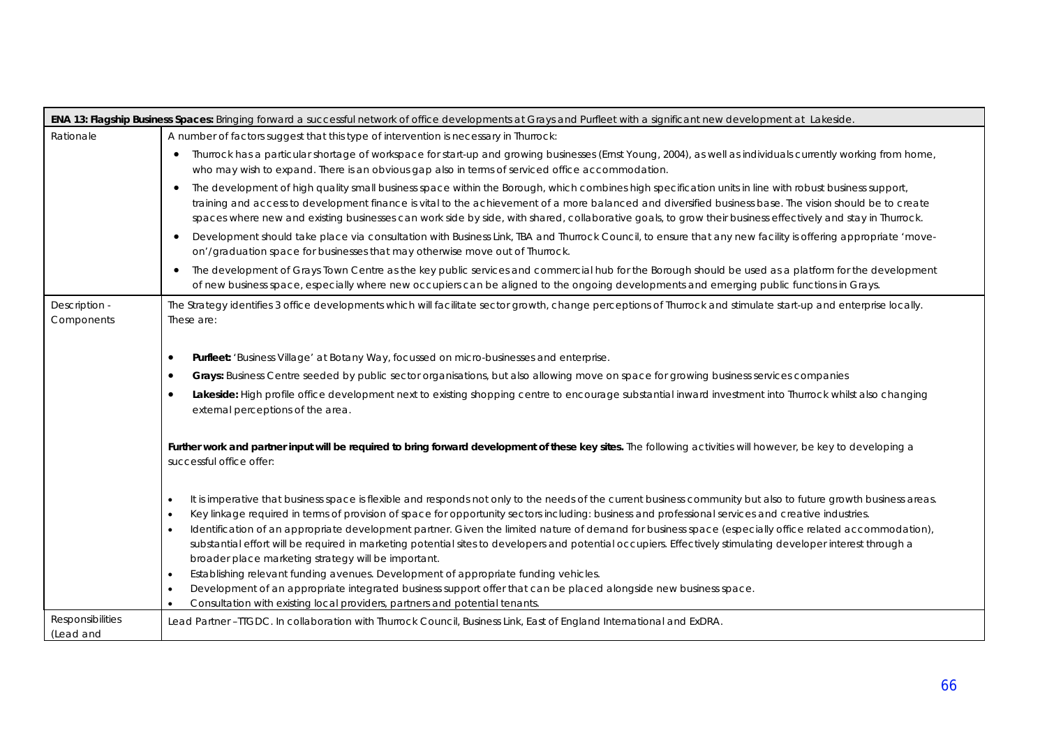| **ENA 13: Flagship Business Spaces:** Bringing forward a successful network of office developments at Grays and Purfleet with a significant new development at Lakeside. | |
|---|---|
| Rationale | A number of factors suggest that this type of intervention is necessary in Thurrock:<br><br>• Thurrock has a particular shortage of workspace for start-up and growing businesses (Ernst Young, 2004), as well as individuals currently working from home, who may wish to expand. There is an obvious gap also in terms of serviced office accommodation.<br>• The development of high quality small business space within the Borough, which combines high specification units in line with robust business support, training and access to development finance is vital to the achievement of a more balanced and diversified business base. The vision should be to create spaces where new and existing businesses can work side by side, with shared, collaborative goals, to grow their business effectively and stay in Thurrock.<br>• Development should take place via consultation with Business Link, TBA and Thurrock Council, to ensure that any new facility is offering appropriate 'move-on'/graduation space for businesses that may otherwise move out of Thurrock.<br>• The development of Grays Town Centre as the key public services and commercial hub for the Borough should be used as a platform for the development of new business space, especially where new occupiers can be aligned to the ongoing developments and emerging public functions in Grays. |
| Description - Components | The Strategy identifies 3 office developments which will facilitate sector growth, change perceptions of Thurrock and stimulate start-up and enterprise locally. These are:<br><br>• **Purfleet:** 'Business Village' at Botany Way, focussed on micro-businesses and enterprise.<br>• **Grays:** Business Centre seeded by public sector organisations, but also allowing move on space for growing business services companies<br>• **Lakeside:** High profile office development next to existing shopping centre to encourage substantial inward investment into Thurrock whilst also changing external perceptions of the area.<br><br>**Further work and partner input will be required to bring forward development of these key sites.** The following activities will however, be key to developing a successful office offer:<br><br>• It is imperative that business space is flexible and responds not only to the needs of the current business community but also to future growth business areas.<br>• Key linkage required in terms of provision of space for opportunity sectors including: business and professional services and creative industries.<br>• Identification of an appropriate development partner. Given the limited nature of demand for business space (especially office related accommodation), substantial effort will be required in marketing potential sites to developers and potential occupiers. Effectively stimulating developer interest through a broader place marketing strategy will be important.<br>• Establishing relevant funding avenues. Development of appropriate funding vehicles.<br>• Development of an appropriate integrated business support offer that can be placed alongside new business space.<br>• Consultation with existing local providers, partners and potential tenants. |
| Responsibilities (Lead and | Lead Partner –TTGDC. In collaboration with Thurrock Council, Business Link, East of England International and ExDRA. |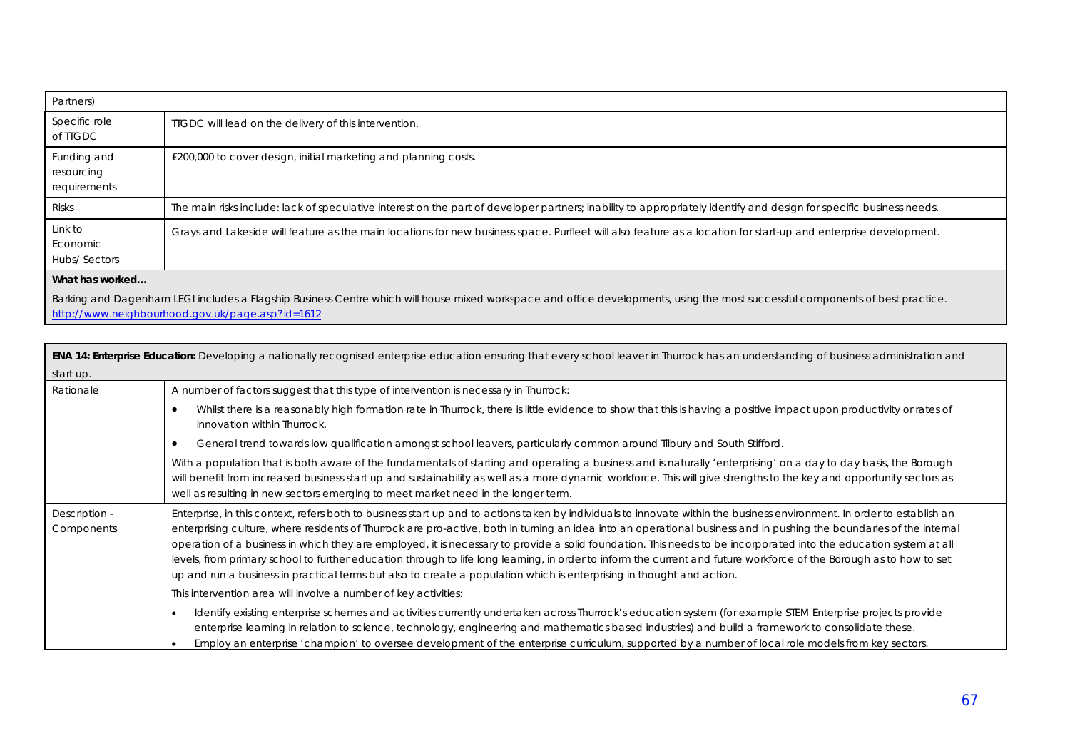| | |
|---|---|
| Partners) | |
| Specific role of TTGDC | TTGDC will lead on the delivery of this intervention. |
| Funding and resourcing requirements | £200,000 to cover design, initial marketing and planning costs. |
| Risks | The main risks include: lack of speculative interest on the part of developer partners; inability to appropriately identify and design for specific business needs. |
| Link to Economic Hubs/ Sectors | Grays and Lakeside will feature as the main locations for new business space. Purfleet will also feature as a location for start-up and enterprise development. |

**What has worked…**

Barking and Dagenham LEGI includes a Flagship Business Centre which will house mixed workspace and office developments, using the most successful components of best practice. http://www.neighbourhood.gov.uk/page.asp?id=1612

| **ENA 14: Enterprise Education:** Developing a nationally recognised enterprise education ensuring that every school leaver in Thurrock has an understanding of business administration and start up. | |
|---|---|
| Rationale | A number of factors suggest that this type of intervention is necessary in Thurrock:<br>• Whilst there is a reasonably high formation rate in Thurrock, there is little evidence to show that this is having a positive impact upon productivity or rates of innovation within Thurrock.<br>• General trend towards low qualification amongst school leavers, particularly common around Tilbury and South Stifford.<br>With a population that is both aware of the fundamentals of starting and operating a business and is naturally 'enterprising' on a day to day basis, the Borough will benefit from increased business start up and sustainability as well as a more dynamic workforce. This will give strengths to the key and opportunity sectors as well as resulting in new sectors emerging to meet market need in the longer term. |
| Description - Components | Enterprise, in this context, refers both to business start up and to actions taken by individuals to innovate within the business environment. In order to establish an enterprising culture, where residents of Thurrock are pro-active, both in turning an idea into an operational business and in pushing the boundaries of the internal operation of a business in which they are employed, it is necessary to provide a solid foundation. This needs to be incorporated into the education system at all levels, from primary school to further education through to life long learning, in order to inform the current and future workforce of the Borough as to how to set up and run a business in practical terms but also to create a population which is enterprising in thought and action.<br>This intervention area will involve a number of key activities:<br>• Identify existing enterprise schemes and activities currently undertaken across Thurrock's education system (for example STEM Enterprise projects provide enterprise learning in relation to science, technology, engineering and mathematics based industries) and build a framework to consolidate these.<br>• Employ an enterprise 'champion' to oversee development of the enterprise curriculum, supported by a number of local role models from key sectors. |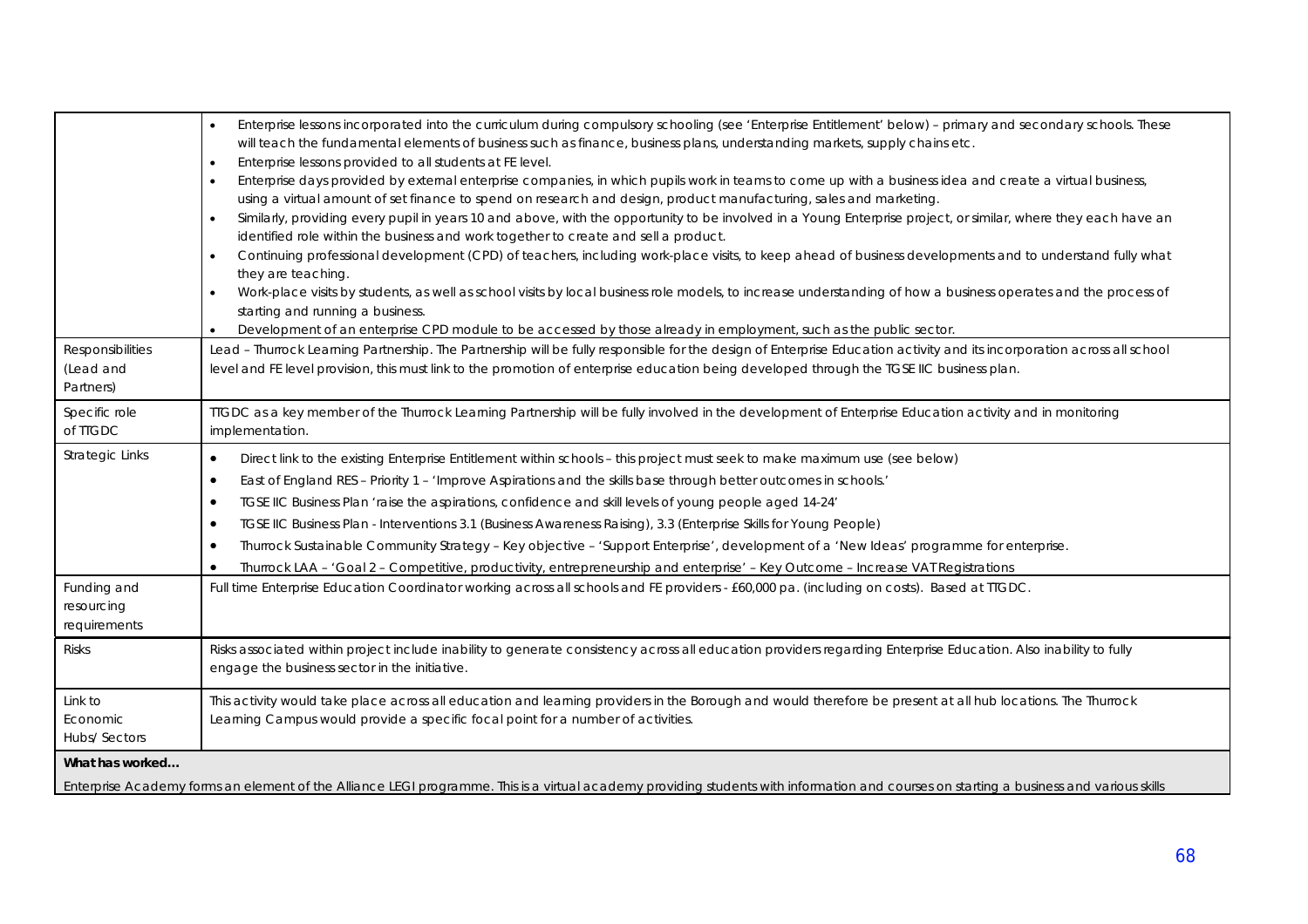| | |
|---|---|
| | • Enterprise lessons incorporated into the curriculum during compulsory schooling (see 'Enterprise Entitlement' below) – primary and secondary schools. These will teach the fundamental elements of business such as finance, business plans, understanding markets, supply chains etc.<br>• Enterprise lessons provided to all students at FE level.<br>• Enterprise days provided by external enterprise companies, in which pupils work in teams to come up with a business idea and create a virtual business, using a virtual amount of set finance to spend on research and design, product manufacturing, sales and marketing.<br>• Similarly, providing every pupil in years 10 and above, with the opportunity to be involved in a Young Enterprise project, or similar, where they each have an identified role within the business and work together to create and sell a product.<br>• Continuing professional development (CPD) of teachers, including work-place visits, to keep ahead of business developments and to understand fully what they are teaching.<br>• Work-place visits by students, as well as school visits by local business role models, to increase understanding of how a business operates and the process of starting and running a business.<br>• Development of an enterprise CPD module to be accessed by those already in employment, such as the public sector. |
| Responsibilities (Lead and Partners) | Lead – Thurrock Learning Partnership. The Partnership will be fully responsible for the design of Enterprise Education activity and its incorporation across all school level and FE level provision, this must link to the promotion of enterprise education being developed through the TGSE IIC business plan. |
| Specific role of TTGDC | TTGDC as a key member of the Thurrock Learning Partnership will be fully involved in the development of Enterprise Education activity and in monitoring implementation. |
| Strategic Links | • Direct link to the existing Enterprise Entitlement within schools – this project must seek to make maximum use (see below)<br>• East of England RES – Priority 1 – 'Improve Aspirations and the skills base through better outcomes in schools.'<br>• TGSE IIC Business Plan 'raise the aspirations, confidence and skill levels of young people aged 14-24'<br>• TGSE IIC Business Plan - Interventions 3.1 (Business Awareness Raising), 3.3 (Enterprise Skills for Young People)<br>• Thurrock Sustainable Community Strategy – Key objective – 'Support Enterprise', development of a 'New Ideas' programme for enterprise.<br>• Thurrock LAA – 'Goal 2 – Competitive, productivity, entrepreneurship and enterprise' – Key Outcome – Increase VAT Registrations |
| Funding and resourcing requirements | Full time Enterprise Education Coordinator working across all schools and FE providers - £60,000 pa. (including on costs). Based at TTGDC. |
| Risks | Risks associated within project include inability to generate consistency across all education providers regarding Enterprise Education. Also inability to fully engage the business sector in the initiative. |
| Link to Economic Hubs/ Sectors | This activity would take place across all education and learning providers in the Borough and would therefore be present at all hub locations. The Thurrock Learning Campus would provide a specific focal point for a number of activities. |

**What has worked…**

Enterprise Academy forms an element of the Alliance LEGI programme. This is a virtual academy providing students with information and courses on starting a business and various skills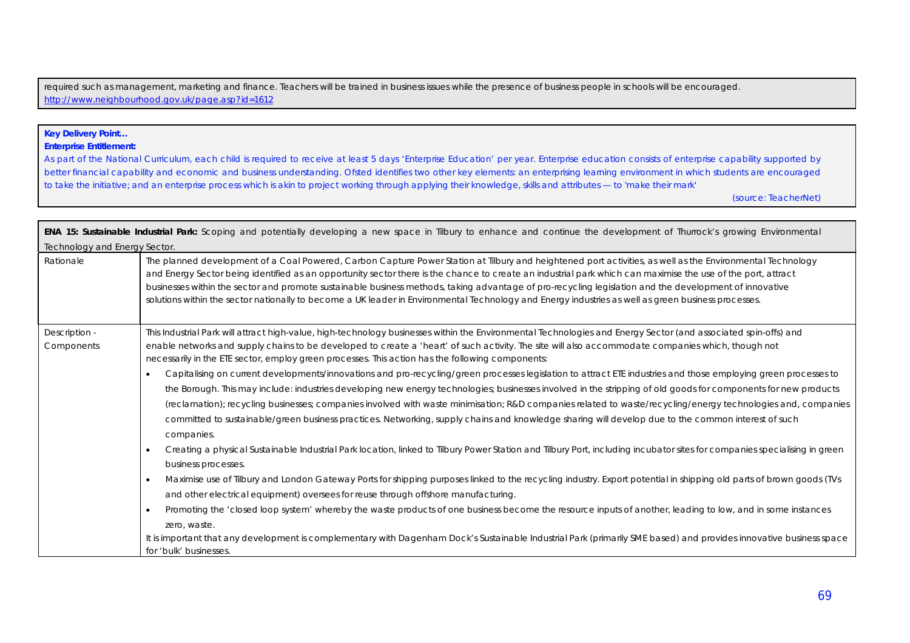required such as management, marketing and finance. Teachers will be trained in business issues while the presence of business people in schools will be encouraged.
http://www.neighbourhood.gov.uk/page.asp?id=1612

**Key Delivery Point…**
**Enterprise Entitlement:**
As part of the National Curriculum, each child is required to receive at least 5 days 'Enterprise Education' per year. Enterprise education consists of enterprise capability supported by better financial capability and economic and business understanding. Ofsted identifies two other key elements: an enterprising learning environment in which students are encouraged to take the initiative; and an enterprise process which is akin to project working through applying their knowledge, skills and attributes — to 'make their mark'

*(source: TeacherNet)*

| **ENA 15: Sustainable Industrial Park:** Scoping and potentially developing a new space in Tilbury to enhance and continue the development of Thurrock's growing Environmental Technology and Energy Sector. | |
|---|---|
| Rationale | The planned development of a Coal Powered, Carbon Capture Power Station at Tilbury and heightened port activities, as well as the Environmental Technology and Energy Sector being identified as an opportunity sector there is the chance to create an industrial park which can maximise the use of the port, attract businesses within the sector and promote sustainable business methods, taking advantage of pro-recycling legislation and the development of innovative solutions within the sector nationally to become a UK leader in Environmental Technology and Energy industries as well as green business processes. |
| Description - Components | This Industrial Park will attract high-value, high-technology businesses within the Environmental Technologies and Energy Sector (and associated spin-offs) and enable networks and supply chains to be developed to create a 'heart' of such activity. The site will also accommodate companies which, though not necessarily in the ETE sector, employ green processes. This action has the following components:<br>• Capitalising on current developments/innovations and pro-recycling/green processes legislation to attract ETE industries and those employing green processes to the Borough. This may include: industries developing new energy technologies; businesses involved in the stripping of old goods for components for new products (reclamation); recycling businesses; companies involved with waste minimisation; R&D companies related to waste/recycling/energy technologies and, companies committed to sustainable/green business practices. Networking, supply chains and knowledge sharing will develop due to the common interest of such companies.<br>• Creating a physical Sustainable Industrial Park location, linked to Tilbury Power Station and Tilbury Port, including incubator sites for companies specialising in green business processes.<br>• Maximise use of Tilbury and London Gateway Ports for shipping purposes linked to the recycling industry. Export potential in shipping old parts of brown goods (TVs and other electrical equipment) oversees for reuse through offshore manufacturing.<br>• Promoting the 'closed loop system' whereby the waste products of one business become the resource inputs of another, leading to low, and in some instances zero, waste.<br>It is important that any development is complementary with Dagenham Dock's Sustainable Industrial Park (primarily SME based) and provides innovative business space for 'bulk' businesses. |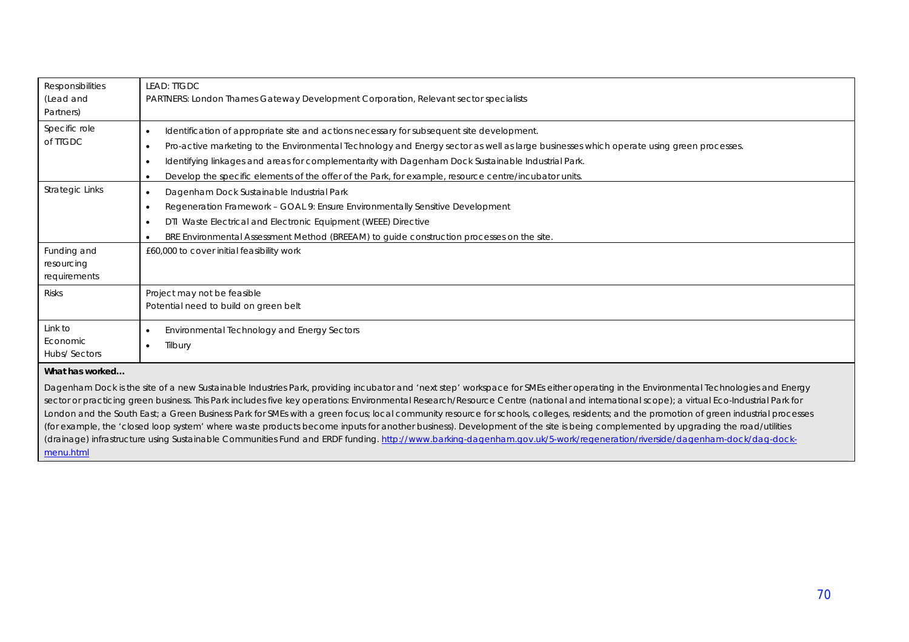| | |
|---|---|
| Responsibilities (Lead and Partners) | LEAD: TTGDC<br>PARTNERS: London Thames Gateway Development Corporation, Relevant sector specialists |
| Specific role of TTGDC | • Identification of appropriate site and actions necessary for subsequent site development.<br>• Pro-active marketing to the Environmental Technology and Energy sector as well as large businesses which operate using green processes.<br>• Identifying linkages and areas for complementarity with Dagenham Dock Sustainable Industrial Park.<br>• Develop the specific elements of the offer of the Park, for example, resource centre/incubator units. |
| Strategic Links | • Dagenham Dock Sustainable Industrial Park<br>• Regeneration Framework – GOAL 9: Ensure Environmentally Sensitive Development<br>• DTI Waste Electrical and Electronic Equipment (WEEE) Directive<br>• BRE Environmental Assessment Method (BREEAM) to guide construction processes on the site. |
| Funding and resourcing requirements | £60,000 to cover initial feasibility work |
| Risks | Project may not be feasible<br>Potential need to build on green belt |
| Link to Economic Hubs/ Sectors | • Environmental Technology and Energy Sectors<br>• Tilbury |

**What has worked…**

Dagenham Dock is the site of a new Sustainable Industries Park, providing incubator and 'next step' workspace for SMEs either operating in the Environmental Technologies and Energy sector or practicing green business. This Park includes five key operations: Environmental Research/Resource Centre (national and international scope); a virtual Eco-Industrial Park for London and the South East; a Green Business Park for SMEs with a green focus; local community resource for schools, colleges, residents; and the promotion of green industrial processes (for example, the 'closed loop system' where waste products become inputs for another business). Development of the site is being complemented by upgrading the road/utilities (drainage) infrastructure using Sustainable Communities Fund and ERDF funding. http://www.barking-dagenham.gov.uk/5-work/regeneration/riverside/dagenham-dock/dag-dock-menu.html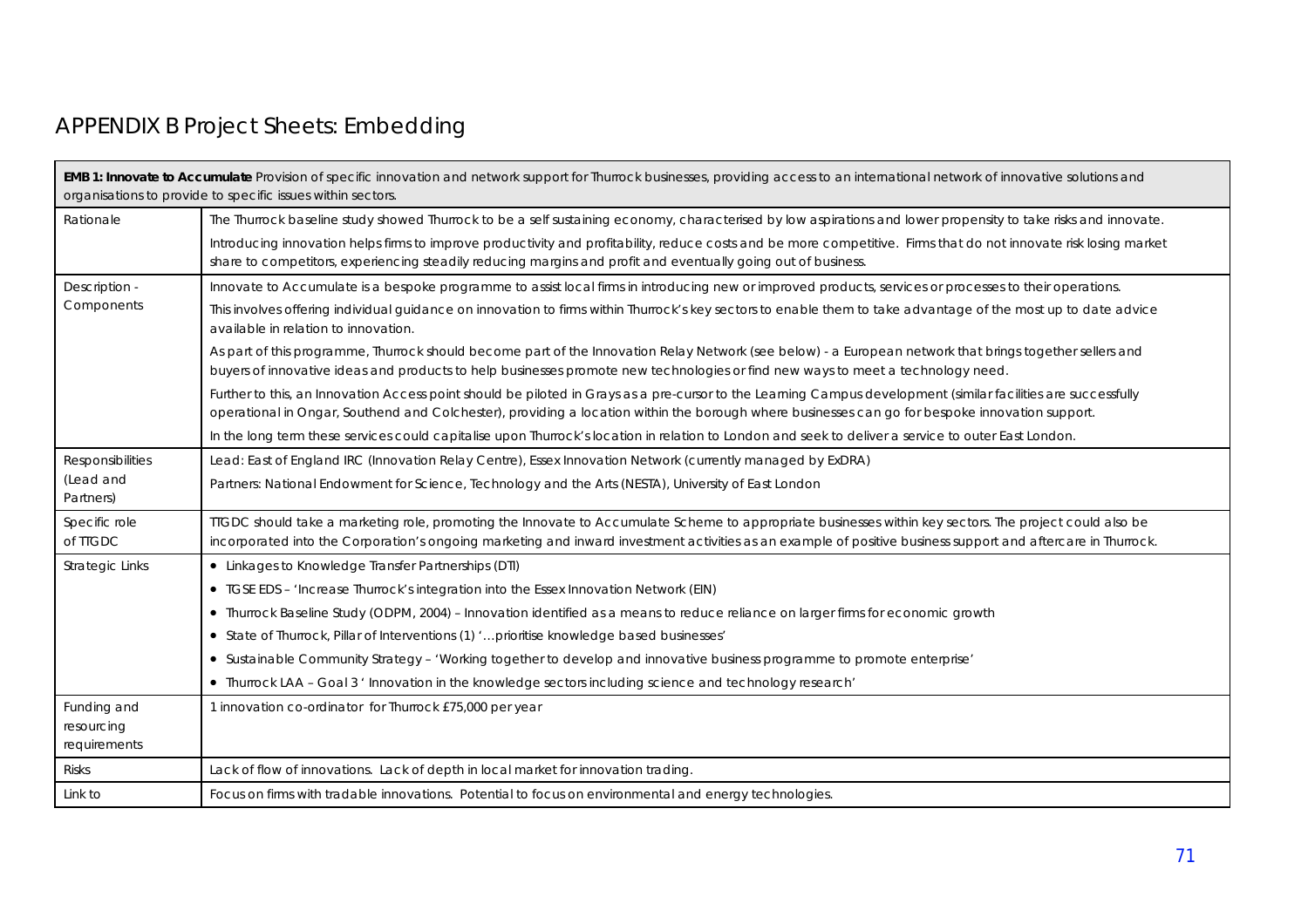# APPENDIX B Project Sheets: Embedding

| **EMB 1: Innovate to Accumulate** Provision of specific innovation and network support for Thurrock businesses, providing access to an international network of innovative solutions and organisations to provide to specific issues within sectors. | |
|---|---|
| Rationale | The Thurrock baseline study showed Thurrock to be a self sustaining economy, characterised by low aspirations and lower propensity to take risks and innovate.<br><br>Introducing innovation helps firms to improve productivity and profitability, reduce costs and be more competitive. Firms that do not innovate risk losing market share to competitors, experiencing steadily reducing margins and profit and eventually going out of business. |
| Description - Components | Innovate to Accumulate is a bespoke programme to assist local firms in introducing new or improved products, services or processes to their operations.<br><br>This involves offering individual guidance on innovation to firms within Thurrock's key sectors to enable them to take advantage of the most up to date advice available in relation to innovation.<br><br>As part of this programme, Thurrock should become part of the Innovation Relay Network (see below) - a European network that brings together sellers and buyers of innovative ideas and products to help businesses promote new technologies or find new ways to meet a technology need.<br><br>Further to this, an Innovation Access point should be piloted in Grays as a pre-cursor to the Learning Campus development (similar facilities are successfully operational in Ongar, Southend and Colchester), providing a location within the borough where businesses can go for bespoke innovation support.<br><br>In the long term these services could capitalise upon Thurrock's location in relation to London and seek to deliver a service to outer East London. |
| Responsibilities (Lead and Partners) | Lead: East of England IRC (Innovation Relay Centre), Essex Innovation Network (currently managed by ExDRA)<br><br>Partners: National Endowment for Science, Technology and the Arts (NESTA), University of East London |
| Specific role of TTGDC | TTGDC should take a marketing role, promoting the Innovate to Accumulate Scheme to appropriate businesses within key sectors. The project could also be incorporated into the Corporation's ongoing marketing and inward investment activities as an example of positive business support and aftercare in Thurrock. |
| Strategic Links | • Linkages to Knowledge Transfer Partnerships (DTI)<br>• TGSE EDS – 'Increase Thurrock's integration into the Essex Innovation Network (EIN)<br>• Thurrock Baseline Study (ODPM, 2004) – Innovation identified as a means to reduce reliance on larger firms for economic growth<br>• State of Thurrock, Pillar of Interventions (1) '…prioritise knowledge based businesses'<br>• Sustainable Community Strategy – 'Working together to develop and innovative business programme to promote enterprise'<br>• Thurrock LAA – Goal 3 ' Innovation in the knowledge sectors including science and technology research' |
| Funding and resourcing requirements | 1 innovation co-ordinator for Thurrock £75,000 per year |
| Risks | Lack of flow of innovations. Lack of depth in local market for innovation trading. |
| Link to | Focus on firms with tradable innovations. Potential to focus on environmental and energy technologies. |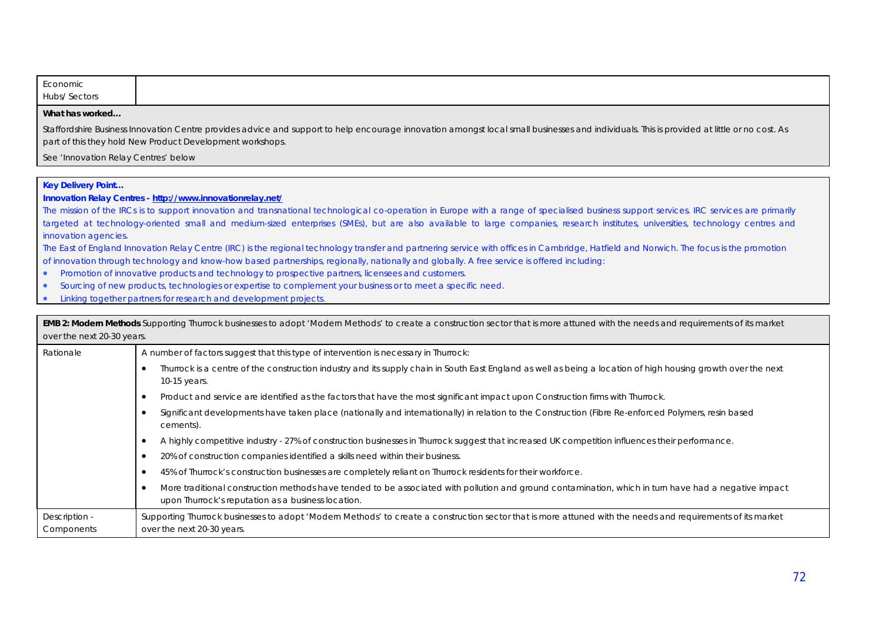| Economic Hubs/ Sectors | |
|---|---|

**What has worked…**

Staffordshire Business Innovation Centre provides advice and support to help encourage innovation amongst local small businesses and individuals. This is provided at little or no cost. As part of this they hold New Product Development workshops.

See 'Innovation Relay Centres' below

**Key Delivery Point…**

**Innovation Relay Centres - http://www.innovationrelay.net/**

The mission of the IRCs is to support innovation and transnational technological co-operation in Europe with a range of specialised business support services. IRC services are primarily targeted at technology-oriented small and medium-sized enterprises (SMEs), but are also available to large companies, research institutes, universities, technology centres and innovation agencies.

The East of England Innovation Relay Centre (IRC) is the regional technology transfer and partnering service with offices in Cambridge, Hatfield and Norwich. The focus is the promotion of innovation through technology and know-how based partnerships, regionally, nationally and globally. A free service is offered including:

- Promotion of innovative products and technology to prospective partners, licensees and customers.
- Sourcing of new products, technologies or expertise to complement your business or to meet a specific need.
- Linking together partners for research and development projects.

| **EMB 2: Modern Methods** Supporting Thurrock businesses to adopt 'Modern Methods' to create a construction sector that is more attuned with the needs and requirements of its market over the next 20-30 years. | |
|---|---|
| Rationale | A number of factors suggest that this type of intervention is necessary in Thurrock:<br>• Thurrock is a centre of the construction industry and its supply chain in South East England as well as being a location of high housing growth over the next 10-15 years.<br>• Product and service are identified as the factors that have the most significant impact upon Construction firms with Thurrock.<br>• Significant developments have taken place (nationally and internationally) in relation to the Construction (Fibre Re-enforced Polymers, resin based cements).<br>• A highly competitive industry - 27% of construction businesses in Thurrock suggest that increased UK competition influences their performance.<br>• 20% of construction companies identified a skills need within their business.<br>• 45% of Thurrock's construction businesses are completely reliant on Thurrock residents for their workforce.<br>• More traditional construction methods have tended to be associated with pollution and ground contamination, which in turn have had a negative impact upon Thurrock's reputation as a business location. |
| Description - Components | Supporting Thurrock businesses to adopt 'Modern Methods' to create a construction sector that is more attuned with the needs and requirements of its market over the next 20-30 years. |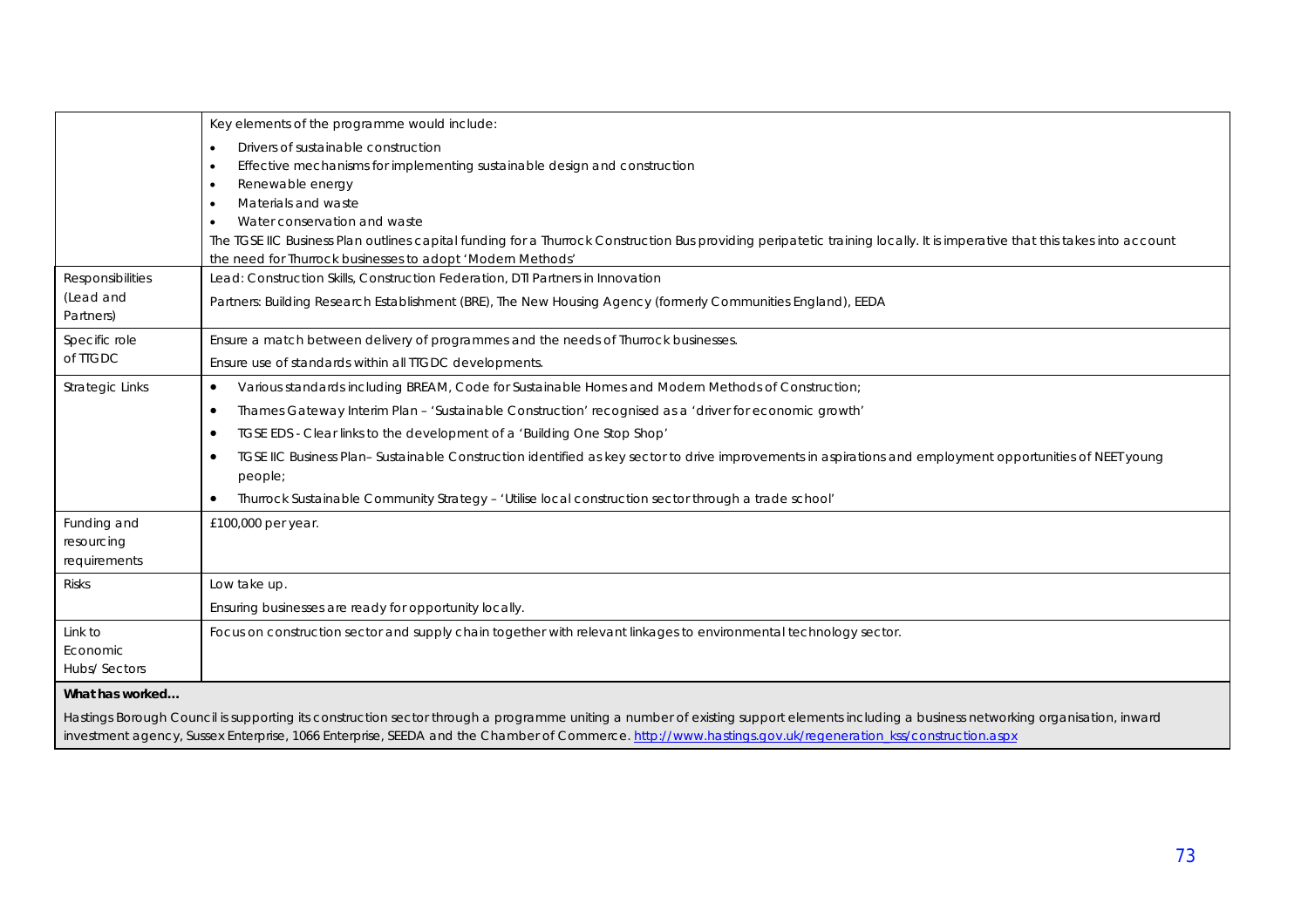| | |
|---|---|
| | Key elements of the programme would include:<br>• Drivers of sustainable construction<br>• Effective mechanisms for implementing sustainable design and construction<br>• Renewable energy<br>• Materials and waste<br>• Water conservation and waste<br>The TGSE IIC Business Plan outlines capital funding for a Thurrock Construction Bus providing peripatetic training locally. It is imperative that this takes into account the need for Thurrock businesses to adopt 'Modern Methods' |
| Responsibilities (Lead and Partners) | Lead: Construction Skills, Construction Federation, DTI Partners in Innovation<br>Partners: Building Research Establishment (BRE), The New Housing Agency (formerly Communities England), EEDA |
| Specific role of TTGDC | Ensure a match between delivery of programmes and the needs of Thurrock businesses.<br>Ensure use of standards within all TTGDC developments. |
| Strategic Links | • Various standards including BREAM, Code for Sustainable Homes and Modern Methods of Construction;<br>• Thames Gateway Interim Plan – 'Sustainable Construction' recognised as a 'driver for economic growth'<br>• TGSE EDS - Clear links to the development of a 'Building One Stop Shop'<br>• TGSE IIC Business Plan– Sustainable Construction identified as key sector to drive improvements in aspirations and employment opportunities of NEET young people;<br>• Thurrock Sustainable Community Strategy – 'Utilise local construction sector through a trade school' |
| Funding and resourcing requirements | £100,000 per year. |
| Risks | Low take up.<br>Ensuring businesses are ready for opportunity locally. |
| Link to Economic Hubs/ Sectors | Focus on construction sector and supply chain together with relevant linkages to environmental technology sector. |

**What has worked…**

Hastings Borough Council is supporting its construction sector through a programme uniting a number of existing support elements including a business networking organisation, inward investment agency, Sussex Enterprise, 1066 Enterprise, SEEDA and the Chamber of Commerce. http://www.hastings.gov.uk/regeneration_kss/construction.aspx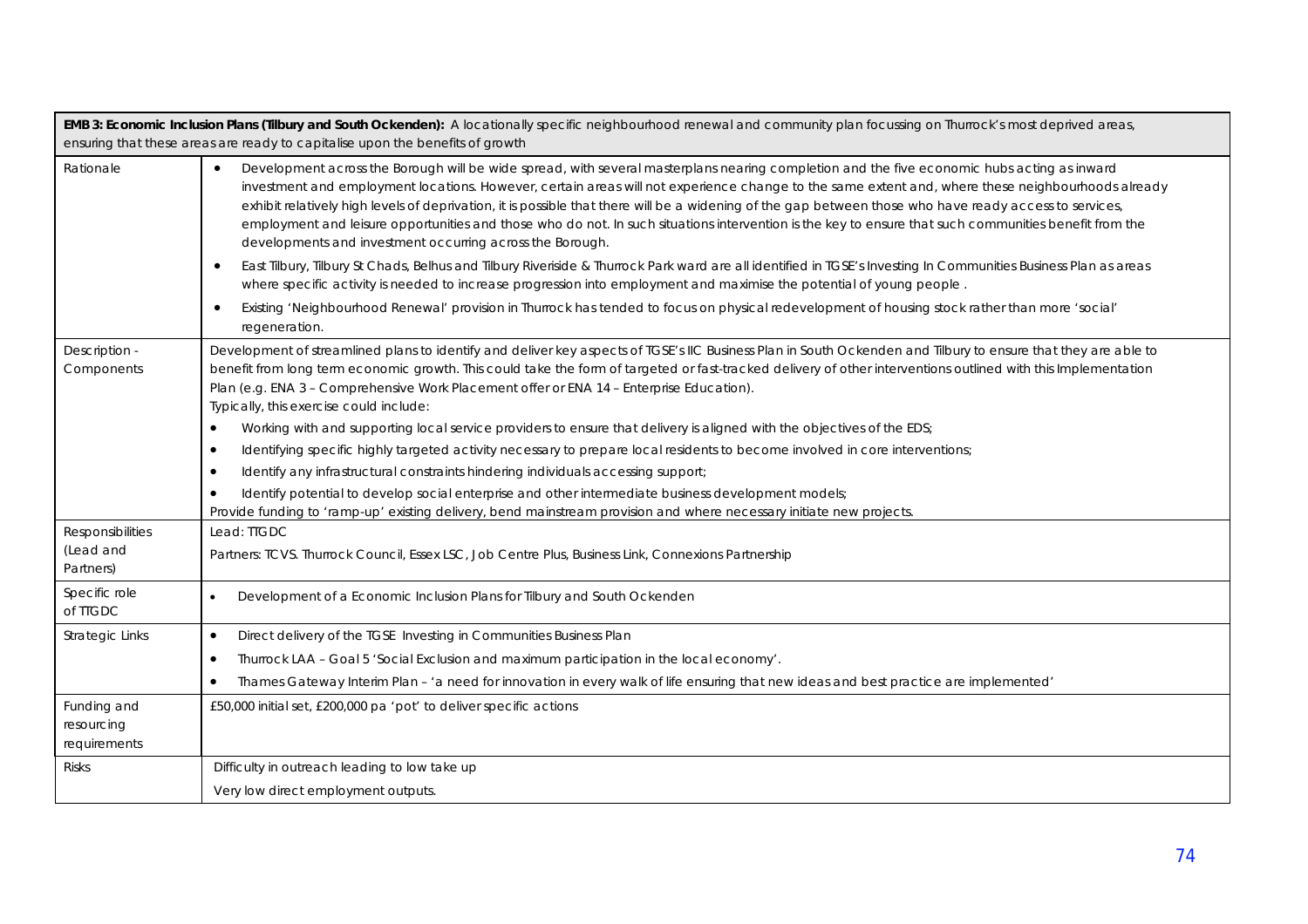| **EMB 3: Economic Inclusion Plans (Tilbury and South Ockenden):** A locationally specific neighbourhood renewal and community plan focussing on Thurrock's most deprived areas, ensuring that these areas are ready to capitalise upon the benefits of growth | |
|---|---|
| Rationale | • Development across the Borough will be wide spread, with several masterplans nearing completion and the five economic hubs acting as inward investment and employment locations. However, certain areas will not experience change to the same extent and, where these neighbourhoods already exhibit relatively high levels of deprivation, it is possible that there will be a widening of the gap between those who have ready access to services, employment and leisure opportunities and those who do not. In such situations intervention is the key to ensure that such communities benefit from the developments and investment occurring across the Borough.<br>• East Tilbury, Tilbury St Chads, Belhus and Tilbury Riveriside & Thurrock Park ward are all identified in TGSE's Investing In Communities Business Plan as areas where specific activity is needed to increase progression into employment and maximise the potential of young people .<br>• Existing 'Neighbourhood Renewal' provision in Thurrock has tended to focus on physical redevelopment of housing stock rather than more 'social' regeneration. |
| Description - Components | Development of streamlined plans to identify and deliver key aspects of TGSE's IIC Business Plan in South Ockenden and Tilbury to ensure that they are able to benefit from long term economic growth. This could take the form of targeted or fast-tracked delivery of other interventions outlined with this Implementation Plan (e.g. ENA 3 – Comprehensive Work Placement offer or ENA 14 – Enterprise Education).<br>Typically, this exercise could include:<br>• Working with and supporting local service providers to ensure that delivery is aligned with the objectives of the EDS;<br>• Identifying specific highly targeted activity necessary to prepare local residents to become involved in core interventions;<br>• Identify any infrastructural constraints hindering individuals accessing support;<br>• Identify potential to develop social enterprise and other intermediate business development models;<br>Provide funding to 'ramp-up' existing delivery, bend mainstream provision and where necessary initiate new projects. |
| Responsibilities (Lead and Partners) | Lead: TTGDC<br>Partners: TCVS. Thurrock Council, Essex LSC, Job Centre Plus, Business Link, Connexions Partnership |
| Specific role of TTGDC | • Development of a Economic Inclusion Plans for Tilbury and South Ockenden |
| Strategic Links | • Direct delivery of the TGSE Investing in Communities Business Plan<br>• Thurrock LAA – Goal 5 'Social Exclusion and maximum participation in the local economy'.<br>• Thames Gateway Interim Plan – 'a need for innovation in every walk of life ensuring that new ideas and best practice are implemented' |
| Funding and resourcing requirements | £50,000 initial set, £200,000 pa 'pot' to deliver specific actions |
| Risks | Difficulty in outreach leading to low take up<br>Very low direct employment outputs. |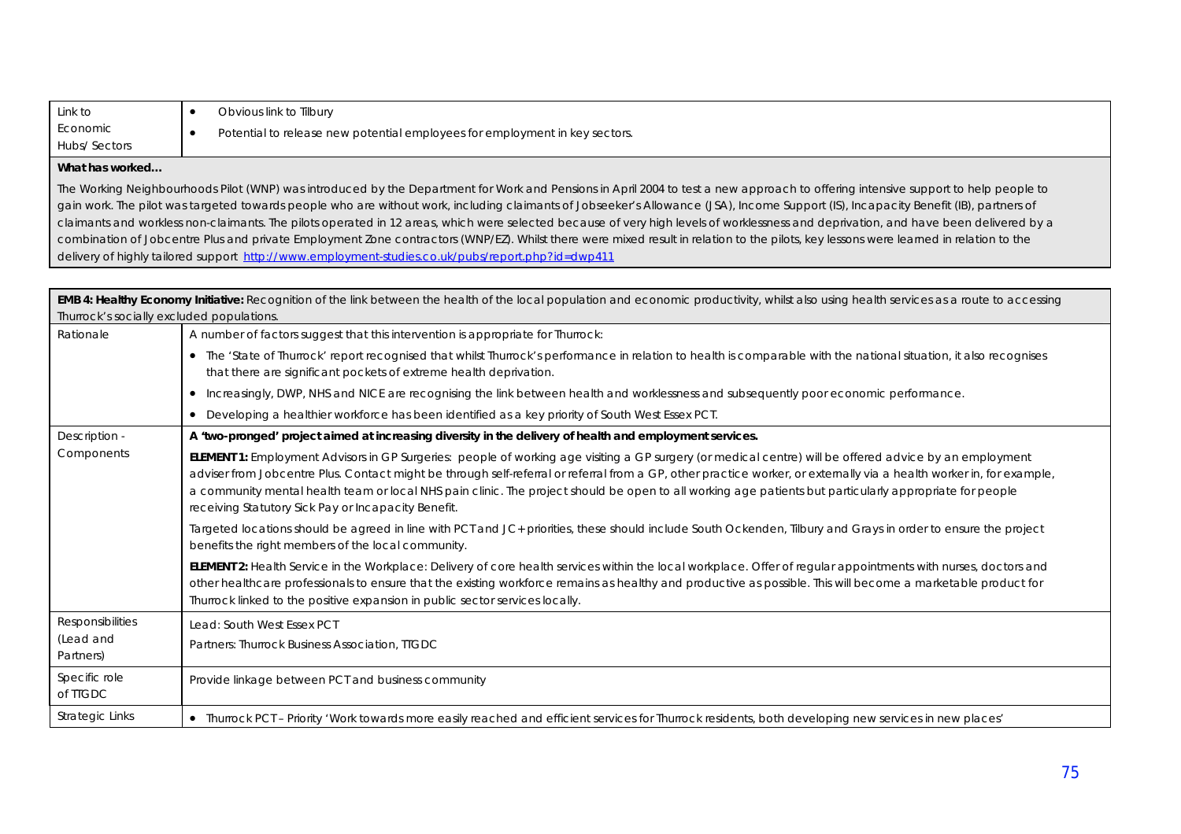| Link to Economic Hubs/ Sectors | • Obvious link to Tilbury<br>• Potential to release new potential employees for employment in key sectors. |
|---|---|

**What has worked…**

The Working Neighbourhoods Pilot (WNP) was introduced by the Department for Work and Pensions in April 2004 to test a new approach to offering intensive support to help people to gain work. The pilot was targeted towards people who are without work, including claimants of Jobseeker's Allowance (JSA), Income Support (IS), Incapacity Benefit (IB), partners of claimants and workless non-claimants. The pilots operated in 12 areas, which were selected because of very high levels of worklessness and deprivation, and have been delivered by a combination of Jobcentre Plus and private Employment Zone contractors (WNP/EZ). Whilst there were mixed result in relation to the pilots, key lessons were learned in relation to the delivery of highly tailored support http://www.employment-studies.co.uk/pubs/report.php?id=dwp411

| **EMB 4: Healthy Economy Initiative:** Recognition of the link between the health of the local population and economic productivity, whilst also using health services as a route to accessing Thurrock's socially excluded populations. | |
|---|---|
| Rationale | A number of factors suggest that this intervention is appropriate for Thurrock:<br>• The 'State of Thurrock' report recognised that whilst Thurrock's performance in relation to health is comparable with the national situation, it also recognises that there are significant pockets of extreme health deprivation.<br>• Increasingly, DWP, NHS and NICE are recognising the link between health and worklessness and subsequently poor economic performance.<br>• Developing a healthier workforce has been identified as a key priority of South West Essex PCT. |
| Description - Components | **A 'two-pronged' project aimed at increasing diversity in the delivery of health and employment services.**<br>**ELEMENT 1:** Employment Advisors in GP Surgeries: people of working age visiting a GP surgery (or medical centre) will be offered advice by an employment adviser from Jobcentre Plus. Contact might be through self-referral or referral from a GP, other practice worker, or externally via a health worker in, for example, a community mental health team or local NHS pain clinic. The project should be open to all working age patients but particularly appropriate for people receiving Statutory Sick Pay or Incapacity Benefit.<br>Targeted locations should be agreed in line with PCT and JC+ priorities, these should include South Ockenden, Tilbury and Grays in order to ensure the project benefits the right members of the local community.<br>**ELEMENT 2:** Health Service in the Workplace: Delivery of core health services within the local workplace. Offer of regular appointments with nurses, doctors and other healthcare professionals to ensure that the existing workforce remains as healthy and productive as possible. This will become a marketable product for Thurrock linked to the positive expansion in public sector services locally. |
| Responsibilities (Lead and Partners) | Lead: South West Essex PCT<br>Partners: Thurrock Business Association, TTGDC |
| Specific role of TTGDC | Provide linkage between PCT and business community |
| Strategic Links | • Thurrock PCT – Priority 'Work towards more easily reached and efficient services for Thurrock residents, both developing new services in new places' |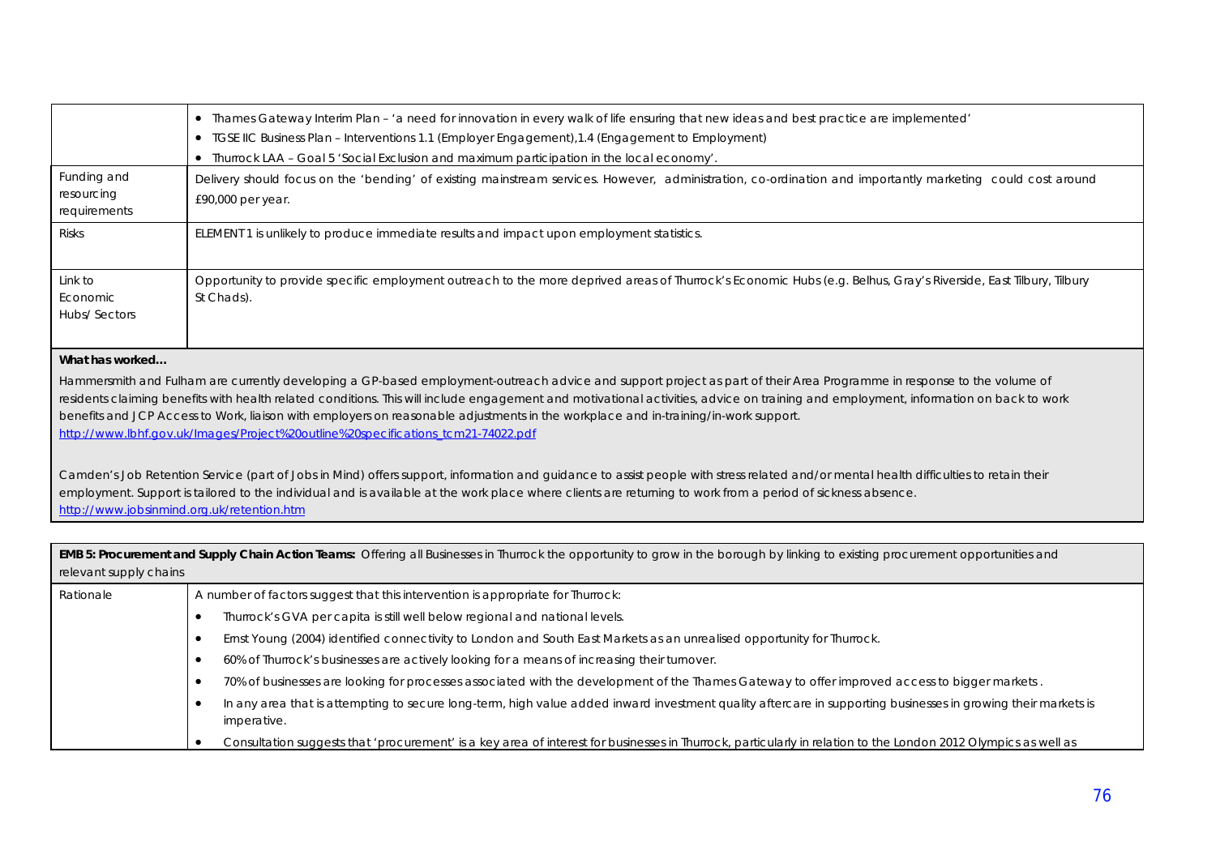| | |
|---|---|
| | • Thames Gateway Interim Plan – 'a need for innovation in every walk of life ensuring that new ideas and best practice are implemented'<br>• TGSE IIC Business Plan – Interventions 1.1 (Employer Engagement),1.4 (Engagement to Employment)<br>• Thurrock LAA – Goal 5 'Social Exclusion and maximum participation in the local economy'. |
| Funding and resourcing requirements | Delivery should focus on the 'bending' of existing mainstream services. However, administration, co-ordination and importantly marketing could cost around £90,000 per year. |
| Risks | ELEMENT 1 is unlikely to produce immediate results and impact upon employment statistics. |
| Link to Economic Hubs/ Sectors | Opportunity to provide specific employment outreach to the more deprived areas of Thurrock's Economic Hubs (e.g. Belhus, Gray's Riverside, East Tilbury, Tilbury St Chads). |

**What has worked…**

Hammersmith and Fulham are currently developing a GP-based employment-outreach advice and support project as part of their Area Programme in response to the volume of residents claiming benefits with health related conditions. This will include engagement and motivational activities, advice on training and employment, information on back to work benefits and JCP Access to Work, liaison with employers on reasonable adjustments in the workplace and in-training/in-work support.
http://www.lbhf.gov.uk/Images/Project%20outline%20specifications_tcm21-74022.pdf

Camden's Job Retention Service (part of Jobs in Mind) offers support, information and guidance to assist people with stress related and/or mental health difficulties to retain their employment. Support is tailored to the individual and is available at the work place where clients are returning to work from a period of sickness absence.
http://www.jobsinmind.org.uk/retention.htm

| **EMB 5: Procurement and Supply Chain Action Teams:** Offering all Businesses in Thurrock the opportunity to grow in the borough by linking to existing procurement opportunities and relevant supply chains | |
|---|---|
| Rationale | A number of factors suggest that this intervention is appropriate for Thurrock:<br>• Thurrock's GVA per capita is still well below regional and national levels.<br>• Ernst Young (2004) identified connectivity to London and South East Markets as an unrealised opportunity for Thurrock.<br>• 60% of Thurrock's businesses are actively looking for a means of increasing their turnover.<br>• 70% of businesses are looking for processes associated with the development of the Thames Gateway to offer improved access to bigger markets .<br>• In any area that is attempting to secure long-term, high value added inward investment quality aftercare in supporting businesses in growing their markets is imperative.<br>• Consultation suggests that 'procurement' is a key area of interest for businesses in Thurrock, particularly in relation to the London 2012 Olympics as well as |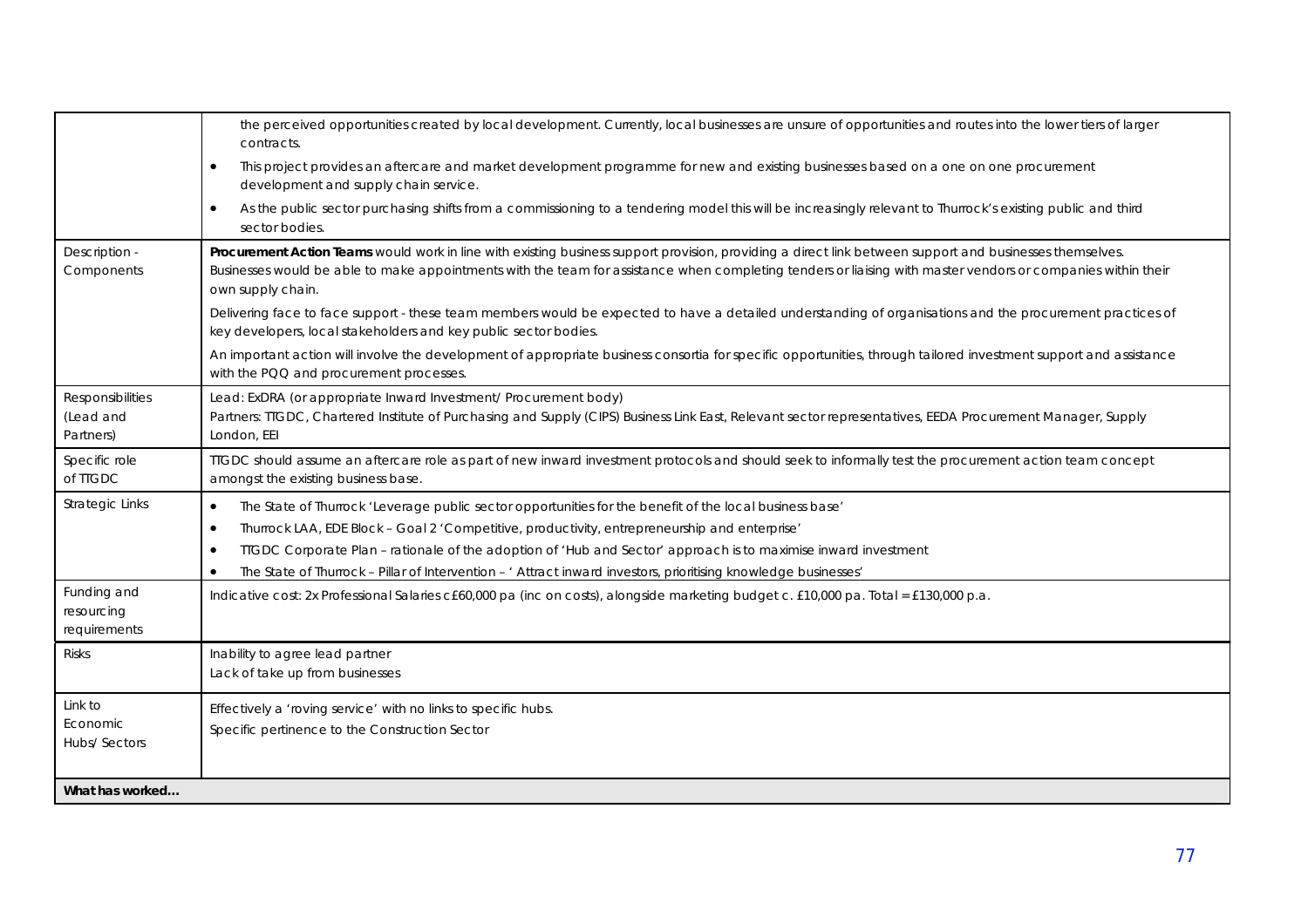| | |
|---|---|
| | the perceived opportunities created by local development. Currently, local businesses are unsure of opportunities and routes into the lower tiers of larger contracts.<br>• This project provides an aftercare and market development programme for new and existing businesses based on a one on one procurement development and supply chain service.<br>• As the public sector purchasing shifts from a commissioning to a tendering model this will be increasingly relevant to Thurrock's existing public and third sector bodies. |
| Description - Components | **Procurement Action Teams** would work in line with existing business support provision, providing a direct link between support and businesses themselves. Businesses would be able to make appointments with the team for assistance when completing tenders or liaising with master vendors or companies within their own supply chain.<br>Delivering face to face support - these team members would be expected to have a detailed understanding of organisations and the procurement practices of key developers, local stakeholders and key public sector bodies.<br>An important action will involve the development of appropriate business consortia for specific opportunities, through tailored investment support and assistance with the PQQ and procurement processes. |
| Responsibilities (Lead and Partners) | Lead: ExDRA (or appropriate Inward Investment/ Procurement body)<br>Partners: TTGDC, Chartered Institute of Purchasing and Supply (CIPS) Business Link East, Relevant sector representatives, EEDA Procurement Manager, Supply London, EEI |
| Specific role of TTGDC | TTGDC should assume an aftercare role as part of new inward investment protocols and should seek to informally test the procurement action team concept amongst the existing business base. |
| Strategic Links | • The State of Thurrock 'Leverage public sector opportunities for the benefit of the local business base'<br>• Thurrock LAA, EDE Block – Goal 2 'Competitive, productivity, entrepreneurship and enterprise'<br>• TTGDC Corporate Plan – rationale of the adoption of 'Hub and Sector' approach is to maximise inward investment<br>• The State of Thurrock – Pillar of Intervention – ' Attract inward investors, prioritising knowledge businesses' |
| Funding and resourcing requirements | Indicative cost: 2x Professional Salaries c£60,000 pa (inc on costs), alongside marketing budget c. £10,000 pa. Total = £130,000 p.a. |
| Risks | Inability to agree lead partner<br>Lack of take up from businesses |
| Link to Economic Hubs/ Sectors | Effectively a 'roving service' with no links to specific hubs.<br>Specific pertinence to the Construction Sector |
| **What has worked…** | |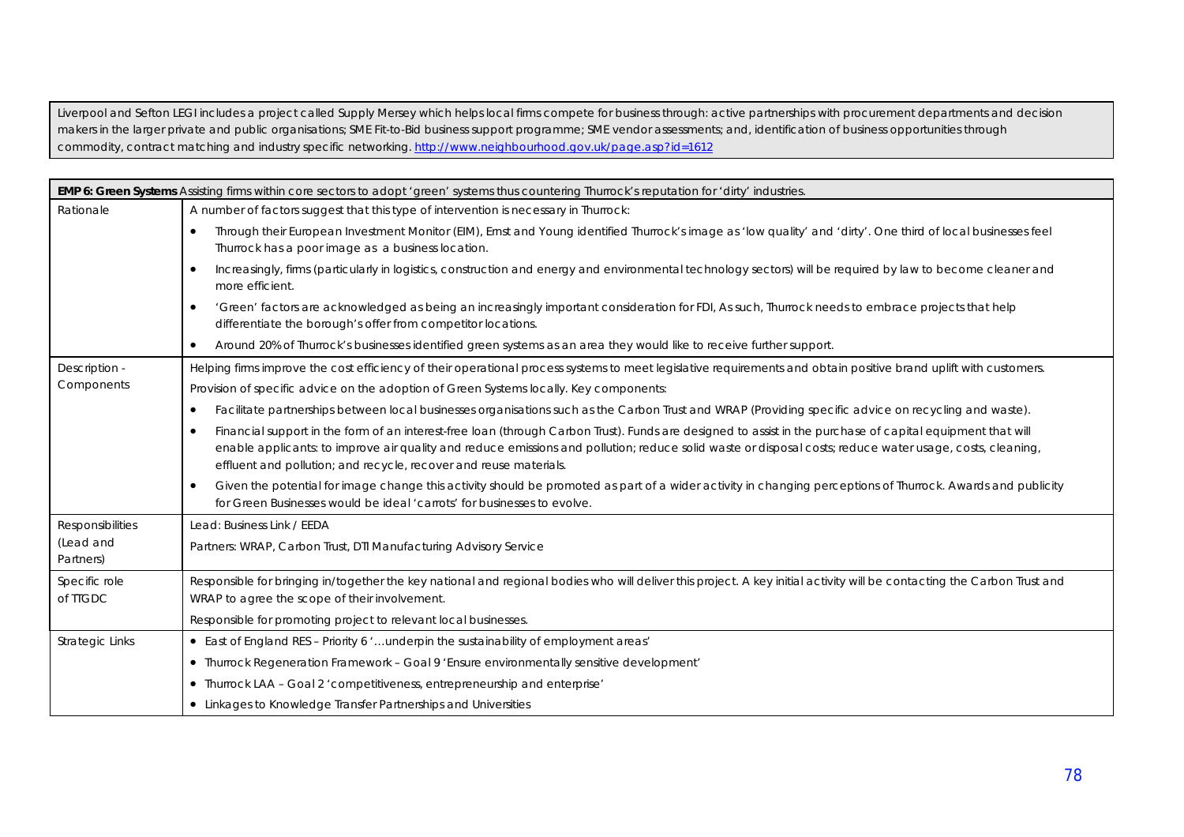Liverpool and Sefton LEGI includes a project called Supply Mersey which helps local firms compete for business through: active partnerships with procurement departments and decision makers in the larger private and public organisations; SME Fit-to-Bid business support programme; SME vendor assessments; and, identification of business opportunities through commodity, contract matching and industry specific networking. http://www.neighbourhood.gov.uk/page.asp?id=1612

| **EMP 6: Green Systems** Assisting firms within core sectors to adopt 'green' systems thus countering Thurrock's reputation for 'dirty' industries. | |
|---|---|
| Rationale | A number of factors suggest that this type of intervention is necessary in Thurrock:<br>• Through their European Investment Monitor (EIM), Ernst and Young identified Thurrock's image as 'low quality' and 'dirty'. One third of local businesses feel Thurrock has a poor image as a business location.<br>• Increasingly, firms (particularly in logistics, construction and energy and environmental technology sectors) will be required by law to become cleaner and more efficient.<br>• 'Green' factors are acknowledged as being an increasingly important consideration for FDI, As such, Thurrock needs to embrace projects that help differentiate the borough's offer from competitor locations.<br>• Around 20% of Thurrock's businesses identified green systems as an area they would like to receive further support. |
| Description - Components | Helping firms improve the cost efficiency of their operational process systems to meet legislative requirements and obtain positive brand uplift with customers.<br>Provision of specific advice on the adoption of Green Systems locally. Key components:<br>• Facilitate partnerships between local businesses organisations such as the Carbon Trust and WRAP (Providing specific advice on recycling and waste).<br>• Financial support in the form of an interest-free loan (through Carbon Trust). Funds are designed to assist in the purchase of capital equipment that will enable applicants: to improve air quality and reduce emissions and pollution; reduce solid waste or disposal costs; reduce water usage, costs, cleaning, effluent and pollution; and recycle, recover and reuse materials.<br>• Given the potential for image change this activity should be promoted as part of a wider activity in changing perceptions of Thurrock. Awards and publicity for Green Businesses would be ideal 'carrots' for businesses to evolve. |
| Responsibilities (Lead and Partners) | Lead: Business Link / EEDA<br>Partners: WRAP, Carbon Trust, DTI Manufacturing Advisory Service |
| Specific role of TTGDC | Responsible for bringing in/together the key national and regional bodies who will deliver this project. A key initial activity will be contacting the Carbon Trust and WRAP to agree the scope of their involvement.<br>Responsible for promoting project to relevant local businesses. |
| Strategic Links | • East of England RES – Priority 6 '…underpin the sustainability of employment areas'<br>• Thurrock Regeneration Framework – Goal 9 'Ensure environmentally sensitive development'<br>• Thurrock LAA – Goal 2 'competitiveness, entrepreneurship and enterprise'<br>• Linkages to Knowledge Transfer Partnerships and Universities |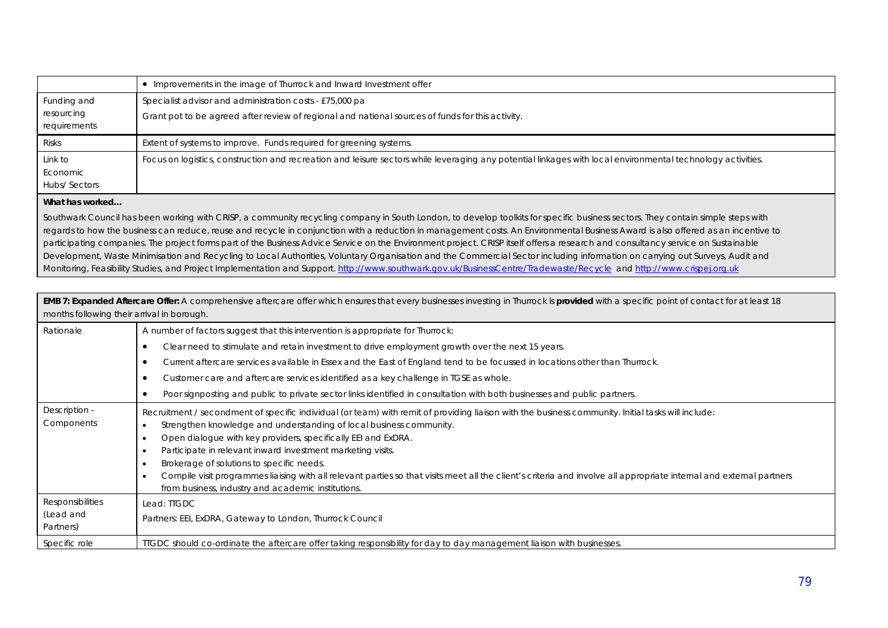| | |
|---|---|
| | • Improvements in the image of Thurrock and Inward Investment offer |
| Funding and resourcing requirements | Specialist advisor and administration costs - £75,000 pa<br>Grant pot to be agreed after review of regional and national sources of funds for this activity. |
| Risks | Extent of systems to improve. Funds required for greening systems. |
| Link to Economic Hubs/ Sectors | Focus on logistics, construction and recreation and leisure sectors while leveraging any potential linkages with local environmental technology activities. |

**What has worked…**

Southwark Council has been working with CRISP, a community recycling company in South London, to develop toolkits for specific business sectors. They contain simple steps with regards to how the business can reduce, reuse and recycle in conjunction with a reduction in management costs. An Environmental Business Award is also offered as an incentive to participating companies. The project forms part of the Business Advice Service on the Environment project. CRISP itself offers a research and consultancy service on Sustainable Development, Waste Minimisation and Recycling to Local Authorities, Voluntary Organisation and the Commercial Sector including information on carrying out Surveys, Audit and Monitoring, Feasibility Studies, and Project Implementation and Support. http://www.southwark.gov.uk/BusinessCentre/Tradewaste/Recycle and http://www.crispej.org.uk

**EMB 7: Expanded Aftercare Offer:** A comprehensive aftercare offer which ensures that every businesses investing in Thurrock is **provided** with a specific point of contact for at least 18 months following their arrival in borough.

| | |
|---|---|
| Rationale | A number of factors suggest that this intervention is appropriate for Thurrock:<br>• Clear need to stimulate and retain investment to drive employment growth over the next 15 years.<br>• Current aftercare services available in Essex and the East of England tend to be focussed in locations other than Thurrock.<br>• Customer care and aftercare services identified as a key challenge in TGSE as whole.<br>• Poor signposting and public to private sector links identified in consultation with both businesses and public partners. |
| Description - Components | Recruitment / secondment of specific individual (or team) with remit of providing liaison with the business community. Initial tasks will include:<br>• Strengthen knowledge and understanding of local business community.<br>• Open dialogue with key providers, specifically EEI and ExDRA.<br>• Participate in relevant inward investment marketing visits.<br>• Brokerage of solutions to specific needs.<br>• Compile visit programmes liaising with all relevant parties so that visits meet all the client's criteria and involve all appropriate internal and external partners from business, industry and academic institutions. |
| Responsibilities (Lead and Partners) | Lead: TTGDC<br>Partners: EEI, ExDRA, Gateway to London, Thurrock Council |
| Specific role | TTGDC should co-ordinate the aftercare offer taking responsibility for day to day management liaison with businesses. |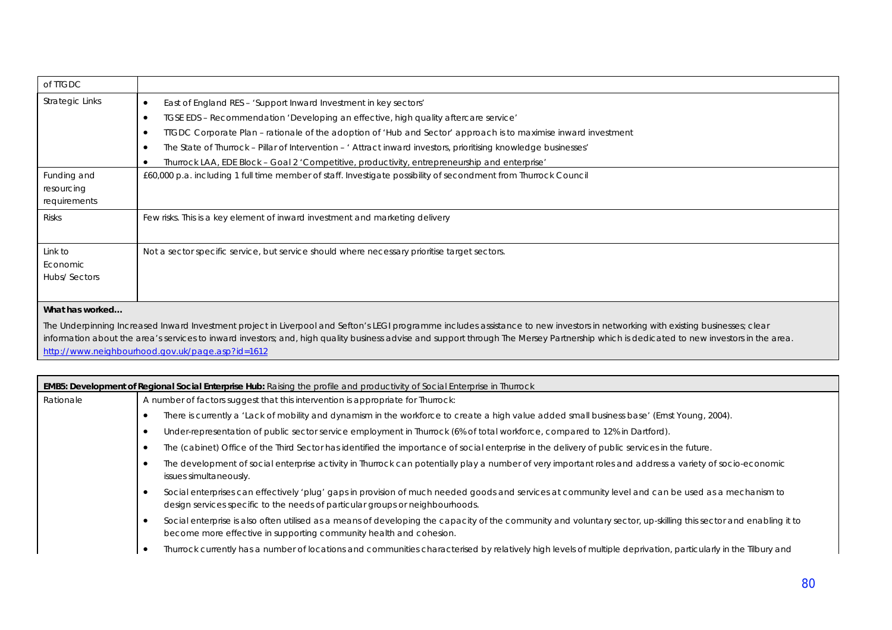| of TTGDC | |
|---|---|
| Strategic Links | • East of England RES – 'Support Inward Investment in key sectors'<br>• TGSE EDS – Recommendation 'Developing an effective, high quality aftercare service'<br>• TTGDC Corporate Plan – rationale of the adoption of 'Hub and Sector' approach is to maximise inward investment<br>• The State of Thurrock – Pillar of Intervention – ' Attract inward investors, prioritising knowledge businesses'<br>• Thurrock LAA, EDE Block – Goal 2 'Competitive, productivity, entrepreneurship and enterprise' |
| Funding and resourcing requirements | £60,000 p.a. including 1 full time member of staff. Investigate possibility of secondment from Thurrock Council |
| Risks | Few risks. This is a key element of inward investment and marketing delivery |
| Link to Economic Hubs/ Sectors | Not a sector specific service, but service should where necessary prioritise target sectors. |

**What has worked…**

The Underpinning Increased Inward Investment project in Liverpool and Sefton's LEGI programme includes assistance to new investors in networking with existing businesses; clear information about the area's services to inward investors; and, high quality business advise and support through The Mersey Partnership which is dedicated to new investors in the area. http://www.neighbourhood.gov.uk/page.asp?id=1612

| **EMB5: Development of Regional Social Enterprise Hub:** Raising the profile and productivity of Social Enterprise in Thurrock | |
|---|---|
| Rationale | A number of factors suggest that this intervention is appropriate for Thurrock:<br>• There is currently a 'Lack of mobility and dynamism in the workforce to create a high value added small business base' (Ernst Young, 2004).<br>• Under-representation of public sector service employment in Thurrock (6% of total workforce, compared to 12% in Dartford).<br>• The (cabinet) Office of the Third Sector has identified the importance of social enterprise in the delivery of public services in the future.<br>• The development of social enterprise activity in Thurrock can potentially play a number of very important roles and address a variety of socio-economic issues simultaneously.<br>• Social enterprises can effectively 'plug' gaps in provision of much needed goods and services at community level and can be used as a mechanism to design services specific to the needs of particular groups or neighbourhoods.<br>• Social enterprise is also often utilised as a means of developing the capacity of the community and voluntary sector, up-skilling this sector and enabling it to become more effective in supporting community health and cohesion.<br>• Thurrock currently has a number of locations and communities characterised by relatively high levels of multiple deprivation, particularly in the Tilbury and |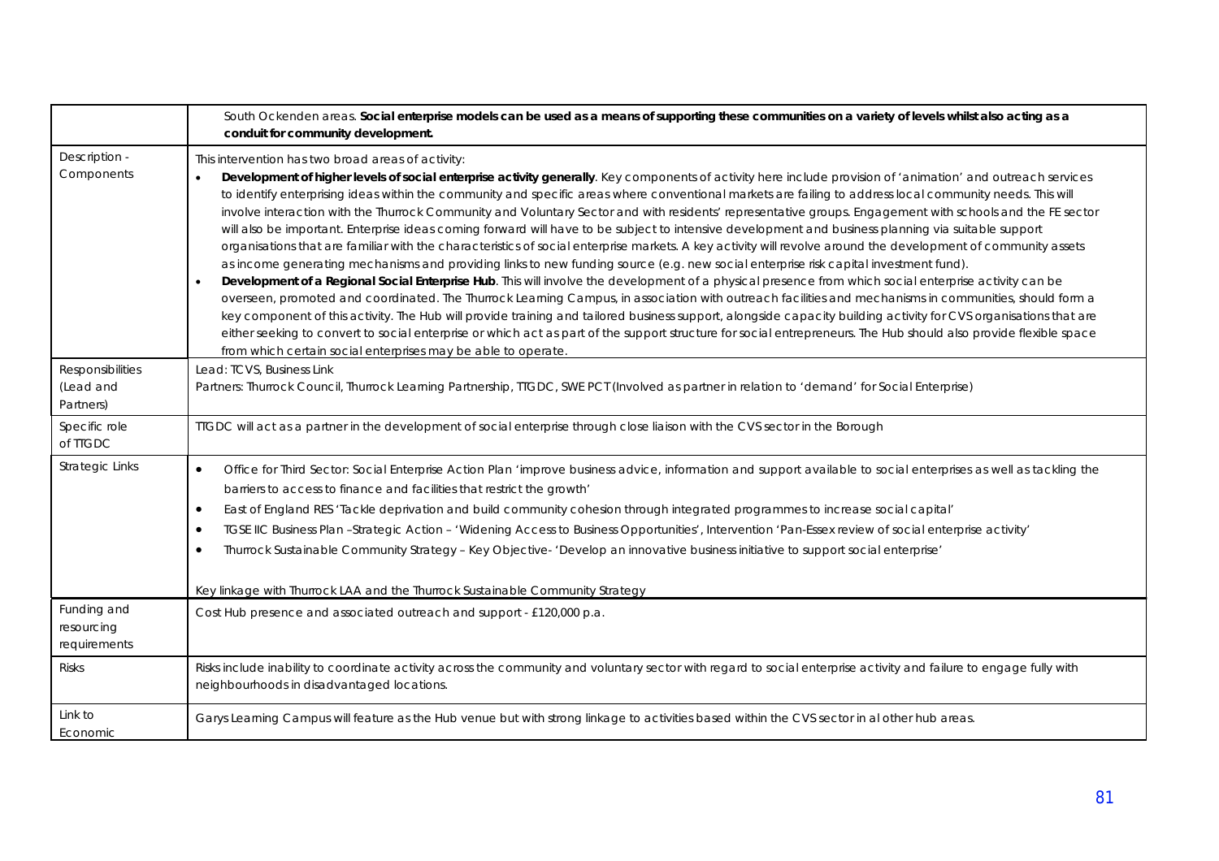| | |
|---|---|
| | South Ockenden areas. **Social enterprise models can be used as a means of supporting these communities on a variety of levels whilst also acting as a conduit for community development.** |
| Description - Components | This intervention has two broad areas of activity:<br>• **Development of higher levels of social enterprise activity generally**. Key components of activity here include provision of 'animation' and outreach services to identify enterprising ideas within the community and specific areas where conventional markets are failing to address local community needs. This will involve interaction with the Thurrock Community and Voluntary Sector and with residents' representative groups. Engagement with schools and the FE sector will also be important. Enterprise ideas coming forward will have to be subject to intensive development and business planning via suitable support organisations that are familiar with the characteristics of social enterprise markets. A key activity will revolve around the development of community assets as income generating mechanisms and providing links to new funding source (e.g. new social enterprise risk capital investment fund).<br>• **Development of a Regional Social Enterprise Hub**. This will involve the development of a physical presence from which social enterprise activity can be overseen, promoted and coordinated. The Thurrock Learning Campus, in association with outreach facilities and mechanisms in communities, should form a key component of this activity. The Hub will provide training and tailored business support, alongside capacity building activity for CVS organisations that are either seeking to convert to social enterprise or which act as part of the support structure for social entrepreneurs. The Hub should also provide flexible space from which certain social enterprises may be able to operate. |
| Responsibilities (Lead and Partners) | Lead: TCVS, Business Link<br>Partners: Thurrock Council, Thurrock Learning Partnership, TTGDC, SWE PCT (Involved as partner in relation to 'demand' for Social Enterprise) |
| Specific role of TTGDC | TTGDC will act as a partner in the development of social enterprise through close liaison with the CVS sector in the Borough |
| Strategic Links | • Office for Third Sector: Social Enterprise Action Plan 'improve business advice, information and support available to social enterprises as well as tackling the barriers to access to finance and facilities that restrict the growth'<br>• East of England RES 'Tackle deprivation and build community cohesion through integrated programmes to increase social capital'<br>• TGSE IIC Business Plan –Strategic Action – 'Widening Access to Business Opportunities', Intervention 'Pan-Essex review of social enterprise activity'<br>• Thurrock Sustainable Community Strategy – Key Objective- 'Develop an innovative business initiative to support social enterprise'<br><br>Key linkage with Thurrock LAA and the Thurrock Sustainable Community Strategy |
| Funding and resourcing requirements | Cost Hub presence and associated outreach and support - £120,000 p.a. |
| Risks | Risks include inability to coordinate activity across the community and voluntary sector with regard to social enterprise activity and failure to engage fully with neighbourhoods in disadvantaged locations. |
| Link to Economic | Garys Learning Campus will feature as the Hub venue but with strong linkage to activities based within the CVS sector in al other hub areas. |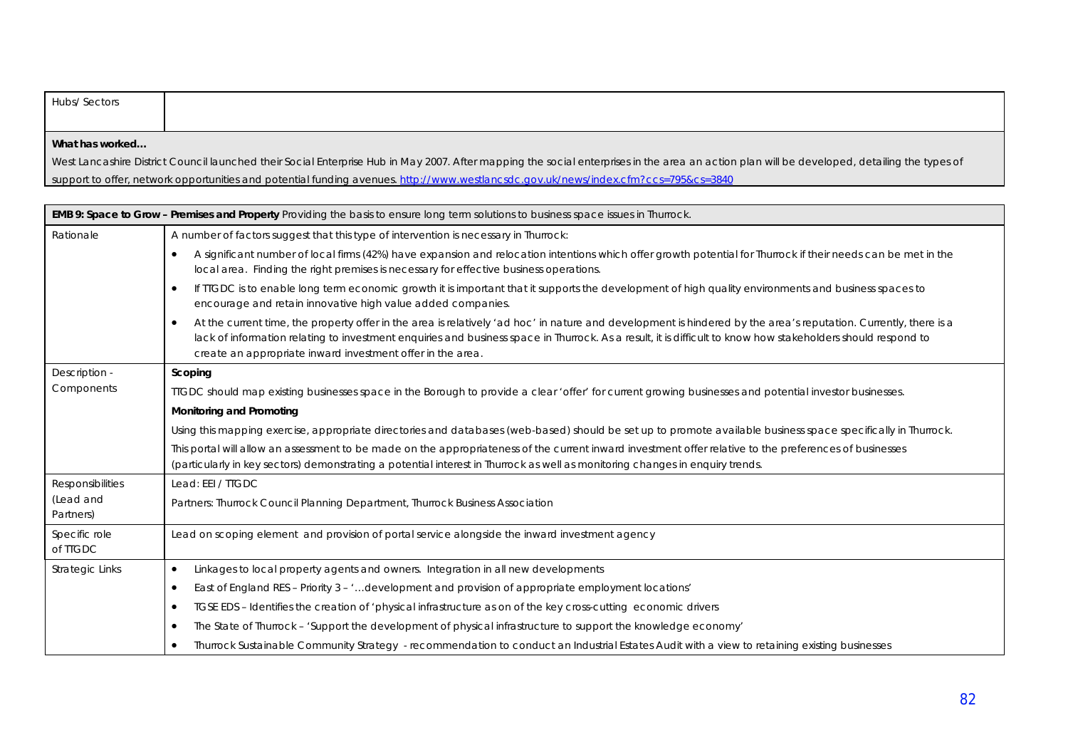| Hubs/ Sectors | |
|---|---|

**What has worked…**

West Lancashire District Council launched their Social Enterprise Hub in May 2007. After mapping the social enterprises in the area an action plan will be developed, detailing the types of support to offer, network opportunities and potential funding avenues. [http://www.westlancsdc.gov.uk/news/index.cfm?ccs=795&cs=3840](http://www.westlancsdc.gov.uk/news/index.cfm?ccs=795&cs=3840)

| **EMB 9: Space to Grow – Premises and Property** Providing the basis to ensure long term solutions to business space issues in Thurrock. | |
|---|---|
| Rationale | A number of factors suggest that this type of intervention is necessary in Thurrock:<br>• A significant number of local firms (42%) have expansion and relocation intentions which offer growth potential for Thurrock if their needs can be met in the local area. Finding the right premises is necessary for effective business operations.<br>• If TTGDC is to enable long term economic growth it is important that it supports the development of high quality environments and business spaces to encourage and retain innovative high value added companies.<br>• At the current time, the property offer in the area is relatively 'ad hoc' in nature and development is hindered by the area's reputation. Currently, there is a lack of information relating to investment enquiries and business space in Thurrock. As a result, it is difficult to know how stakeholders should respond to create an appropriate inward investment offer in the area. |
| Description - Components | **Scoping**<br>TTGDC should map existing businesses space in the Borough to provide a clear 'offer' for current growing businesses and potential investor businesses.<br>**Monitoring and Promoting**<br>Using this mapping exercise, appropriate directories and databases (web-based) should be set up to promote available business space specifically in Thurrock.<br>This portal will allow an assessment to be made on the appropriateness of the current inward investment offer relative to the preferences of businesses (particularly in key sectors) demonstrating a potential interest in Thurrock as well as monitoring changes in enquiry trends. |
| Responsibilities (Lead and Partners) | Lead: EEI / TTGDC<br>Partners: Thurrock Council Planning Department, Thurrock Business Association |
| Specific role of TTGDC | Lead on scoping element and provision of portal service alongside the inward investment agency |
| Strategic Links | • Linkages to local property agents and owners. Integration in all new developments<br>• East of England RES – Priority 3 – '…development and provision of appropriate employment locations'<br>• TGSE EDS – Identifies the creation of 'physical infrastructure as on of the key cross-cutting economic drivers<br>• The State of Thurrock – 'Support the development of physical infrastructure to support the knowledge economy'<br>• Thurrock Sustainable Community Strategy - recommendation to conduct an Industrial Estates Audit with a view to retaining existing businesses |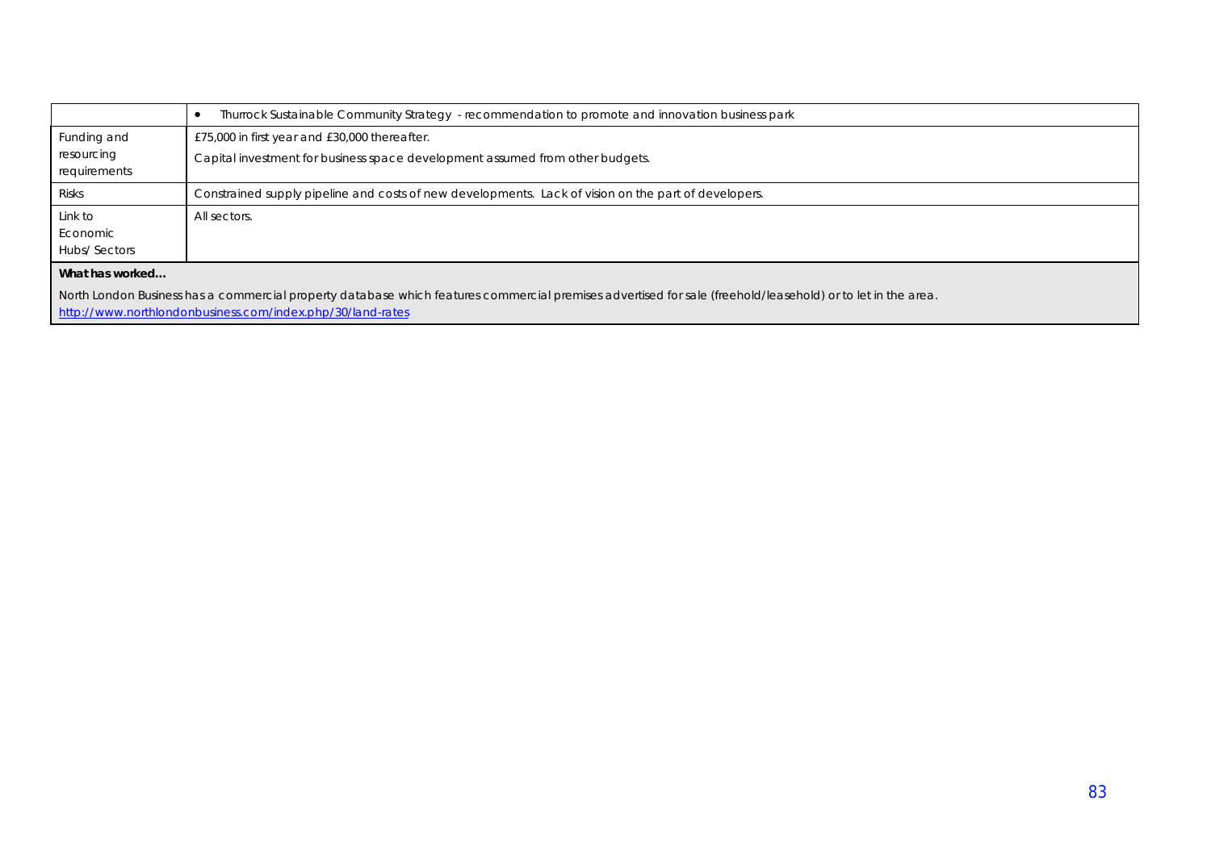| | |
|---|---|
| | • Thurrock Sustainable Community Strategy - recommendation to promote and innovation business park |
| Funding and resourcing requirements | £75,000 in first year and £30,000 thereafter.<br><br>Capital investment for business space development assumed from other budgets. |
| Risks | Constrained supply pipeline and costs of new developments. Lack of vision on the part of developers. |
| Link to Economic Hubs/ Sectors | All sectors. |

**What has worked…**

North London Business has a commercial property database which features commercial premises advertised for sale (freehold/leasehold) or to let in the area.
http://www.northlondonbusiness.com/index.php/30/land-rates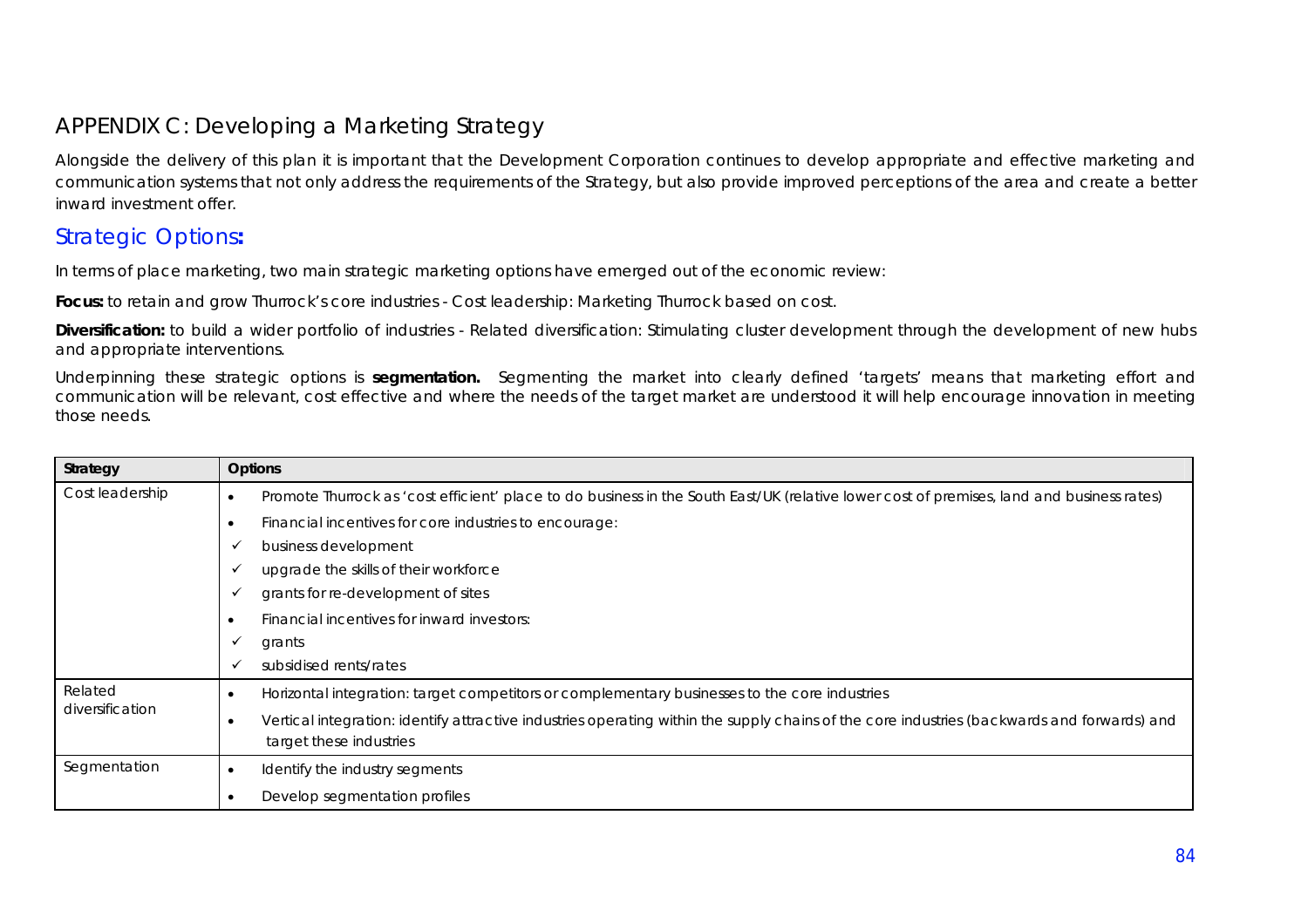## APPENDIX C: Developing a Marketing Strategy

Alongside the delivery of this plan it is important that the Development Corporation continues to develop appropriate and effective marketing and communication systems that not only address the requirements of the Strategy, but also provide improved perceptions of the area and create a better inward investment offer.

### Strategic Options**:**

In terms of place marketing, two main strategic marketing options have emerged out of the economic review:

**Focus:** to retain and grow Thurrock's core industries - Cost leadership: Marketing Thurrock based on cost.

**Diversification:** to build a wider portfolio of industries - Related diversification: Stimulating cluster development through the development of new hubs and appropriate interventions.

Underpinning these strategic options is **segmentation.** Segmenting the market into clearly defined 'targets' means that marketing effort and communication will be relevant, cost effective and where the needs of the target market are understood it will help encourage innovation in meeting those needs.

| Strategy | Options |
|---|---|
| Cost leadership | • Promote Thurrock as 'cost efficient' place to do business in the South East/UK (relative lower cost of premises, land and business rates)<br>• Financial incentives for core industries to encourage:<br>✓ business development<br>✓ upgrade the skills of their workforce<br>✓ grants for re-development of sites<br>• Financial incentives for inward investors:<br>✓ grants<br>✓ subsidised rents/rates |
| Related diversification | • Horizontal integration: target competitors or complementary businesses to the core industries<br>• Vertical integration: identify attractive industries operating within the supply chains of the core industries (backwards and forwards) and target these industries |
| Segmentation | • Identify the industry segments<br>• Develop segmentation profiles |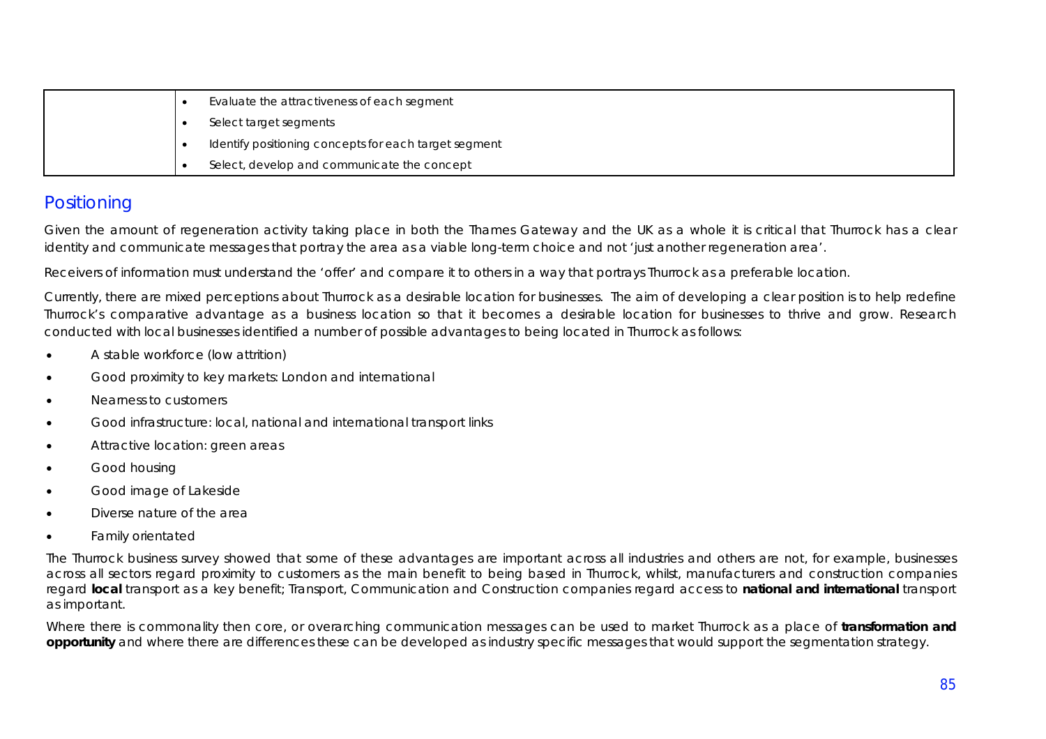|  |  |
|---|---|
|  | • Evaluate the attractiveness of each segment<br>• Select target segments<br>• Identify positioning concepts for each target segment<br>• Select, develop and communicate the concept |

## Positioning

Given the amount of regeneration activity taking place in both the Thames Gateway and the UK as a whole it is critical that Thurrock has a clear identity and communicate messages that portray the area as a viable long-term choice and not 'just another regeneration area'.

Receivers of information must understand the 'offer' and compare it to others in a way that portrays Thurrock as a preferable location.

Currently, there are mixed perceptions about Thurrock as a desirable location for businesses. The aim of developing a clear position is to help redefine Thurrock's comparative advantage as a business location so that it becomes a desirable location for businesses to thrive and grow. Research conducted with local businesses identified a number of possible advantages to being located in Thurrock as follows:

- A stable workforce (low attrition)
- Good proximity to key markets: London and international
- Nearness to customers
- Good infrastructure: local, national and international transport links
- Attractive location: green areas
- Good housing
- Good image of Lakeside
- Diverse nature of the area
- Family orientated

The Thurrock business survey showed that some of these advantages are important across all industries and others are not, for example, businesses across all sectors regard proximity to customers as the main benefit to being based in Thurrock, whilst, manufacturers and construction companies regard **local** transport as a key benefit; Transport, Communication and Construction companies regard access to **national and international** transport as important.

Where there is commonality then core, or overarching communication messages can be used to market Thurrock as a place of **transformation and opportunity** and where there are differences these can be developed as industry specific messages that would support the segmentation strategy.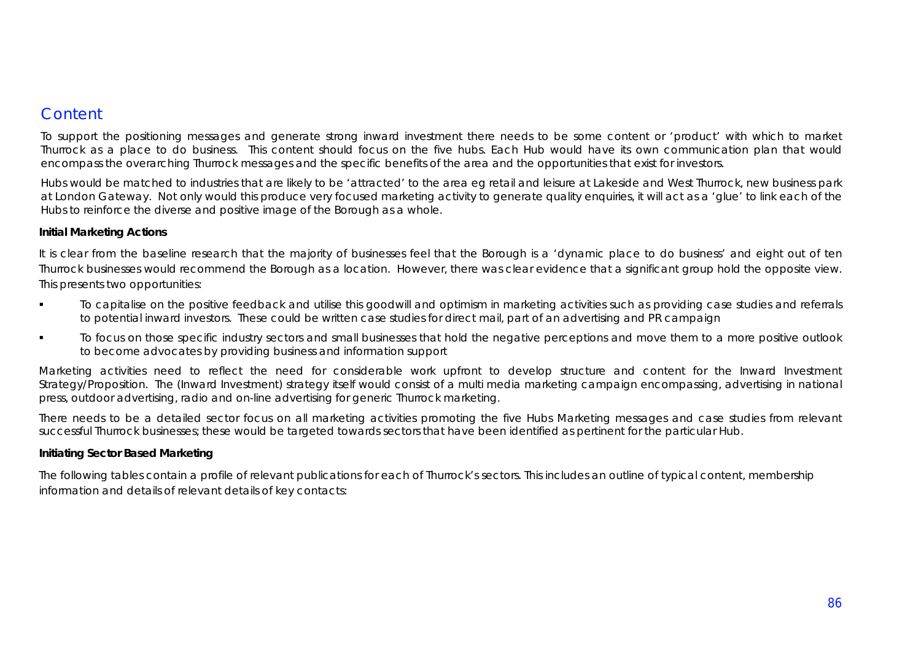## Content

To support the positioning messages and generate strong inward investment there needs to be some content or 'product' with which to market Thurrock as a place to do business. This content should focus on the five hubs. Each Hub would have its own communication plan that would encompass the overarching Thurrock messages and the specific benefits of the area and the opportunities that exist for investors.

Hubs would be matched to industries that are likely to be 'attracted' to the area eg retail and leisure at Lakeside and West Thurrock, new business park at London Gateway. Not only would this produce very focused marketing activity to generate quality enquiries, it will act as a 'glue' to link each of the Hubs to reinforce the diverse and positive image of the Borough as a whole.

**Initial Marketing Actions**

It is clear from the baseline research that the majority of businesses feel that the Borough is a 'dynamic place to do business' and eight out of ten Thurrock businesses would recommend the Borough as a location. However, there was clear evidence that a significant group hold the opposite view. This presents two opportunities:

- To capitalise on the positive feedback and utilise this goodwill and optimism in marketing activities such as providing case studies and referrals to potential inward investors. These could be written case studies for direct mail, part of an advertising and PR campaign
- To focus on those specific industry sectors and small businesses that hold the negative perceptions and move them to a more positive outlook to become advocates by providing business and information support

Marketing activities need to reflect the need for considerable work upfront to develop structure and content for the Inward Investment Strategy/Proposition. The (Inward Investment) strategy itself would consist of a multi media marketing campaign encompassing, advertising in national press, outdoor advertising, radio and on-line advertising for generic Thurrock marketing.

There needs to be a detailed sector focus on all marketing activities promoting the five Hubs Marketing messages and case studies from relevant successful Thurrock businesses; these would be targeted towards sectors that have been identified as pertinent for the particular Hub.

**Initiating Sector Based Marketing**

The following tables contain a profile of relevant publications for each of Thurrock's sectors. This includes an outline of typical content, membership information and details of relevant details of key contacts: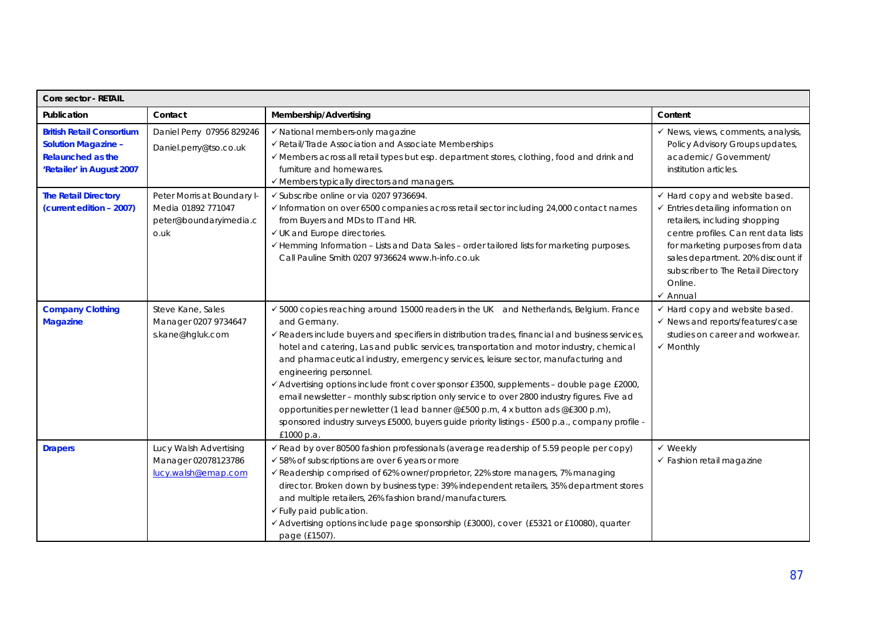| Core sector - RETAIL | | | |
|---|---|---|---|
| **Publication** | **Contact** | **Membership/Advertising** | **Content** |
| **British Retail Consortium Solution Magazine – Relaunched as the 'Retailer' in August 2007** | Daniel Perry 07956 829246 Daniel.perry@tso.co.uk | ✓ National members-only magazine<br>✓ Retail/Trade Association and Associate Memberships<br>✓ Members across all retail types but esp. department stores, clothing, food and drink and furniture and homewares.<br>✓ Members typically directors and managers. | ✓ News, views, comments, analysis, Policy Advisory Groups updates, academic/ Government/ institution articles. |
| **The Retail Directory (current edition – 2007)** | Peter Morris at Boundary I-Media 01892 771047 peter@boundaryimedia.co.uk | ✓ Subscribe online or via 0207 9736694.<br>✓ Information on over 6500 companies across retail sector including 24,000 contact names from Buyers and MDs to IT and HR.<br>✓ UK and Europe directories.<br>✓ Hemming Information – Lists and Data Sales – order tailored lists for marketing purposes. Call Pauline Smith 0207 9736624 www.h-info.co.uk | ✓ Hard copy and website based.<br>✓ Entries detailing information on retailers, including shopping centre profiles. Can rent data lists for marketing purposes from data sales department. 20% discount if subscriber to The Retail Directory Online.<br>✓ Annual |
| **Company Clothing Magazine** | Steve Kane, Sales Manager 0207 9734647 s.kane@hgluk.com | ✓ 5000 copies reaching around 15000 readers in the UK and Netherlands, Belgium. France and Germany.<br>✓ Readers include buyers and specifiers in distribution trades, financial and business services, hotel and catering, Las and public services, transportation and motor industry, chemical and pharmaceutical industry, emergency services, leisure sector, manufacturing and engineering personnel.<br>✓ Advertising options include front cover sponsor £3500, supplements – double page £2000, email newsletter – monthly subscription only service to over 2800 industry figures. Five ad opportunities per newletter (1 lead banner @£500 p.m, 4 x button ads @£300 p.m), sponsored industry surveys £5000, buyers guide priority listings - £500 p.a., company profile - £1000 p.a. | ✓ Hard copy and website based.<br>✓ News and reports/features/case studies on career and workwear.<br>✓ Monthly |
| **Drapers** | Lucy Walsh Advertising Manager 02078123786 lucy.walsh@emap.com | ✓ Read by over 80500 fashion professionals (average readership of 5.59 people per copy)<br>✓ 58% of subscriptions are over 6 years or more<br>✓ Readership comprised of 62% owner/proprietor, 22% store managers, 7% managing director. Broken down by business type: 39% independent retailers, 35% department stores and multiple retailers, 26% fashion brand/manufacturers.<br>✓ Fully paid publication.<br>✓ Advertising options include page sponsorship (£3000), cover (£5321 or £10080), quarter page (£1507). | ✓ Weekly<br>✓ Fashion retail magazine |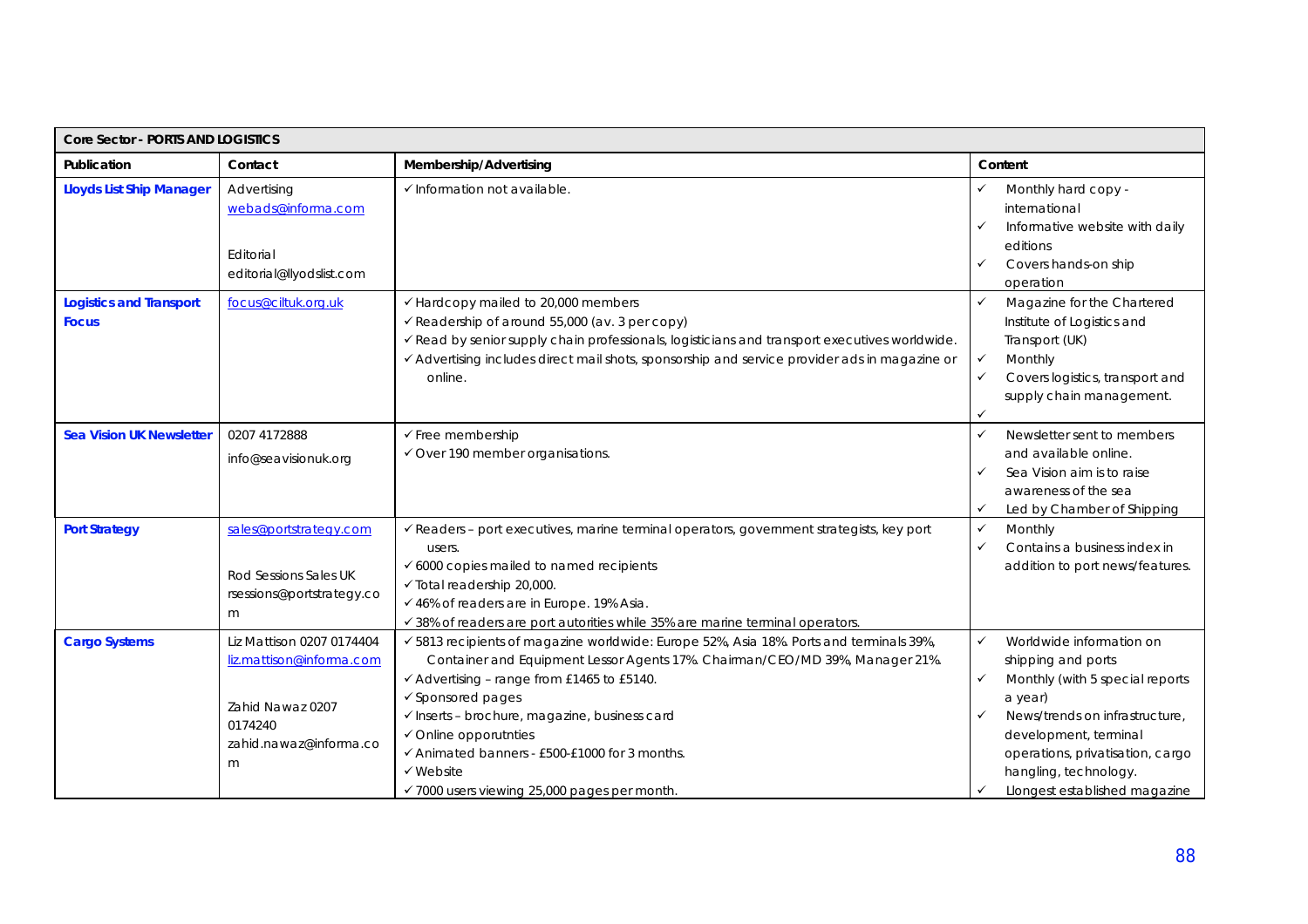| Core Sector - PORTS AND LOGISTICS | | | |
|---|---|---|---|
| **Publication** | **Contact** | **Membership/Advertising** | **Content** |
| **Lloyds List Ship Manager** | Advertising<br>webads@informa.com<br><br>Editorial<br>editorial@llyodslist.com | ✓ Information not available. | ✓ Monthly hard copy - international<br>✓ Informative website with daily editions<br>✓ Covers hands-on ship operation |
| **Logistics and Transport Focus** | focus@ciltuk.org.uk | ✓ Hardcopy mailed to 20,000 members<br>✓ Readership of around 55,000 (av. 3 per copy)<br>✓ Read by senior supply chain professionals, logisticians and transport executives worldwide.<br>✓ Advertising includes direct mail shots, sponsorship and service provider ads in magazine or online. | ✓ Magazine for the Chartered Institute of Logistics and Transport (UK)<br>✓ Monthly<br>✓ Covers logistics, transport and supply chain management.<br>✓ |
| **Sea Vision UK Newsletter** | 0207 4172888<br>info@seavisionuk.org | ✓ Free membership<br>✓ Over 190 member organisations. | ✓ Newsletter sent to members and available online.<br>✓ Sea Vision aim is to raise awareness of the sea<br>✓ Led by Chamber of Shipping |
| **Port Strategy** | sales@portstrategy.com<br><br>Rod Sessions Sales UK<br>rsessions@portstrategy.com | ✓ Readers – port executives, marine terminal operators, government strategists, key port users.<br>✓ 6000 copies mailed to named recipients<br>✓ Total readership 20,000.<br>✓ 46% of readers are in Europe. 19% Asia.<br>✓ 38% of readers are port autorities while 35% are marine terminal operators. | ✓ Monthly<br>✓ Contains a business index in addition to port news/features. |
| **Cargo Systems** | Liz Mattison 0207 0174404<br>liz.mattison@informa.com<br><br>Zahid Nawaz 0207 0174240<br>zahid.nawaz@informa.com | ✓ 5813 recipients of magazine worldwide: Europe 52%, Asia 18%. Ports and terminals 39%, Container and Equipment Lessor Agents 17%. Chairman/CEO/MD 39%, Manager 21%.<br>✓ Advertising – range from £1465 to £5140.<br>✓ Sponsored pages<br>✓ Inserts – brochure, magazine, business card<br>✓ Online opporutnties<br>✓ Animated banners - £500-£1000 for 3 months.<br>✓ Website<br>✓ 7000 users viewing 25,000 pages per month. | ✓ Worldwide information on shipping and ports<br>✓ Monthly (with 5 special reports a year)<br>✓ News/trends on infrastructure, development, terminal operations, privatisation, cargo hangling, technology.<br>✓ Llongest established magazine |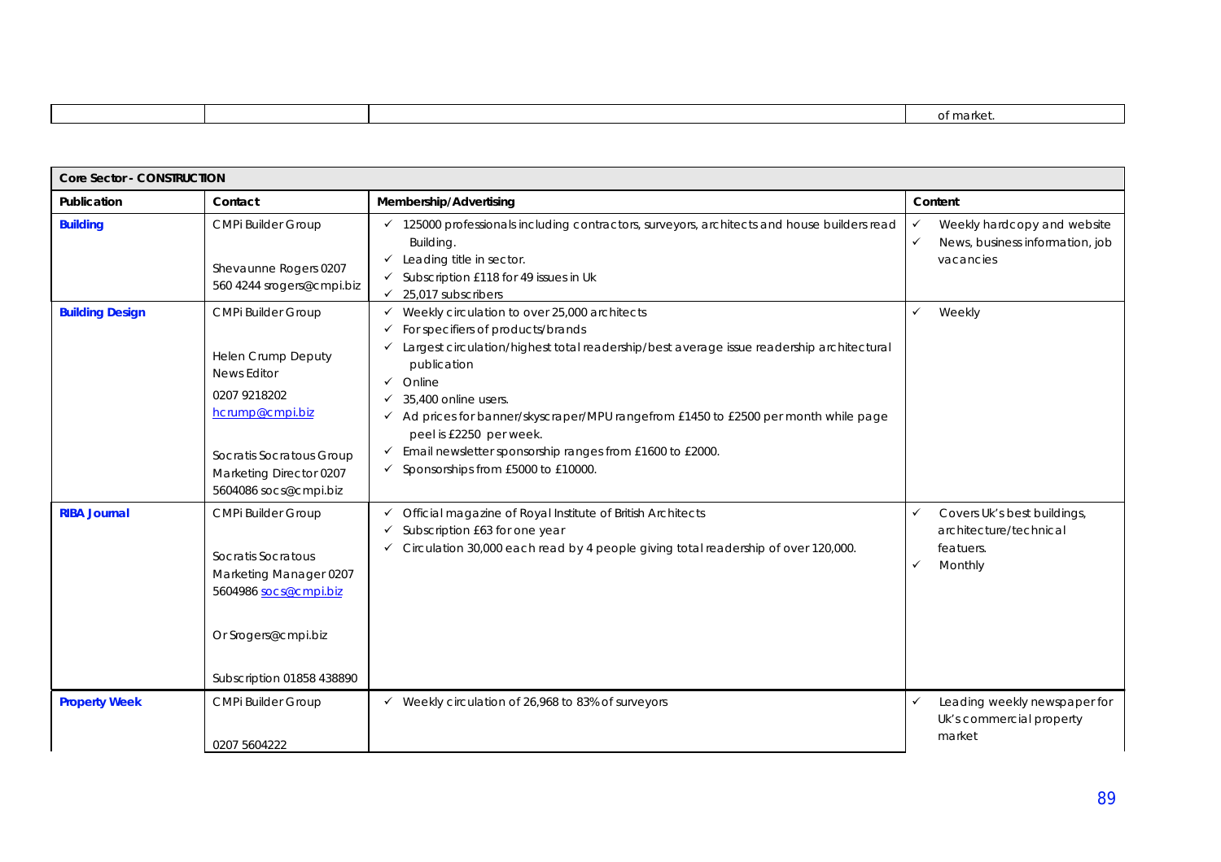| | | | of market. |
|---|---|---|---|

| Core Sector - CONSTRUCTION | | | |
|---|---|---|---|
| **Publication** | **Contact** | **Membership/Advertising** | **Content** |
| **Building** | CMPi Builder Group<br><br>Shevaunne Rogers 0207 560 4244 srogers@cmpi.biz | ✓ 125000 professionals including contractors, surveyors, architects and house builders read Building.<br>✓ Leading title in sector.<br>✓ Subscription £118 for 49 issues in Uk<br>✓ 25,017 subscribers | ✓ Weekly hardcopy and website<br>✓ News, business information, job vacancies |
| **Building Design** | CMPi Builder Group<br><br>Helen Crump Deputy News Editor<br>0207 9218202<br>hcrump@cmpi.biz<br><br>Socratis Socratous Group Marketing Director 0207 5604086 socs@cmpi.biz | ✓ Weekly circulation to over 25,000 architects<br>✓ For specifiers of products/brands<br>✓ Largest circulation/highest total readership/best average issue readership architectural publication<br>✓ Online<br>✓ 35,400 online users.<br>✓ Ad prices for banner/skyscraper/MPU rangefrom £1450 to £2500 per month while page peel is £2250 per week.<br>✓ Email newsletter sponsorship ranges from £1600 to £2000.<br>✓ Sponsorships from £5000 to £10000. | ✓ Weekly |
| **RIBA Journal** | CMPi Builder Group<br><br>Socratis Socratous Marketing Manager 0207 5604986 socs@cmpi.biz<br><br>Or Srogers@cmpi.biz<br><br>Subscription 01858 438890 | ✓ Official magazine of Royal Institute of British Architects<br>✓ Subscription £63 for one year<br>✓ Circulation 30,000 each read by 4 people giving total readership of over 120,000. | ✓ Covers Uk's best buildings, architecture/technical featuers.<br>✓ Monthly |
| **Property Week** | CMPi Builder Group<br><br>0207 5604222 | ✓ Weekly circulation of 26,968 to 83% of surveyors | ✓ Leading weekly newspaper for Uk's commercial property market |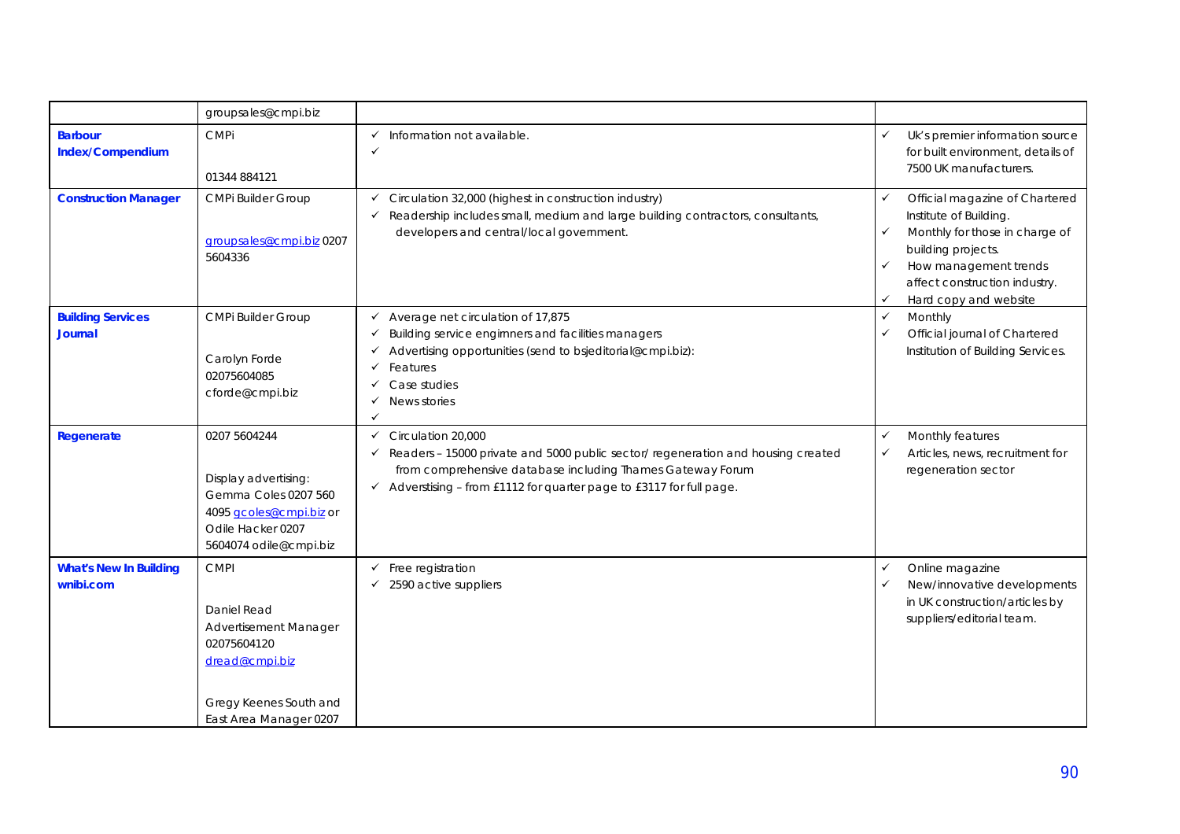| | | | |
|---|---|---|---|
| | groupsales@cmpi.biz | | |
| **Barbour Index/Compendium** | CMPi<br><br>01344 884121 | ✓ Information not available.<br>✓ | ✓ Uk's premier information source for built environment, details of 7500 UK manufacturers. |
| **Construction Manager** | CMPi Builder Group<br><br>groupsales@cmpi.biz 0207 5604336 | ✓ Circulation 32,000 (highest in construction industry)<br>✓ Readership includes small, medium and large building contractors, consultants, developers and central/local government. | ✓ Official magazine of Chartered Institute of Building.<br>✓ Monthly for those in charge of building projects.<br>✓ How management trends affect construction industry.<br>✓ Hard copy and website |
| **Building Services Journal** | CMPi Builder Group<br><br>Carolyn Forde<br>02075604085<br>cforde@cmpi.biz | ✓ Average net circulation of 17,875<br>✓ Building service enginners and facilities managers<br>✓ Advertising opportunities (send to bsjeditorial@cmpi.biz):<br>✓ Features<br>✓ Case studies<br>✓ News stories<br>✓ | ✓ Monthly<br>✓ Official journal of Chartered Institution of Building Services. |
| **Regenerate** | 0207 5604244<br><br>Display advertising:<br>Gemma Coles 0207 560 4095 gcoles@cmpi.biz or Odile Hacker 0207 5604074 odile@cmpi.biz | ✓ Circulation 20,000<br>✓ Readers – 15000 private and 5000 public sector/ regeneration and housing created from comprehensive database including Thames Gateway Forum<br>✓ Adverstising – from £1112 for quarter page to £3117 for full page. | ✓ Monthly features<br>✓ Articles, news, recruitment for regeneration sector |
| **What's New In Building wnibi.com** | CMPI<br><br>Daniel Read<br>Advertisement Manager<br>02075604120<br>dread@cmpi.biz<br><br>Gregy Keenes South and East Area Manager 0207 | ✓ Free registration<br>✓ 2590 active suppliers | ✓ Online magazine<br>✓ New/innovative developments in UK construction/articles by suppliers/editorial team. |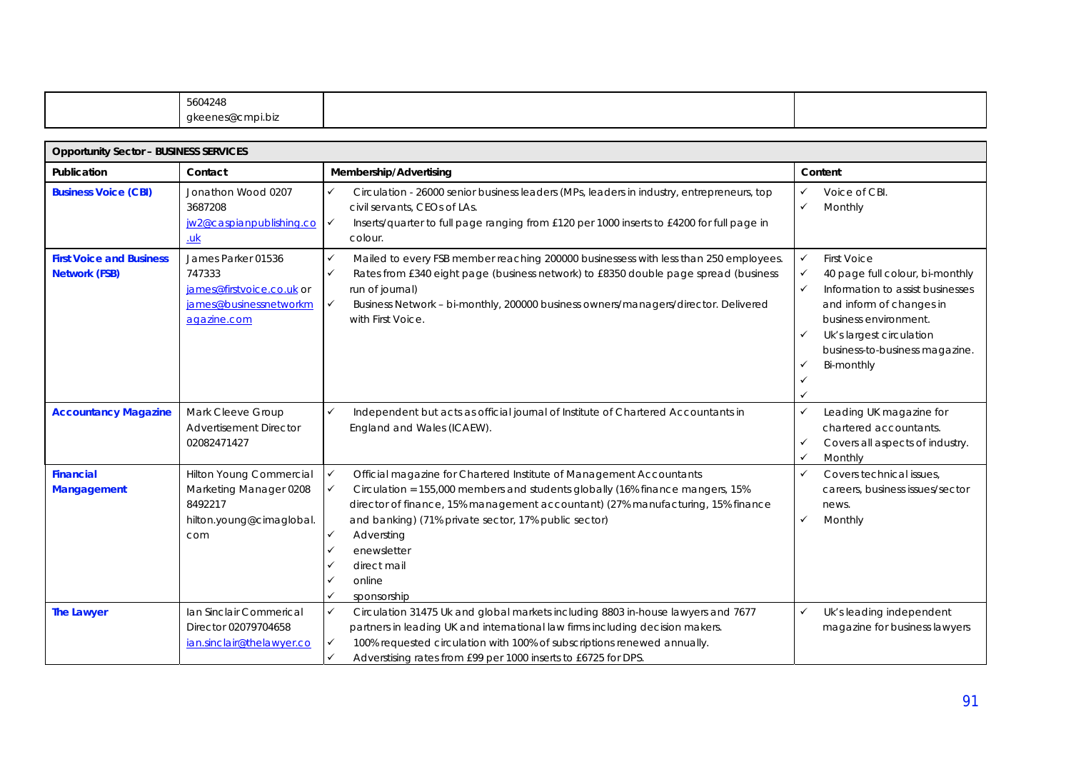| | 5604248<br>gkeenes@cmpi.biz | | |
|---|---|---|---|

| Opportunity Sector – BUSINESS SERVICES | | | |
|---|---|---|---|
| **Publication** | **Contact** | **Membership/Advertising** | **Content** |
| **Business Voice (CBI)** | Jonathon Wood 0207 3687208 jw2@caspianpublishing.co.uk | ✓ Circulation - 26000 senior business leaders (MPs, leaders in industry, entrepreneurs, top civil servants, CEOs of LAs.<br>✓ Inserts/quarter to full page ranging from £120 per 1000 inserts to £4200 for full page in colour. | ✓ Voice of CBI.<br>✓ Monthly |
| **First Voice and Business Network (FSB)** | James Parker 01536 747333 james@firstvoice.co.uk or james@businessnetworkmagazine.com | ✓ Mailed to every FSB member reaching 200000 businessess with less than 250 employees.<br>✓ Rates from £340 eight page (business network) to £8350 double page spread (business run of journal)<br>✓ Business Network – bi-monthly, 200000 business owners/managers/director. Delivered with First Voice. | ✓ First Voice<br>✓ 40 page full colour, bi-monthly<br>✓ Information to assist businesses and inform of changes in business environment.<br>✓ Uk's largest circulation business-to-business magazine.<br>✓ Bi-monthly<br>✓<br>✓ |
| **Accountancy Magazine** | Mark Cleeve Group Advertisement Director 02082471427 | ✓ Independent but acts as official journal of Institute of Chartered Accountants in England and Wales (ICAEW). | ✓ Leading UK magazine for chartered accountants.<br>✓ Covers all aspects of industry.<br>✓ Monthly |
| **Financial Mangagement** | Hilton Young Commercial Marketing Manager 0208 8492217 hilton.young@cimaglobal.com | ✓ Official magazine for Chartered Institute of Management Accountants<br>✓ Circulation = 155,000 members and students globally (16% finance mangers, 15% director of finance, 15% management accountant) (27% manufacturing, 15% finance and banking) (71% private sector, 17% public sector)<br>✓ Adversting<br>✓ enewsletter<br>✓ direct mail<br>✓ online<br>✓ sponsorship | ✓ Covers technical issues, careers, business issues/sector news.<br>✓ Monthly |
| **The Lawyer** | Ian Sinclair Commerical Director 02079704658 ian.sinclair@thelawyer.co | ✓ Circulation 31475 Uk and global markets including 8803 in-house lawyers and 7677 partners in leading UK and international law firms including decision makers.<br>✓ 100% requested circulation with 100% of subscriptions renewed annually.<br>✓ Adverstising rates from £99 per 1000 inserts to £6725 for DPS. | ✓ Uk's leading independent magazine for business lawyers |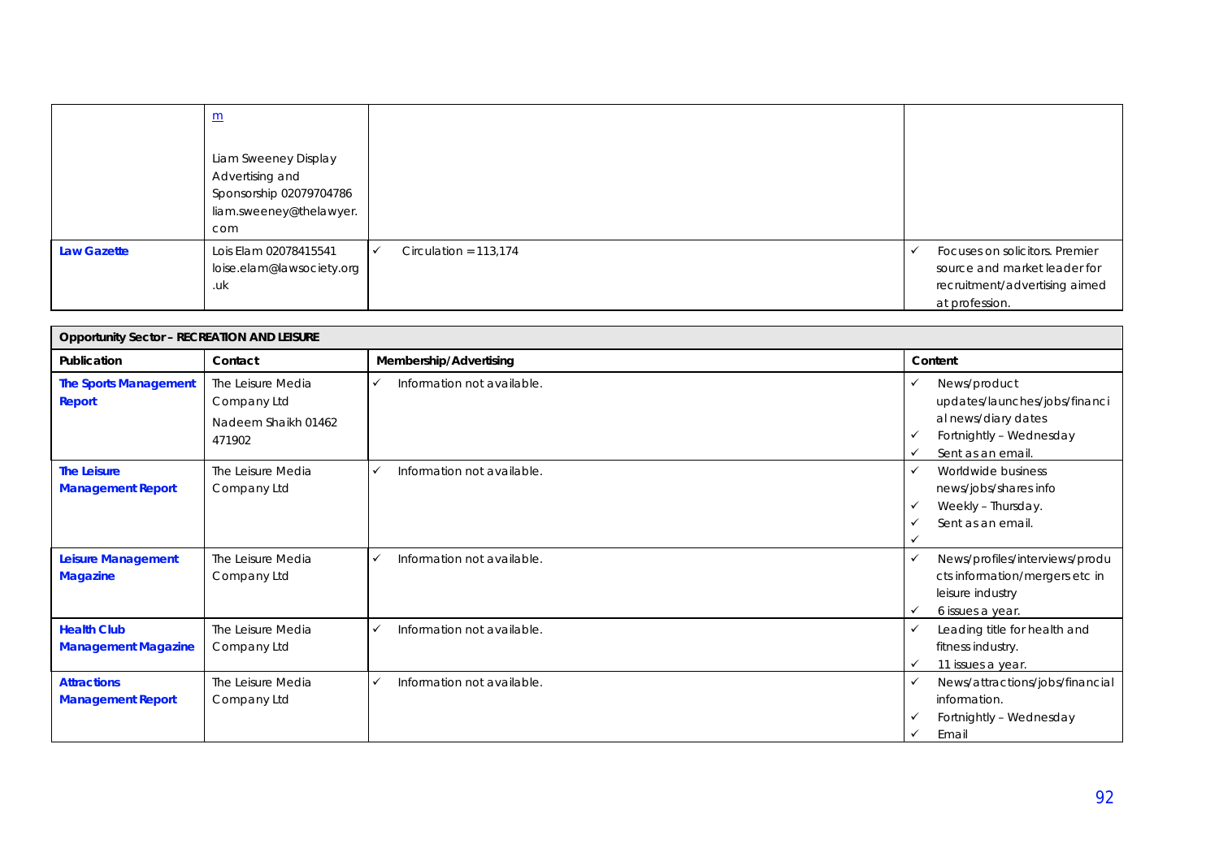| | | | |
|---|---|---|---|
| | m<br><br>Liam Sweeney Display Advertising and Sponsorship 02079704786 liam.sweeney@thelawyer.com | | |
| **Law Gazette** | Lois Elam 02078415541 loise.elam@lawsociety.org.uk | ✓ Circulation = 113,174 | ✓ Focuses on solicitors. Premier source and market leader for recruitment/advertising aimed at profession. |

| **Opportunity Sector – RECREATION AND LEISURE** | | | |
|---|---|---|---|
| **Publication** | **Contact** | **Membership/Advertising** | **Content** |
| **The Sports Management Report** | The Leisure Media Company Ltd<br>Nadeem Shaikh 01462 471902 | ✓ Information not available. | ✓ News/product updates/launches/jobs/financial news/diary dates<br>✓ Fortnightly – Wednesday<br>✓ Sent as an email. |
| **The Leisure Management Report** | The Leisure Media Company Ltd | ✓ Information not available. | ✓ Worldwide business news/jobs/shares info<br>✓ Weekly – Thursday.<br>✓ Sent as an email.<br>✓ |
| **Leisure Management Magazine** | The Leisure Media Company Ltd | ✓ Information not available. | ✓ News/profiles/interviews/products information/mergers etc in leisure industry<br>✓ 6 issues a year. |
| **Health Club Management Magazine** | The Leisure Media Company Ltd | ✓ Information not available. | ✓ Leading title for health and fitness industry.<br>✓ 11 issues a year. |
| **Attractions Management Report** | The Leisure Media Company Ltd | ✓ Information not available. | ✓ News/attractions/jobs/financial information.<br>✓ Fortnightly – Wednesday<br>✓ Email |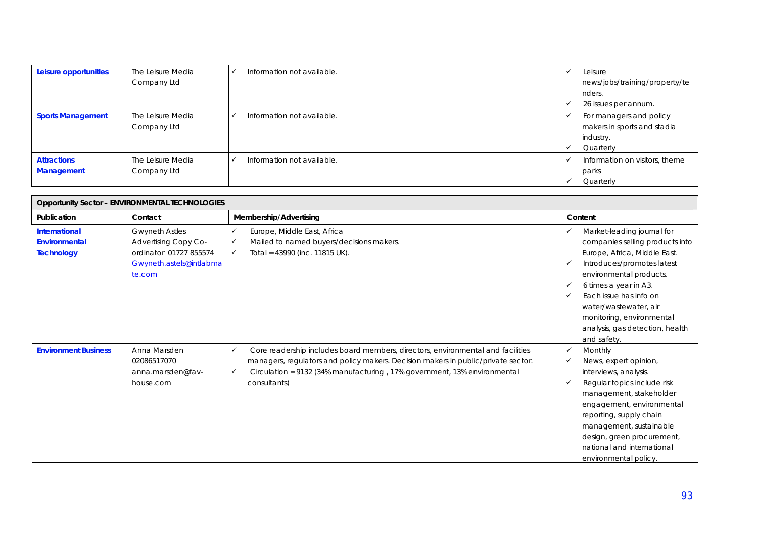| | | | |
|---|---|---|---|
| **Leisure opportunities** | The Leisure Media Company Ltd | ✓ Information not available. | ✓ Leisure news/jobs/training/property/tenders.<br>✓ 26 issues per annum. |
| **Sports Management** | The Leisure Media Company Ltd | ✓ Information not available. | ✓ For managers and policy makers in sports and stadia industry.<br>✓ Quarterly |
| **Attractions Management** | The Leisure Media Company Ltd | ✓ Information not available. | ✓ Information on visitors, theme parks<br>✓ Quarterly |

| **Opportunity Sector – ENVIRONMENTAL TECHNOLOGIES** | | | |
|---|---|---|---|
| **Publication** | **Contact** | **Membership/Advertising** | **Content** |
| **International Environmental Technology** | Gwyneth Astles Advertising Copy Co-ordinator 01727 855574 Gwyneth.astels@intlabmate.com | ✓ Europe, Middle East, Africa<br>✓ Mailed to named buyers/decisions makers.<br>✓ Total = 43990 (inc. 11815 UK). | ✓ Market-leading journal for companies selling products into Europe, Africa, Middle East.<br>✓ Introduces/promotes latest environmental products.<br>✓ 6 times a year in A3.<br>✓ Each issue has info on water/wastewater, air monitoring, environmental analysis, gas detection, health and safety. |
| **Environment Business** | Anna Marsden 02086517070 anna.marsden@fav-house.com | ✓ Core readership includes board members, directors, environmental and facilities managers, regulators and policy makers. Decision makers in public/private sector.<br>✓ Circulation = 9132 (34% manufacturing , 17% government, 13% environmental consultants) | ✓ Monthly<br>✓ News, expert opinion, interviews, analysis.<br>✓ Regular topics include risk management, stakeholder engagement, environmental reporting, supply chain management, sustainable design, green procurement, national and international environmental policy. |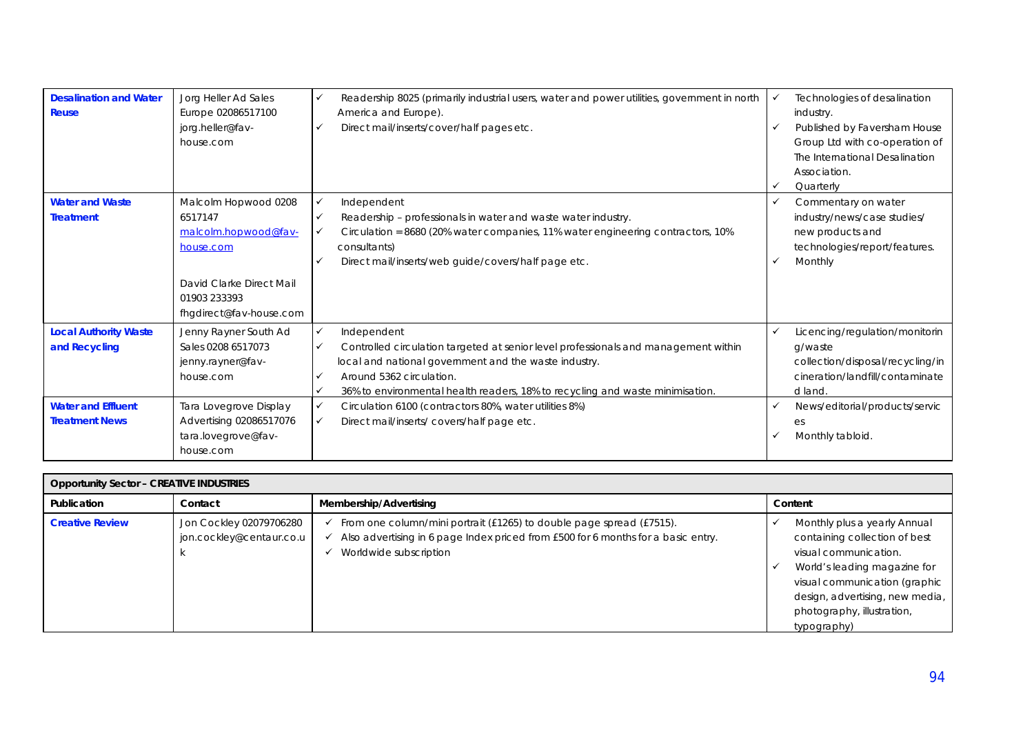| | | | |
|---|---|---|---|
| **Desalination and Water Reuse** | Jorg Heller Ad Sales Europe 02086517100 jorg.heller@fav-house.com | ✓ Readership 8025 (primarily industrial users, water and power utilities, government in north America and Europe).<br>✓ Direct mail/inserts/cover/half pages etc. | ✓ Technologies of desalination industry.<br>✓ Published by Faversham House Group Ltd with co-operation of The International Desalination Association.<br>✓ Quarterly |
| **Water and Waste Treatment** | Malcolm Hopwood 0208 6517147 malcolm.hopwood@fav-house.com<br><br>David Clarke Direct Mail 01903 233393 fhgdirect@fav-house.com | ✓ Independent<br>✓ Readership – professionals in water and waste water industry.<br>✓ Circulation = 8680 (20% water companies, 11% water engineering contractors, 10% consultants)<br>✓ Direct mail/inserts/web guide/covers/half page etc. | ✓ Commentary on water industry/news/case studies/ new products and technologies/report/features.<br>✓ Monthly |
| **Local Authority Waste and Recycling** | Jenny Rayner South Ad Sales 0208 6517073 jenny.rayner@fav-house.com | ✓ Independent<br>✓ Controlled circulation targeted at senior level professionals and management within local and national government and the waste industry.<br>✓ Around 5362 circulation.<br>✓ 36% to environmental health readers, 18% to recycling and waste minimisation. | ✓ Licencing/regulation/monitoring/waste collection/disposal/recycling/incineration/landfill/contaminated land. |
| **Water and Effluent Treatment News** | Tara Lovegrove Display Advertising 02086517076 tara.lovegrove@fav-house.com | ✓ Circulation 6100 (contractors 80%, water utilities 8%)<br>✓ Direct mail/inserts/ covers/half page etc. | ✓ News/editorial/products/services<br>✓ Monthly tabloid. |

| **Opportunity Sector – CREATIVE INDUSTRIES** | | | |
|---|---|---|---|
| **Publication** | **Contact** | **Membership/Advertising** | **Content** |
| **Creative Review** | Jon Cockley 02079706280 jon.cockley@centaur.co.uk | ✓ From one column/mini portrait (£1265) to double page spread (£7515).<br>✓ Also advertising in 6 page Index priced from £500 for 6 months for a basic entry.<br>✓ Worldwide subscription | ✓ Monthly plus a yearly Annual containing collection of best visual communication.<br>✓ World's leading magazine for visual communication (graphic design, advertising, new media, photography, illustration, typography) |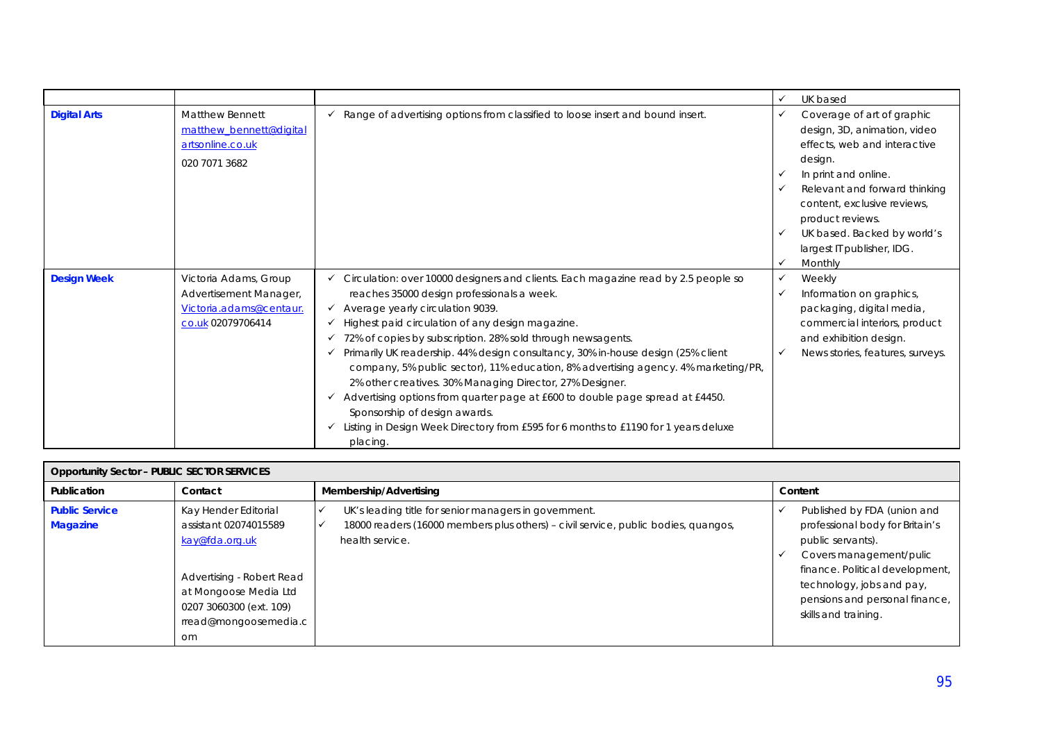|  |  |  | ✓ UK based |
|---|---|---|---|
| **Digital Arts** | Matthew Bennett matthew_bennett@digitalartsonline.co.uk 020 7071 3682 | ✓ Range of advertising options from classified to loose insert and bound insert. | ✓ Coverage of art of graphic design, 3D, animation, video effects, web and interactive design.<br>✓ In print and online.<br>✓ Relevant and forward thinking content, exclusive reviews, product reviews.<br>✓ UK based. Backed by world's largest IT publisher, IDG.<br>✓ Monthly |
| **Design Week** | Victoria Adams, Group Advertisement Manager, Victoria.adams@centaur.co.uk 02079706414 | ✓ Circulation: over 10000 designers and clients. Each magazine read by 2.5 people so reaches 35000 design professionals a week.<br>✓ Average yearly circulation 9039.<br>✓ Highest paid circulation of any design magazine.<br>✓ 72% of copies by subscription. 28% sold through newsagents.<br>✓ Primarily UK readership. 44% design consultancy, 30% in-house design (25% client company, 5% public sector), 11% education, 8% advertising agency. 4% marketing/PR, 2% other creatives. 30% Managing Director, 27% Designer.<br>✓ Advertising options from quarter page at £600 to double page spread at £4450. Sponsorship of design awards.<br>✓ Listing in Design Week Directory from £595 for 6 months to £1190 for 1 years deluxe placing. | ✓ Weekly<br>✓ Information on graphics, packaging, digital media, commercial interiors, product and exhibition design.<br>✓ News stories, features, surveys. |

| **Opportunity Sector – PUBLIC SECTOR SERVICES** | | | |
|---|---|---|---|
| **Publication** | **Contact** | **Membership/Advertising** | **Content** |
| **Public Service Magazine** | Kay Hender Editorial assistant 02074015589 kay@fda.org.uk<br><br>Advertising - Robert Read at Mongoose Media Ltd 0207 3060300 (ext. 109) rread@mongoosemedia.com | ✓ UK's leading title for senior managers in government.<br>✓ 18000 readers (16000 members plus others) – civil service, public bodies, quangos, health service. | ✓ Published by FDA (union and professional body for Britain's public servants).<br>✓ Covers management/pulic finance. Political development, technology, jobs and pay, pensions and personal finance, skills and training. |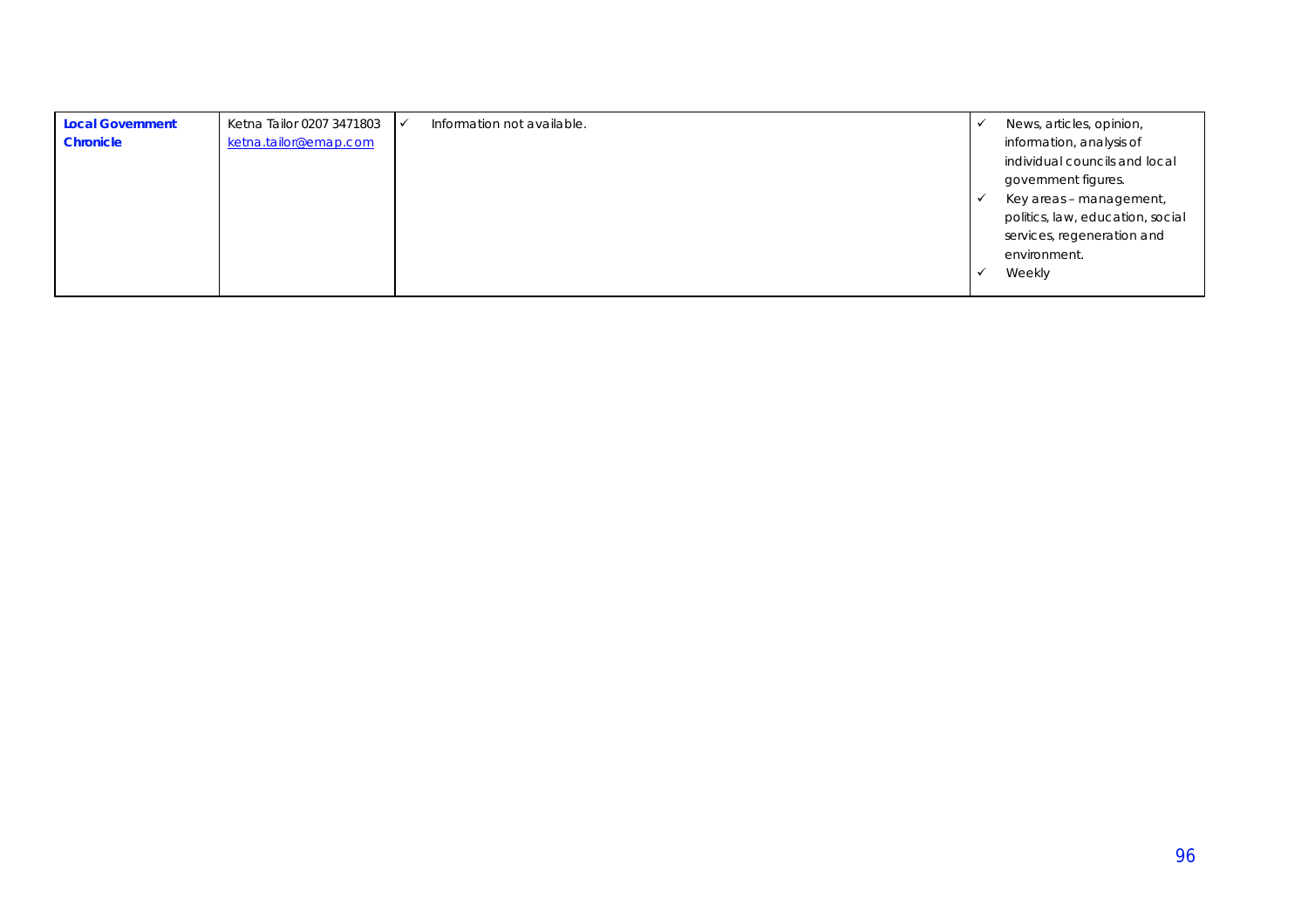| | | | |
|---|---|---|---|
| **Local Government Chronicle** | Ketna Tailor 0207 3471803 ketna.tailor@emap.com | ✓ Information not available. | ✓ News, articles, opinion, information, analysis of individual councils and local government figures.<br>✓ Key areas – management, politics, law, education, social services, regeneration and environment.<br>✓ Weekly |